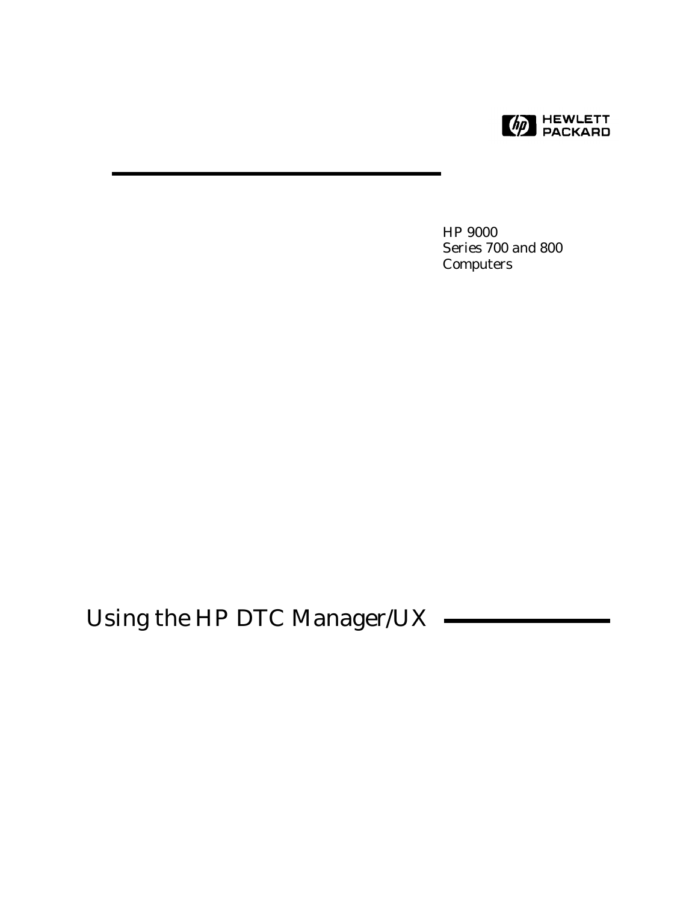HEWLETT PACKARD

HP 9000
Series 700 and 800
Computers

# Using the HP DTC Manager/UX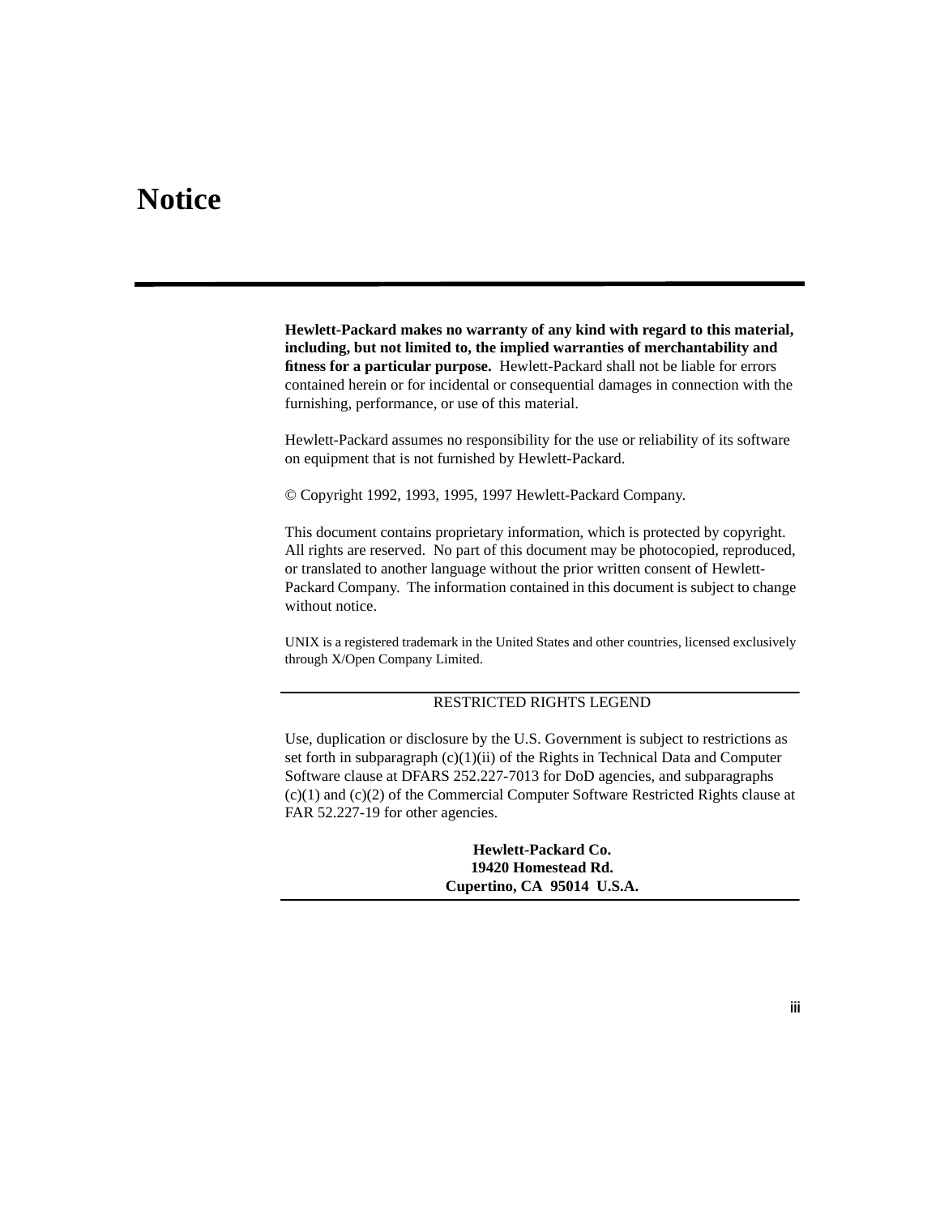# Notice

**Hewlett-Packard makes no warranty of any kind with regard to this material, including, but not limited to, the implied warranties of merchantability and fitness for a particular purpose.** Hewlett-Packard shall not be liable for errors contained herein or for incidental or consequential damages in connection with the furnishing, performance, or use of this material.

Hewlett-Packard assumes no responsibility for the use or reliability of its software on equipment that is not furnished by Hewlett-Packard.

© Copyright 1992, 1993, 1995, 1997 Hewlett-Packard Company.

This document contains proprietary information, which is protected by copyright. All rights are reserved. No part of this document may be photocopied, reproduced, or translated to another language without the prior written consent of Hewlett-Packard Company. The information contained in this document is subject to change without notice.

UNIX is a registered trademark in the United States and other countries, licensed exclusively through X/Open Company Limited.

---

RESTRICTED RIGHTS LEGEND

Use, duplication or disclosure by the U.S. Government is subject to restrictions as set forth in subparagraph (c)(1)(ii) of the Rights in Technical Data and Computer Software clause at DFARS 252.227-7013 for DoD agencies, and subparagraphs (c)(1) and (c)(2) of the Commercial Computer Software Restricted Rights clause at FAR 52.227-19 for other agencies.

**Hewlett-Packard Co.**
**19420 Homestead Rd.**
**Cupertino, CA 95014 U.S.A.**

---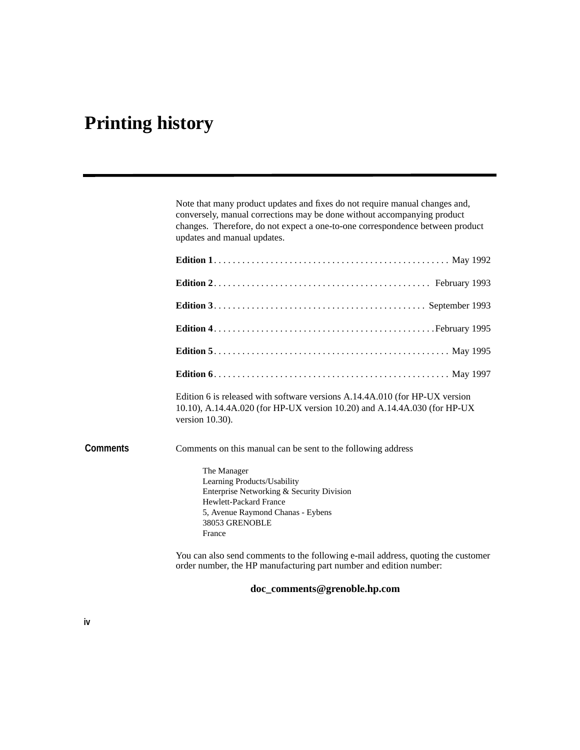# Printing history

Note that many product updates and fixes do not require manual changes and, conversely, manual corrections may be done without accompanying product changes. Therefore, do not expect a one-to-one correspondence between product updates and manual updates.

**Edition 1** . . . . . . . . . . . . . . . . . . . . . . . . . . . . . . . . . . . . . . . . . . . . . . . . May 1992

**Edition 2** . . . . . . . . . . . . . . . . . . . . . . . . . . . . . . . . . . . . . . . . . . . . . February 1993

**Edition 3** . . . . . . . . . . . . . . . . . . . . . . . . . . . . . . . . . . . . . . . . . . . . September 1993

**Edition 4** . . . . . . . . . . . . . . . . . . . . . . . . . . . . . . . . . . . . . . . . . . . . . February 1995

**Edition 5** . . . . . . . . . . . . . . . . . . . . . . . . . . . . . . . . . . . . . . . . . . . . . . . . May 1995

**Edition 6** . . . . . . . . . . . . . . . . . . . . . . . . . . . . . . . . . . . . . . . . . . . . . . . . May 1997

Edition 6 is released with software versions A.14.4A.010 (for HP-UX version 10.10), A.14.4A.020 (for HP-UX version 10.20) and A.14.4A.030 (for HP-UX version 10.30).

## Comments

Comments on this manual can be sent to the following address

The Manager
Learning Products/Usability
Enterprise Networking & Security Division
Hewlett-Packard France
5, Avenue Raymond Chanas - Eybens
38053 GRENOBLE
France

You can also send comments to the following e-mail address, quoting the customer order number, the HP manufacturing part number and edition number:

**doc_comments@grenoble.hp.com**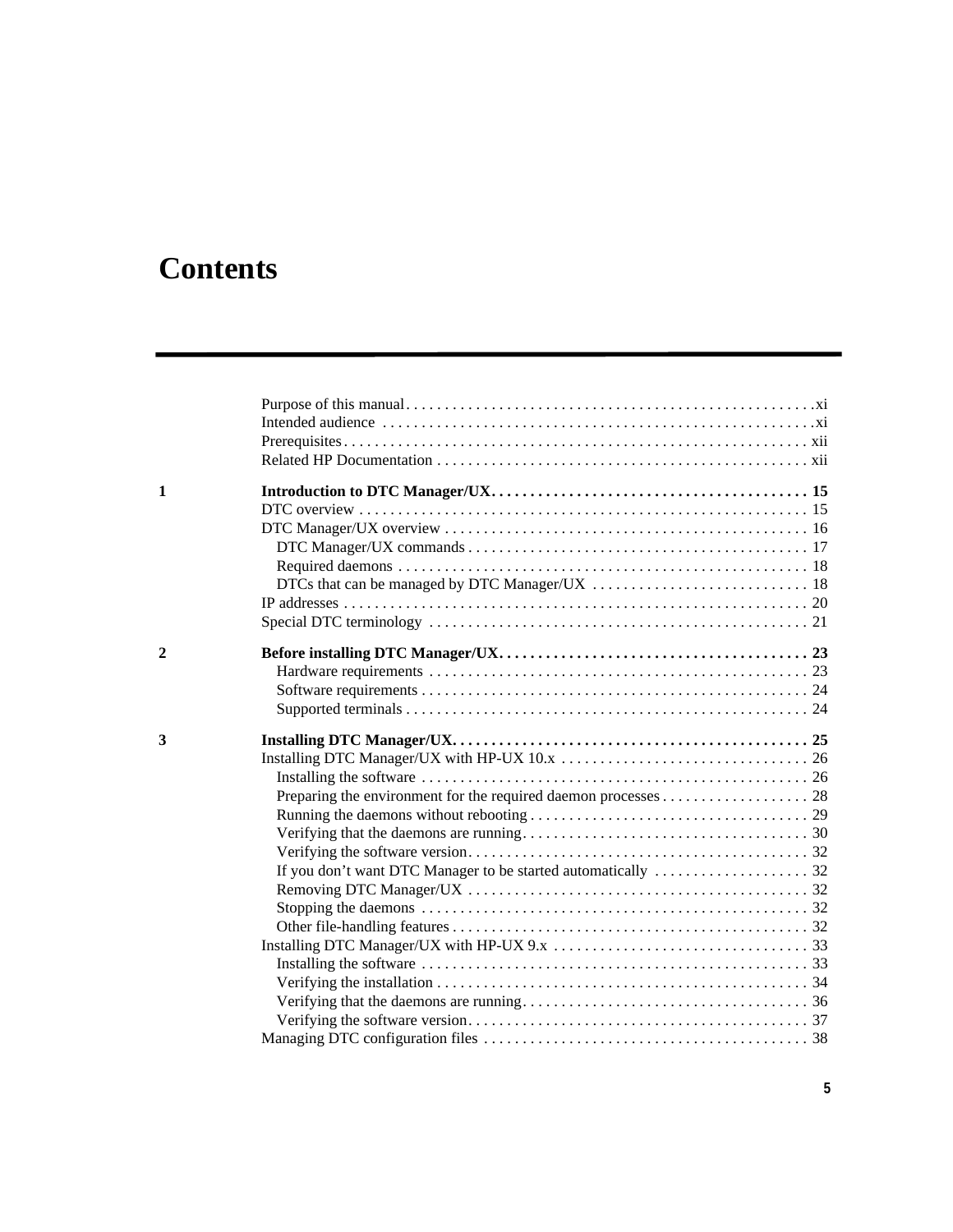# Contents

Purpose of this manual . . . . . . . . . . . . . . . . . . . . . . . . . . . . . . . . . . . . . . . . . . . . . . . . . . . . .xi
Intended audience . . . . . . . . . . . . . . . . . . . . . . . . . . . . . . . . . . . . . . . . . . . . . . . . . . . . . . . .xi
Prerequisites . . . . . . . . . . . . . . . . . . . . . . . . . . . . . . . . . . . . . . . . . . . . . . . . . . . . . . . . . . . . . xii
Related HP Documentation . . . . . . . . . . . . . . . . . . . . . . . . . . . . . . . . . . . . . . . . . . . . . . . . . xii

**1 Introduction to DTC Manager/UX. . . . . . . . . . . . . . . . . . . . . . . . . . . . . . . . . . . . . . . . . 15**
DTC overview . . . . . . . . . . . . . . . . . . . . . . . . . . . . . . . . . . . . . . . . . . . . . . . . . . . . . . . . . . . 15
DTC Manager/UX overview . . . . . . . . . . . . . . . . . . . . . . . . . . . . . . . . . . . . . . . . . . . . . . . . 16
  DTC Manager/UX commands . . . . . . . . . . . . . . . . . . . . . . . . . . . . . . . . . . . . . . . . . . . . 17
  Required daemons . . . . . . . . . . . . . . . . . . . . . . . . . . . . . . . . . . . . . . . . . . . . . . . . . . . . . 18
  DTCs that can be managed by DTC Manager/UX . . . . . . . . . . . . . . . . . . . . . . . . . . . . 18
IP addresses . . . . . . . . . . . . . . . . . . . . . . . . . . . . . . . . . . . . . . . . . . . . . . . . . . . . . . . . . . . . . 20
Special DTC terminology . . . . . . . . . . . . . . . . . . . . . . . . . . . . . . . . . . . . . . . . . . . . . . . . . . 21

**2 Before installing DTC Manager/UX. . . . . . . . . . . . . . . . . . . . . . . . . . . . . . . . . . . . . . . . 23**
  Hardware requirements . . . . . . . . . . . . . . . . . . . . . . . . . . . . . . . . . . . . . . . . . . . . . . . . . 23
  Software requirements . . . . . . . . . . . . . . . . . . . . . . . . . . . . . . . . . . . . . . . . . . . . . . . . . . 24
  Supported terminals . . . . . . . . . . . . . . . . . . . . . . . . . . . . . . . . . . . . . . . . . . . . . . . . . . . . 24

**3 Installing DTC Manager/UX. . . . . . . . . . . . . . . . . . . . . . . . . . . . . . . . . . . . . . . . . . . . . . 25**
Installing DTC Manager/UX with HP-UX 10.x . . . . . . . . . . . . . . . . . . . . . . . . . . . . . . . . 26
  Installing the software . . . . . . . . . . . . . . . . . . . . . . . . . . . . . . . . . . . . . . . . . . . . . . . . . . 26
  Preparing the environment for the required daemon processes . . . . . . . . . . . . . . . . . . . 28
  Running the daemons without rebooting . . . . . . . . . . . . . . . . . . . . . . . . . . . . . . . . . . . . 29
  Verifying that the daemons are running. . . . . . . . . . . . . . . . . . . . . . . . . . . . . . . . . . . . . 30
  Verifying the software version. . . . . . . . . . . . . . . . . . . . . . . . . . . . . . . . . . . . . . . . . . . . 32
  If you don’t want DTC Manager to be started automatically . . . . . . . . . . . . . . . . . . . . 32
  Removing DTC Manager/UX . . . . . . . . . . . . . . . . . . . . . . . . . . . . . . . . . . . . . . . . . . . . 32
  Stopping the daemons . . . . . . . . . . . . . . . . . . . . . . . . . . . . . . . . . . . . . . . . . . . . . . . . . . 32
  Other file-handling features . . . . . . . . . . . . . . . . . . . . . . . . . . . . . . . . . . . . . . . . . . . . . . 32
Installing DTC Manager/UX with HP-UX 9.x . . . . . . . . . . . . . . . . . . . . . . . . . . . . . . . . . 33
  Installing the software . . . . . . . . . . . . . . . . . . . . . . . . . . . . . . . . . . . . . . . . . . . . . . . . . . 33
  Verifying the installation . . . . . . . . . . . . . . . . . . . . . . . . . . . . . . . . . . . . . . . . . . . . . . . . 34
  Verifying that the daemons are running. . . . . . . . . . . . . . . . . . . . . . . . . . . . . . . . . . . . . 36
  Verifying the software version. . . . . . . . . . . . . . . . . . . . . . . . . . . . . . . . . . . . . . . . . . . . 37
Managing DTC configuration files . . . . . . . . . . . . . . . . . . . . . . . . . . . . . . . . . . . . . . . . . . 38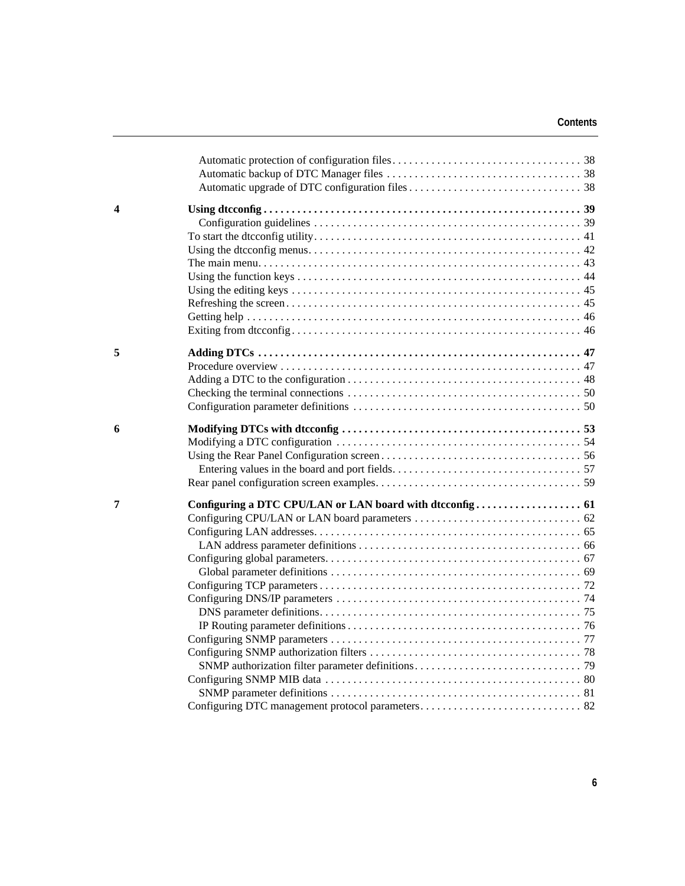Automatic protection of configuration files . . . . . . . . . . . . . . . . . . . . . . . . . . . . . . . . . . 38
Automatic backup of DTC Manager files . . . . . . . . . . . . . . . . . . . . . . . . . . . . . . . . . . . 38
Automatic upgrade of DTC configuration files . . . . . . . . . . . . . . . . . . . . . . . . . . . . . . . 38

**4 Using dtcconfig . . . . . . . . . . . . . . . . . . . . . . . . . . . . . . . . . . . . . . . . . . . . . . . . . . . . . . . 39**
Configuration guidelines . . . . . . . . . . . . . . . . . . . . . . . . . . . . . . . . . . . . . . . . . . . . . . . . 39
To start the dtcconfig utility. . . . . . . . . . . . . . . . . . . . . . . . . . . . . . . . . . . . . . . . . . . . . . . . 41
Using the dtcconfig menus. . . . . . . . . . . . . . . . . . . . . . . . . . . . . . . . . . . . . . . . . . . . . . . . . 42
The main menu. . . . . . . . . . . . . . . . . . . . . . . . . . . . . . . . . . . . . . . . . . . . . . . . . . . . . . . . . . 43
Using the function keys . . . . . . . . . . . . . . . . . . . . . . . . . . . . . . . . . . . . . . . . . . . . . . . . . . . 44
Using the editing keys . . . . . . . . . . . . . . . . . . . . . . . . . . . . . . . . . . . . . . . . . . . . . . . . . . . . 45
Refreshing the screen. . . . . . . . . . . . . . . . . . . . . . . . . . . . . . . . . . . . . . . . . . . . . . . . . . . . . 45
Getting help . . . . . . . . . . . . . . . . . . . . . . . . . . . . . . . . . . . . . . . . . . . . . . . . . . . . . . . . . . . . 46
Exiting from dtcconfig. . . . . . . . . . . . . . . . . . . . . . . . . . . . . . . . . . . . . . . . . . . . . . . . . . . . 46

**5 Adding DTCs . . . . . . . . . . . . . . . . . . . . . . . . . . . . . . . . . . . . . . . . . . . . . . . . . . . . . . . . . . 47**
Procedure overview . . . . . . . . . . . . . . . . . . . . . . . . . . . . . . . . . . . . . . . . . . . . . . . . . . . . . . 47
Adding a DTC to the configuration . . . . . . . . . . . . . . . . . . . . . . . . . . . . . . . . . . . . . . . . . . 48
Checking the terminal connections . . . . . . . . . . . . . . . . . . . . . . . . . . . . . . . . . . . . . . . . . . 50
Configuration parameter definitions . . . . . . . . . . . . . . . . . . . . . . . . . . . . . . . . . . . . . . . . . 50

**6 Modifying DTCs with dtcconfig . . . . . . . . . . . . . . . . . . . . . . . . . . . . . . . . . . . . . . . . . . . 53**
Modifying a DTC configuration . . . . . . . . . . . . . . . . . . . . . . . . . . . . . . . . . . . . . . . . . . . . 54
Using the Rear Panel Configuration screen . . . . . . . . . . . . . . . . . . . . . . . . . . . . . . . . . . . . 56
Entering values in the board and port fields. . . . . . . . . . . . . . . . . . . . . . . . . . . . . . . . . . 57
Rear panel configuration screen examples. . . . . . . . . . . . . . . . . . . . . . . . . . . . . . . . . . . . . 59

**7 Configuring a DTC CPU/LAN or LAN board with dtcconfig . . . . . . . . . . . . . . . . . . . 61**
Configuring CPU/LAN or LAN board parameters . . . . . . . . . . . . . . . . . . . . . . . . . . . . . . 62
Configuring LAN addresses. . . . . . . . . . . . . . . . . . . . . . . . . . . . . . . . . . . . . . . . . . . . . . . . 65
LAN address parameter definitions . . . . . . . . . . . . . . . . . . . . . . . . . . . . . . . . . . . . . . . . 66
Configuring global parameters. . . . . . . . . . . . . . . . . . . . . . . . . . . . . . . . . . . . . . . . . . . . . . 67
Global parameter definitions . . . . . . . . . . . . . . . . . . . . . . . . . . . . . . . . . . . . . . . . . . . . . 69
Configuring TCP parameters . . . . . . . . . . . . . . . . . . . . . . . . . . . . . . . . . . . . . . . . . . . . . . . 72
Configuring DNS/IP parameters . . . . . . . . . . . . . . . . . . . . . . . . . . . . . . . . . . . . . . . . . . . . 74
DNS parameter definitions. . . . . . . . . . . . . . . . . . . . . . . . . . . . . . . . . . . . . . . . . . . . . . . 75
IP Routing parameter definitions . . . . . . . . . . . . . . . . . . . . . . . . . . . . . . . . . . . . . . . . . . 76
Configuring SNMP parameters . . . . . . . . . . . . . . . . . . . . . . . . . . . . . . . . . . . . . . . . . . . . . 77
Configuring SNMP authorization filters . . . . . . . . . . . . . . . . . . . . . . . . . . . . . . . . . . . . . . 78
SNMP authorization filter parameter definitions. . . . . . . . . . . . . . . . . . . . . . . . . . . . . . 79
Configuring SNMP MIB data . . . . . . . . . . . . . . . . . . . . . . . . . . . . . . . . . . . . . . . . . . . . . . 80
SNMP parameter definitions . . . . . . . . . . . . . . . . . . . . . . . . . . . . . . . . . . . . . . . . . . . . . 81
Configuring DTC management protocol parameters. . . . . . . . . . . . . . . . . . . . . . . . . . . . . 82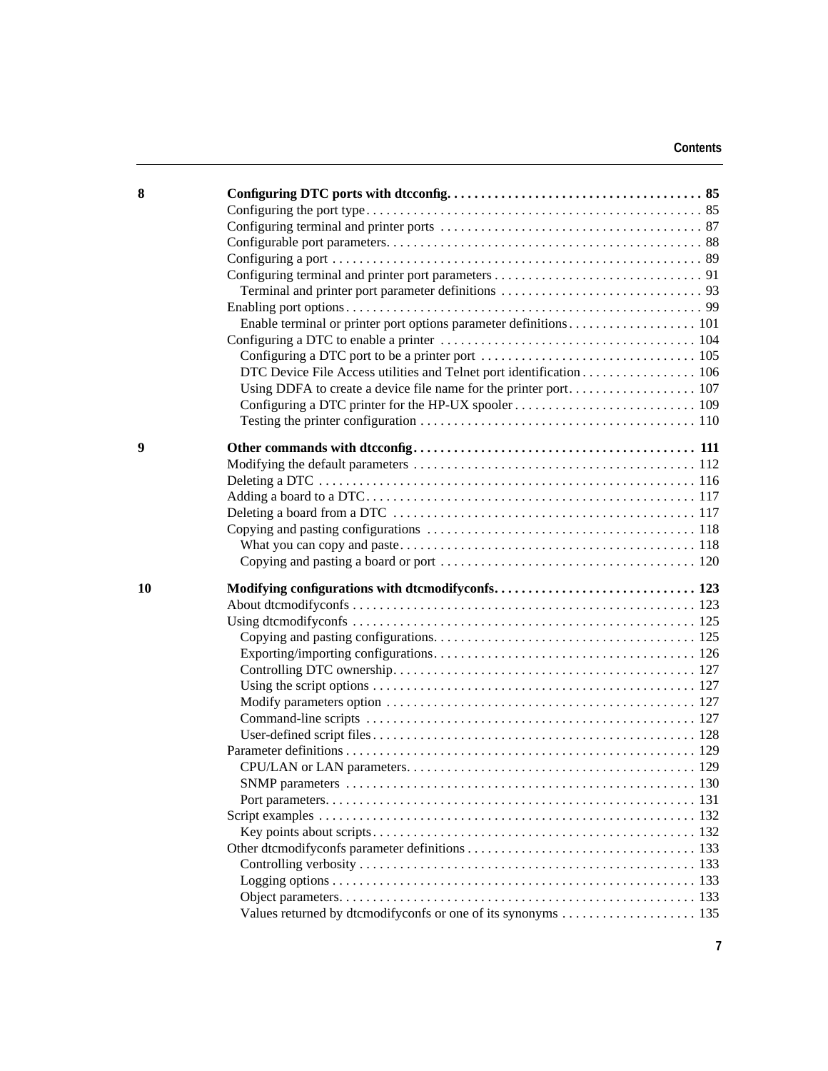**8 Configuring DTC ports with dtcconfig . . . . . . . . . . . . . . . . . . . . . . . . . . . . . . . . . . . . . 85**

Configuring the port type . . . . . . . . . . . . . . . . . . . . . . . . . . . . . . . . . . . . . . . . . . . . . . . . . 85
Configuring terminal and printer ports . . . . . . . . . . . . . . . . . . . . . . . . . . . . . . . . . . . . . . 87
Configurable port parameters. . . . . . . . . . . . . . . . . . . . . . . . . . . . . . . . . . . . . . . . . . . . . . 88
Configuring a port . . . . . . . . . . . . . . . . . . . . . . . . . . . . . . . . . . . . . . . . . . . . . . . . . . . . . . 89
Configuring terminal and printer port parameters . . . . . . . . . . . . . . . . . . . . . . . . . . . . . . 91
    Terminal and printer port parameter definitions . . . . . . . . . . . . . . . . . . . . . . . . . . . . . 93
Enabling port options . . . . . . . . . . . . . . . . . . . . . . . . . . . . . . . . . . . . . . . . . . . . . . . . . . . . 99
    Enable terminal or printer port options parameter definitions . . . . . . . . . . . . . . . . . . . 101
Configuring a DTC to enable a printer . . . . . . . . . . . . . . . . . . . . . . . . . . . . . . . . . . . . . 104
    Configuring a DTC port to be a printer port . . . . . . . . . . . . . . . . . . . . . . . . . . . . . . . 105
    DTC Device File Access utilities and Telnet port identification . . . . . . . . . . . . . . . . . 106
    Using DDFA to create a device file name for the printer port . . . . . . . . . . . . . . . . . . . 107
    Configuring a DTC printer for the HP-UX spooler . . . . . . . . . . . . . . . . . . . . . . . . . . . 109
    Testing the printer configuration . . . . . . . . . . . . . . . . . . . . . . . . . . . . . . . . . . . . . . . . 110

**9 Other commands with dtcconfig . . . . . . . . . . . . . . . . . . . . . . . . . . . . . . . . . . . . . . . . . 111**

Modifying the default parameters . . . . . . . . . . . . . . . . . . . . . . . . . . . . . . . . . . . . . . . . . 112
Deleting a DTC . . . . . . . . . . . . . . . . . . . . . . . . . . . . . . . . . . . . . . . . . . . . . . . . . . . . . . . . 116
Adding a board to a DTC . . . . . . . . . . . . . . . . . . . . . . . . . . . . . . . . . . . . . . . . . . . . . . . . 117
Deleting a board from a DTC . . . . . . . . . . . . . . . . . . . . . . . . . . . . . . . . . . . . . . . . . . . . 117
Copying and pasting configurations . . . . . . . . . . . . . . . . . . . . . . . . . . . . . . . . . . . . . . . 118
    What you can copy and paste . . . . . . . . . . . . . . . . . . . . . . . . . . . . . . . . . . . . . . . . . . . 118
    Copying and pasting a board or port . . . . . . . . . . . . . . . . . . . . . . . . . . . . . . . . . . . . . 120

**10 Modifying configurations with dtcmodifyconfs . . . . . . . . . . . . . . . . . . . . . . . . . . . . . 123**

About dtcmodifyconfs . . . . . . . . . . . . . . . . . . . . . . . . . . . . . . . . . . . . . . . . . . . . . . . . . . 123
Using dtcmodifyconfs . . . . . . . . . . . . . . . . . . . . . . . . . . . . . . . . . . . . . . . . . . . . . . . . . . 125
    Copying and pasting configurations. . . . . . . . . . . . . . . . . . . . . . . . . . . . . . . . . . . . . . 125
    Exporting/importing configurations. . . . . . . . . . . . . . . . . . . . . . . . . . . . . . . . . . . . . . 126
    Controlling DTC ownership. . . . . . . . . . . . . . . . . . . . . . . . . . . . . . . . . . . . . . . . . . . . 127
    Using the script options . . . . . . . . . . . . . . . . . . . . . . . . . . . . . . . . . . . . . . . . . . . . . . 127
    Modify parameters option . . . . . . . . . . . . . . . . . . . . . . . . . . . . . . . . . . . . . . . . . . . . . 127
    Command-line scripts . . . . . . . . . . . . . . . . . . . . . . . . . . . . . . . . . . . . . . . . . . . . . . . . 127
    User-defined script files . . . . . . . . . . . . . . . . . . . . . . . . . . . . . . . . . . . . . . . . . . . . . . . 128
Parameter definitions . . . . . . . . . . . . . . . . . . . . . . . . . . . . . . . . . . . . . . . . . . . . . . . . . . . 129
    CPU/LAN or LAN parameters. . . . . . . . . . . . . . . . . . . . . . . . . . . . . . . . . . . . . . . . . . . 129
    SNMP parameters . . . . . . . . . . . . . . . . . . . . . . . . . . . . . . . . . . . . . . . . . . . . . . . . . . . 130
    Port parameters. . . . . . . . . . . . . . . . . . . . . . . . . . . . . . . . . . . . . . . . . . . . . . . . . . . . . 131
Script examples . . . . . . . . . . . . . . . . . . . . . . . . . . . . . . . . . . . . . . . . . . . . . . . . . . . . . . . 132
    Key points about scripts . . . . . . . . . . . . . . . . . . . . . . . . . . . . . . . . . . . . . . . . . . . . . . . 132
Other dtcmodifyconfs parameter definitions . . . . . . . . . . . . . . . . . . . . . . . . . . . . . . . . . 133
    Controlling verbosity . . . . . . . . . . . . . . . . . . . . . . . . . . . . . . . . . . . . . . . . . . . . . . . . . 133
    Logging options . . . . . . . . . . . . . . . . . . . . . . . . . . . . . . . . . . . . . . . . . . . . . . . . . . . . . 133
    Object parameters. . . . . . . . . . . . . . . . . . . . . . . . . . . . . . . . . . . . . . . . . . . . . . . . . . . . 133
    Values returned by dtcmodifyconfs or one of its synonyms . . . . . . . . . . . . . . . . . . . . 135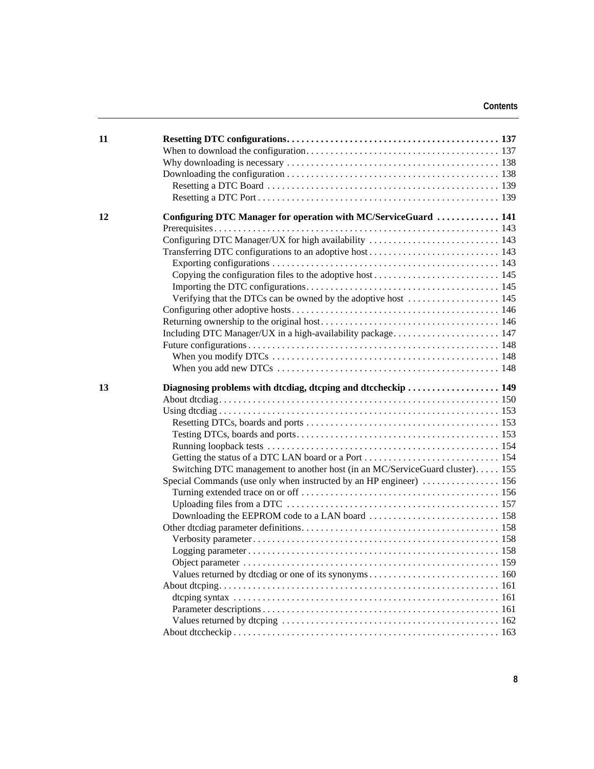**11** **Resetting DTC configurations. . . . . . . . . . . . . . . . . . . . . . . . . . . . . . . . . . . . . . . . . . . 137**

When to download the configuration . . . . . . . . . . . . . . . . . . . . . . . . . . . . . . . . . . . . . . . 137
Why downloading is necessary . . . . . . . . . . . . . . . . . . . . . . . . . . . . . . . . . . . . . . . . . . . 138
Downloading the configuration . . . . . . . . . . . . . . . . . . . . . . . . . . . . . . . . . . . . . . . . . . . 138
 Resetting a DTC Board . . . . . . . . . . . . . . . . . . . . . . . . . . . . . . . . . . . . . . . . . . . . . . . 139
 Resetting a DTC Port . . . . . . . . . . . . . . . . . . . . . . . . . . . . . . . . . . . . . . . . . . . . . . . . . 139

**12** **Configuring DTC Manager for operation with MC/ServiceGuard . . . . . . . . . . . . . 141**

Prerequisites . . . . . . . . . . . . . . . . . . . . . . . . . . . . . . . . . . . . . . . . . . . . . . . . . . . . . . . . . 143
Configuring DTC Manager/UX for high availability . . . . . . . . . . . . . . . . . . . . . . . . . . . 143
Transferring DTC configurations to an adoptive host . . . . . . . . . . . . . . . . . . . . . . . . . . . 143
 Exporting configurations . . . . . . . . . . . . . . . . . . . . . . . . . . . . . . . . . . . . . . . . . . . . . . 143
 Copying the configuration files to the adoptive host . . . . . . . . . . . . . . . . . . . . . . . . . . 145
 Importing the DTC configurations . . . . . . . . . . . . . . . . . . . . . . . . . . . . . . . . . . . . . . . 145
 Verifying that the DTCs can be owned by the adoptive host . . . . . . . . . . . . . . . . . . . 145
Configuring other adoptive hosts . . . . . . . . . . . . . . . . . . . . . . . . . . . . . . . . . . . . . . . . . . 146
Returning ownership to the original host . . . . . . . . . . . . . . . . . . . . . . . . . . . . . . . . . . . . 146
Including DTC Manager/UX in a high-availability package . . . . . . . . . . . . . . . . . . . . . . 147
Future configurations . . . . . . . . . . . . . . . . . . . . . . . . . . . . . . . . . . . . . . . . . . . . . . . . . . . 148
 When you modify DTCs . . . . . . . . . . . . . . . . . . . . . . . . . . . . . . . . . . . . . . . . . . . . . . . 148
 When you add new DTCs . . . . . . . . . . . . . . . . . . . . . . . . . . . . . . . . . . . . . . . . . . . . . . 148

**13** **Diagnosing problems with dtcdiag, dtcping and dtccheckip . . . . . . . . . . . . . . . . . . . 149**

About dtcdiag . . . . . . . . . . . . . . . . . . . . . . . . . . . . . . . . . . . . . . . . . . . . . . . . . . . . . . . . 150
Using dtcdiag . . . . . . . . . . . . . . . . . . . . . . . . . . . . . . . . . . . . . . . . . . . . . . . . . . . . . . . . . 153
 Resetting DTCs, boards and ports . . . . . . . . . . . . . . . . . . . . . . . . . . . . . . . . . . . . . . . . 153
 Testing DTCs, boards and ports . . . . . . . . . . . . . . . . . . . . . . . . . . . . . . . . . . . . . . . . . . 153
 Running loopback tests . . . . . . . . . . . . . . . . . . . . . . . . . . . . . . . . . . . . . . . . . . . . . . . . 154
 Getting the status of a DTC LAN board or a Port . . . . . . . . . . . . . . . . . . . . . . . . . . . . 154
 Switching DTC management to another host (in an MC/ServiceGuard cluster) . . . . . 155
Special Commands (use only when instructed by an HP engineer) . . . . . . . . . . . . . . . . 156
 Turning extended trace on or off . . . . . . . . . . . . . . . . . . . . . . . . . . . . . . . . . . . . . . . . . 156
 Uploading files from a DTC . . . . . . . . . . . . . . . . . . . . . . . . . . . . . . . . . . . . . . . . . . . . 157
 Downloading the EEPROM code to a LAN board . . . . . . . . . . . . . . . . . . . . . . . . . . . 158
Other dtcdiag parameter definitions . . . . . . . . . . . . . . . . . . . . . . . . . . . . . . . . . . . . . . . . . 158
 Verbosity parameter . . . . . . . . . . . . . . . . . . . . . . . . . . . . . . . . . . . . . . . . . . . . . . . . . . . 158
 Logging parameter . . . . . . . . . . . . . . . . . . . . . . . . . . . . . . . . . . . . . . . . . . . . . . . . . . . . 158
 Object parameter . . . . . . . . . . . . . . . . . . . . . . . . . . . . . . . . . . . . . . . . . . . . . . . . . . . . . 159
 Values returned by dtcdiag or one of its synonyms . . . . . . . . . . . . . . . . . . . . . . . . . . . 160
About dtcping . . . . . . . . . . . . . . . . . . . . . . . . . . . . . . . . . . . . . . . . . . . . . . . . . . . . . . . . . 161
 dtcping syntax . . . . . . . . . . . . . . . . . . . . . . . . . . . . . . . . . . . . . . . . . . . . . . . . . . . . . . . 161
 Parameter descriptions . . . . . . . . . . . . . . . . . . . . . . . . . . . . . . . . . . . . . . . . . . . . . . . . . 161
 Values returned by dtcping . . . . . . . . . . . . . . . . . . . . . . . . . . . . . . . . . . . . . . . . . . . . . 162
About dtccheckip . . . . . . . . . . . . . . . . . . . . . . . . . . . . . . . . . . . . . . . . . . . . . . . . . . . . . . . 163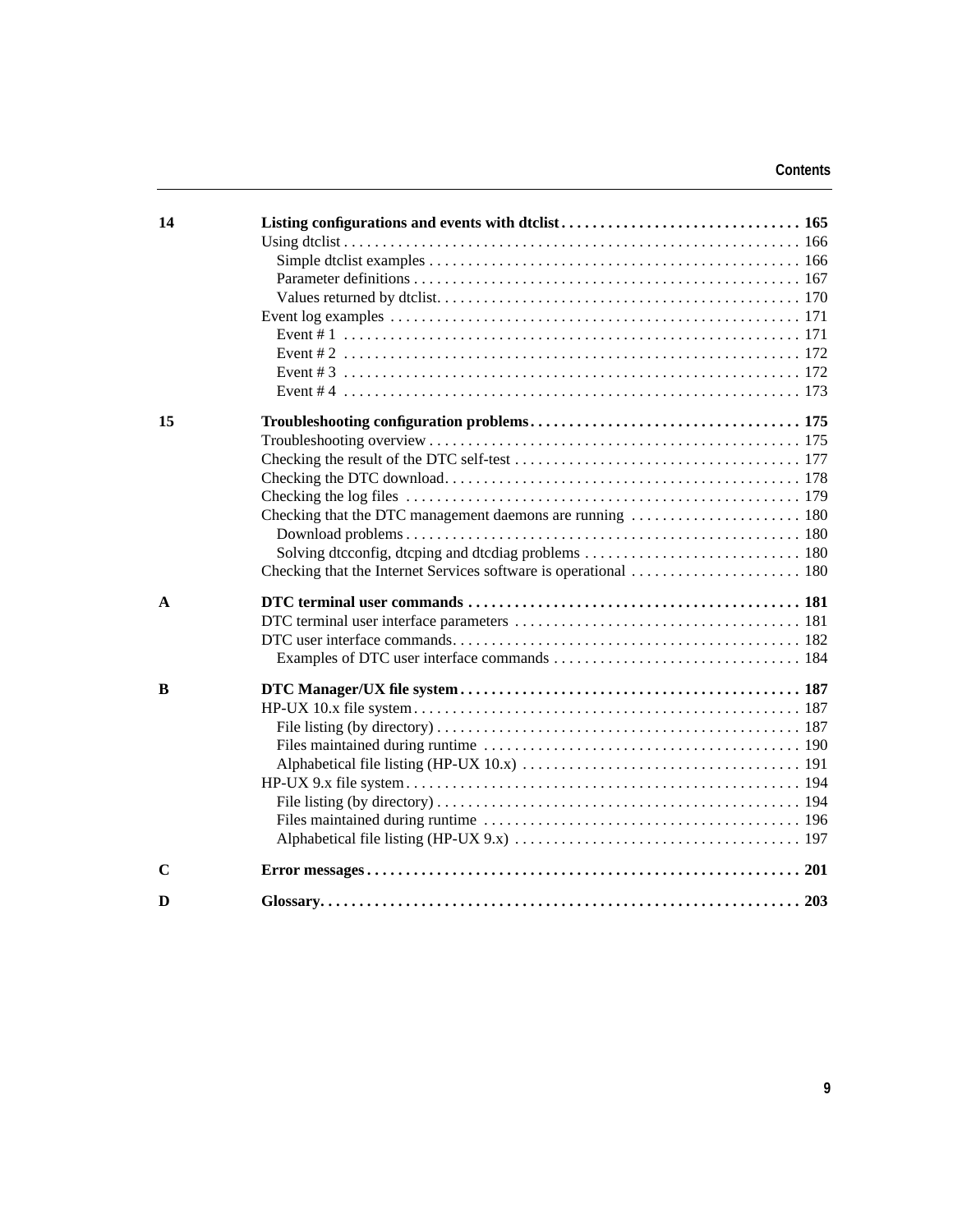| | | |
|---|---|---|
| **14** | **Listing configurations and events with dtclist** | **165** |
| | Using dtclist | 166 |
| | Simple dtclist examples | 166 |
| | Parameter definitions | 167 |
| | Values returned by dtclist | 170 |
| | Event log examples | 171 |
| | Event # 1 | 171 |
| | Event # 2 | 172 |
| | Event # 3 | 172 |
| | Event # 4 | 173 |
| **15** | **Troubleshooting configuration problems** | **175** |
| | Troubleshooting overview | 175 |
| | Checking the result of the DTC self-test | 177 |
| | Checking the DTC download | 178 |
| | Checking the log files | 179 |
| | Checking that the DTC management daemons are running | 180 |
| | Download problems | 180 |
| | Solving dtcconfig, dtcping and dtcdiag problems | 180 |
| | Checking that the Internet Services software is operational | 180 |
| **A** | **DTC terminal user commands** | **181** |
| | DTC terminal user interface parameters | 181 |
| | DTC user interface commands | 182 |
| | Examples of DTC user interface commands | 184 |
| **B** | **DTC Manager/UX file system** | **187** |
| | HP-UX 10.x file system | 187 |
| | File listing (by directory) | 187 |
| | Files maintained during runtime | 190 |
| | Alphabetical file listing (HP-UX 10.x) | 191 |
| | HP-UX 9.x file system | 194 |
| | File listing (by directory) | 194 |
| | Files maintained during runtime | 196 |
| | Alphabetical file listing (HP-UX 9.x) | 197 |
| **C** | **Error messages** | **201** |
| **D** | **Glossary** | **203** |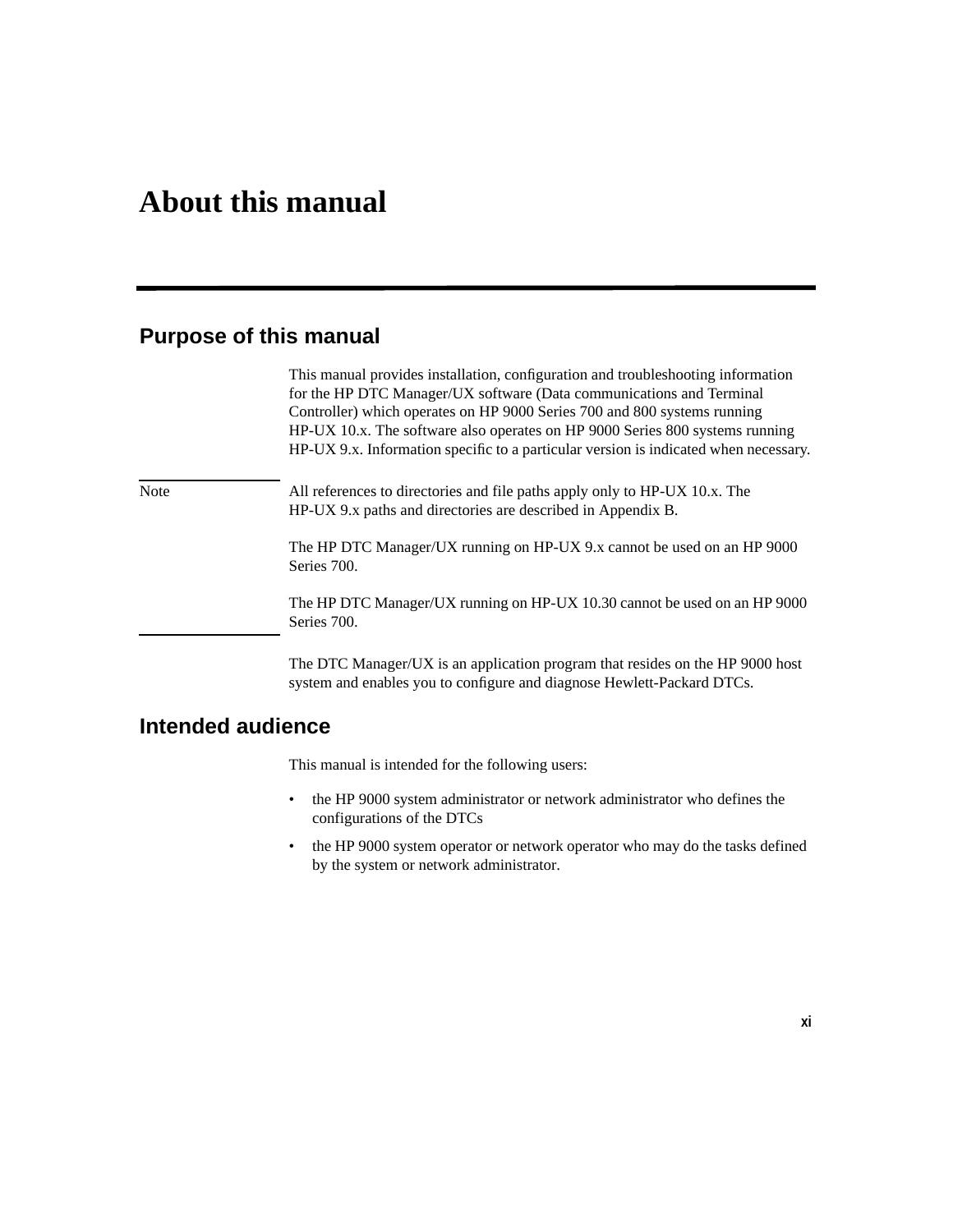// About this manual

## Purpose of this manual

This manual provides installation, configuration and troubleshooting information for the HP DTC Manager/UX software (Data communications and Terminal Controller) which operates on HP 9000 Series 700 and 800 systems running HP-UX 10.x. The software also operates on HP 9000 Series 800 systems running HP-UX 9.x. Information specific to a particular version is indicated when necessary.

---

Note

All references to directories and file paths apply only to HP-UX 10.x. The HP-UX 9.x paths and directories are described in Appendix B.

The HP DTC Manager/UX running on HP-UX 9.x cannot be used on an HP 9000 Series 700.

The HP DTC Manager/UX running on HP-UX 10.30 cannot be used on an HP 9000 Series 700.

---

The DTC Manager/UX is an application program that resides on the HP 9000 host system and enables you to configure and diagnose Hewlett-Packard DTCs.

## Intended audience

This manual is intended for the following users:

- the HP 9000 system administrator or network administrator who defines the configurations of the DTCs
- the HP 9000 system operator or network operator who may do the tasks defined by the system or network administrator.

# About this manual

## Purpose of this manual

This manual provides installation, configuration and troubleshooting information for the HP DTC Manager/UX software (Data communications and Terminal Controller) which operates on HP 9000 Series 700 and 800 systems running HP-UX 10.x. The software also operates on HP 9000 Series 800 systems running HP-UX 9.x. Information specific to a particular version is indicated when necessary.

---

Note

All references to directories and file paths apply only to HP-UX 10.x. The HP-UX 9.x paths and directories are described in Appendix B.

The HP DTC Manager/UX running on HP-UX 9.x cannot be used on an HP 9000 Series 700.

The HP DTC Manager/UX running on HP-UX 10.30 cannot be used on an HP 9000 Series 700.

---

The DTC Manager/UX is an application program that resides on the HP 9000 host system and enables you to configure and diagnose Hewlett-Packard DTCs.

## Intended audience

This manual is intended for the following users:

- the HP 9000 system administrator or network administrator who defines the configurations of the DTCs
- the HP 9000 system operator or network operator who may do the tasks defined by the system or network administrator.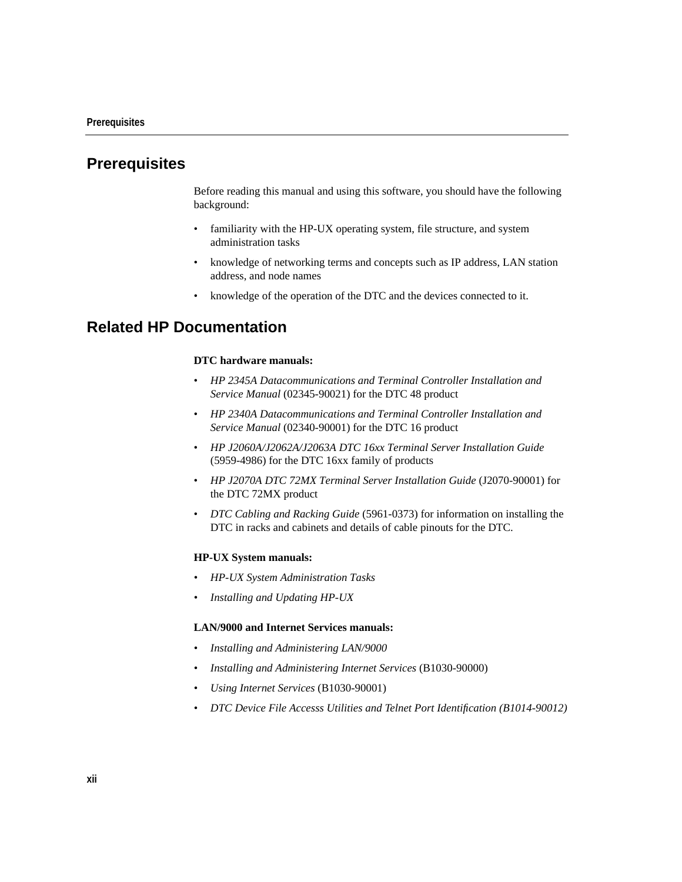## Prerequisites

Before reading this manual and using this software, you should have the following background:

- familiarity with the HP-UX operating system, file structure, and system administration tasks
- knowledge of networking terms and concepts such as IP address, LAN station address, and node names
- knowledge of the operation of the DTC and the devices connected to it.

## Related HP Documentation

**DTC hardware manuals:**

- *HP 2345A Datacommunications and Terminal Controller Installation and Service Manual* (02345-90021) for the DTC 48 product
- *HP 2340A Datacommunications and Terminal Controller Installation and Service Manual* (02340-90001) for the DTC 16 product
- *HP J2060A/J2062A/J2063A DTC 16xx Terminal Server Installation Guide* (5959-4986) for the DTC 16xx family of products
- *HP J2070A DTC 72MX Terminal Server Installation Guide* (J2070-90001) for the DTC 72MX product
- *DTC Cabling and Racking Guide* (5961-0373) for information on installing the DTC in racks and cabinets and details of cable pinouts for the DTC.

**HP-UX System manuals:**

- *HP-UX System Administration Tasks*
- *Installing and Updating HP-UX*

**LAN/9000 and Internet Services manuals:**

- *Installing and Administering LAN/9000*
- *Installing and Administering Internet Services* (B1030-90000)
- *Using Internet Services* (B1030-90001)
- *DTC Device File Accesss Utilities and Telnet Port Identification (B1014-90012)*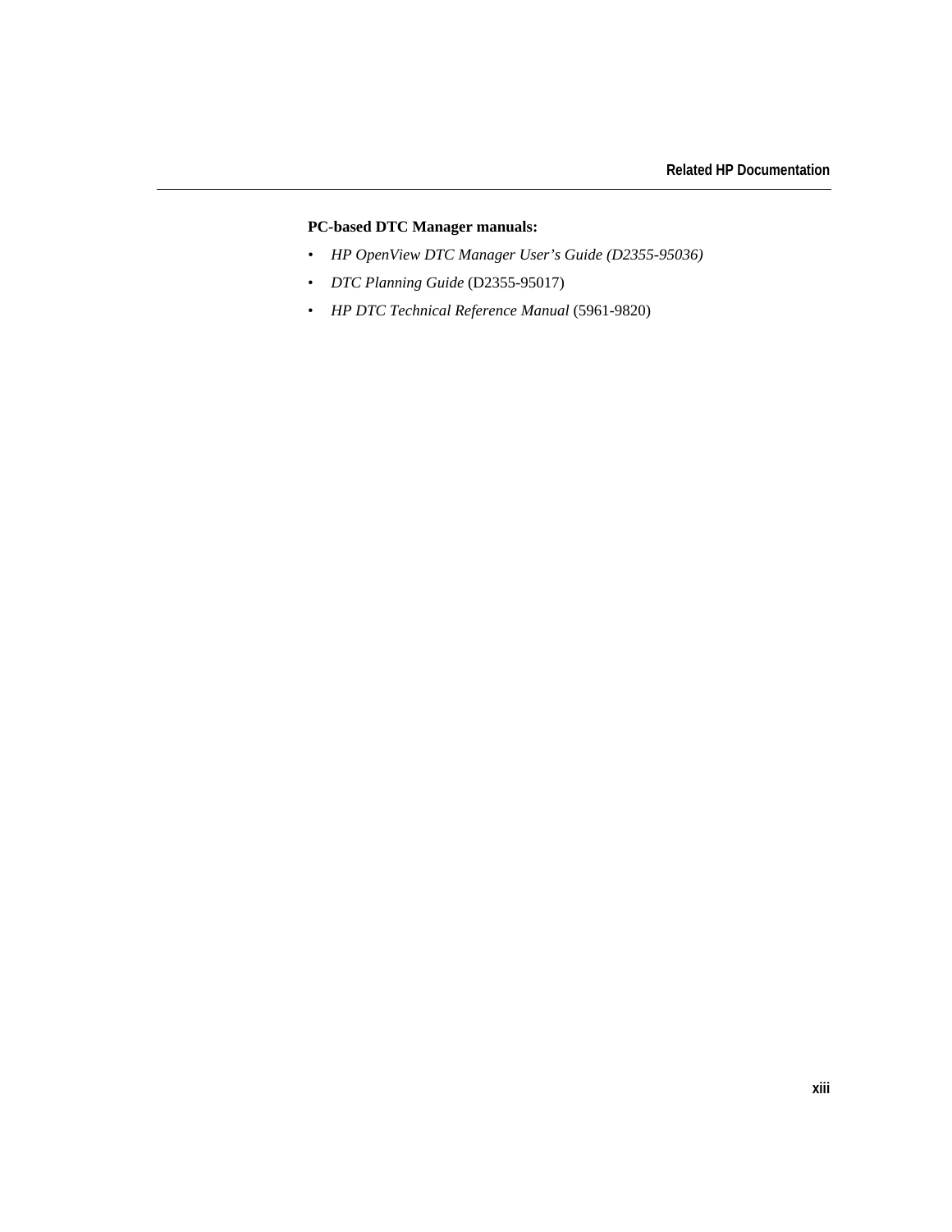**PC-based DTC Manager manuals:**

- *HP OpenView DTC Manager User's Guide (D2355-95036)*
- *DTC Planning Guide* (D2355-95017)
- *HP DTC Technical Reference Manual* (5961-9820)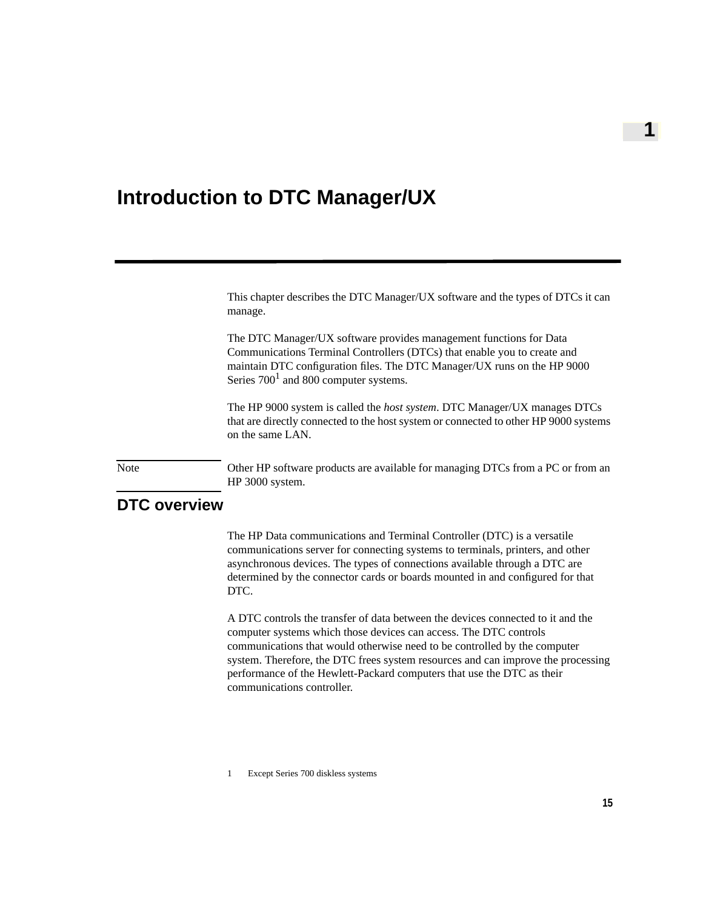# 1

# Introduction to DTC Manager/UX

This chapter describes the DTC Manager/UX software and the types of DTCs it can manage.

The DTC Manager/UX software provides management functions for Data Communications Terminal Controllers (DTCs) that enable you to create and maintain DTC configuration files. The DTC Manager/UX runs on the HP 9000 Series 700[1] and 800 computer systems.

The HP 9000 system is called the *host system*. DTC Manager/UX manages DTCs that are directly connected to the host system or connected to other HP 9000 systems on the same LAN.

**Note:** Other HP software products are available for managing DTCs from a PC or from an HP 3000 system.

## DTC overview

The HP Data communications and Terminal Controller (DTC) is a versatile communications server for connecting systems to terminals, printers, and other asynchronous devices. The types of connections available through a DTC are determined by the connector cards or boards mounted in and configured for that DTC.

A DTC controls the transfer of data between the devices connected to it and the computer systems which those devices can access. The DTC controls communications that would otherwise need to be controlled by the computer system. Therefore, the DTC frees system resources and can improve the processing performance of the Hewlett-Packard computers that use the DTC as their communications controller.

1 Except Series 700 diskless systems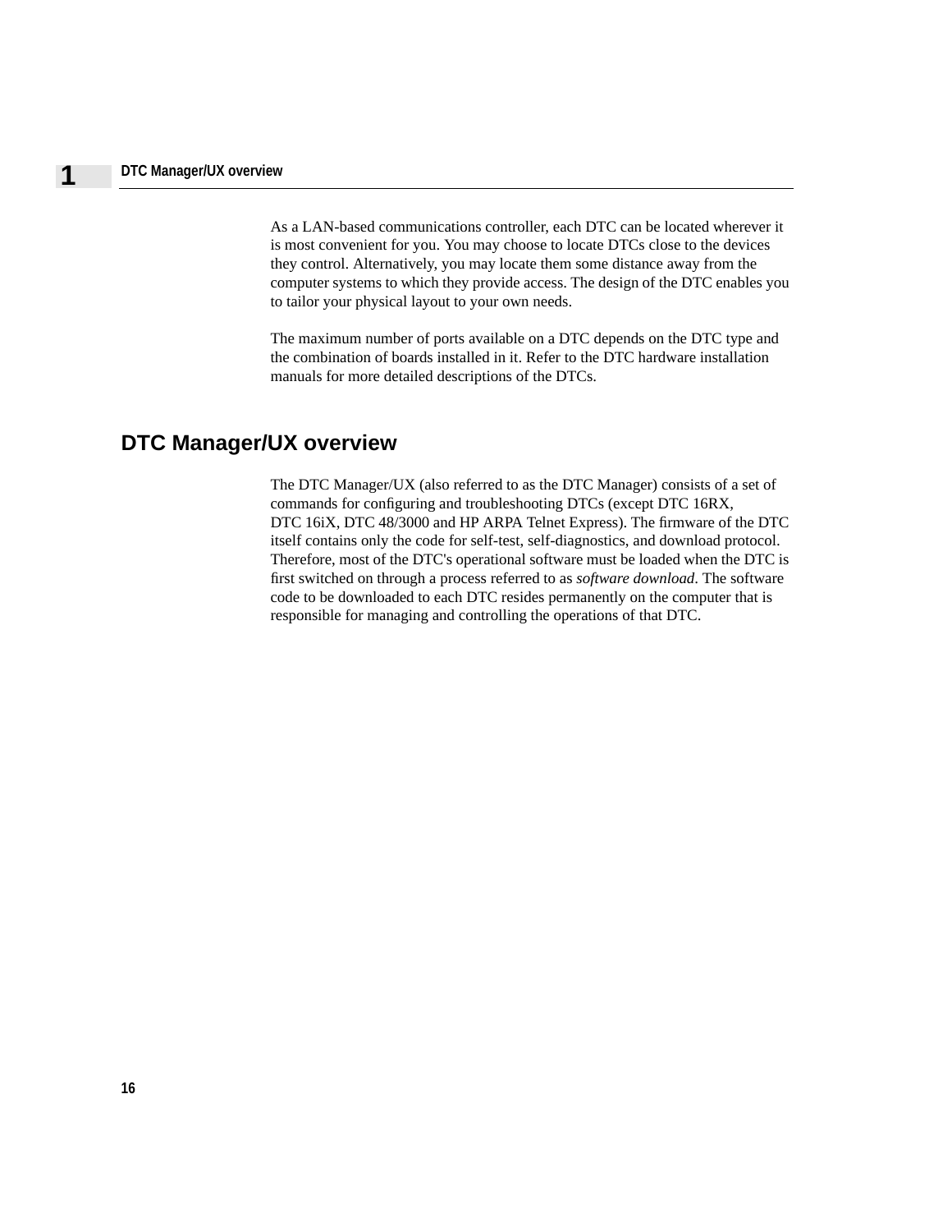As a LAN-based communications controller, each DTC can be located wherever it is most convenient for you. You may choose to locate DTCs close to the devices they control. Alternatively, you may locate them some distance away from the computer systems to which they provide access. The design of the DTC enables you to tailor your physical layout to your own needs.

The maximum number of ports available on a DTC depends on the DTC type and the combination of boards installed in it. Refer to the DTC hardware installation manuals for more detailed descriptions of the DTCs.

## DTC Manager/UX overview

The DTC Manager/UX (also referred to as the DTC Manager) consists of a set of commands for configuring and troubleshooting DTCs (except DTC 16RX, DTC 16iX, DTC 48/3000 and HP ARPA Telnet Express). The firmware of the DTC itself contains only the code for self-test, self-diagnostics, and download protocol. Therefore, most of the DTC's operational software must be loaded when the DTC is first switched on through a process referred to as *software download*. The software code to be downloaded to each DTC resides permanently on the computer that is responsible for managing and controlling the operations of that DTC.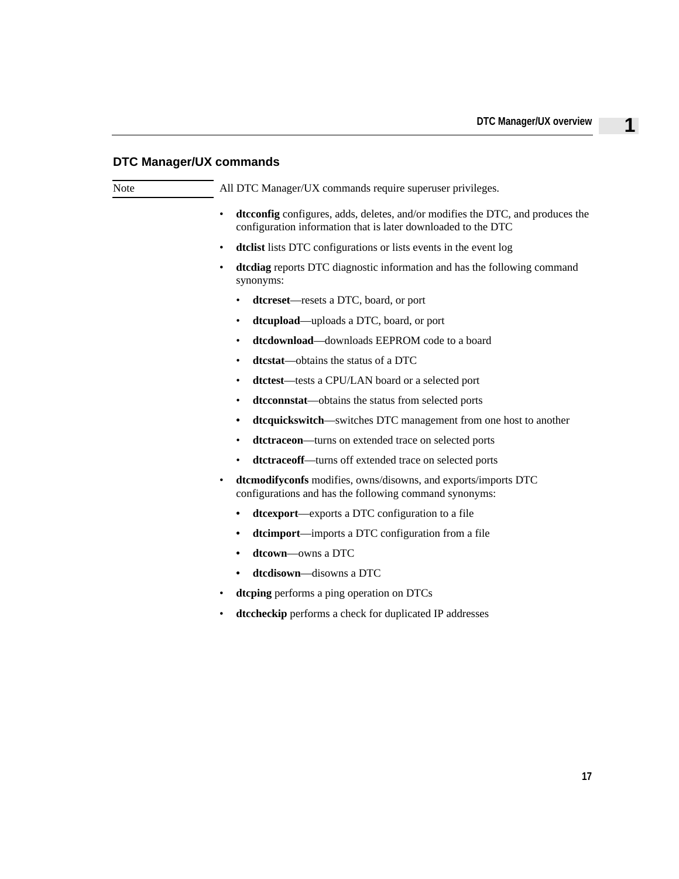## DTC Manager/UX commands

Note: All DTC Manager/UX commands require superuser privileges.

- **dtcconfig** configures, adds, deletes, and/or modifies the DTC, and produces the configuration information that is later downloaded to the DTC
- **dtclist** lists DTC configurations or lists events in the event log
- **dtcdiag** reports DTC diagnostic information and has the following command synonyms:
  - **dtcreset**—resets a DTC, board, or port
  - **dtcupload**—uploads a DTC, board, or port
  - **dtcdownload**—downloads EEPROM code to a board
  - **dtcstat**—obtains the status of a DTC
  - **dtctest**—tests a CPU/LAN board or a selected port
  - **dtcconnstat**—obtains the status from selected ports
  - **dtcquickswitch**—switches DTC management from one host to another
  - **dtctraceon**—turns on extended trace on selected ports
  - **dtctraceoff**—turns off extended trace on selected ports
- **dtcmodifyconfs** modifies, owns/disowns, and exports/imports DTC configurations and has the following command synonyms:
  - **dtcexport**—exports a DTC configuration to a file
  - **dtcimport**—imports a DTC configuration from a file
  - **dtcown**—owns a DTC
  - **dtcdisown**—disowns a DTC
- **dtcping** performs a ping operation on DTCs
- **dtccheckip** performs a check for duplicated IP addresses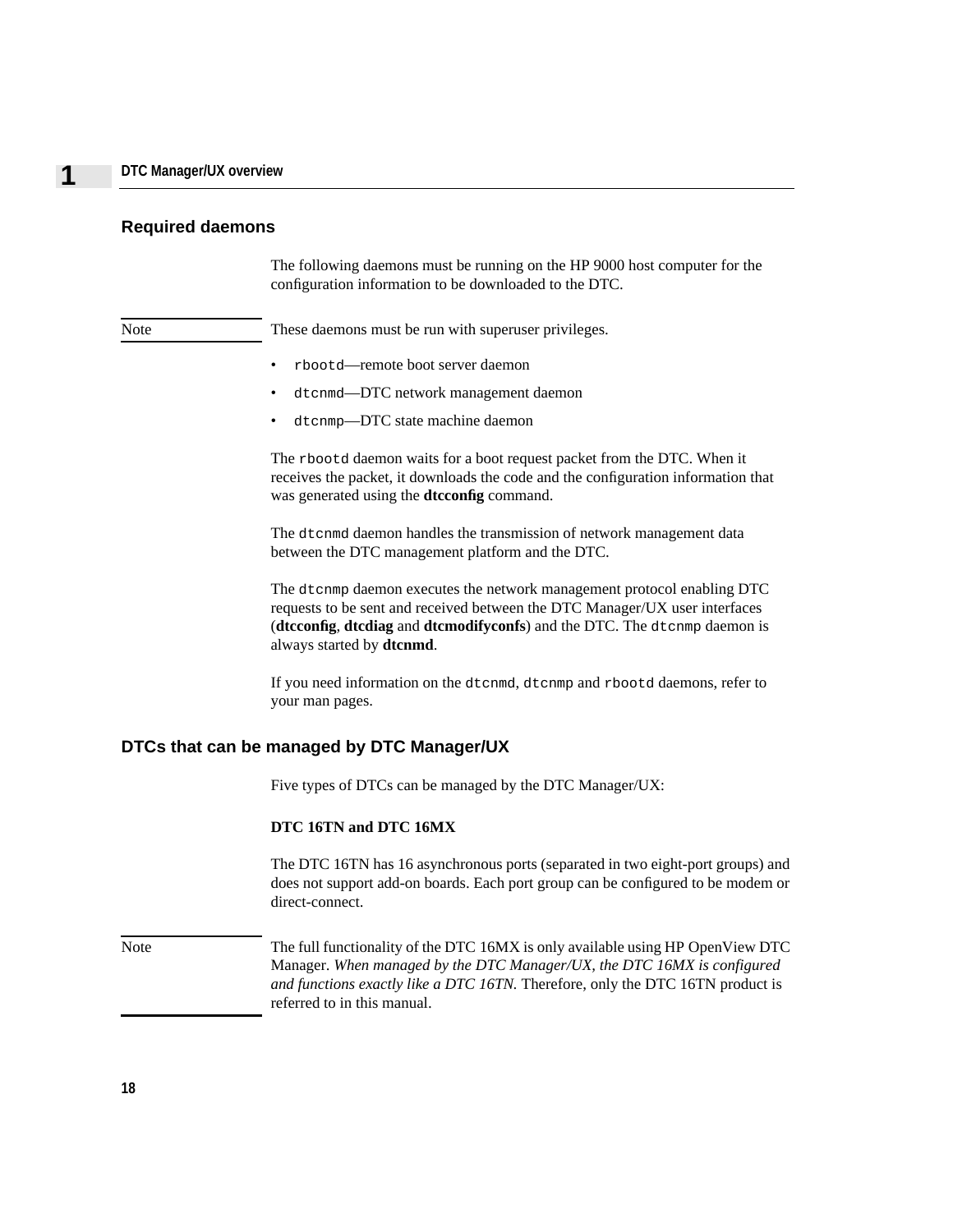## Required daemons

The following daemons must be running on the HP 9000 host computer for the configuration information to be downloaded to the DTC.

Note: These daemons must be run with superuser privileges.

- `rbootd`—remote boot server daemon
- `dtcnmd`—DTC network management daemon
- `dtcnmp`—DTC state machine daemon

The `rbootd` daemon waits for a boot request packet from the DTC. When it receives the packet, it downloads the code and the configuration information that was generated using the **dtcconfig** command.

The `dtcnmd` daemon handles the transmission of network management data between the DTC management platform and the DTC.

The `dtcnmp` daemon executes the network management protocol enabling DTC requests to be sent and received between the DTC Manager/UX user interfaces (**dtcconfig**, **dtcdiag** and **dtcmodifyconfs**) and the DTC. The `dtcnmp` daemon is always started by **dtcnmd**.

If you need information on the `dtcnmd`, `dtcnmp` and `rbootd` daemons, refer to your man pages.

## DTCs that can be managed by DTC Manager/UX

Five types of DTCs can be managed by the DTC Manager/UX:

**DTC 16TN and DTC 16MX**

The DTC 16TN has 16 asynchronous ports (separated in two eight-port groups) and does not support add-on boards. Each port group can be configured to be modem or direct-connect.

Note: The full functionality of the DTC 16MX is only available using HP OpenView DTC Manager. *When managed by the DTC Manager/UX, the DTC 16MX is configured and functions exactly like a DTC 16TN.* Therefore, only the DTC 16TN product is referred to in this manual.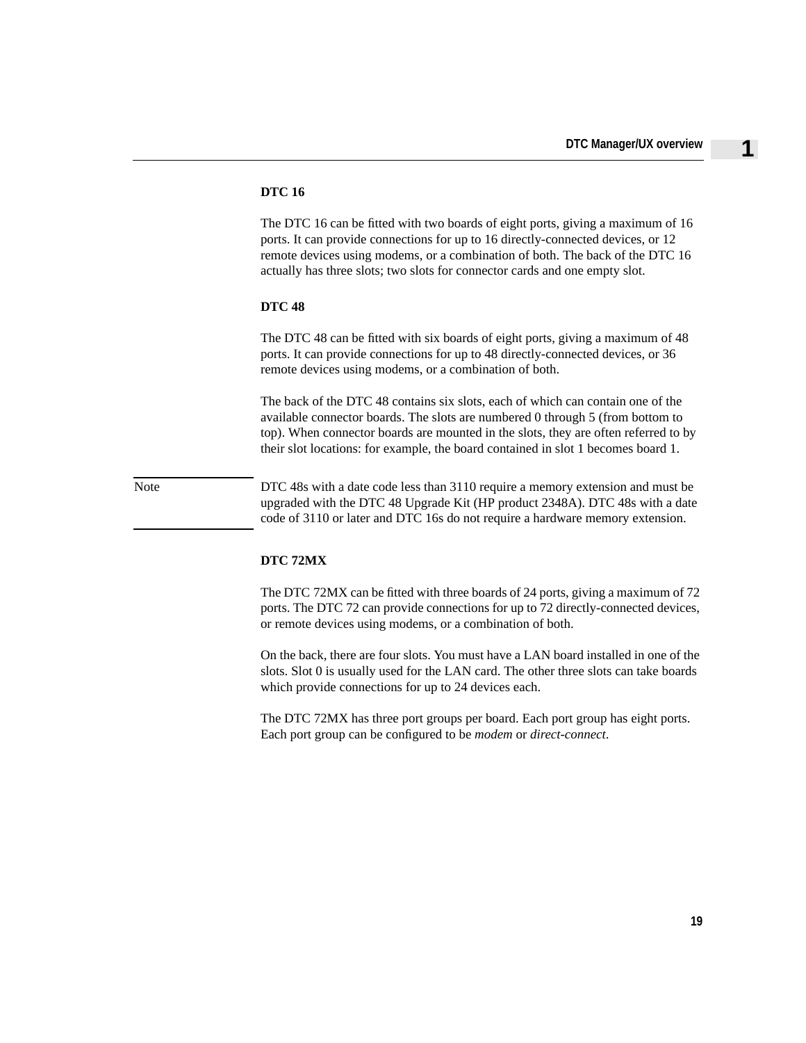### DTC 16

The DTC 16 can be fitted with two boards of eight ports, giving a maximum of 16 ports. It can provide connections for up to 16 directly-connected devices, or 12 remote devices using modems, or a combination of both. The back of the DTC 16 actually has three slots; two slots for connector cards and one empty slot.

### DTC 48

The DTC 48 can be fitted with six boards of eight ports, giving a maximum of 48 ports. It can provide connections for up to 48 directly-connected devices, or 36 remote devices using modems, or a combination of both.

The back of the DTC 48 contains six slots, each of which can contain one of the available connector boards. The slots are numbered 0 through 5 (from bottom to top). When connector boards are mounted in the slots, they are often referred to by their slot locations: for example, the board contained in slot 1 becomes board 1.

> **Note**
>
> DTC 48s with a date code less than 3110 require a memory extension and must be upgraded with the DTC 48 Upgrade Kit (HP product 2348A). DTC 48s with a date code of 3110 or later and DTC 16s do not require a hardware memory extension.

### DTC 72MX

The DTC 72MX can be fitted with three boards of 24 ports, giving a maximum of 72 ports. The DTC 72 can provide connections for up to 72 directly-connected devices, or remote devices using modems, or a combination of both.

On the back, there are four slots. You must have a LAN board installed in one of the slots. Slot 0 is usually used for the LAN card. The other three slots can take boards which provide connections for up to 24 devices each.

The DTC 72MX has three port groups per board. Each port group has eight ports. Each port group can be configured to be *modem* or *direct-connect*.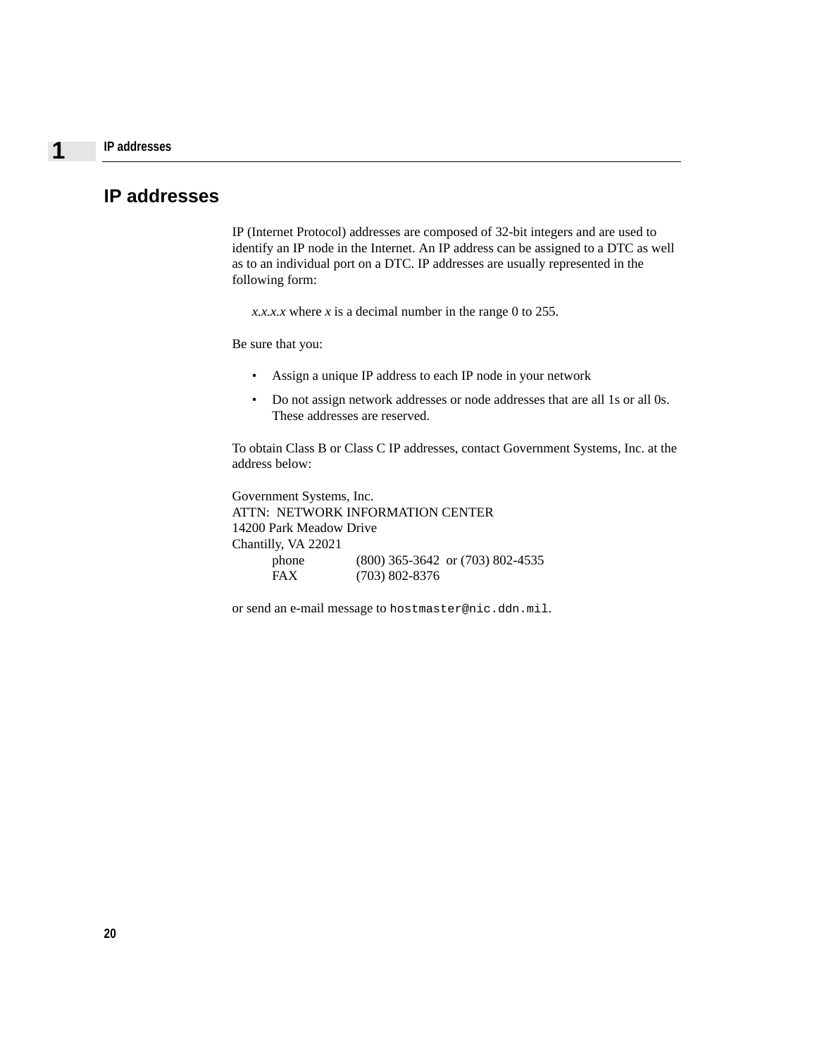## IP addresses

IP (Internet Protocol) addresses are composed of 32-bit integers and are used to identify an IP node in the Internet. An IP address can be assigned to a DTC as well as to an individual port on a DTC. IP addresses are usually represented in the following form:

*x.x.x.x* where *x* is a decimal number in the range 0 to 255.

Be sure that you:

- Assign a unique IP address to each IP node in your network
- Do not assign network addresses or node addresses that are all 1s or all 0s. These addresses are reserved.

To obtain Class B or Class C IP addresses, contact Government Systems, Inc. at the address below:

Government Systems, Inc.
ATTN:  NETWORK INFORMATION CENTER
14200 Park Meadow Drive
Chantilly, VA 22021

| | |
|---|---|
| phone | (800) 365-3642  or (703) 802-4535 |
| FAX | (703) 802-8376 |

or send an e-mail message to `hostmaster@nic.ddn.mil`.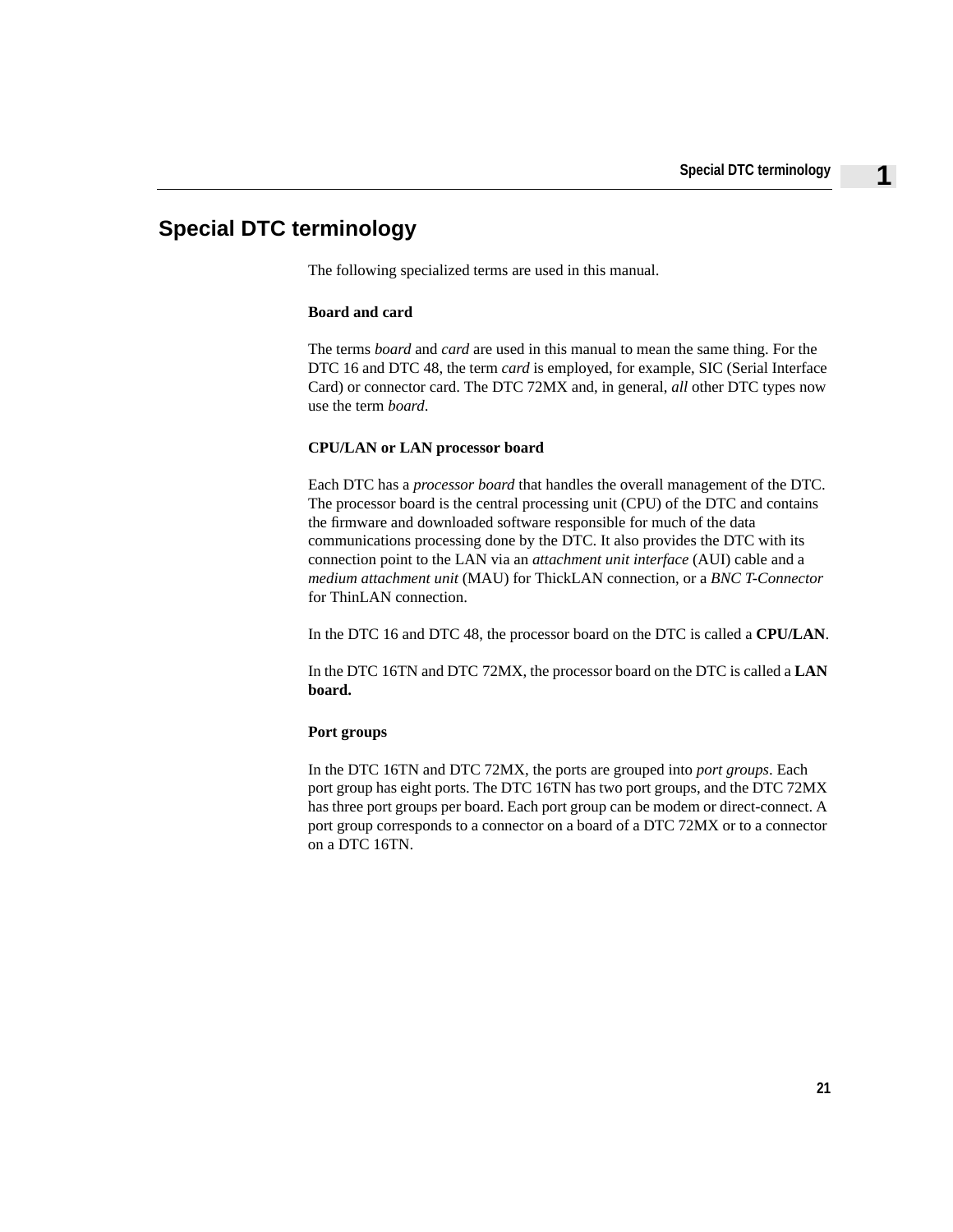## Special DTC terminology

The following specialized terms are used in this manual.

**Board and card**

The terms *board* and *card* are used in this manual to mean the same thing. For the DTC 16 and DTC 48, the term *card* is employed, for example, SIC (Serial Interface Card) or connector card. The DTC 72MX and, in general, *all* other DTC types now use the term *board*.

**CPU/LAN or LAN processor board**

Each DTC has a *processor board* that handles the overall management of the DTC. The processor board is the central processing unit (CPU) of the DTC and contains the firmware and downloaded software responsible for much of the data communications processing done by the DTC. It also provides the DTC with its connection point to the LAN via an *attachment unit interface* (AUI) cable and a *medium attachment unit* (MAU) for ThickLAN connection, or a *BNC T-Connector* for ThinLAN connection.

In the DTC 16 and DTC 48, the processor board on the DTC is called a **CPU/LAN**.

In the DTC 16TN and DTC 72MX, the processor board on the DTC is called a **LAN board.**

**Port groups**

In the DTC 16TN and DTC 72MX, the ports are grouped into *port groups*. Each port group has eight ports. The DTC 16TN has two port groups, and the DTC 72MX has three port groups per board. Each port group can be modem or direct-connect. A port group corresponds to a connector on a board of a DTC 72MX or to a connector on a DTC 16TN.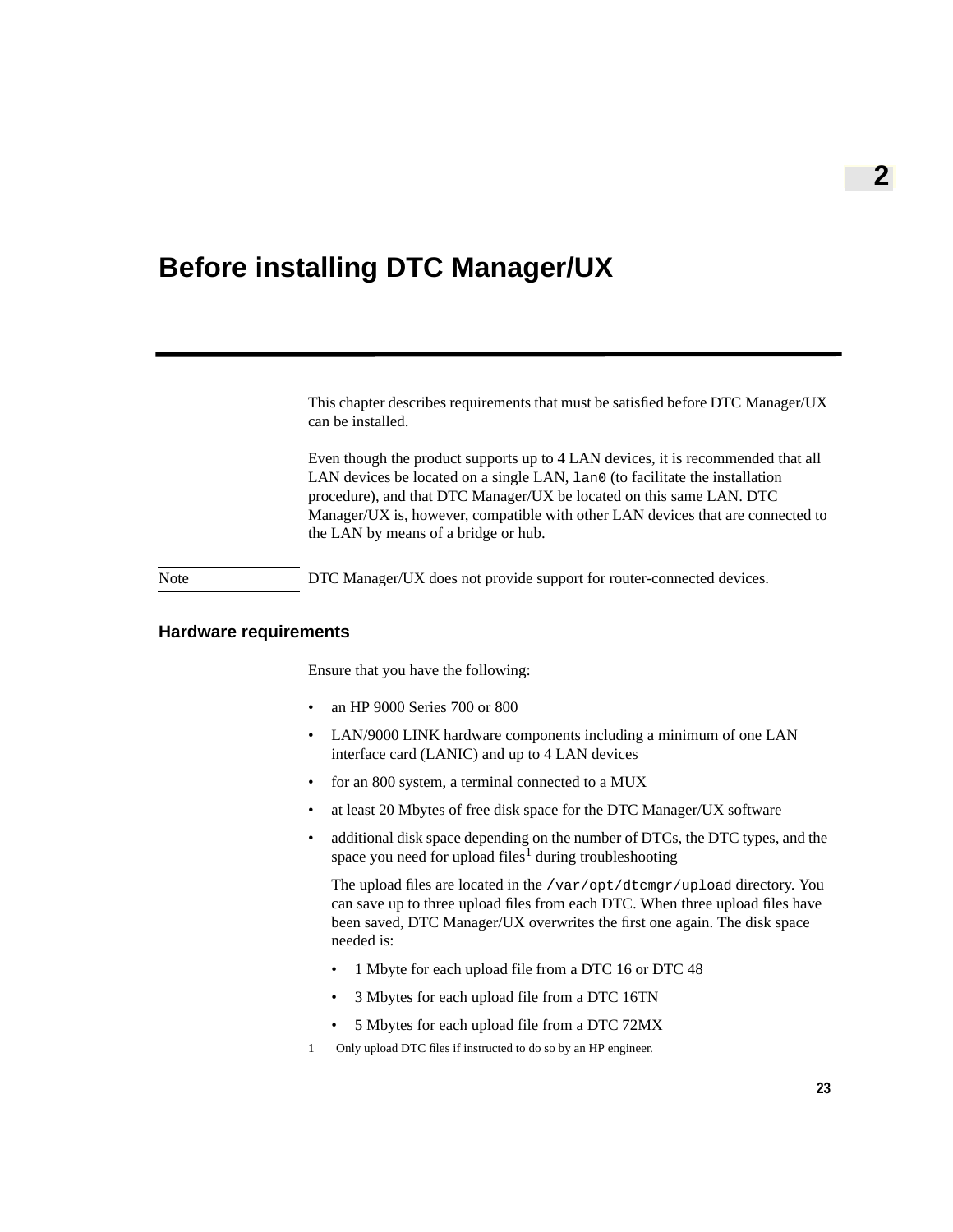# 2

# Before installing DTC Manager/UX

This chapter describes requirements that must be satisfied before DTC Manager/UX can be installed.

Even though the product supports up to 4 LAN devices, it is recommended that all LAN devices be located on a single LAN, `lan0` (to facilitate the installation procedure), and that DTC Manager/UX be located on this same LAN. DTC Manager/UX is, however, compatible with other LAN devices that are connected to the LAN by means of a bridge or hub.

**Note** DTC Manager/UX does not provide support for router-connected devices.

## Hardware requirements

Ensure that you have the following:

- an HP 9000 Series 700 or 800
- LAN/9000 LINK hardware components including a minimum of one LAN interface card (LANIC) and up to 4 LAN devices
- for an 800 system, a terminal connected to a MUX
- at least 20 Mbytes of free disk space for the DTC Manager/UX software
- additional disk space depending on the number of DTCs, the DTC types, and the space you need for upload files[1] during troubleshooting

  The upload files are located in the `/var/opt/dtcmgr/upload` directory. You can save up to three upload files from each DTC. When three upload files have been saved, DTC Manager/UX overwrites the first one again. The disk space needed is:

  - 1 Mbyte for each upload file from a DTC 16 or DTC 48
  - 3 Mbytes for each upload file from a DTC 16TN
  - 5 Mbytes for each upload file from a DTC 72MX

1 Only upload DTC files if instructed to do so by an HP engineer.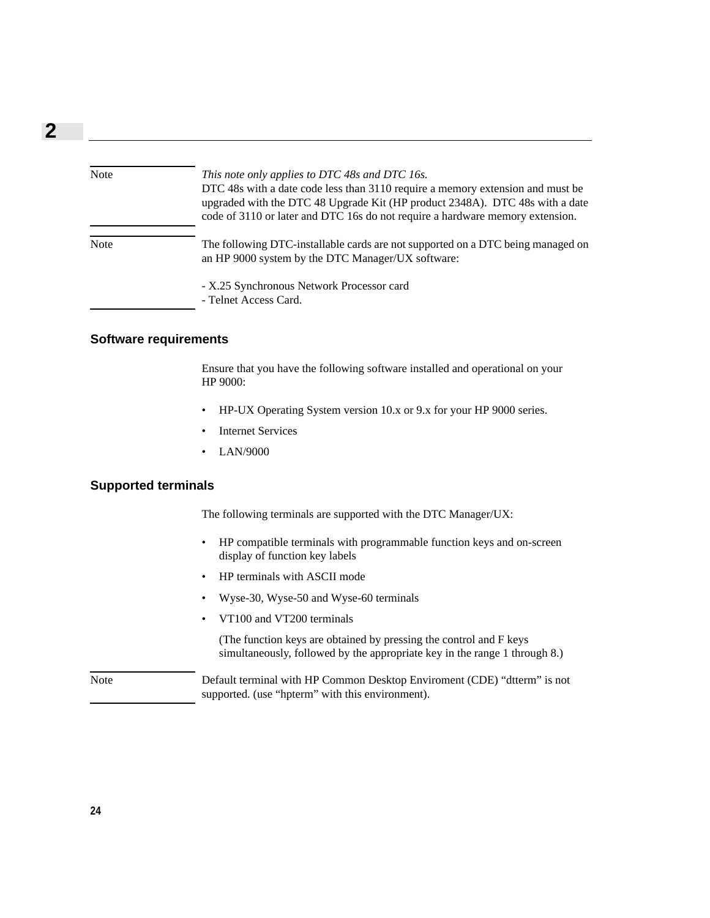Note

*This note only applies to DTC 48s and DTC 16s.*
DTC 48s with a date code less than 3110 require a memory extension and must be upgraded with the DTC 48 Upgrade Kit (HP product 2348A). DTC 48s with a date code of 3110 or later and DTC 16s do not require a hardware memory extension.

Note

The following DTC-installable cards are not supported on a DTC being managed on an HP 9000 system by the DTC Manager/UX software:

- X.25 Synchronous Network Processor card
- Telnet Access Card.

### Software requirements

Ensure that you have the following software installed and operational on your HP 9000:

- HP-UX Operating System version 10.x or 9.x for your HP 9000 series.
- Internet Services
- LAN/9000

### Supported terminals

The following terminals are supported with the DTC Manager/UX:

- HP compatible terminals with programmable function keys and on-screen display of function key labels
- HP terminals with ASCII mode
- Wyse-30, Wyse-50 and Wyse-60 terminals
- VT100 and VT200 terminals

  (The function keys are obtained by pressing the control and F keys simultaneously, followed by the appropriate key in the range 1 through 8.)

Note

Default terminal with HP Common Desktop Enviroment (CDE) “dtterm” is not supported. (use “hpterm” with this environment).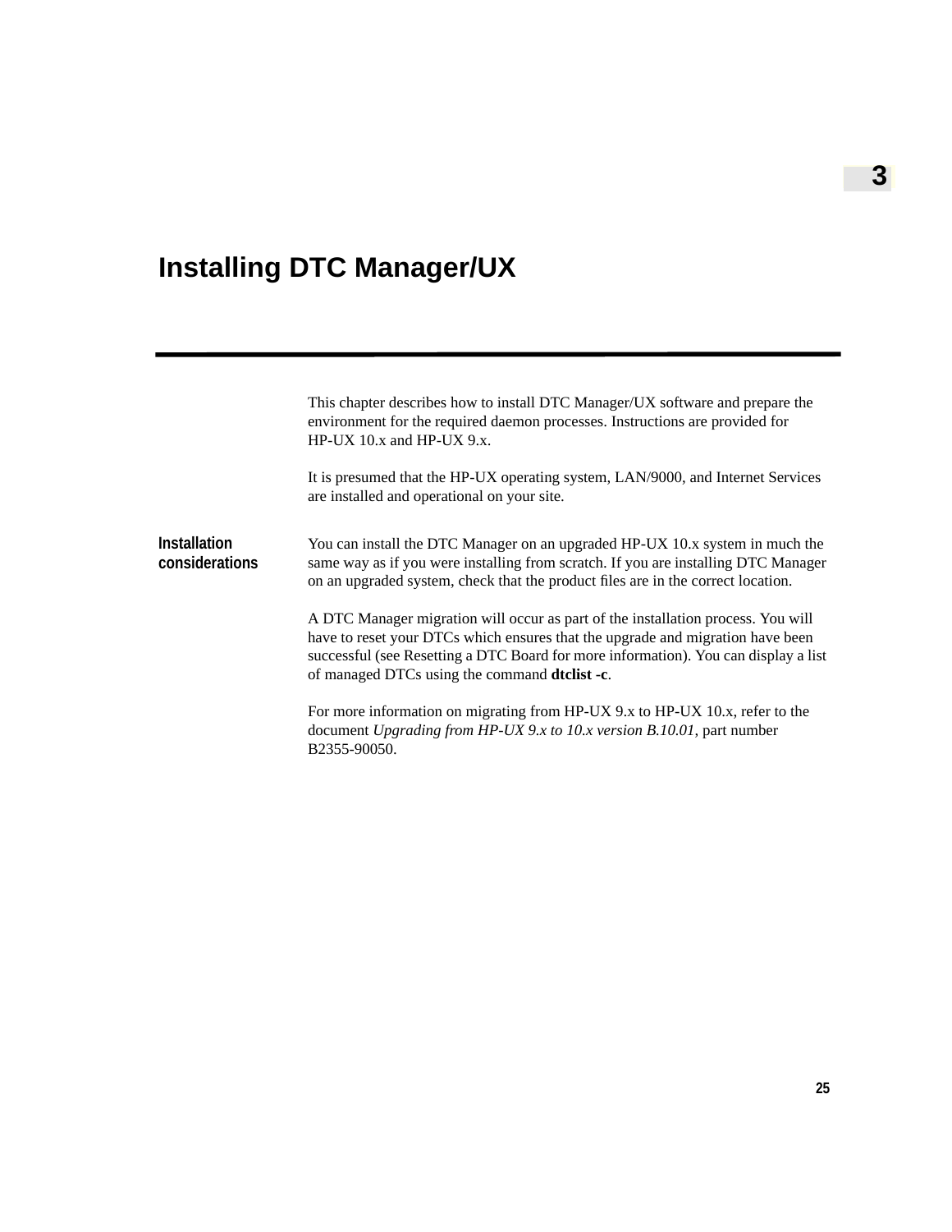# 3

# Installing DTC Manager/UX

This chapter describes how to install DTC Manager/UX software and prepare the environment for the required daemon processes. Instructions are provided for HP-UX 10.x and HP-UX 9.x.

It is presumed that the HP-UX operating system, LAN/9000, and Internet Services are installed and operational on your site.

## Installation considerations

You can install the DTC Manager on an upgraded HP-UX 10.x system in much the same way as if you were installing from scratch. If you are installing DTC Manager on an upgraded system, check that the product files are in the correct location.

A DTC Manager migration will occur as part of the installation process. You will have to reset your DTCs which ensures that the upgrade and migration have been successful (see Resetting a DTC Board for more information). You can display a list of managed DTCs using the command **dtclist -c**.

For more information on migrating from HP-UX 9.x to HP-UX 10.x, refer to the document *Upgrading from HP-UX 9.x to 10.x version B.10.01*, part number B2355-90050.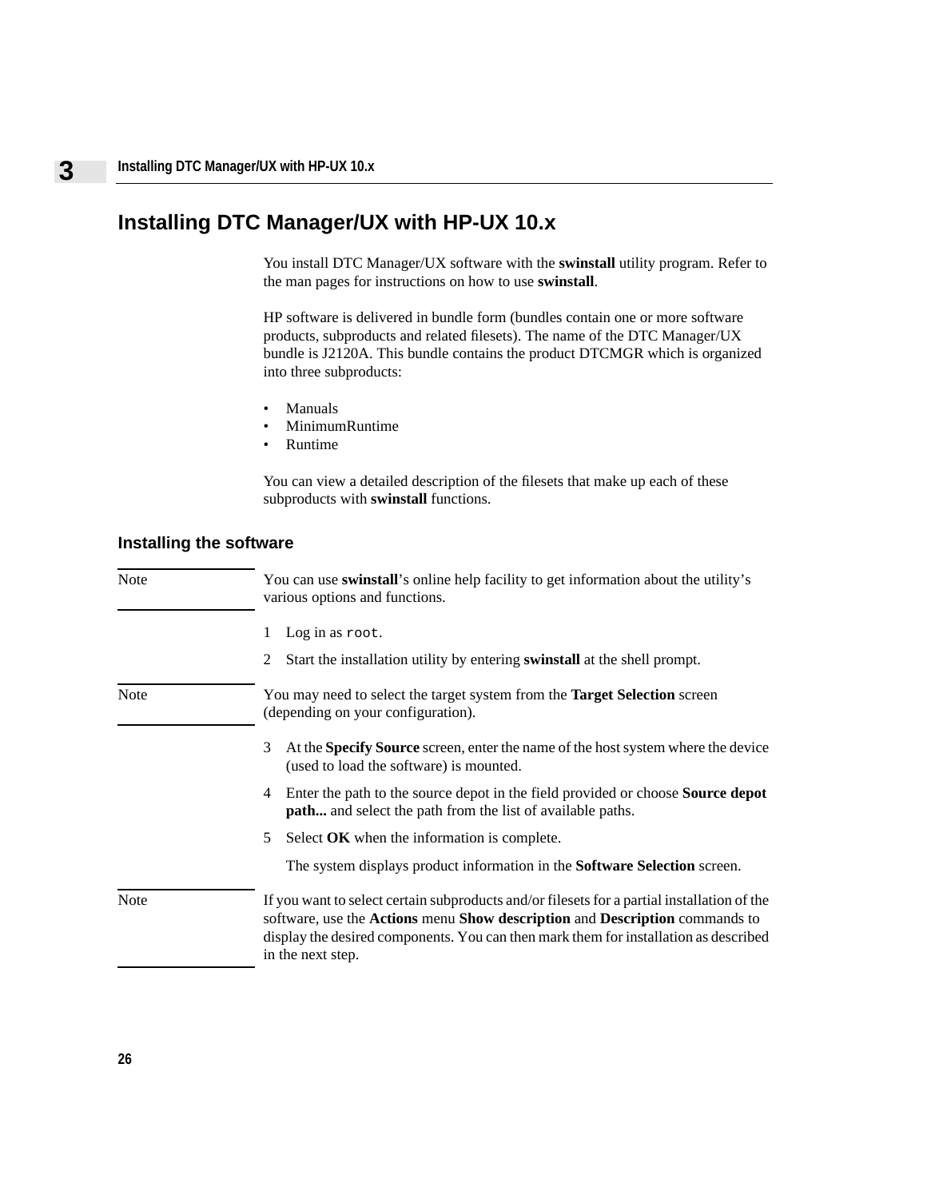# Installing DTC Manager/UX with HP-UX 10.x

You install DTC Manager/UX software with the **swinstall** utility program. Refer to the man pages for instructions on how to use **swinstall**.

HP software is delivered in bundle form (bundles contain one or more software products, subproducts and related filesets). The name of the DTC Manager/UX bundle is J2120A. This bundle contains the product DTCMGR which is organized into three subproducts:

- Manuals
- MinimumRuntime
- Runtime

You can view a detailed description of the filesets that make up each of these subproducts with **swinstall** functions.

## Installing the software

> **Note**
> You can use **swinstall**'s online help facility to get information about the utility's various options and functions.

1. Log in as `root`.
2. Start the installation utility by entering **swinstall** at the shell prompt.

> **Note**
> You may need to select the target system from the **Target Selection** screen (depending on your configuration).

3. At the **Specify Source** screen, enter the name of the host system where the device (used to load the software) is mounted.
4. Enter the path to the source depot in the field provided or choose **Source depot path...** and select the path from the list of available paths.
5. Select **OK** when the information is complete.

   The system displays product information in the **Software Selection** screen.

> **Note**
> If you want to select certain subproducts and/or filesets for a partial installation of the software, use the **Actions** menu **Show description** and **Description** commands to display the desired components. You can then mark them for installation as described in the next step.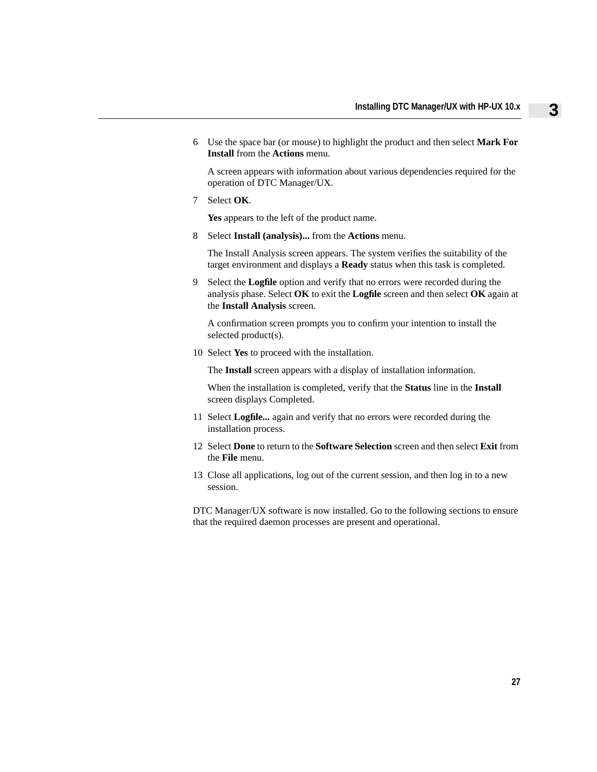6 Use the space bar (or mouse) to highlight the product and then select **Mark For Install** from the **Actions** menu.

   A screen appears with information about various dependencies required for the operation of DTC Manager/UX.

7 Select **OK**.

   **Yes** appears to the left of the product name.

8 Select **Install (analysis)...** from the **Actions** menu.

   The Install Analysis screen appears. The system verifies the suitability of the target environment and displays a **Ready** status when this task is completed.

9 Select the **Logfile** option and verify that no errors were recorded during the analysis phase. Select **OK** to exit the **Logfile** screen and then select **OK** again at the **Install Analysis** screen.

   A confirmation screen prompts you to confirm your intention to install the selected product(s).

10 Select **Yes** to proceed with the installation.

   The **Install** screen appears with a display of installation information.

   When the installation is completed, verify that the **Status** line in the **Install** screen displays Completed.

11 Select **Logfile...** again and verify that no errors were recorded during the installation process.

12 Select **Done** to return to the **Software Selection** screen and then select **Exit** from the **File** menu.

13 Close all applications, log out of the current session, and then log in to a new session.

DTC Manager/UX software is now installed. Go to the following sections to ensure that the required daemon processes are present and operational.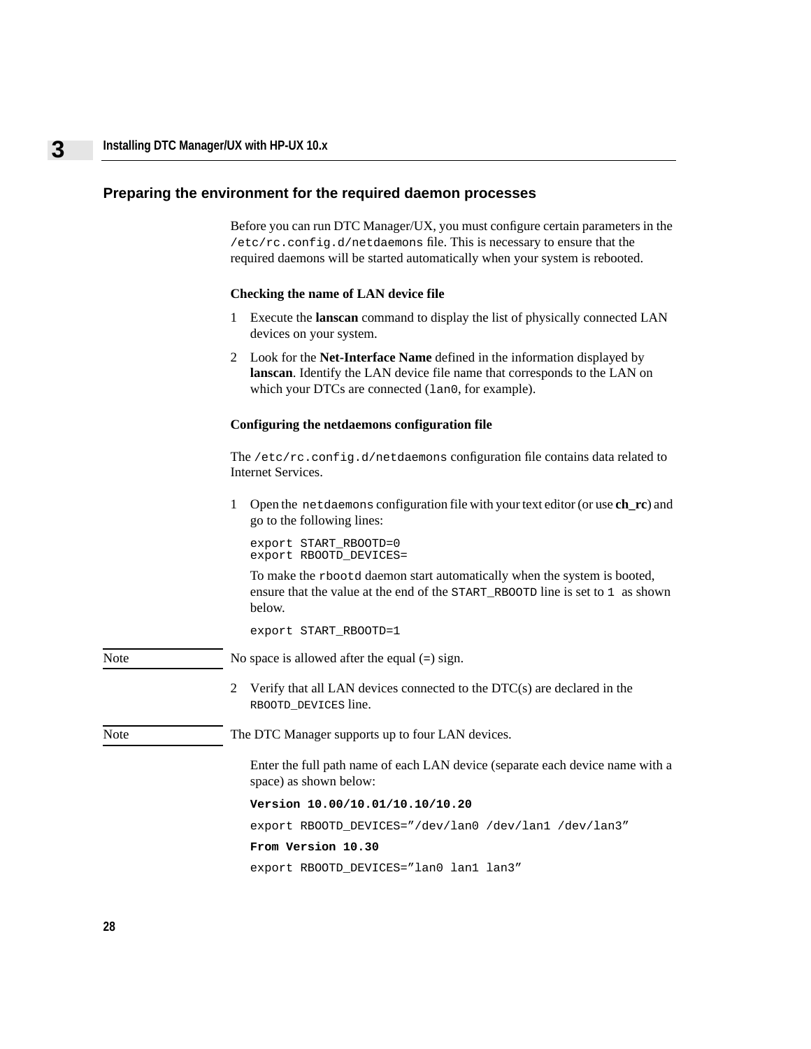## Preparing the environment for the required daemon processes

Before you can run DTC Manager/UX, you must configure certain parameters in the `/etc/rc.config.d/netdaemons` file. This is necessary to ensure that the required daemons will be started automatically when your system is rebooted.

### Checking the name of LAN device file

1. Execute the **lanscan** command to display the list of physically connected LAN devices on your system.
2. Look for the **Net-Interface Name** defined in the information displayed by **lanscan**. Identify the LAN device file name that corresponds to the LAN on which your DTCs are connected (`lan0`, for example).

### Configuring the netdaemons configuration file

The `/etc/rc.config.d/netdaemons` configuration file contains data related to Internet Services.

1. Open the `netdaemons` configuration file with your text editor (or use **ch_rc**) and go to the following lines:

   ```
   export START_RBOOTD=0
   export RBOOTD_DEVICES=
   ```

   To make the `rbootd` daemon start automatically when the system is booted, ensure that the value at the end of the `START_RBOOTD` line is set to `1` as shown below.

   ```
   export START_RBOOTD=1
   ```

Note: No space is allowed after the equal (=) sign.

2. Verify that all LAN devices connected to the DTC(s) are declared in the `RBOOTD_DEVICES` line.

Note: The DTC Manager supports up to four LAN devices.

   Enter the full path name of each LAN device (separate each device name with a space) as shown below:

   **Version 10.00/10.01/10.10/10.20**

   ```
   export RBOOTD_DEVICES=”/dev/lan0 /dev/lan1 /dev/lan3”
   ```

   **From Version 10.30**

   ```
   export RBOOTD_DEVICES=”lan0 lan1 lan3”
   ```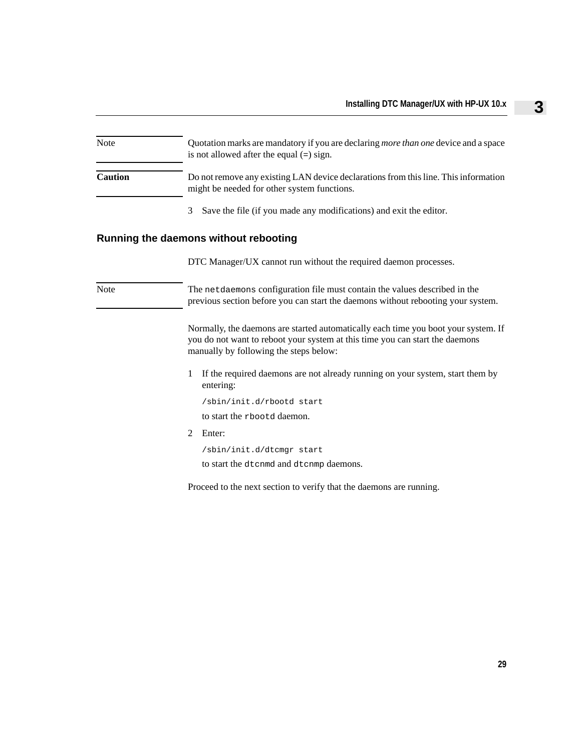**Note**

Quotation marks are mandatory if you are declaring *more than one* device and a space is not allowed after the equal (=) sign.

**Caution**

Do not remove any existing LAN device declarations from this line. This information might be needed for other system functions.

3 Save the file (if you made any modifications) and exit the editor.

## Running the daemons without rebooting

DTC Manager/UX cannot run without the required daemon processes.

**Note**

The `netdaemons` configuration file must contain the values described in the previous section before you can start the daemons without rebooting your system.

Normally, the daemons are started automatically each time you boot your system. If you do not want to reboot your system at this time you can start the daemons manually by following the steps below:

1. If the required daemons are not already running on your system, start them by entering:

   ```
   /sbin/init.d/rbootd start
   ```

   to start the `rbootd` daemon.

2. Enter:

   ```
   /sbin/init.d/dtcmgr start
   ```

   to start the `dtcnmd` and `dtcnmp` daemons.

Proceed to the next section to verify that the daemons are running.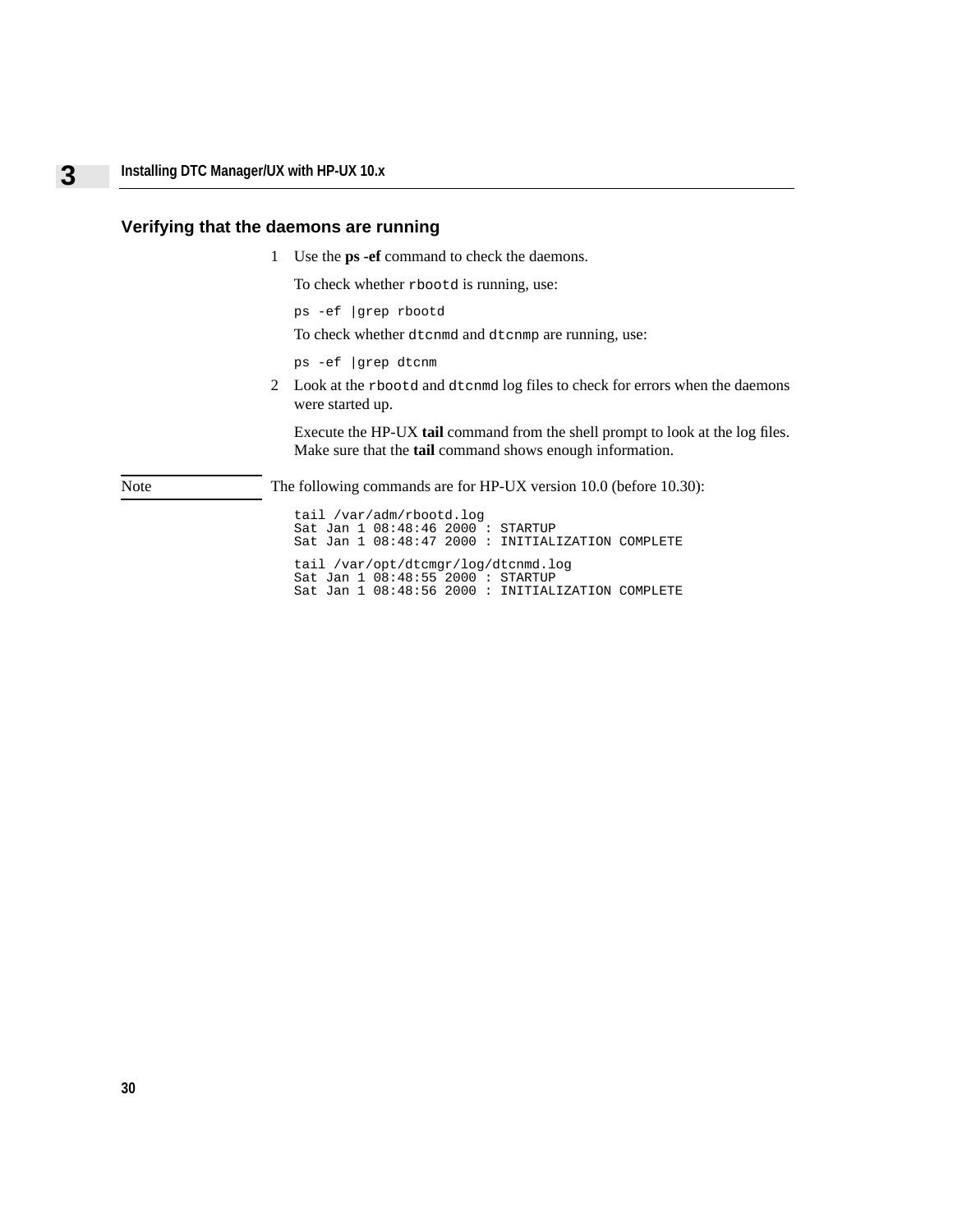## Verifying that the daemons are running

1. Use the **ps -ef** command to check the daemons.

   To check whether `rbootd` is running, use:

   ```
   ps -ef |grep rbootd
   ```

   To check whether `dtcnmd` and `dtcnmp` are running, use:

   ```
   ps -ef |grep dtcnm
   ```

2. Look at the `rbootd` and `dtcnmd` log files to check for errors when the daemons were started up.

   Execute the HP-UX **tail** command from the shell prompt to look at the log files. Make sure that the **tail** command shows enough information.

**Note**

The following commands are for HP-UX version 10.0 (before 10.30):

```
tail /var/adm/rbootd.log
Sat Jan 1 08:48:46 2000 : STARTUP
Sat Jan 1 08:48:47 2000 : INITIALIZATION COMPLETE
```

```
tail /var/opt/dtcmgr/log/dtcnmd.log
Sat Jan 1 08:48:55 2000 : STARTUP
Sat Jan 1 08:48:56 2000 : INITIALIZATION COMPLETE
```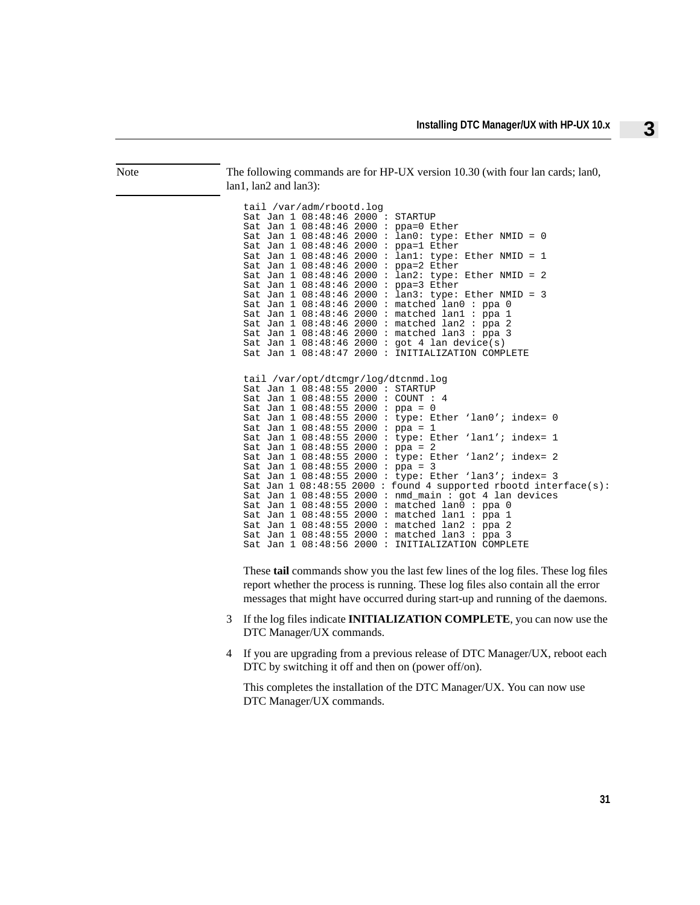Note

The following commands are for HP-UX version 10.30 (with four lan cards; lan0, lan1, lan2 and lan3):

```
tail /var/adm/rbootd.log
Sat Jan 1 08:48:46 2000 : STARTUP
Sat Jan 1 08:48:46 2000 : ppa=0 Ether
Sat Jan 1 08:48:46 2000 : lan0: type: Ether NMID = 0
Sat Jan 1 08:48:46 2000 : ppa=1 Ether
Sat Jan 1 08:48:46 2000 : lan1: type: Ether NMID = 1
Sat Jan 1 08:48:46 2000 : ppa=2 Ether
Sat Jan 1 08:48:46 2000 : lan2: type: Ether NMID = 2
Sat Jan 1 08:48:46 2000 : ppa=3 Ether
Sat Jan 1 08:48:46 2000 : lan3: type: Ether NMID = 3
Sat Jan 1 08:48:46 2000 : matched lan0 : ppa 0
Sat Jan 1 08:48:46 2000 : matched lan1 : ppa 1
Sat Jan 1 08:48:46 2000 : matched lan2 : ppa 2
Sat Jan 1 08:48:46 2000 : matched lan3 : ppa 3
Sat Jan 1 08:48:46 2000 : got 4 lan device(s)
Sat Jan 1 08:48:47 2000 : INITIALIZATION COMPLETE
```

```
tail /var/opt/dtcmgr/log/dtcnmd.log
Sat Jan 1 08:48:55 2000 : STARTUP
Sat Jan 1 08:48:55 2000 : COUNT : 4
Sat Jan 1 08:48:55 2000 : ppa = 0
Sat Jan 1 08:48:55 2000 : type: Ether 'lan0'; index= 0
Sat Jan 1 08:48:55 2000 : ppa = 1
Sat Jan 1 08:48:55 2000 : type: Ether 'lan1'; index= 1
Sat Jan 1 08:48:55 2000 : ppa = 2
Sat Jan 1 08:48:55 2000 : type: Ether 'lan2'; index= 2
Sat Jan 1 08:48:55 2000 : ppa = 3
Sat Jan 1 08:48:55 2000 : type: Ether 'lan3'; index= 3
Sat Jan 1 08:48:55 2000 : found 4 supported rbootd interface(s):
Sat Jan 1 08:48:55 2000 : nmd_main : got 4 lan devices
Sat Jan 1 08:48:55 2000 : matched lan0 : ppa 0
Sat Jan 1 08:48:55 2000 : matched lan1 : ppa 1
Sat Jan 1 08:48:55 2000 : matched lan2 : ppa 2
Sat Jan 1 08:48:55 2000 : matched lan3 : ppa 3
Sat Jan 1 08:48:56 2000 : INITIALIZATION COMPLETE
```

These **tail** commands show you the last few lines of the log files. These log files report whether the process is running. These log files also contain all the error messages that might have occurred during start-up and running of the daemons.

3. If the log files indicate **INITIALIZATION COMPLETE**, you can now use the DTC Manager/UX commands.

4. If you are upgrading from a previous release of DTC Manager/UX, reboot each DTC by switching it off and then on (power off/on).

   This completes the installation of the DTC Manager/UX. You can now use DTC Manager/UX commands.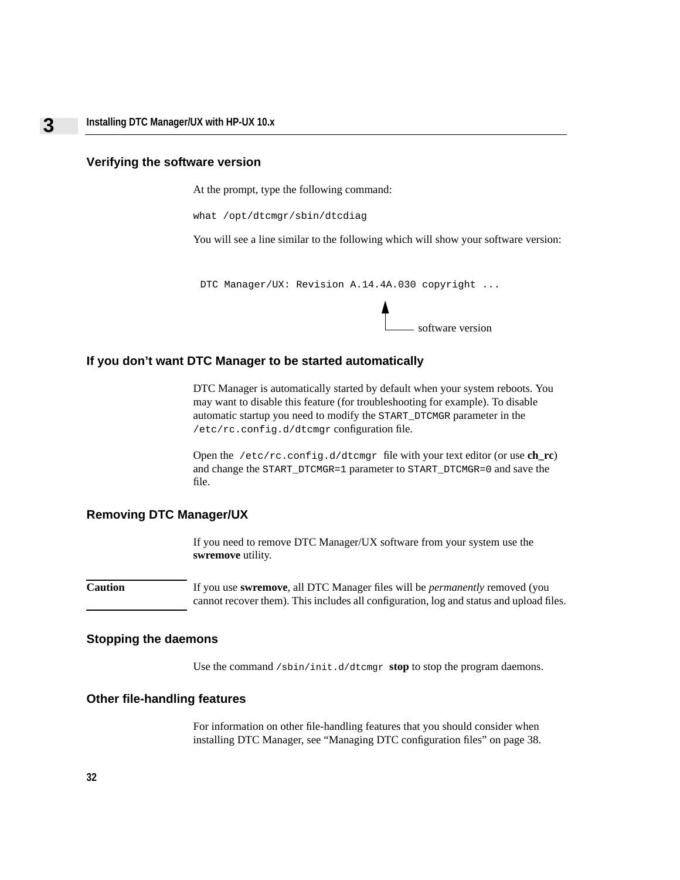## Verifying the software version

At the prompt, type the following command:

```
what /opt/dtcmgr/sbin/dtcdiag
```

You will see a line similar to the following which will show your software version:

```
DTC Manager/UX: Revision A.14.4A.030 copyright ...
```

software version

## If you don’t want DTC Manager to be started automatically

DTC Manager is automatically started by default when your system reboots. You may want to disable this feature (for troubleshooting for example). To disable automatic startup you need to modify the `START_DTCMGR` parameter in the `/etc/rc.config.d/dtcmgr` configuration file.

Open the `/etc/rc.config.d/dtcmgr` file with your text editor (or use **ch_rc**) and change the `START_DTCMGR=1` parameter to `START_DTCMGR=0` and save the file.

## Removing DTC Manager/UX

If you need to remove DTC Manager/UX software from your system use the **swremove** utility.

**Caution** If you use **swremove**, all DTC Manager files will be *permanently* removed (you cannot recover them). This includes all configuration, log and status and upload files.

## Stopping the daemons

Use the command `/sbin/init.d/dtcmgr` **stop** to stop the program daemons.

## Other file-handling features

For information on other file-handling features that you should consider when installing DTC Manager, see “Managing DTC configuration files” on page 38.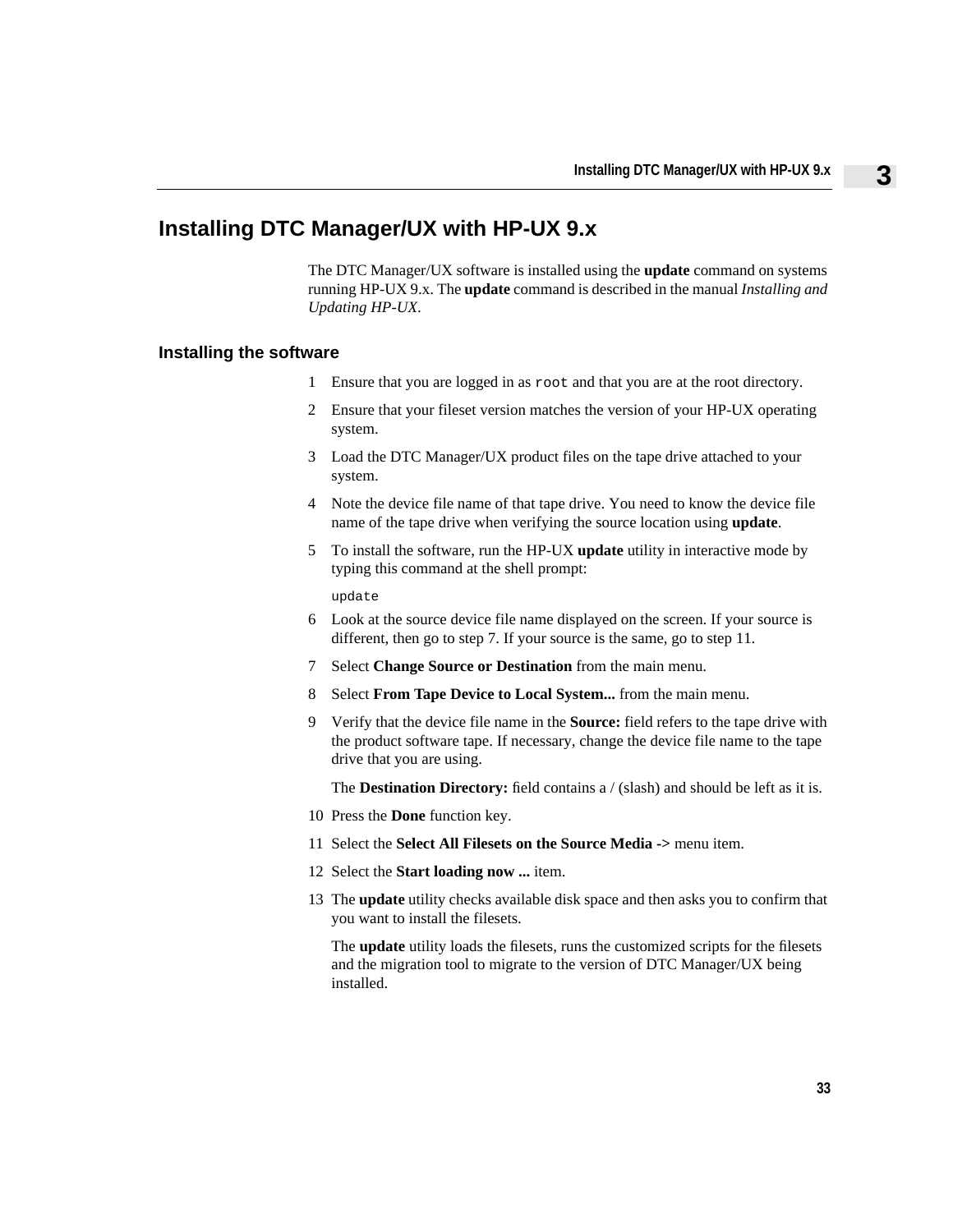# Installing DTC Manager/UX with HP-UX 9.x

The DTC Manager/UX software is installed using the **update** command on systems running HP-UX 9.x. The **update** command is described in the manual *Installing and Updating HP-UX*.

## Installing the software

1. Ensure that you are logged in as `root` and that you are at the root directory.
2. Ensure that your fileset version matches the version of your HP-UX operating system.
3. Load the DTC Manager/UX product files on the tape drive attached to your system.
4. Note the device file name of that tape drive. You need to know the device file name of the tape drive when verifying the source location using **update**.
5. To install the software, run the HP-UX **update** utility in interactive mode by typing this command at the shell prompt:

   ```
   update
   ```

6. Look at the source device file name displayed on the screen. If your source is different, then go to step 7. If your source is the same, go to step 11.
7. Select **Change Source or Destination** from the main menu.
8. Select **From Tape Device to Local System...** from the main menu.
9. Verify that the device file name in the **Source:** field refers to the tape drive with the product software tape. If necessary, change the device file name to the tape drive that you are using.

   The **Destination Directory:** field contains a / (slash) and should be left as it is.

10. Press the **Done** function key.
11. Select the **Select All Filesets on the Source Media ->** menu item.
12. Select the **Start loading now ...** item.
13. The **update** utility checks available disk space and then asks you to confirm that you want to install the filesets.

    The **update** utility loads the filesets, runs the customized scripts for the filesets and the migration tool to migrate to the version of DTC Manager/UX being installed.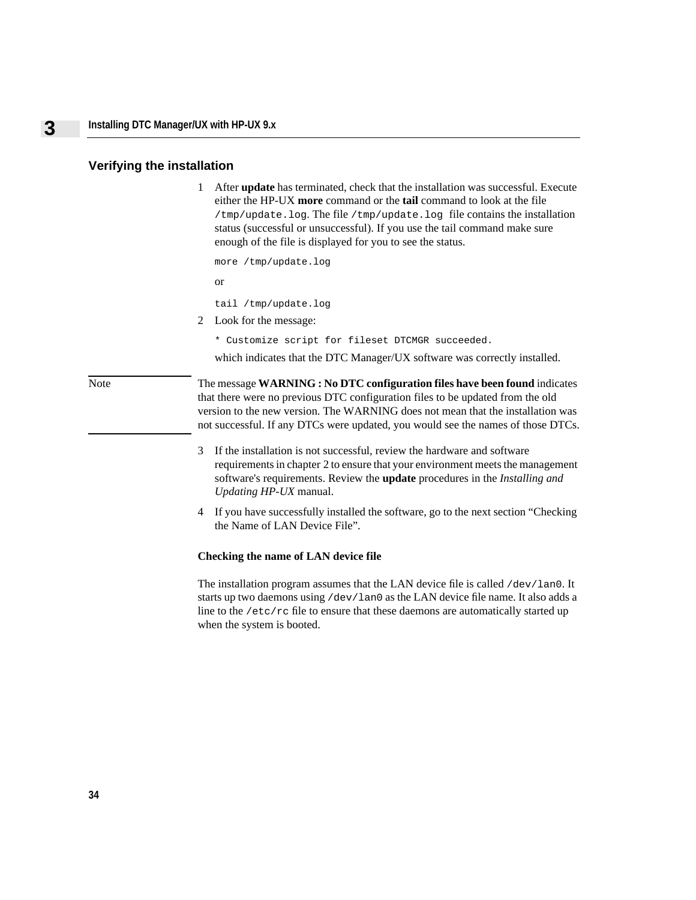## Verifying the installation

1. After **update** has terminated, check that the installation was successful. Execute either the HP-UX **more** command or the **tail** command to look at the file `/tmp/update.log`. The file `/tmp/update.log` file contains the installation status (successful or unsuccessful). If you use the tail command make sure enough of the file is displayed for you to see the status.

   ```
   more /tmp/update.log
   ```

   or

   ```
   tail /tmp/update.log
   ```

2. Look for the message:

   ```
   * Customize script for fileset DTCMGR succeeded.
   ```

   which indicates that the DTC Manager/UX software was correctly installed.

> Note
>
> The message **WARNING : No DTC configuration files have been found** indicates that there were no previous DTC configuration files to be updated from the old version to the new version. The WARNING does not mean that the installation was not successful. If any DTCs were updated, you would see the names of those DTCs.

3. If the installation is not successful, review the hardware and software requirements in chapter 2 to ensure that your environment meets the management software's requirements. Review the **update** procedures in the *Installing and Updating HP-UX* manual.

4. If you have successfully installed the software, go to the next section “Checking the Name of LAN Device File”.

### Checking the name of LAN device file

The installation program assumes that the LAN device file is called `/dev/lan0`. It starts up two daemons using `/dev/lan0` as the LAN device file name. It also adds a line to the `/etc/rc` file to ensure that these daemons are automatically started up when the system is booted.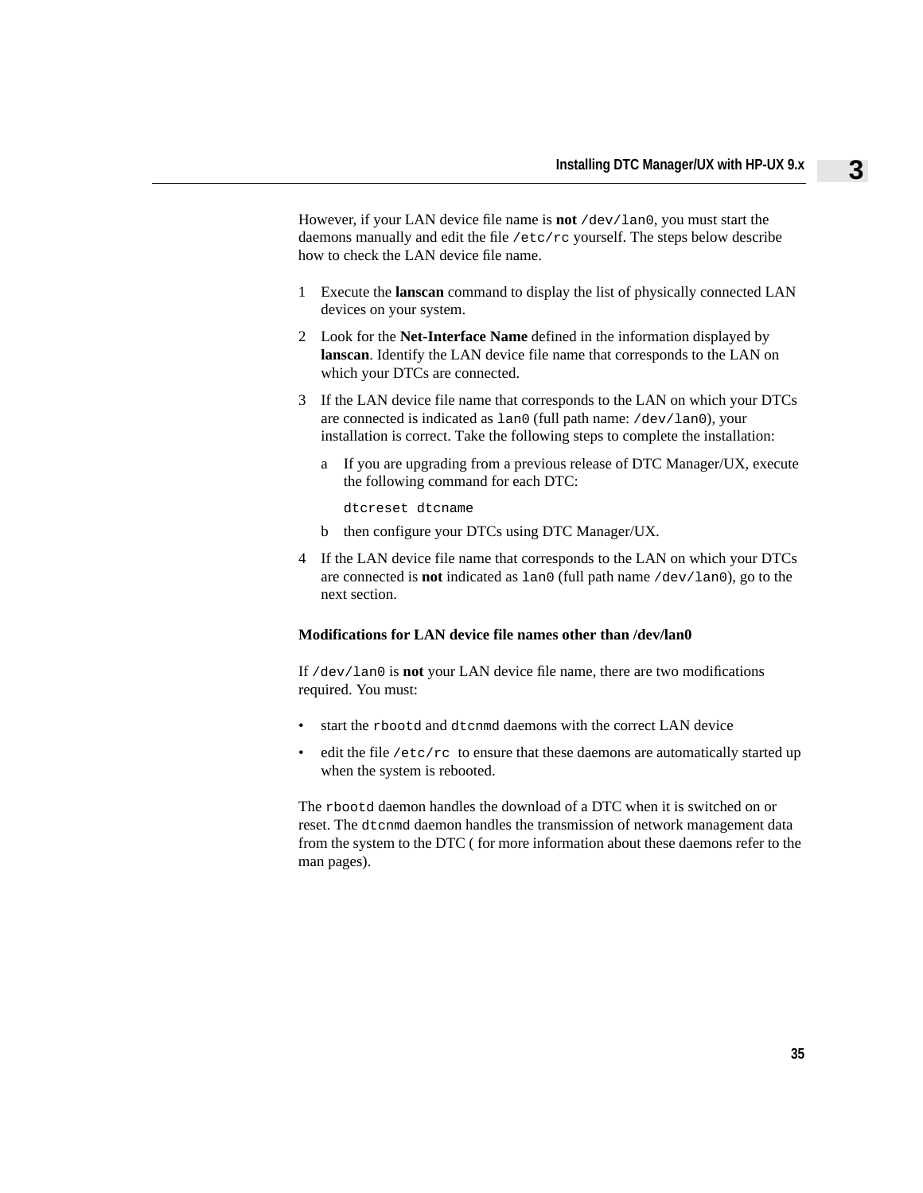However, if your LAN device file name is **not** `/dev/lan0`, you must start the daemons manually and edit the file `/etc/rc` yourself. The steps below describe how to check the LAN device file name.

1. Execute the **lanscan** command to display the list of physically connected LAN devices on your system.
2. Look for the **Net-Interface Name** defined in the information displayed by **lanscan**. Identify the LAN device file name that corresponds to the LAN on which your DTCs are connected.
3. If the LAN device file name that corresponds to the LAN on which your DTCs are connected is indicated as `lan0` (full path name: `/dev/lan0`), your installation is correct. Take the following steps to complete the installation:
   a. If you are upgrading from a previous release of DTC Manager/UX, execute the following command for each DTC:

      ```
      dtcreset dtcname
      ```

   b. then configure your DTCs using DTC Manager/UX.
4. If the LAN device file name that corresponds to the LAN on which your DTCs are connected is **not** indicated as `lan0` (full path name `/dev/lan0`), go to the next section.

### Modifications for LAN device file names other than /dev/lan0

If `/dev/lan0` is **not** your LAN device file name, there are two modifications required. You must:

- start the `rbootd` and `dtcnmd` daemons with the correct LAN device
- edit the file `/etc/rc` to ensure that these daemons are automatically started up when the system is rebooted.

The `rbootd` daemon handles the download of a DTC when it is switched on or reset. The `dtcnmd` daemon handles the transmission of network management data from the system to the DTC ( for more information about these daemons refer to the man pages).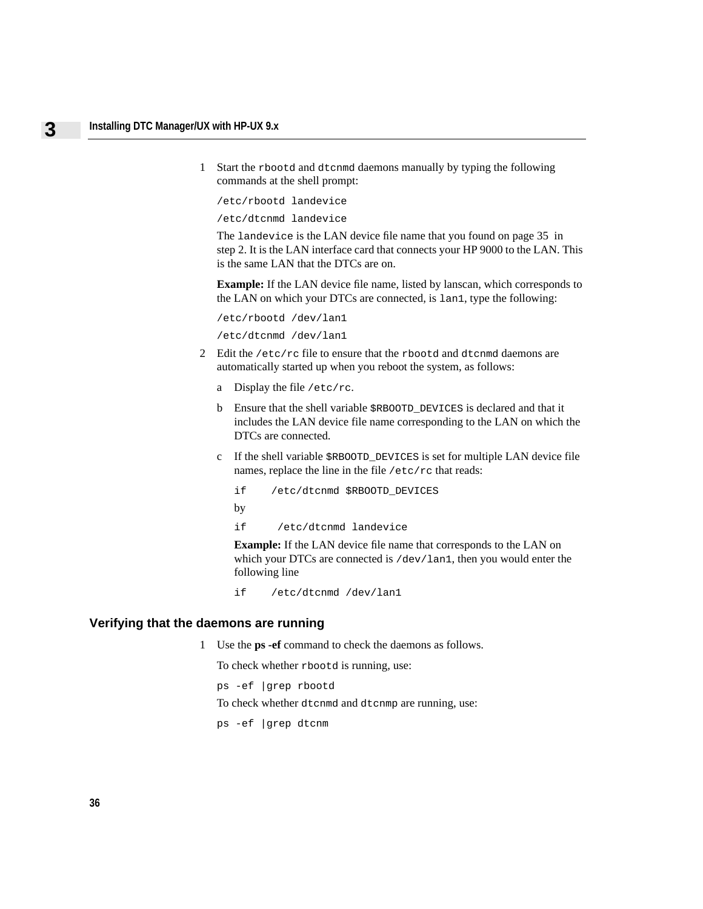1. Start the rbootd and dtcnmd daemons manually by typing the following commands at the shell prompt:

   ```
   /etc/rbootd landevice
   /etc/dtcnmd landevice
   ```

   The landevice is the LAN device file name that you found on page 35 in step 2. It is the LAN interface card that connects your HP 9000 to the LAN. This is the same LAN that the DTCs are on.

   **Example:** If the LAN device file name, listed by lanscan, which corresponds to the LAN on which your DTCs are connected, is lan1, type the following:

   ```
   /etc/rbootd /dev/lan1
   /etc/dtcnmd /dev/lan1
   ```

2. Edit the /etc/rc file to ensure that the rbootd and dtcnmd daemons are automatically started up when you reboot the system, as follows:

   a. Display the file /etc/rc.

   b. Ensure that the shell variable $RBOOTD_DEVICES is declared and that it includes the LAN device file name corresponding to the LAN on which the DTCs are connected.

   c. If the shell variable $RBOOTD_DEVICES is set for multiple LAN device file names, replace the line in the file /etc/rc that reads:

      ```
      if    /etc/dtcnmd $RBOOTD_DEVICES
      ```

      by

      ```
      if     /etc/dtcnmd landevice
      ```

      **Example:** If the LAN device file name that corresponds to the LAN on which your DTCs are connected is /dev/lan1, then you would enter the following line

      ```
      if    /etc/dtcnmd /dev/lan1
      ```

### Verifying that the daemons are running

1. Use the **ps -ef** command to check the daemons as follows.

   To check whether rbootd is running, use:

   ```
   ps -ef |grep rbootd
   ```

   To check whether dtcnmd and dtcnmp are running, use:

   ```
   ps -ef |grep dtcnm
   ```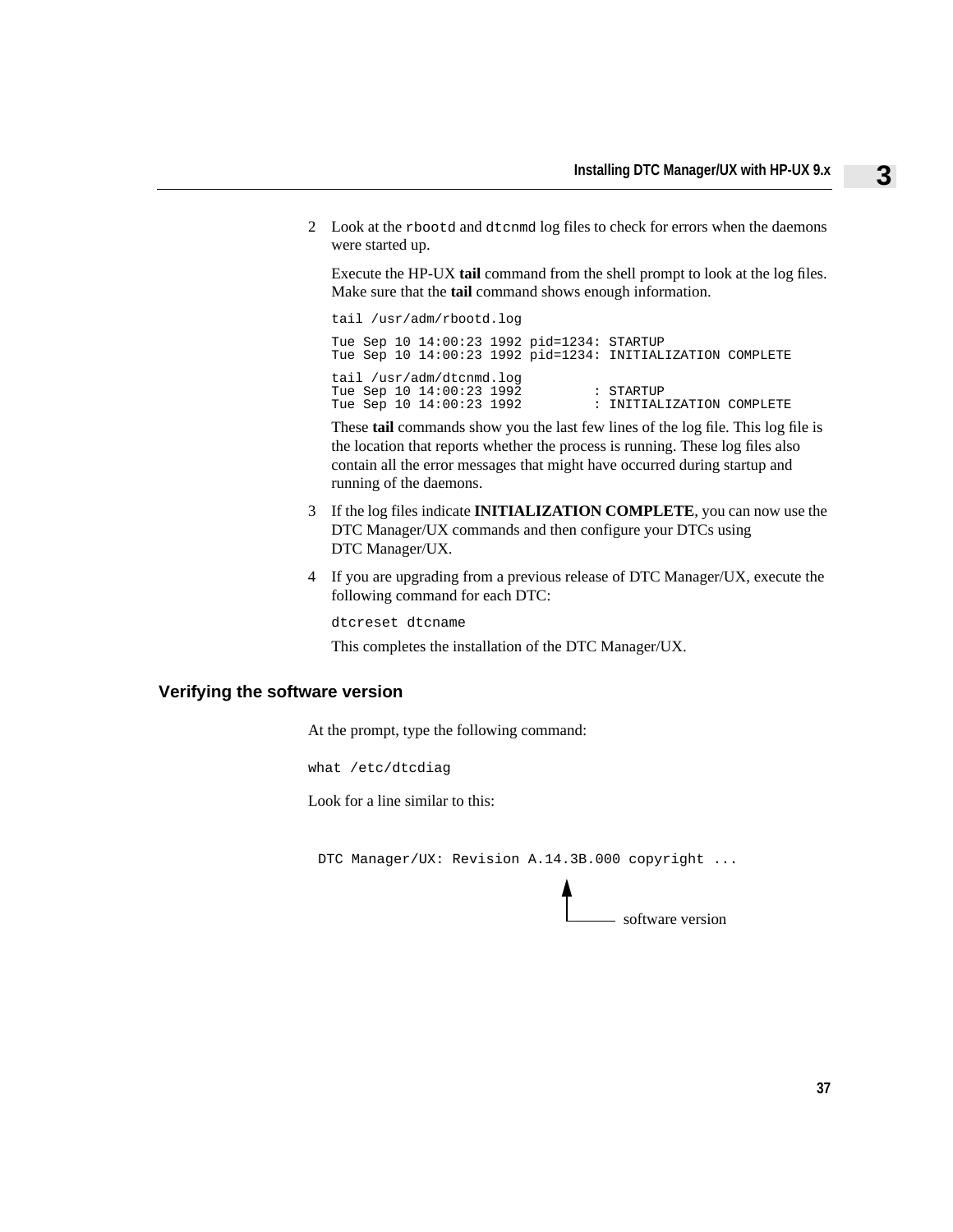2 Look at the `rbootd` and `dtcnmd` log files to check for errors when the daemons were started up.

   Execute the HP-UX **tail** command from the shell prompt to look at the log files. Make sure that the **tail** command shows enough information.

```
tail /usr/adm/rbootd.log

Tue Sep 10 14:00:23 1992 pid=1234: STARTUP
Tue Sep 10 14:00:23 1992 pid=1234: INITIALIZATION COMPLETE

tail /usr/adm/dtcnmd.log
Tue Sep 10 14:00:23 1992         : STARTUP
Tue Sep 10 14:00:23 1992         : INITIALIZATION COMPLETE
```

   These **tail** commands show you the last few lines of the log file. This log file is the location that reports whether the process is running. These log files also contain all the error messages that might have occurred during startup and running of the daemons.

3 If the log files indicate **INITIALIZATION COMPLETE**, you can now use the DTC Manager/UX commands and then configure your DTCs using DTC Manager/UX.

4 If you are upgrading from a previous release of DTC Manager/UX, execute the following command for each DTC:

```
dtcreset dtcname
```

   This completes the installation of the DTC Manager/UX.

## Verifying the software version

At the prompt, type the following command:

```
what /etc/dtcdiag
```

Look for a line similar to this:

```
DTC Manager/UX: Revision A.14.3B.000 copyright ...
```

(A.14.3B.000 — software version)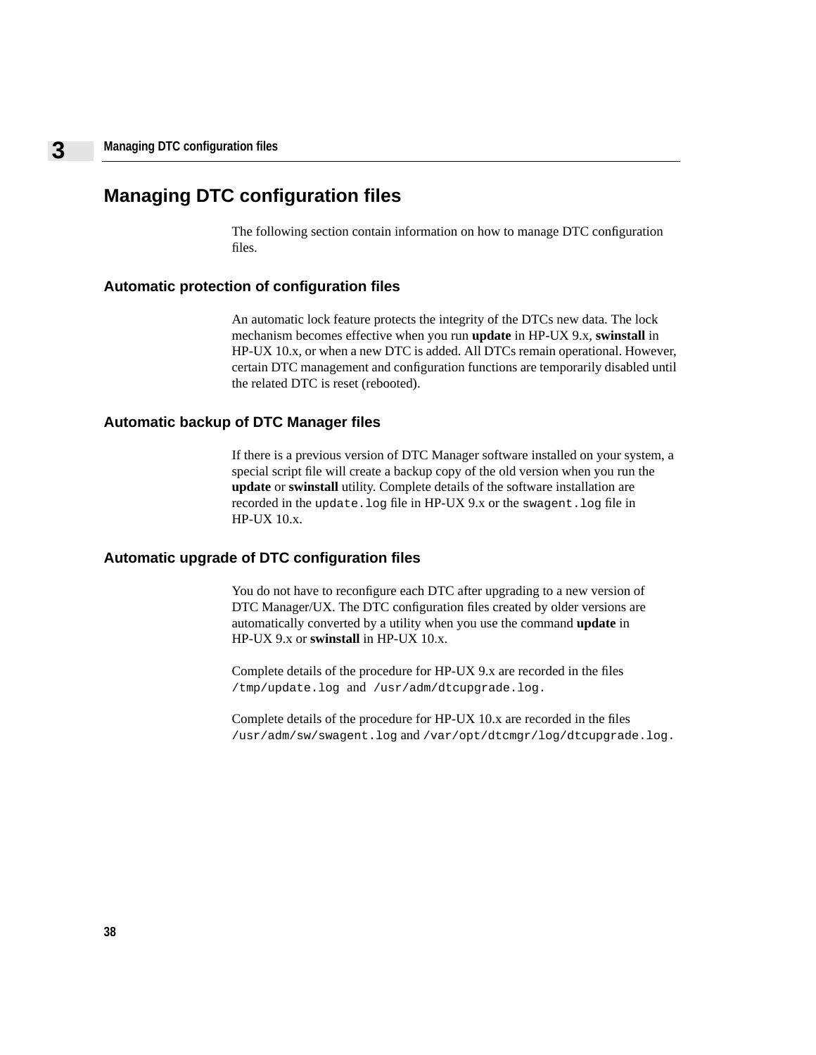# Managing DTC configuration files

The following section contain information on how to manage DTC configuration files.

## Automatic protection of configuration files

An automatic lock feature protects the integrity of the DTCs new data. The lock mechanism becomes effective when you run **update** in HP-UX 9.x, **swinstall** in HP-UX 10.x, or when a new DTC is added. All DTCs remain operational. However, certain DTC management and configuration functions are temporarily disabled until the related DTC is reset (rebooted).

## Automatic backup of DTC Manager files

If there is a previous version of DTC Manager software installed on your system, a special script file will create a backup copy of the old version when you run the **update** or **swinstall** utility. Complete details of the software installation are recorded in the `update.log` file in HP-UX 9.x or the `swagent.log` file in HP-UX 10.x.

## Automatic upgrade of DTC configuration files

You do not have to reconfigure each DTC after upgrading to a new version of DTC Manager/UX. The DTC configuration files created by older versions are automatically converted by a utility when you use the command **update** in HP-UX 9.x or **swinstall** in HP-UX 10.x.

Complete details of the procedure for HP-UX 9.x are recorded in the files `/tmp/update.log` and `/usr/adm/dtcupgrade.log.`

Complete details of the procedure for HP-UX 10.x are recorded in the files `/usr/adm/sw/swagent.log` and `/var/opt/dtcmgr/log/dtcupgrade.log.`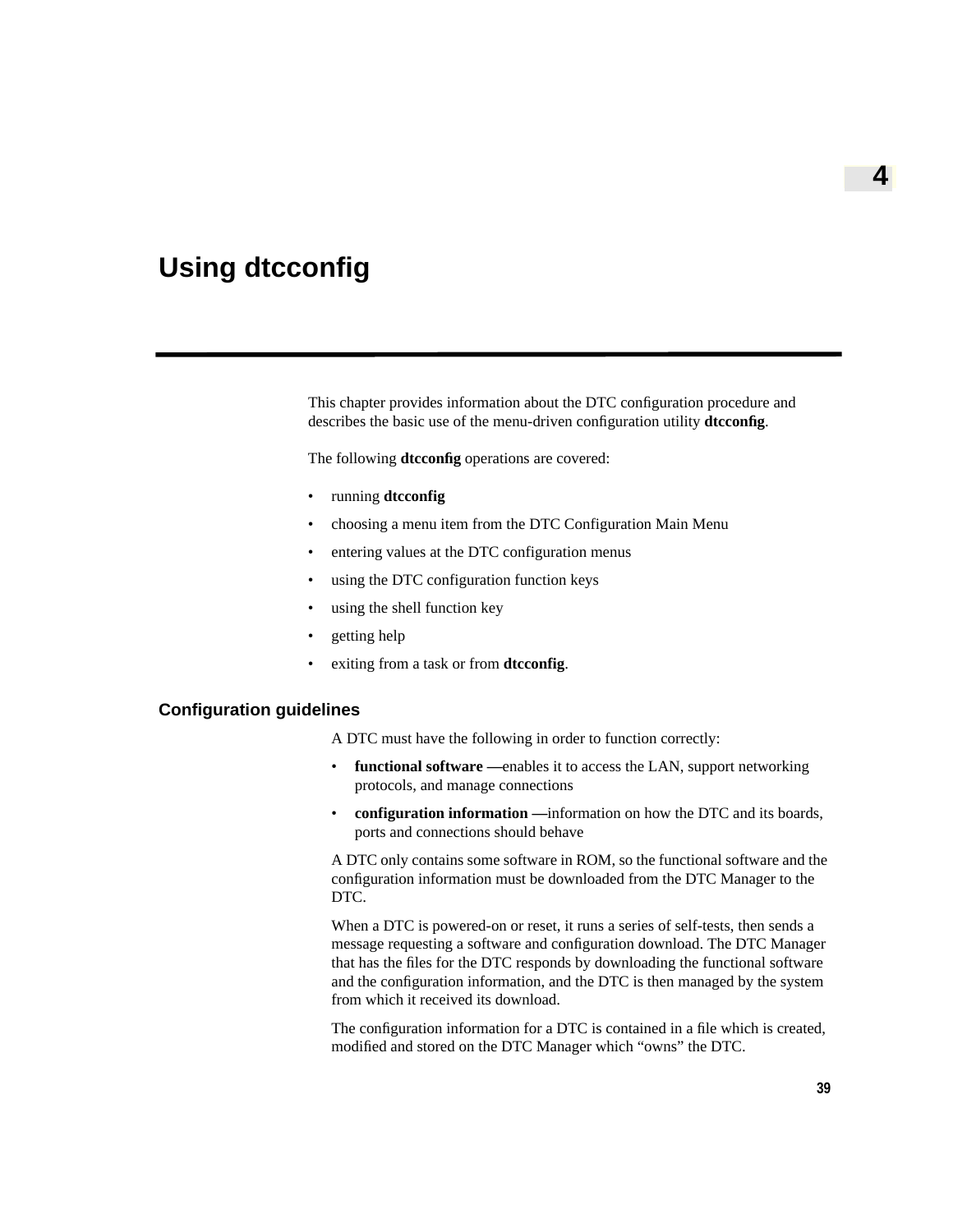# 4 Using dtcconfig

This chapter provides information about the DTC configuration procedure and describes the basic use of the menu-driven configuration utility **dtcconfig**.

The following **dtcconfig** operations are covered:

- running **dtcconfig**
- choosing a menu item from the DTC Configuration Main Menu
- entering values at the DTC configuration menus
- using the DTC configuration function keys
- using the shell function key
- getting help
- exiting from a task or from **dtcconfig**.

## Configuration guidelines

A DTC must have the following in order to function correctly:

- **functional software —**enables it to access the LAN, support networking protocols, and manage connections
- **configuration information —**information on how the DTC and its boards, ports and connections should behave

A DTC only contains some software in ROM, so the functional software and the configuration information must be downloaded from the DTC Manager to the DTC.

When a DTC is powered-on or reset, it runs a series of self-tests, then sends a message requesting a software and configuration download. The DTC Manager that has the files for the DTC responds by downloading the functional software and the configuration information, and the DTC is then managed by the system from which it received its download.

The configuration information for a DTC is contained in a file which is created, modified and stored on the DTC Manager which “owns” the DTC.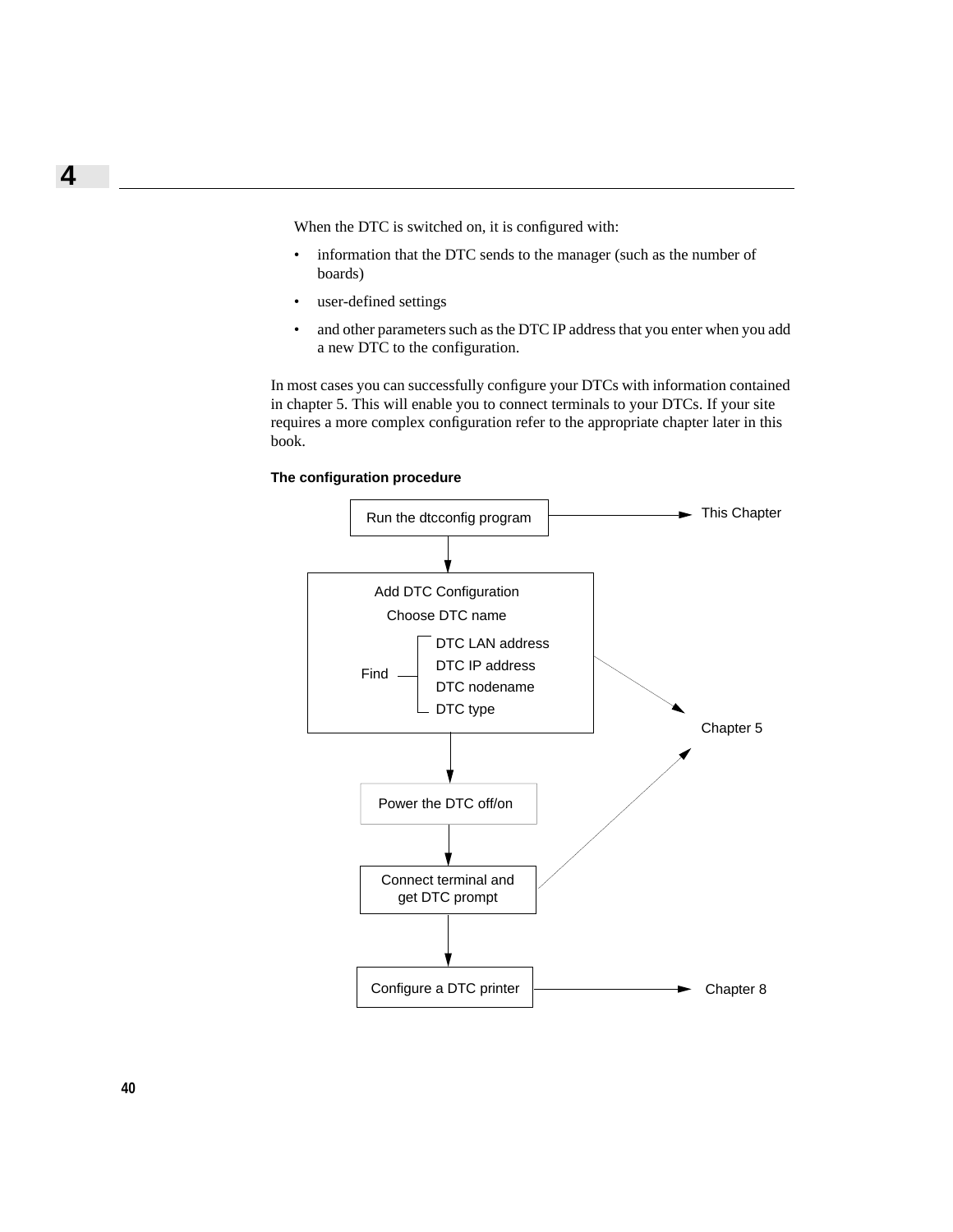When the DTC is switched on, it is configured with:

- information that the DTC sends to the manager (such as the number of boards)
- user-defined settings
- and other parameters such as the DTC IP address that you enter when you add a new DTC to the configuration.

In most cases you can successfully configure your DTCs with information contained in chapter 5. This will enable you to connect terminals to your DTCs. If your site requires a more complex configuration refer to the appropriate chapter later in this book.

**The configuration procedure**

Run the dtcconfig program → This Chapter

Add DTC Configuration
Choose DTC name
Find
- DTC LAN address
- DTC IP address
- DTC nodename
- DTC type

→ Chapter 5

Power the DTC off/on

Connect terminal and get DTC prompt → Chapter 5

Configure a DTC printer → Chapter 8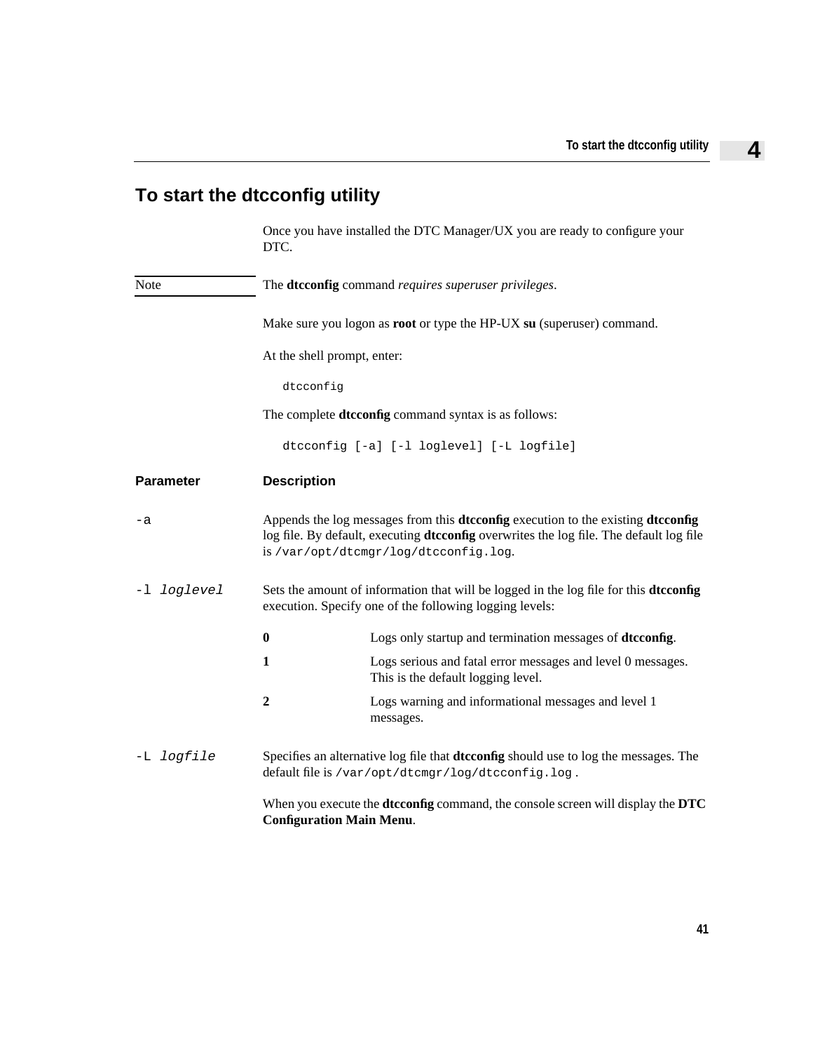## To start the dtcconfig utility

Once you have installed the DTC Manager/UX you are ready to configure your DTC.

Note: The **dtcconfig** command *requires superuser privileges*.

Make sure you logon as **root** or type the HP-UX **su** (superuser) command.

At the shell prompt, enter:

```
dtcconfig
```

The complete **dtcconfig** command syntax is as follows:

```
dtcconfig [-a] [-l loglevel] [-L logfile]
```

| Parameter | Description |
| --- | --- |
| `-a` | Appends the log messages from this **dtcconfig** execution to the existing **dtcconfig** log file. By default, executing **dtcconfig** overwrites the log file. The default log file is `/var/opt/dtcmgr/log/dtcconfig.log`. |
| `-l` *loglevel* | Sets the amount of information that will be logged in the log file for this **dtcconfig** execution. Specify one of the following logging levels:<br>**0** Logs only startup and termination messages of **dtcconfig**.<br>**1** Logs serious and fatal error messages and level 0 messages. This is the default logging level.<br>**2** Logs warning and informational messages and level 1 messages. |
| `-L` *logfile* | Specifies an alternative log file that **dtcconfig** should use to log the messages. The default file is `/var/opt/dtcmgr/log/dtcconfig.log` . |

When you execute the **dtcconfig** command, the console screen will display the **DTC Configuration Main Menu**.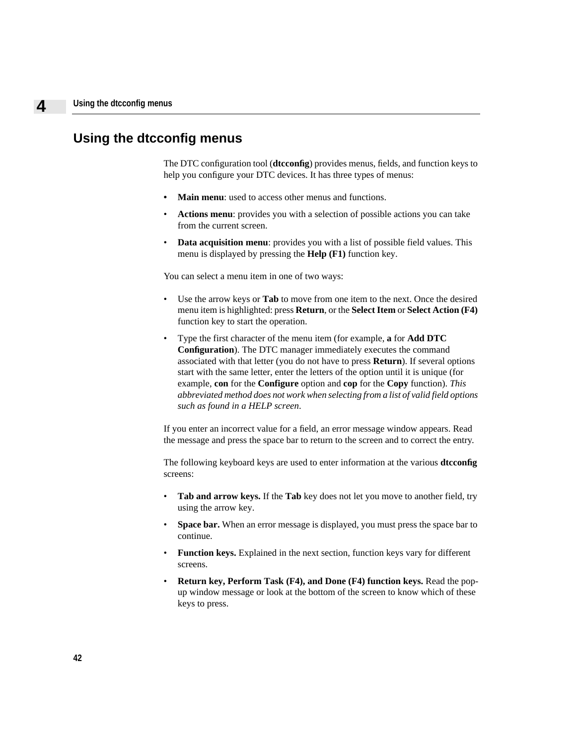# Using the dtcconfig menus

The DTC configuration tool (**dtcconfig**) provides menus, fields, and function keys to help you configure your DTC devices. It has three types of menus:

- **Main menu**: used to access other menus and functions.
- **Actions menu**: provides you with a selection of possible actions you can take from the current screen.
- **Data acquisition menu**: provides you with a list of possible field values. This menu is displayed by pressing the **Help (F1)** function key.

You can select a menu item in one of two ways:

- Use the arrow keys or **Tab** to move from one item to the next. Once the desired menu item is highlighted: press **Return**, or the **Select Item** or **Select Action (F4)** function key to start the operation.
- Type the first character of the menu item (for example, **a** for **Add DTC Configuration**). The DTC manager immediately executes the command associated with that letter (you do not have to press **Return**). If several options start with the same letter, enter the letters of the option until it is unique (for example, **con** for the **Configure** option and **cop** for the **Copy** function). *This abbreviated method does not work when selecting from a list of valid field options such as found in a HELP screen*.

If you enter an incorrect value for a field, an error message window appears. Read the message and press the space bar to return to the screen and to correct the entry.

The following keyboard keys are used to enter information at the various **dtcconfig** screens:

- **Tab and arrow keys.** If the **Tab** key does not let you move to another field, try using the arrow key.
- **Space bar.** When an error message is displayed, you must press the space bar to continue.
- **Function keys.** Explained in the next section, function keys vary for different screens.
- **Return key, Perform Task (F4), and Done (F4) function keys.** Read the pop-up window message or look at the bottom of the screen to know which of these keys to press.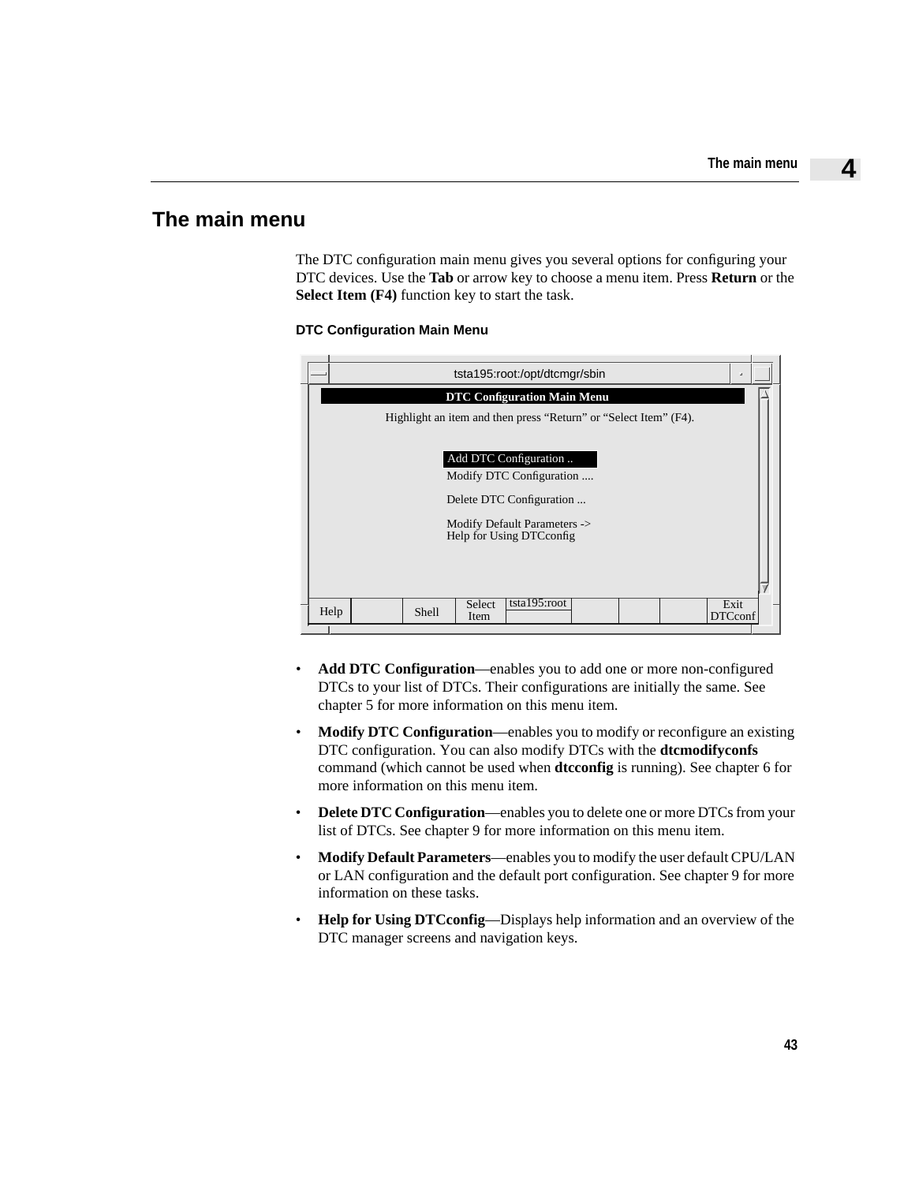## The main menu

The DTC configuration main menu gives you several options for configuring your DTC devices. Use the **Tab** or arrow key to choose a menu item. Press **Return** or the **Select Item (F4)** function key to start the task.

**DTC Configuration Main Menu**

```
tsta195:root:/opt/dtcmgr/sbin

DTC Configuration Main Menu
Highlight an item and then press "Return" or "Select Item" (F4).

    Add DTC Configuration ..
    Modify DTC Configuration ....
    Delete DTC Configuration ...
    Modify Default Parameters ->
    Help for Using DTCconfig

Help | | Shell | Select Item | tsta195:root | | | | Exit DTCconf
```

- **Add DTC Configuration**—enables you to add one or more non-configured DTCs to your list of DTCs. Their configurations are initially the same. See chapter 5 for more information on this menu item.
- **Modify DTC Configuration**—enables you to modify or reconfigure an existing DTC configuration. You can also modify DTCs with the **dtcmodifyconfs** command (which cannot be used when **dtcconfig** is running). See chapter 6 for more information on this menu item.
- **Delete DTC Configuration**—enables you to delete one or more DTCs from your list of DTCs. See chapter 9 for more information on this menu item.
- **Modify Default Parameters**—enables you to modify the user default CPU/LAN or LAN configuration and the default port configuration. See chapter 9 for more information on these tasks.
- **Help for Using DTCconfig**—Displays help information and an overview of the DTC manager screens and navigation keys.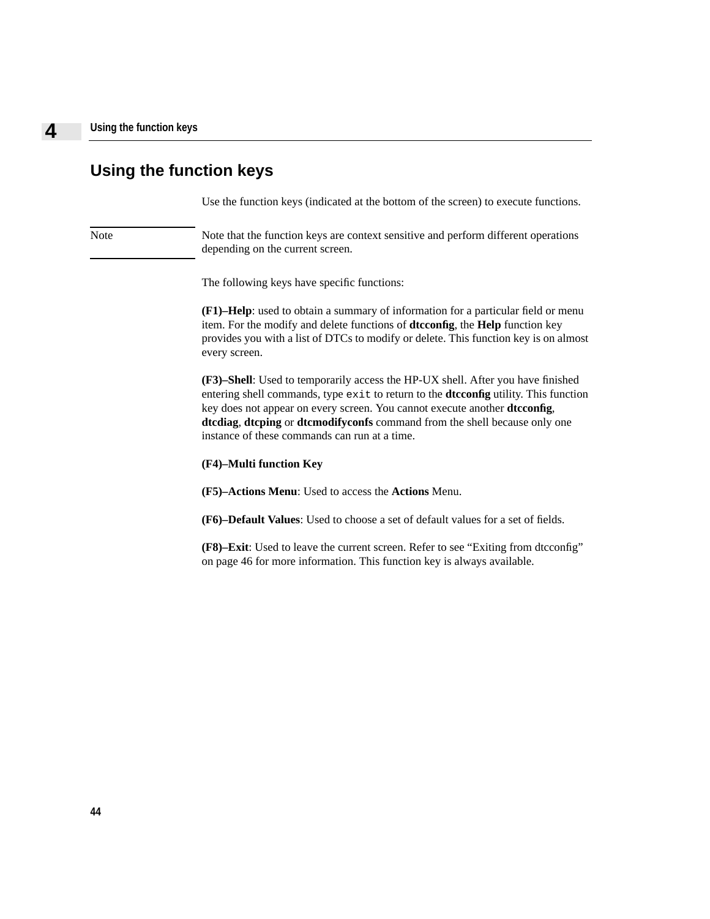# Using the function keys

Use the function keys (indicated at the bottom of the screen) to execute functions.

Note — Note that the function keys are context sensitive and perform different operations depending on the current screen.

The following keys have specific functions:

**(F1)–Help**: used to obtain a summary of information for a particular field or menu item. For the modify and delete functions of **dtcconfig**, the **Help** function key provides you with a list of DTCs to modify or delete. This function key is on almost every screen.

**(F3)–Shell**: Used to temporarily access the HP-UX shell. After you have finished entering shell commands, type `exit` to return to the **dtcconfig** utility. This function key does not appear on every screen. You cannot execute another **dtcconfig**, **dtcdiag**, **dtcping** or **dtcmodifyconfs** command from the shell because only one instance of these commands can run at a time.

**(F4)–Multi function Key**

**(F5)–Actions Menu**: Used to access the **Actions** Menu.

**(F6)–Default Values**: Used to choose a set of default values for a set of fields.

**(F8)–Exit**: Used to leave the current screen. Refer to see “Exiting from dtcconfig” on page 46 for more information. This function key is always available.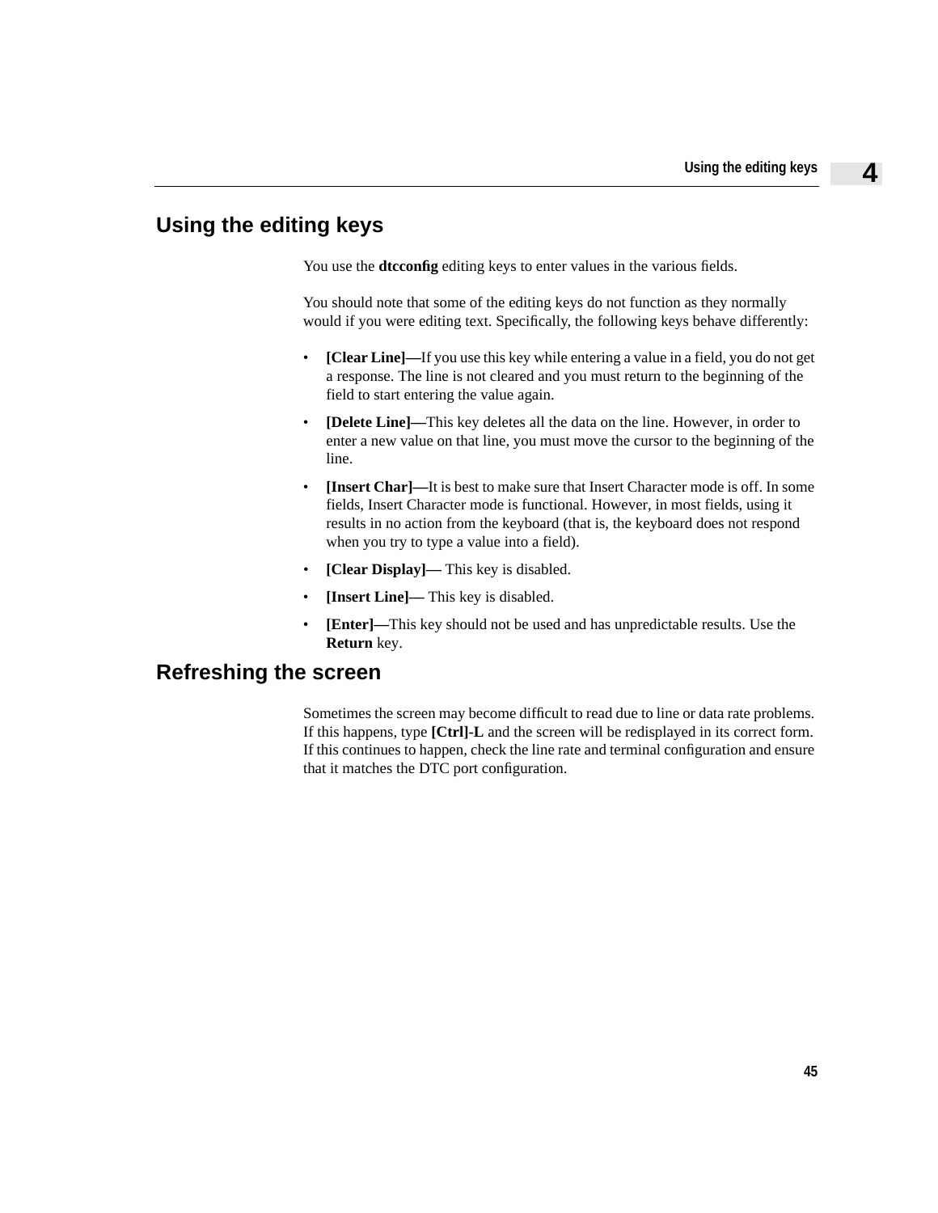## Using the editing keys

You use the **dtcconfig** editing keys to enter values in the various fields.

You should note that some of the editing keys do not function as they normally would if you were editing text. Specifically, the following keys behave differently:

- **[Clear Line]—**If you use this key while entering a value in a field, you do not get a response. The line is not cleared and you must return to the beginning of the field to start entering the value again.
- **[Delete Line]—**This key deletes all the data on the line. However, in order to enter a new value on that line, you must move the cursor to the beginning of the line.
- **[Insert Char]—**It is best to make sure that Insert Character mode is off. In some fields, Insert Character mode is functional. However, in most fields, using it results in no action from the keyboard (that is, the keyboard does not respond when you try to type a value into a field).
- **[Clear Display]—** This key is disabled.
- **[Insert Line]—** This key is disabled.
- **[Enter]—**This key should not be used and has unpredictable results. Use the **Return** key.

## Refreshing the screen

Sometimes the screen may become difficult to read due to line or data rate problems. If this happens, type **[Ctrl]-L** and the screen will be redisplayed in its correct form. If this continues to happen, check the line rate and terminal configuration and ensure that it matches the DTC port configuration.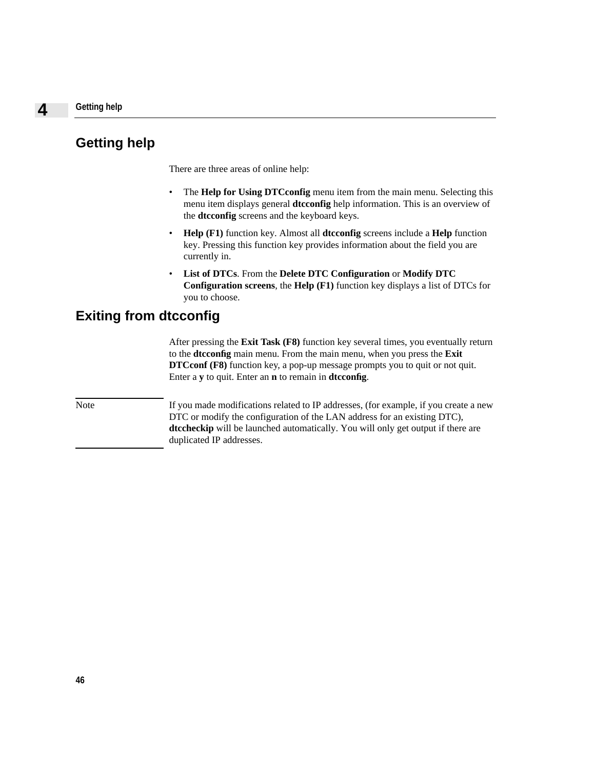## Getting help

There are three areas of online help:

- The **Help for Using DTCconfig** menu item from the main menu. Selecting this menu item displays general **dtcconfig** help information. This is an overview of the **dtcconfig** screens and the keyboard keys.
- **Help (F1)** function key. Almost all **dtcconfig** screens include a **Help** function key. Pressing this function key provides information about the field you are currently in.
- **List of DTCs**. From the **Delete DTC Configuration** or **Modify DTC Configuration screens**, the **Help (F1)** function key displays a list of DTCs for you to choose.

## Exiting from dtcconfig

After pressing the **Exit Task (F8)** function key several times, you eventually return to the **dtcconfig** main menu. From the main menu, when you press the **Exit DTCconf (F8)** function key, a pop-up message prompts you to quit or not quit. Enter a **y** to quit. Enter an **n** to remain in **dtcconfig**.

Note — If you made modifications related to IP addresses, (for example, if you create a new DTC or modify the configuration of the LAN address for an existing DTC), **dtccheckip** will be launched automatically. You will only get output if there are duplicated IP addresses.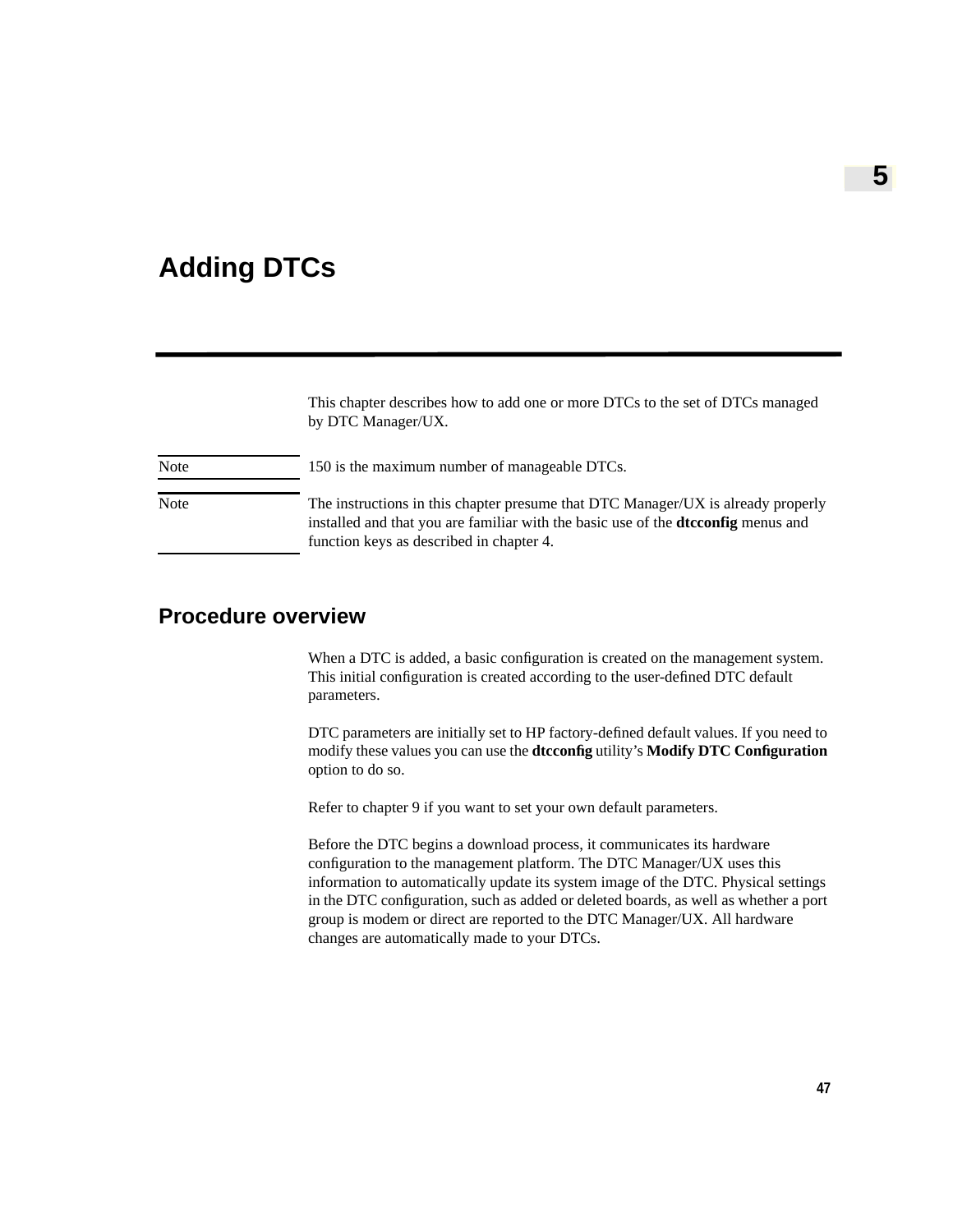# 5

# Adding DTCs

This chapter describes how to add one or more DTCs to the set of DTCs managed by DTC Manager/UX.

**Note** 150 is the maximum number of manageable DTCs.

**Note** The instructions in this chapter presume that DTC Manager/UX is already properly installed and that you are familiar with the basic use of the **dtcconfig** menus and function keys as described in chapter 4.

## Procedure overview

When a DTC is added, a basic configuration is created on the management system. This initial configuration is created according to the user-defined DTC default parameters.

DTC parameters are initially set to HP factory-defined default values. If you need to modify these values you can use the **dtcconfig** utility's **Modify DTC Configuration** option to do so.

Refer to chapter 9 if you want to set your own default parameters.

Before the DTC begins a download process, it communicates its hardware configuration to the management platform. The DTC Manager/UX uses this information to automatically update its system image of the DTC. Physical settings in the DTC configuration, such as added or deleted boards, as well as whether a port group is modem or direct are reported to the DTC Manager/UX. All hardware changes are automatically made to your DTCs.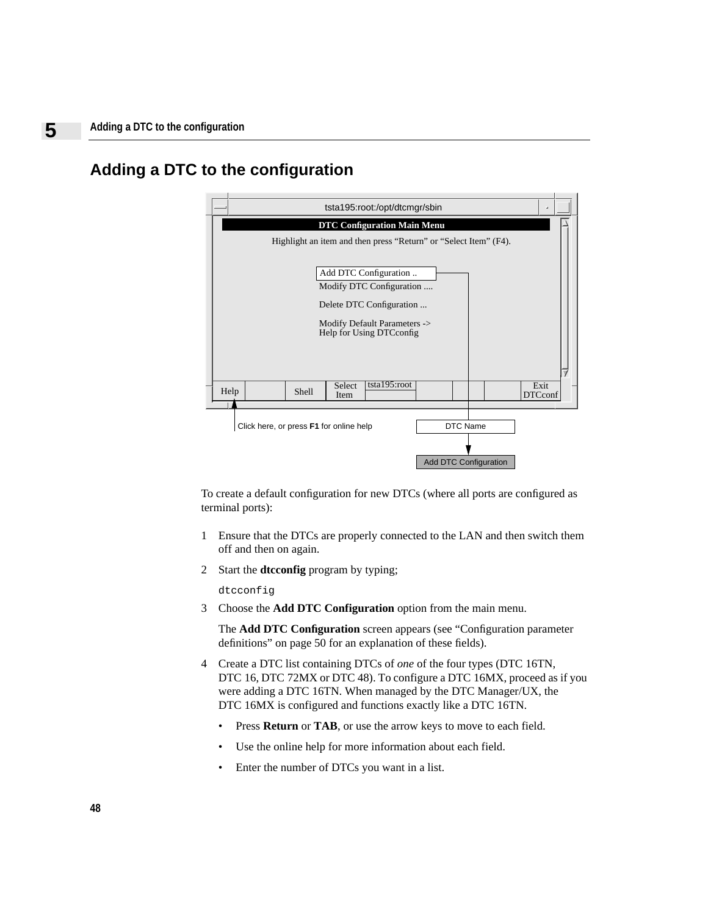## Adding a DTC to the configuration

tsta195:root:/opt/dtcmgr/sbin

**DTC Configuration Main Menu**

Highlight an item and then press “Return” or “Select Item” (F4).

Add DTC Configuration ..
Modify DTC Configuration ....
Delete DTC Configuration ...
Modify Default Parameters ->
Help for Using DTCconfig

| Help | | Shell | Select Item | tsta195:root | | | | Exit DTCconf |
|---|---|---|---|---|---|---|---|---|

Click here, or press **F1** for online help

DTC Name

Add DTC Configuration

To create a default configuration for new DTCs (where all ports are configured as terminal ports):

1 Ensure that the DTCs are properly connected to the LAN and then switch them off and then on again.

2 Start the **dtcconfig** program by typing;

```
dtcconfig
```

3 Choose the **Add DTC Configuration** option from the main menu.

   The **Add DTC Configuration** screen appears (see “Configuration parameter definitions” on page 50 for an explanation of these fields).

4 Create a DTC list containing DTCs of *one* of the four types (DTC 16TN, DTC 16, DTC 72MX or DTC 48). To configure a DTC 16MX, proceed as if you were adding a DTC 16TN. When managed by the DTC Manager/UX, the DTC 16MX is configured and functions exactly like a DTC 16TN.

   - Press **Return** or **TAB**, or use the arrow keys to move to each field.
   - Use the online help for more information about each field.
   - Enter the number of DTCs you want in a list.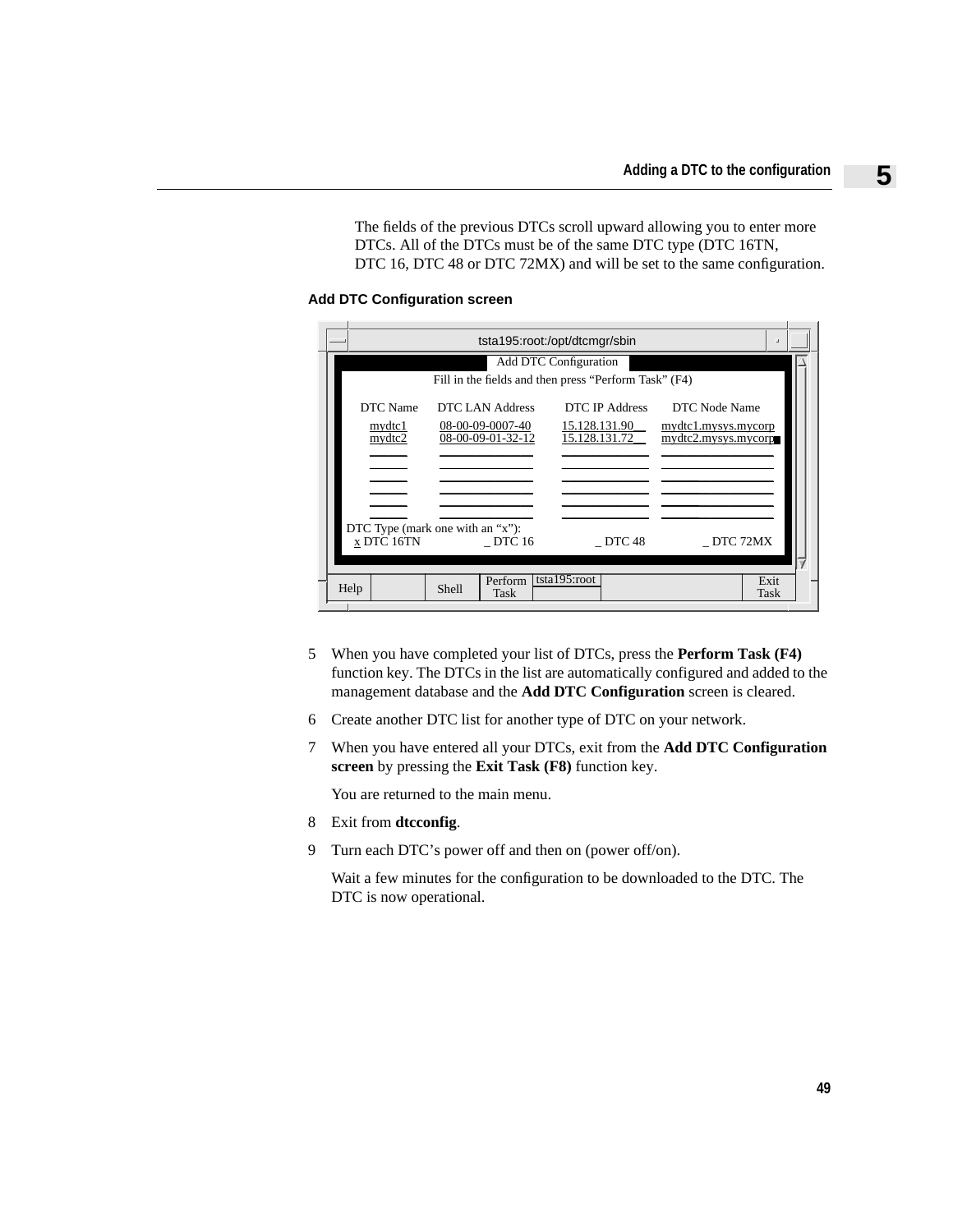The fields of the previous DTCs scroll upward allowing you to enter more DTCs. All of the DTCs must be of the same DTC type (DTC 16TN, DTC 16, DTC 48 or DTC 72MX) and will be set to the same configuration.

**Add DTC Configuration screen**

```
tsta195:root:/opt/dtcmgr/sbin

                         Add DTC Configuration
            Fill in the fields and then press "Perform Task" (F4)

  DTC Name   DTC LAN Address     DTC IP Address    DTC Node Name
  mydtc1     08-00-09-0007-40    15.128.131.90__   mydtc1.mysys.mycorp
  mydtc2     08-00-09-01-32-12   15.128.131.72__   mydtc2.mysys.mycorp

DTC Type (mark one with an "x"):
  x DTC 16TN        _ DTC 16        _ DTC 48        _ DTC 72MX

Help |  | Shell | Perform Task | tsta195:root |  | Exit Task
```

5 When you have completed your list of DTCs, press the **Perform Task (F4)** function key. The DTCs in the list are automatically configured and added to the management database and the **Add DTC Configuration** screen is cleared.

6 Create another DTC list for another type of DTC on your network.

7 When you have entered all your DTCs, exit from the **Add DTC Configuration screen** by pressing the **Exit Task (F8)** function key.

   You are returned to the main menu.

8 Exit from **dtcconfig**.

9 Turn each DTC's power off and then on (power off/on).

   Wait a few minutes for the configuration to be downloaded to the DTC. The DTC is now operational.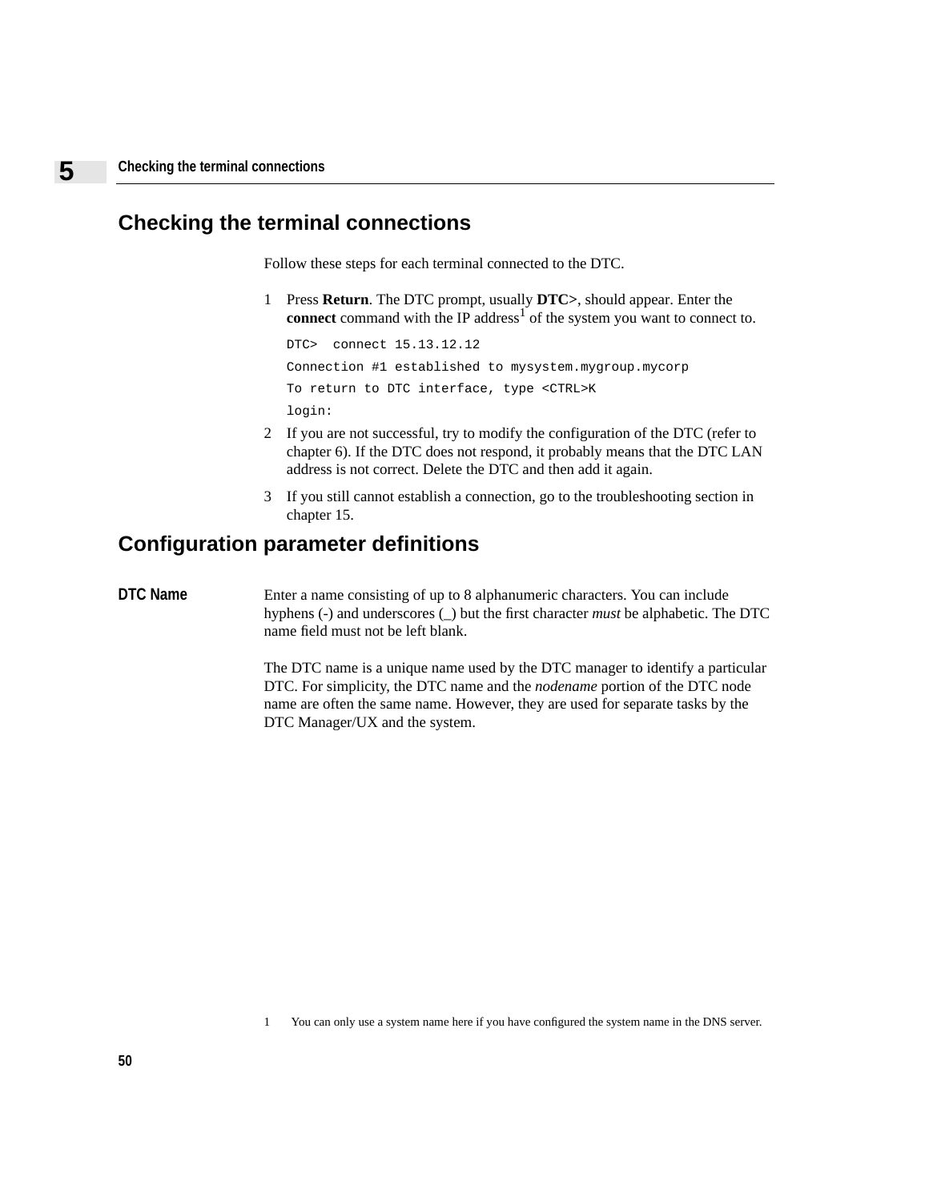## Checking the terminal connections

Follow these steps for each terminal connected to the DTC.

1. Press **Return**. The DTC prompt, usually **DTC>**, should appear. Enter the **connect** command with the IP address[1] of the system you want to connect to.

```
DTC>  connect 15.13.12.12
Connection #1 established to mysystem.mygroup.mycorp
To return to DTC interface, type <CTRL>K
login:
```

2. If you are not successful, try to modify the configuration of the DTC (refer to chapter 6). If the DTC does not respond, it probably means that the DTC LAN address is not correct. Delete the DTC and then add it again.

3. If you still cannot establish a connection, go to the troubleshooting section in chapter 15.

## Configuration parameter definitions

**DTC Name**

Enter a name consisting of up to 8 alphanumeric characters. You can include hyphens (-) and underscores (_) but the first character *must* be alphabetic. The DTC name field must not be left blank.

The DTC name is a unique name used by the DTC manager to identify a particular DTC. For simplicity, the DTC name and the *nodename* portion of the DTC node name are often the same name. However, they are used for separate tasks by the DTC Manager/UX and the system.

1 You can only use a system name here if you have configured the system name in the DNS server.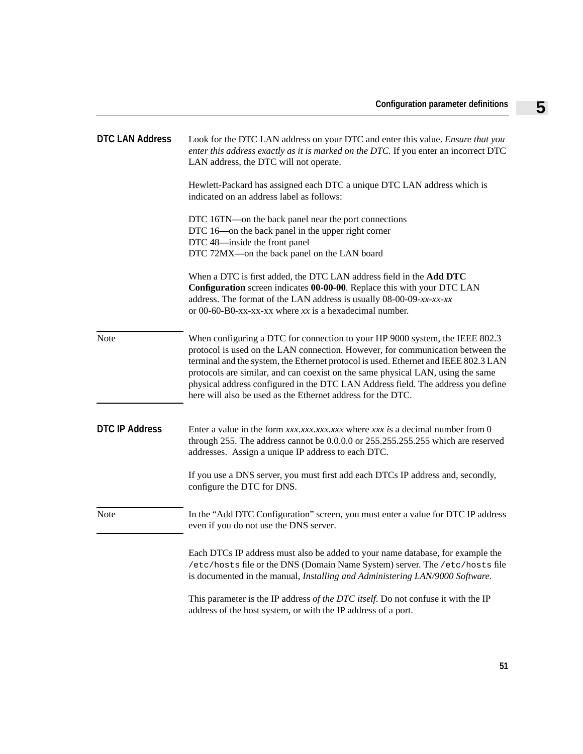## DTC LAN Address

Look for the DTC LAN address on your DTC and enter this value. *Ensure that you enter this address exactly as it is marked on the DTC.* If you enter an incorrect DTC LAN address, the DTC will not operate.

Hewlett-Packard has assigned each DTC a unique DTC LAN address which is indicated on an address label as follows:

DTC 16TN—on the back panel near the port connections
DTC 16—on the back panel in the upper right corner
DTC 48—inside the front panel
DTC 72MX—on the back panel on the LAN board

When a DTC is first added, the DTC LAN address field in the **Add DTC Configuration** screen indicates **00-00-00**. Replace this with your DTC LAN address. The format of the LAN address is usually 08-00-09-*xx-xx-xx* or 00-60-B0-xx-xx-xx where *xx* is a hexadecimal number.

> **Note**
> When configuring a DTC for connection to your HP 9000 system, the IEEE 802.3 protocol is used on the LAN connection. However, for communication between the terminal and the system, the Ethernet protocol is used. Ethernet and IEEE 802.3 LAN protocols are similar, and can coexist on the same physical LAN, using the same physical address configured in the DTC LAN Address field. The address you define here will also be used as the Ethernet address for the DTC.

## DTC IP Address

Enter a value in the form *xxx.xxx.xxx.xxx* where *xxx i*s a decimal number from 0 through 255. The address cannot be 0.0.0.0 or 255.255.255.255 which are reserved addresses. Assign a unique IP address to each DTC.

If you use a DNS server, you must first add each DTCs IP address and, secondly, configure the DTC for DNS.

> **Note**
> In the “Add DTC Configuration” screen, you must enter a value for DTC IP address even if you do not use the DNS server.

Each DTCs IP address must also be added to your name database, for example the `/etc/hosts` file or the DNS (Domain Name System) server. The `/etc/hosts` file is documented in the manual, *Installing and Administering LAN/9000 Software.*

This parameter is the IP address *of the DTC itself*. Do not confuse it with the IP address of the host system, or with the IP address of a port.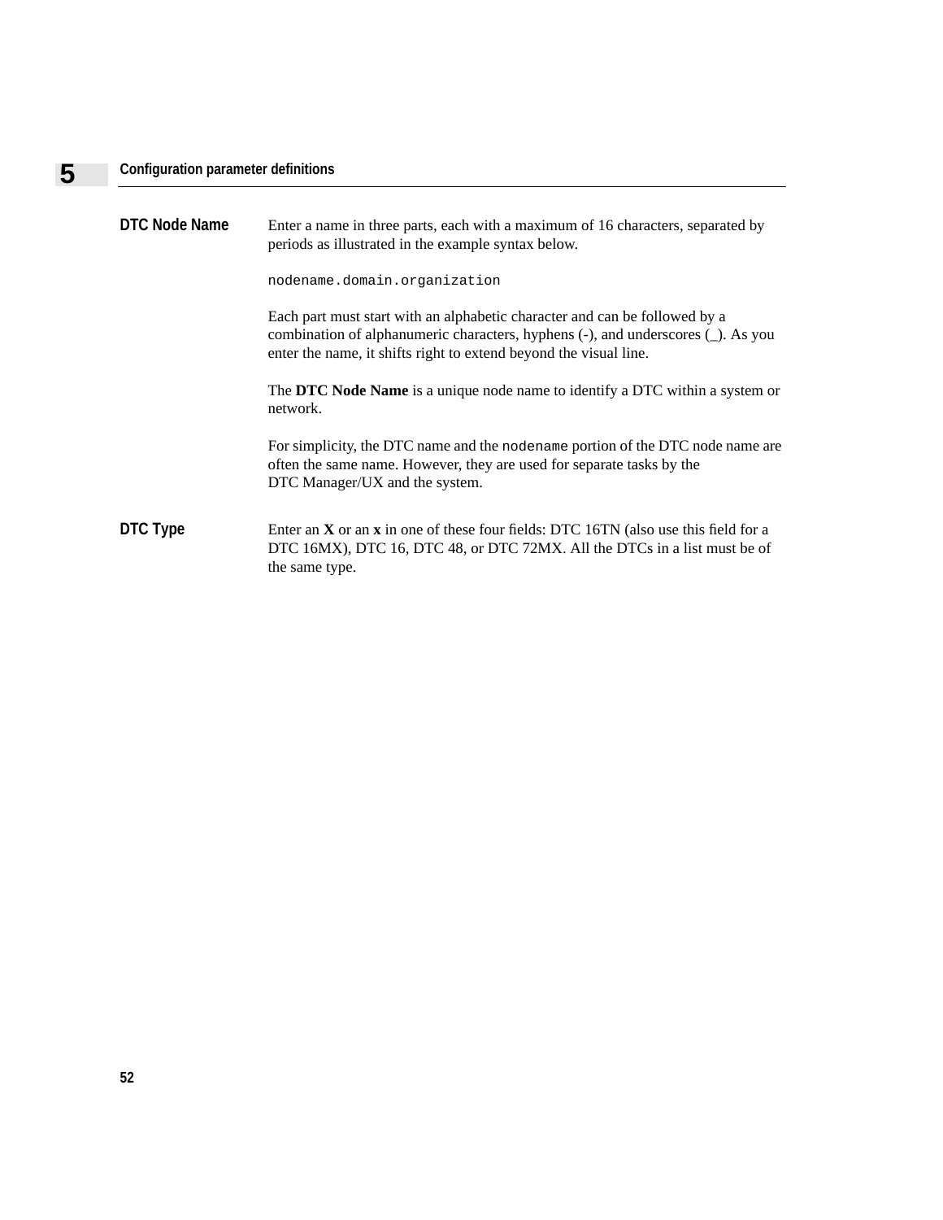### DTC Node Name

Enter a name in three parts, each with a maximum of 16 characters, separated by periods as illustrated in the example syntax below.

```
nodename.domain.organization
```

Each part must start with an alphabetic character and can be followed by a combination of alphanumeric characters, hyphens (-), and underscores (_). As you enter the name, it shifts right to extend beyond the visual line.

The **DTC Node Name** is a unique node name to identify a DTC within a system or network.

For simplicity, the DTC name and the `nodename` portion of the DTC node name are often the same name. However, they are used for separate tasks by the DTC Manager/UX and the system.

### DTC Type

Enter an **X** or an **x** in one of these four fields: DTC 16TN (also use this field for a DTC 16MX), DTC 16, DTC 48, or DTC 72MX. All the DTCs in a list must be of the same type.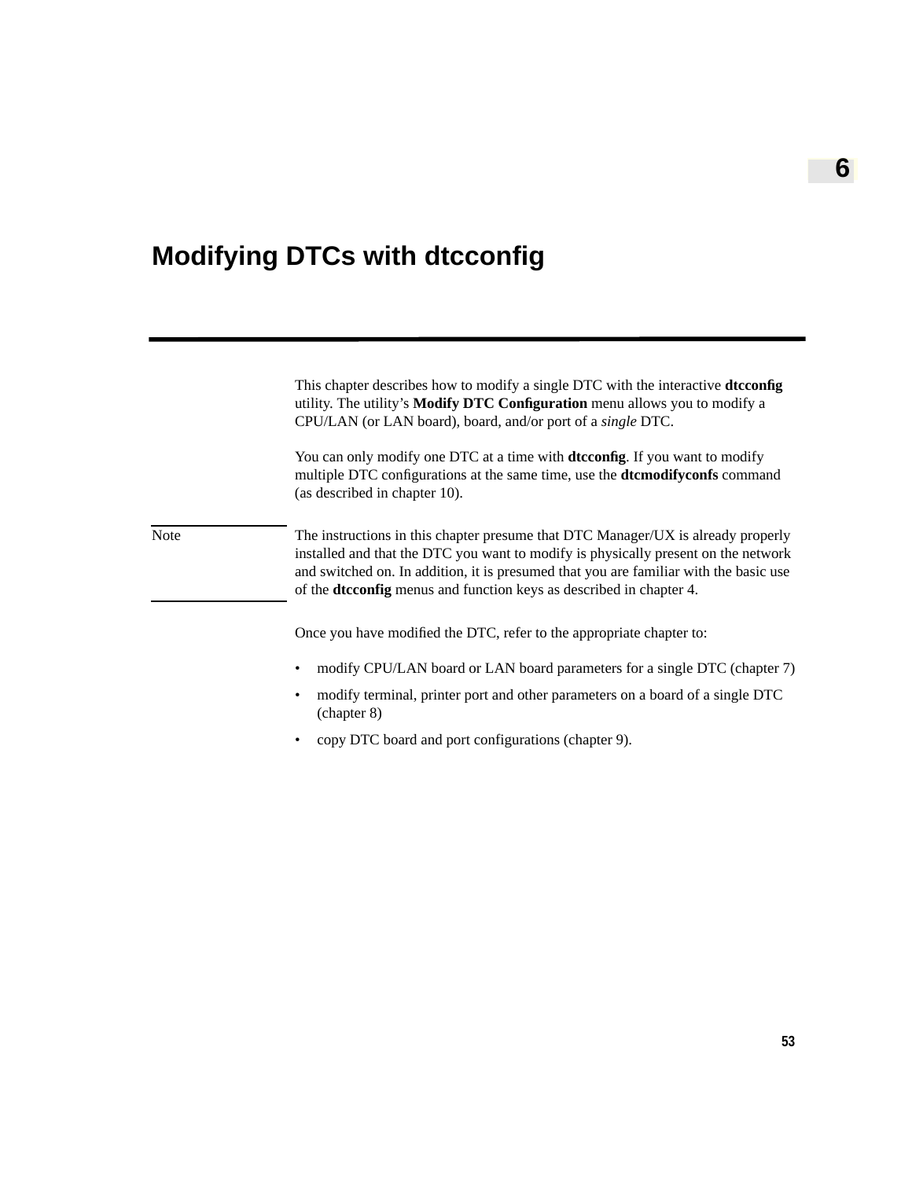# 6 Modifying DTCs with dtcconfig

This chapter describes how to modify a single DTC with the interactive **dtcconfig** utility. The utility's **Modify DTC Configuration** menu allows you to modify a CPU/LAN (or LAN board), board, and/or port of a *single* DTC.

You can only modify one DTC at a time with **dtcconfig**. If you want to modify multiple DTC configurations at the same time, use the **dtcmodifyconfs** command (as described in chapter 10).

Note: The instructions in this chapter presume that DTC Manager/UX is already properly installed and that the DTC you want to modify is physically present on the network and switched on. In addition, it is presumed that you are familiar with the basic use of the **dtcconfig** menus and function keys as described in chapter 4.

Once you have modified the DTC, refer to the appropriate chapter to:

- modify CPU/LAN board or LAN board parameters for a single DTC (chapter 7)
- modify terminal, printer port and other parameters on a board of a single DTC (chapter 8)
- copy DTC board and port configurations (chapter 9).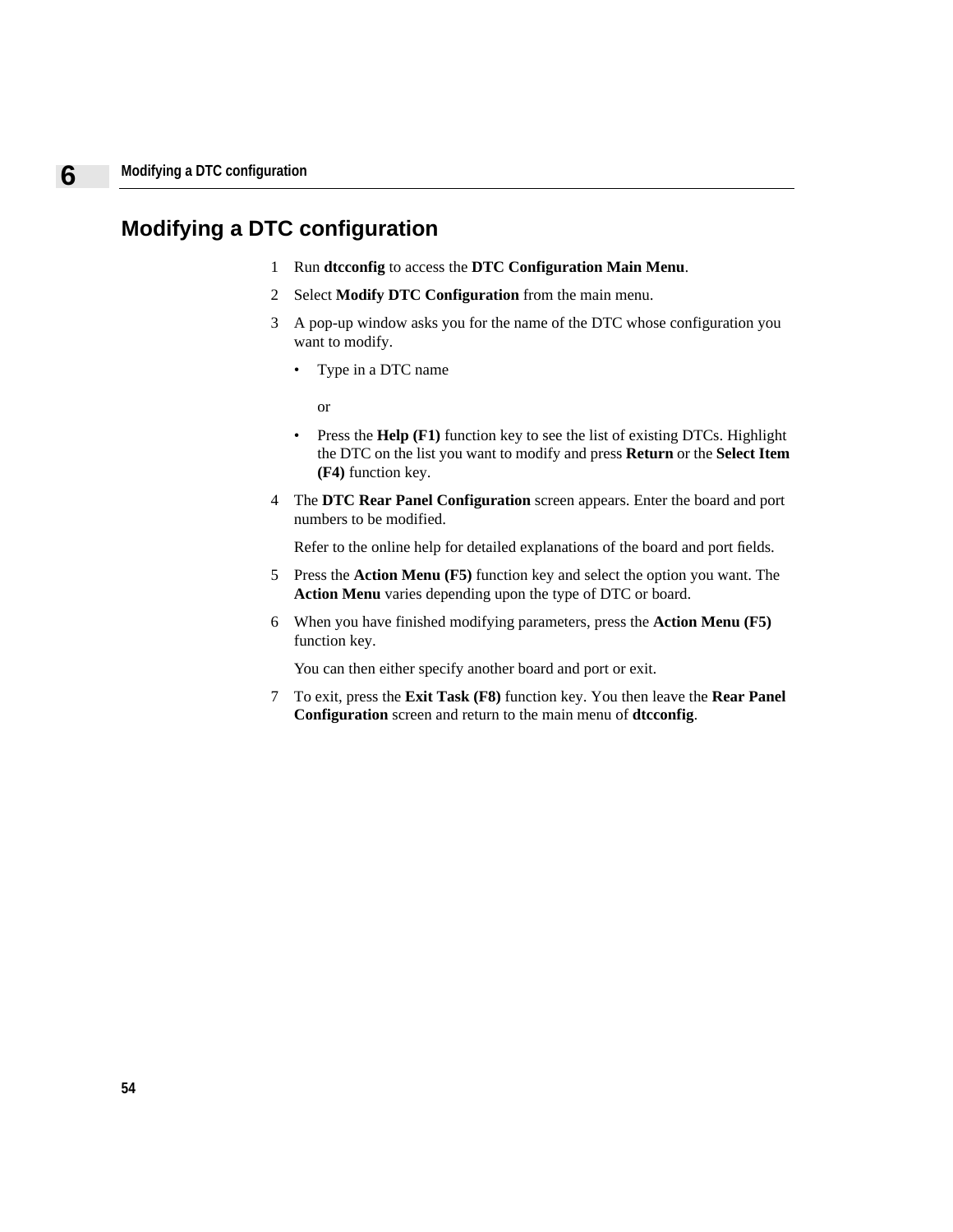# Modifying a DTC configuration

1. Run **dtcconfig** to access the **DTC Configuration Main Menu**.
2. Select **Modify DTC Configuration** from the main menu.
3. A pop-up window asks you for the name of the DTC whose configuration you want to modify.
   - Type in a DTC name

     or

   - Press the **Help (F1)** function key to see the list of existing DTCs. Highlight the DTC on the list you want to modify and press **Return** or the **Select Item (F4)** function key.
4. The **DTC Rear Panel Configuration** screen appears. Enter the board and port numbers to be modified.

   Refer to the online help for detailed explanations of the board and port fields.
5. Press the **Action Menu (F5)** function key and select the option you want. The **Action Menu** varies depending upon the type of DTC or board.
6. When you have finished modifying parameters, press the **Action Menu (F5)** function key.

   You can then either specify another board and port or exit.
7. To exit, press the **Exit Task (F8)** function key. You then leave the **Rear Panel Configuration** screen and return to the main menu of **dtcconfig**.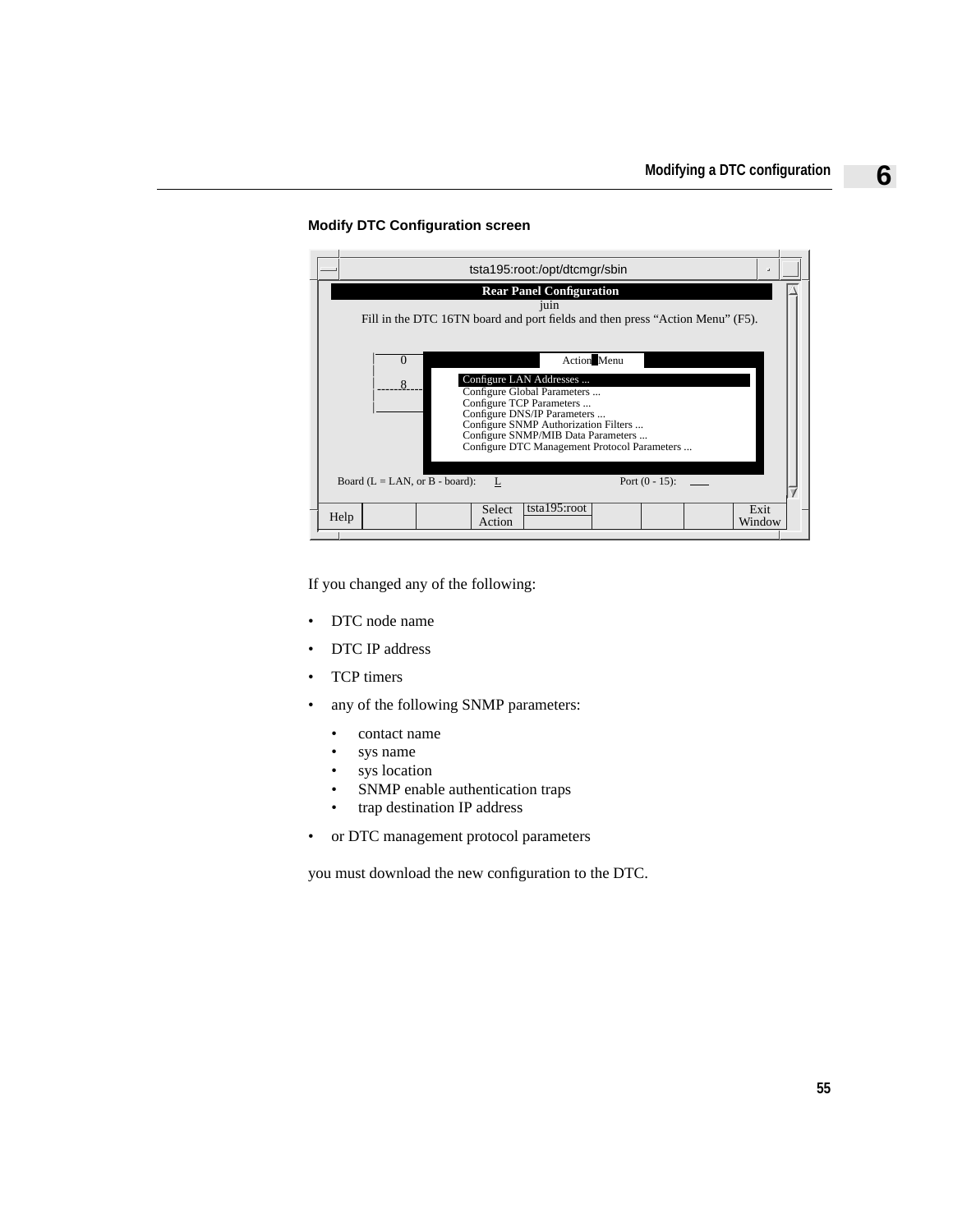**Modify DTC Configuration screen**

```
tsta195:root:/opt/dtcmgr/sbin

Rear Panel Configuration
juin
Fill in the DTC 16TN board and port fields and then press "Action Menu" (F5).

0
8
                    Action Menu
        Configure LAN Addresses ...
        Configure Global Parameters ...
        Configure TCP Parameters ...
        Configure DNS/IP Parameters ...
        Configure SNMP Authorization Filters ...
        Configure SNMP/MIB Data Parameters ...
        Configure DTC Management Protocol Parameters ...

Board (L = LAN, or B - board):   L          Port (0 - 15): ___

Help | | | Select Action | tsta195:root | | | | Exit Window
```

If you changed any of the following:

- DTC node name
- DTC IP address
- TCP timers
- any of the following SNMP parameters:
  - contact name
  - sys name
  - sys location
  - SNMP enable authentication traps
  - trap destination IP address
- or DTC management protocol parameters

you must download the new configuration to the DTC.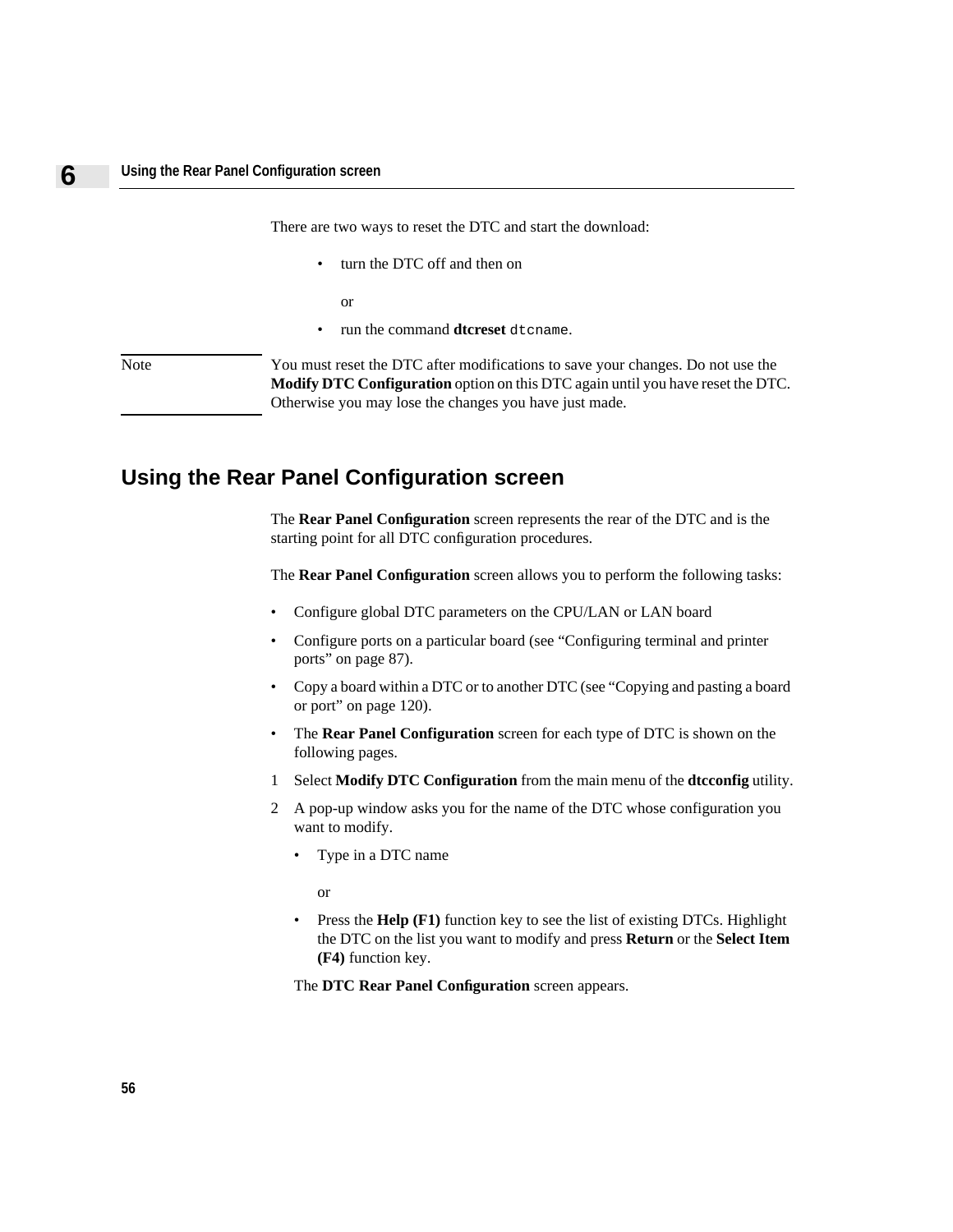There are two ways to reset the DTC and start the download:

- turn the DTC off and then on

  or

- run the command **dtcreset** `dtcname`.

Note — You must reset the DTC after modifications to save your changes. Do not use the **Modify DTC Configuration** option on this DTC again until you have reset the DTC. Otherwise you may lose the changes you have just made.

## Using the Rear Panel Configuration screen

The **Rear Panel Configuration** screen represents the rear of the DTC and is the starting point for all DTC configuration procedures.

The **Rear Panel Configuration** screen allows you to perform the following tasks:

- Configure global DTC parameters on the CPU/LAN or LAN board
- Configure ports on a particular board (see "Configuring terminal and printer ports" on page 87).
- Copy a board within a DTC or to another DTC (see "Copying and pasting a board or port" on page 120).
- The **Rear Panel Configuration** screen for each type of DTC is shown on the following pages.

1. Select **Modify DTC Configuration** from the main menu of the **dtcconfig** utility.
2. A pop-up window asks you for the name of the DTC whose configuration you want to modify.
   - Type in a DTC name

     or

   - Press the **Help (F1)** function key to see the list of existing DTCs. Highlight the DTC on the list you want to modify and press **Return** or the **Select Item (F4)** function key.

   The **DTC Rear Panel Configuration** screen appears.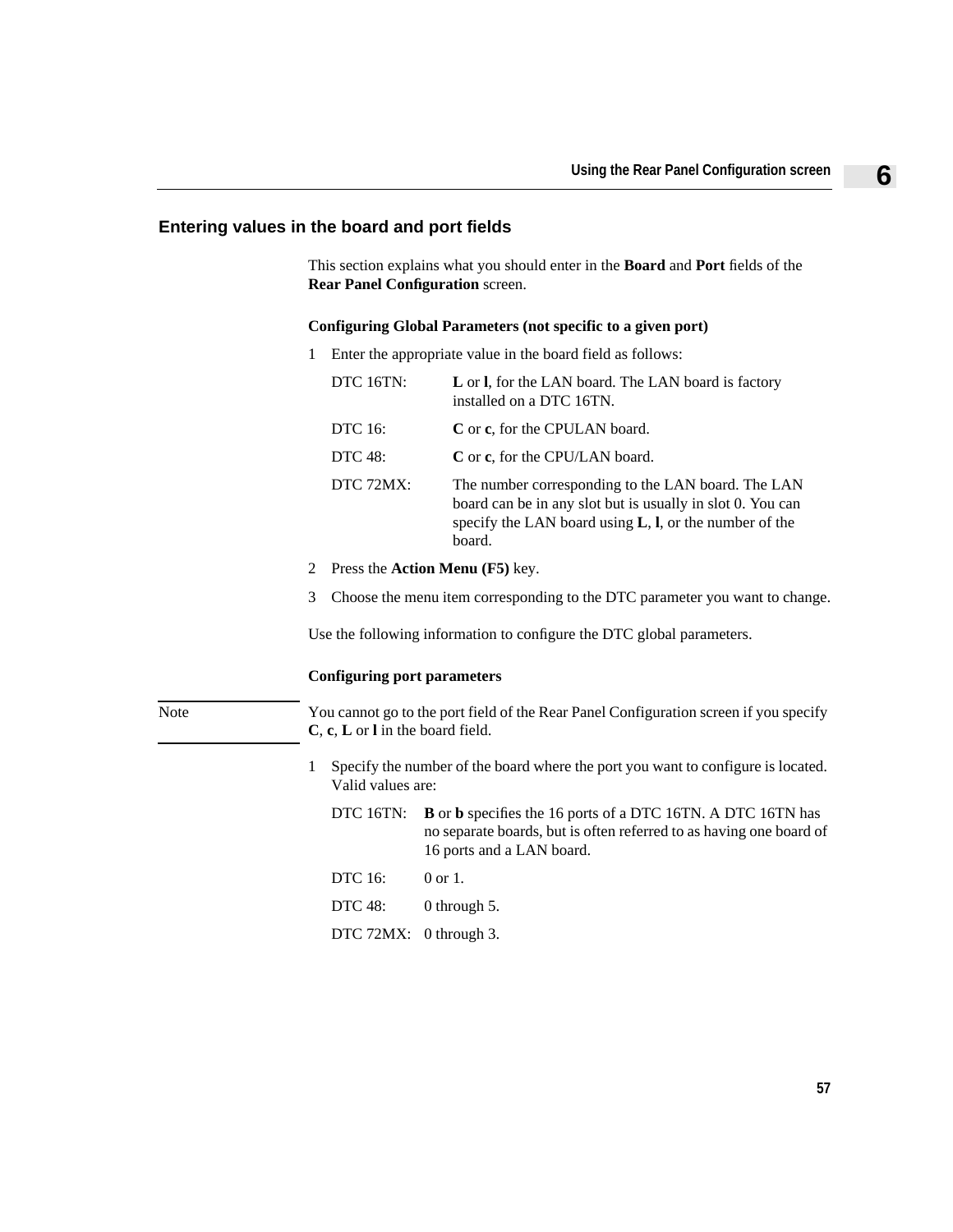## Entering values in the board and port fields

This section explains what you should enter in the **Board** and **Port** fields of the **Rear Panel Configuration** screen.

**Configuring Global Parameters (not specific to a given port)**

1 Enter the appropriate value in the board field as follows:

| | |
|---|---|
| DTC 16TN: | **L** or **l**, for the LAN board. The LAN board is factory installed on a DTC 16TN. |
| DTC 16: | **C** or **c**, for the CPULAN board. |
| DTC 48: | **C** or **c**, for the CPU/LAN board. |
| DTC 72MX: | The number corresponding to the LAN board. The LAN board can be in any slot but is usually in slot 0. You can specify the LAN board using **L**, **l**, or the number of the board. |

2 Press the **Action Menu (F5)** key.

3 Choose the menu item corresponding to the DTC parameter you want to change.

Use the following information to configure the DTC global parameters.

**Configuring port parameters**

Note: You cannot go to the port field of the Rear Panel Configuration screen if you specify **C**, **c**, **L** or **l** in the board field.

1 Specify the number of the board where the port you want to configure is located. Valid values are:

| | |
|---|---|
| DTC 16TN: | **B** or **b** specifies the 16 ports of a DTC 16TN. A DTC 16TN has no separate boards, but is often referred to as having one board of 16 ports and a LAN board. |
| DTC 16: | 0 or 1. |
| DTC 48: | 0 through 5. |
| DTC 72MX: | 0 through 3. |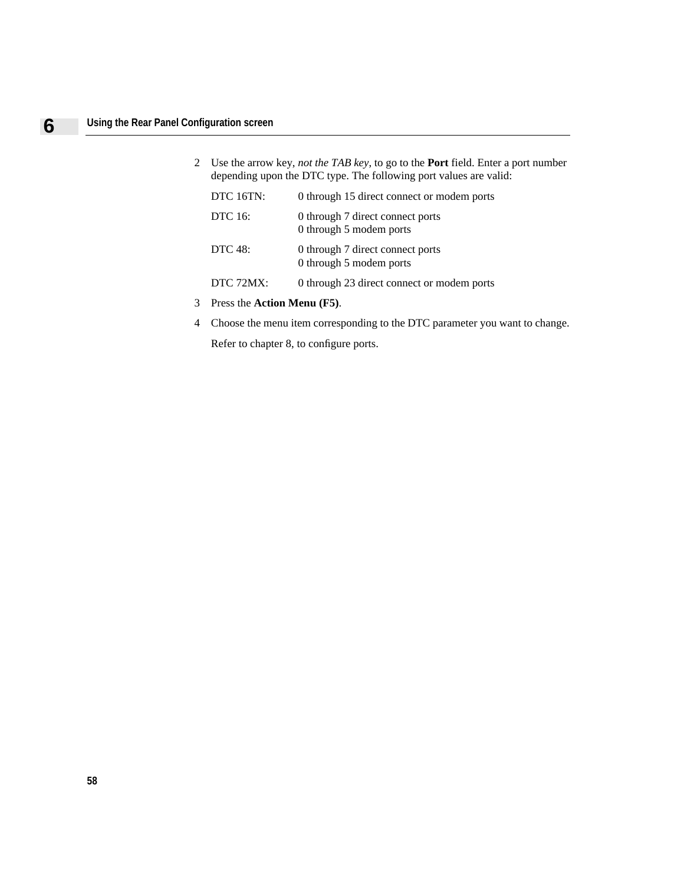2. Use the arrow key, *not the TAB key*, to go to the **Port** field. Enter a port number depending upon the DTC type. The following port values are valid:

   | | |
   |---|---|
   | DTC 16TN: | 0 through 15 direct connect or modem ports |
   | DTC 16: | 0 through 7 direct connect ports<br>0 through 5 modem ports |
   | DTC 48: | 0 through 7 direct connect ports<br>0 through 5 modem ports |
   | DTC 72MX: | 0 through 23 direct connect or modem ports |

3. Press the **Action Menu (F5)**.
4. Choose the menu item corresponding to the DTC parameter you want to change.

   Refer to chapter 8, to configure ports.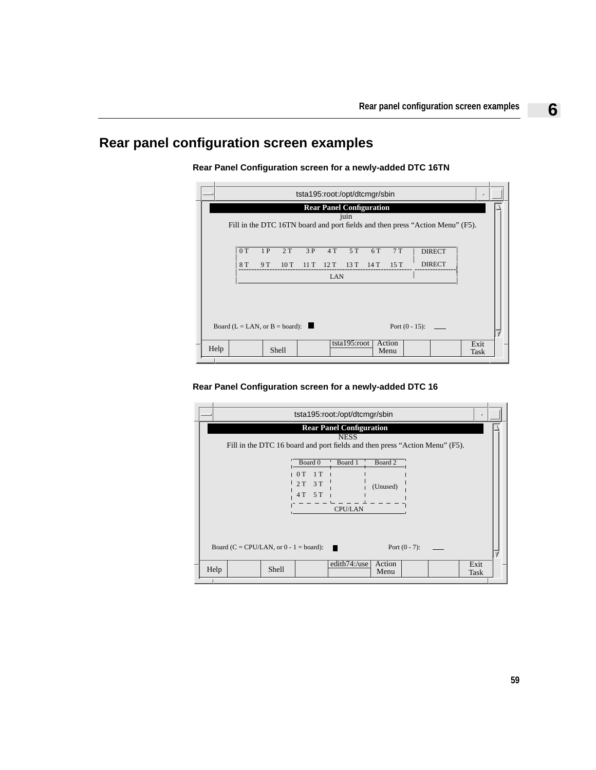# Rear panel configuration screen examples

**Rear Panel Configuration screen for a newly-added DTC 16TN**

```
tsta195:root:/opt/dtcmgr/sbin

                              Rear Panel Configuration
                                        juin
      Fill in the DTC 16TN board and port fields and then press “Action Menu” (F5).

      | 0 T    1 P    2 T    3 P    4 T    5 T    6 T    7 T  | DIRECT |
      | 8 T    9 T    10 T   11 T   12 T   13 T   14 T   15 T | DIRECT |
      |                       LAN                              |        |

  Board (L = LAN, or B = board):  ■                    Port (0 - 15): ___

 | Help |  | Shell |  | tsta195:root | Action Menu |  |  | Exit Task |
```

**Rear Panel Configuration screen for a newly-added DTC 16**

```
tsta195:root:/opt/dtcmgr/sbin

                              Rear Panel Configuration
                                        NESS
      Fill in the DTC 16 board and port fields and then press “Action Menu” (F5).

                       | Board 0  | Board 1 | Board 2  |
                       | 0 T  1 T |         |          |
                       | 2 T  3 T |         | (Unused) |
                       | 4 T  5 T |         |          |
                       |          CPU/LAN              |

  Board (C = CPU/LAN, or 0 - 1 = board):  ■              Port (0 - 7): ___

 | Help |  | Shell |  | edith74:/use | Action Menu |  |  | Exit Task |
```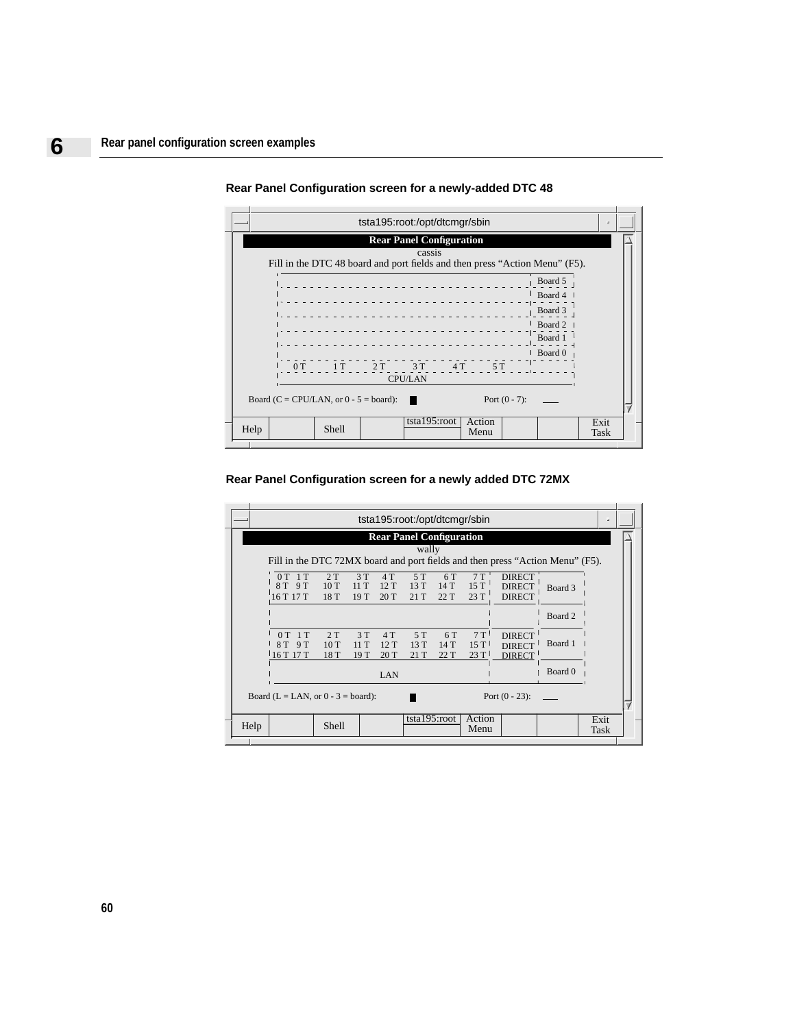**Rear Panel Configuration screen for a newly-added DTC 48**

```
tsta195:root:/opt/dtcmgr/sbin

                         Rear Panel Configuration
                                  cassis
   Fill in the DTC 48 board and port fields and then press “Action Menu” (F5).

   ------------------------------------------------------ | Board 5
   ------------------------------------------------------ | Board 4
   ------------------------------------------------------ | Board 3
   ------------------------------------------------------ | Board 2
   ------------------------------------------------------ | Board 1
   ------------------------------------------------------ | Board 0
      0 T      1 T      2 T      3 T      4 T      5 T
                           CPU/LAN

 Board (C = CPU/LAN, or 0 - 5 = board):  █          Port (0 - 7):  ___

 Help |  | Shell |  | tsta195:root | Action Menu |  |  | Exit Task
```

**Rear Panel Configuration screen for a newly added DTC 72MX**

```
tsta195:root:/opt/dtcmgr/sbin

                         Rear Panel Configuration
                                  wally
   Fill in the DTC 72MX board and port fields and then press “Action Menu” (F5).

    0 T  1 T   2 T   3 T   4 T   5 T   6 T   7 T | DIRECT |
    8 T  9 T  10 T  11 T  12 T  13 T  14 T  15 T | DIRECT | Board 3
   16 T 17 T  18 T  19 T  20 T  21 T  22 T  23 T | DIRECT |
                                                 |        | Board 2
    0 T  1 T   2 T   3 T   4 T   5 T   6 T   7 T | DIRECT |
    8 T  9 T  10 T  11 T  12 T  13 T  14 T  15 T | DIRECT | Board 1
   16 T 17 T  18 T  19 T  20 T  21 T  22 T  23 T | DIRECT |
                          LAN                    |        | Board 0

 Board (L = LAN, or 0 - 3 = board):  █          Port (0 - 23):  ___

 Help |  | Shell |  | tsta195:root | Action Menu |  |  | Exit Task
```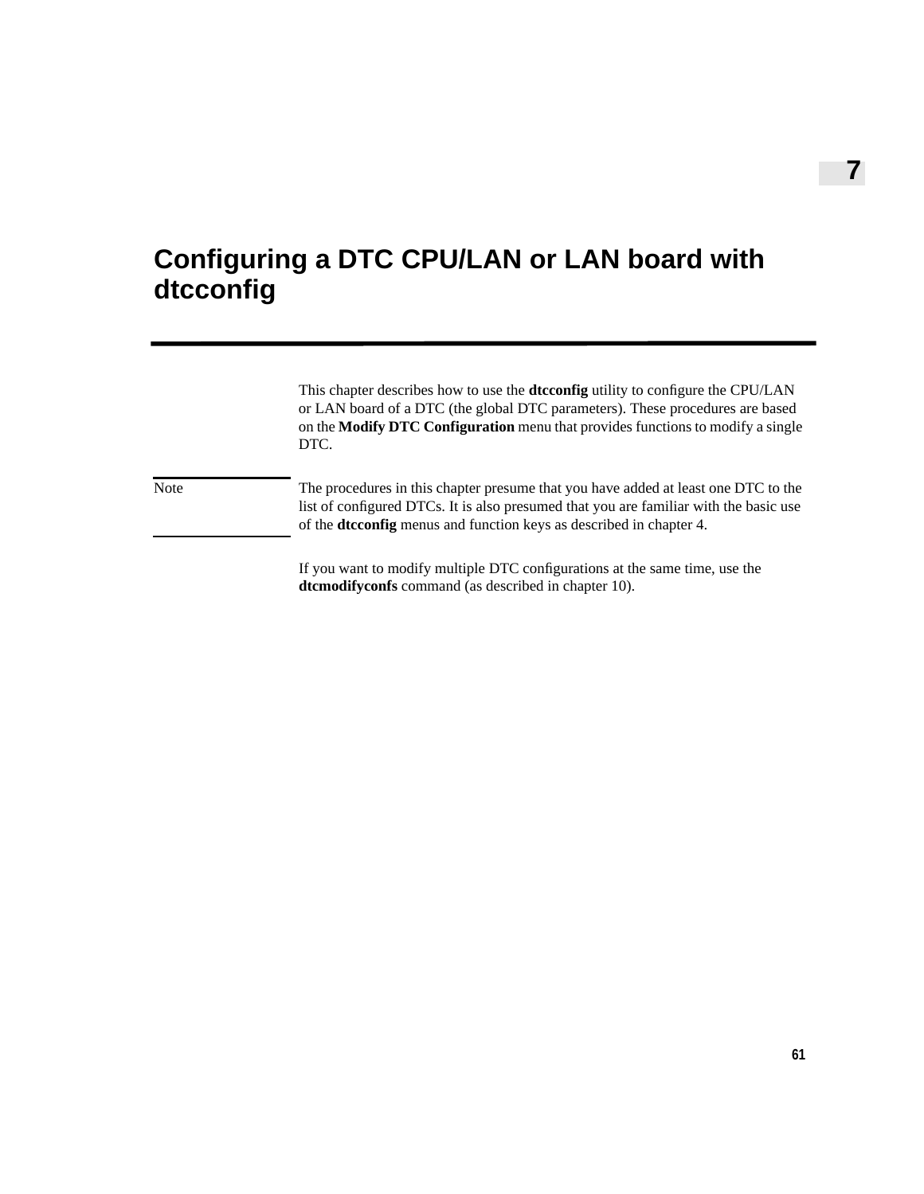# 7

# Configuring a DTC CPU/LAN or LAN board with dtcconfig

This chapter describes how to use the **dtcconfig** utility to configure the CPU/LAN or LAN board of a DTC (the global DTC parameters). These procedures are based on the **Modify DTC Configuration** menu that provides functions to modify a single DTC.

Note: The procedures in this chapter presume that you have added at least one DTC to the list of configured DTCs. It is also presumed that you are familiar with the basic use of the **dtcconfig** menus and function keys as described in chapter 4.

If you want to modify multiple DTC configurations at the same time, use the **dtcmodifyconfs** command (as described in chapter 10).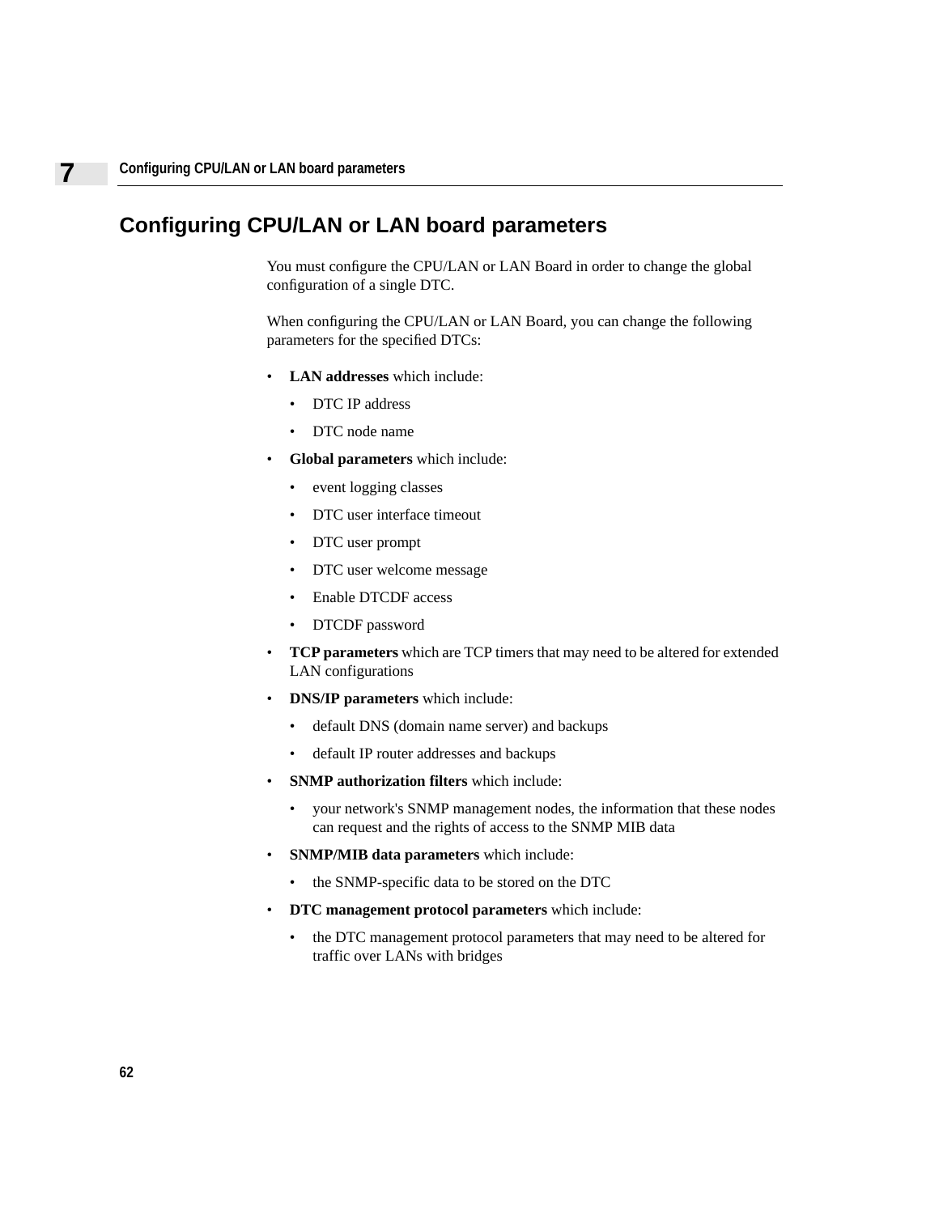## Configuring CPU/LAN or LAN board parameters

You must configure the CPU/LAN or LAN Board in order to change the global configuration of a single DTC.

When configuring the CPU/LAN or LAN Board, you can change the following parameters for the specified DTCs:

- **LAN addresses** which include:
  - DTC IP address
  - DTC node name
- **Global parameters** which include:
  - event logging classes
  - DTC user interface timeout
  - DTC user prompt
  - DTC user welcome message
  - Enable DTCDF access
  - DTCDF password
- **TCP parameters** which are TCP timers that may need to be altered for extended LAN configurations
- **DNS/IP parameters** which include:
  - default DNS (domain name server) and backups
  - default IP router addresses and backups
- **SNMP authorization filters** which include:
  - your network's SNMP management nodes, the information that these nodes can request and the rights of access to the SNMP MIB data
- **SNMP/MIB data parameters** which include:
  - the SNMP-specific data to be stored on the DTC
- **DTC management protocol parameters** which include:
  - the DTC management protocol parameters that may need to be altered for traffic over LANs with bridges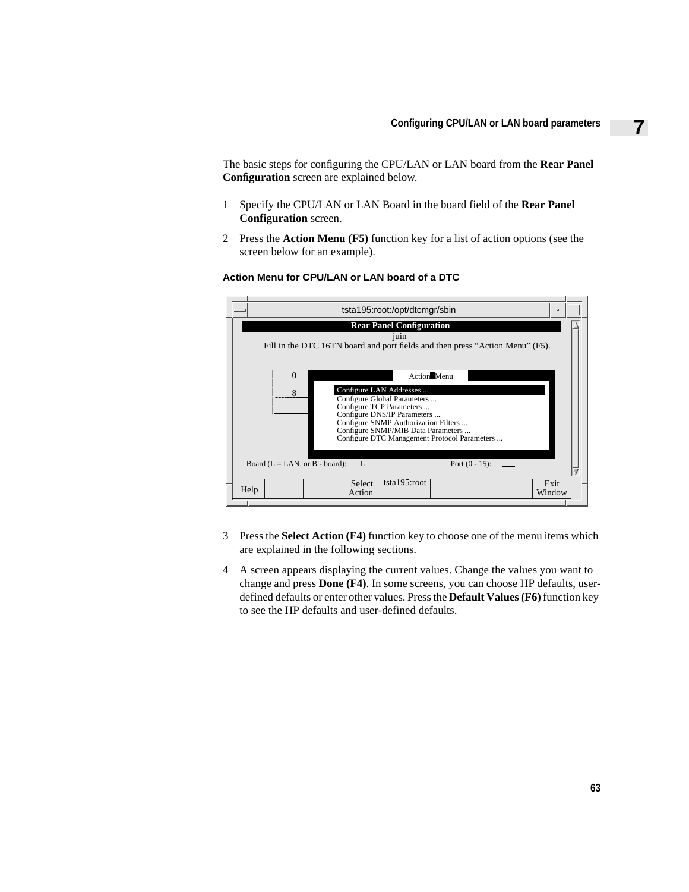The basic steps for configuring the CPU/LAN or LAN board from the **Rear Panel Configuration** screen are explained below.

1 Specify the CPU/LAN or LAN Board in the board field of the **Rear Panel Configuration** screen.

2 Press the **Action Menu (F5)** function key for a list of action options (see the screen below for an example).

**Action Menu for CPU/LAN or LAN board of a DTC**

```
tsta195:root:/opt/dtcmgr/sbin

                         Rear Panel Configuration
                                   juin
   Fill in the DTC 16TN board and port fields and then press "Action Menu" (F5).

        0                        Action Menu
        8        Configure LAN Addresses ...
                 Configure Global Parameters ...
                 Configure TCP Parameters ...
                 Configure DNS/IP Parameters ...
                 Configure SNMP Authorization Filters ...
                 Configure SNMP/MIB Data Parameters ...
                 Configure DTC Management Protocol Parameters ...

  Board (L = LAN, or B - board):   L                  Port (0 - 15): ___

 Help |  |  | Select Action | tsta195:root |  |  |  | Exit Window
```

3 Press the **Select Action (F4)** function key to choose one of the menu items which are explained in the following sections.

4 A screen appears displaying the current values. Change the values you want to change and press **Done (F4)**. In some screens, you can choose HP defaults, user-defined defaults or enter other values. Press the **Default Values (F6)** function key to see the HP defaults and user-defined defaults.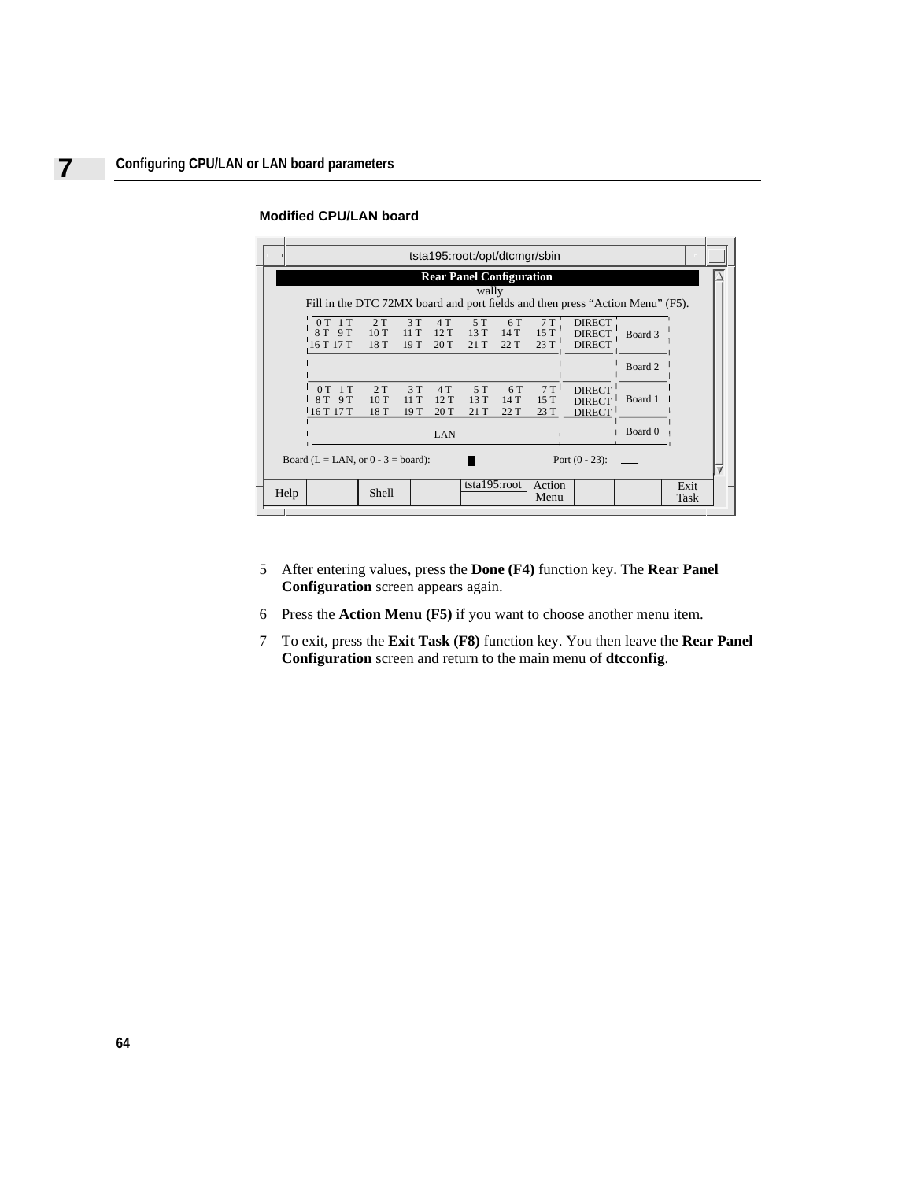#### Modified CPU/LAN board

```
tsta195:root:/opt/dtcmgr/sbin

                         Rear Panel Configuration
                                   wally
  Fill in the DTC 72MX board and port fields and then press "Action Menu" (F5).

   0 T  1 T   2 T   3 T   4 T   5 T   6 T   7 T   DIRECT
   8 T  9 T  10 T  11 T  12 T  13 T  14 T  15 T   DIRECT   Board 3
  16 T 17 T  18 T  19 T  20 T  21 T  22 T  23 T   DIRECT

                                                           Board 2

   0 T  1 T   2 T   3 T   4 T   5 T   6 T   7 T   DIRECT
   8 T  9 T  10 T  11 T  12 T  13 T  14 T  15 T   DIRECT   Board 1
  16 T 17 T  18 T  19 T  20 T  21 T  22 T  23 T   DIRECT

                        LAN                                Board 0

  Board (L = LAN, or 0 - 3 = board):                 Port (0 - 23): ___

  Help |      | Shell |      | tsta195:root | Action Menu |      |      | Exit Task
```

5. After entering values, press the **Done (F4)** function key. The **Rear Panel Configuration** screen appears again.
6. Press the **Action Menu (F5)** if you want to choose another menu item.
7. To exit, press the **Exit Task (F8)** function key. You then leave the **Rear Panel Configuration** screen and return to the main menu of **dtcconfig**.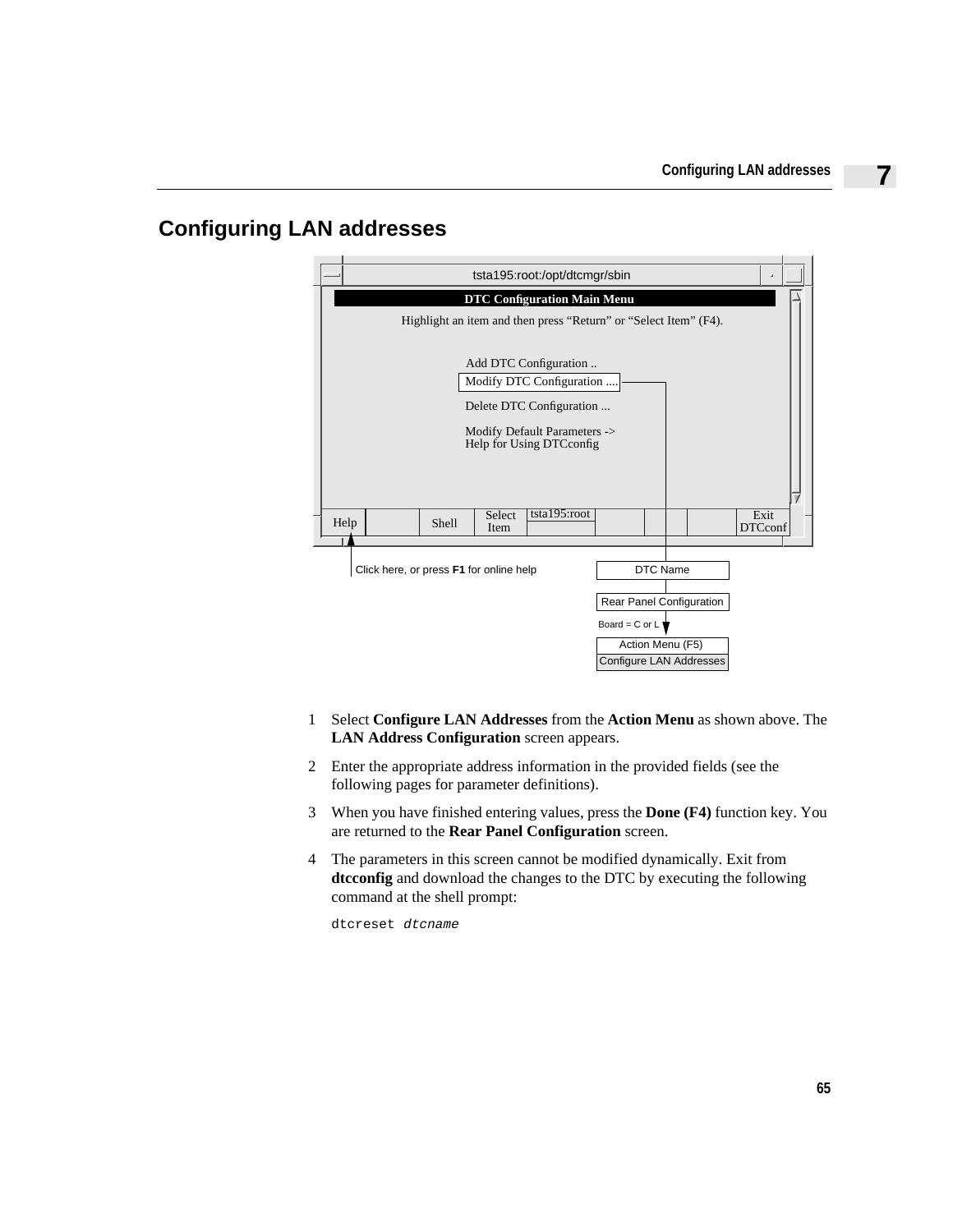# Configuring LAN addresses

tsta195:root:/opt/dtcmgr/sbin

**DTC Configuration Main Menu**

Highlight an item and then press "Return" or "Select Item" (F4).

Add DTC Configuration ..
Modify DTC Configuration ....
Delete DTC Configuration ...
Modify Default Parameters ->
Help for Using DTCconfig

Help | Shell | Select Item | tsta195:root | Exit DTCconf

Click here, or press **F1** for online help

DTC Name

Rear Panel Configuration

Board = C or L

Action Menu (F5)
Configure LAN Addresses

1. Select **Configure LAN Addresses** from the **Action Menu** as shown above. The **LAN Address Configuration** screen appears.
2. Enter the appropriate address information in the provided fields (see the following pages for parameter definitions).
3. When you have finished entering values, press the **Done (F4)** function key. You are returned to the **Rear Panel Configuration** screen.
4. The parameters in this screen cannot be modified dynamically. Exit from **dtcconfig** and download the changes to the DTC by executing the following command at the shell prompt:

   ```
   dtcreset dtcname
   ```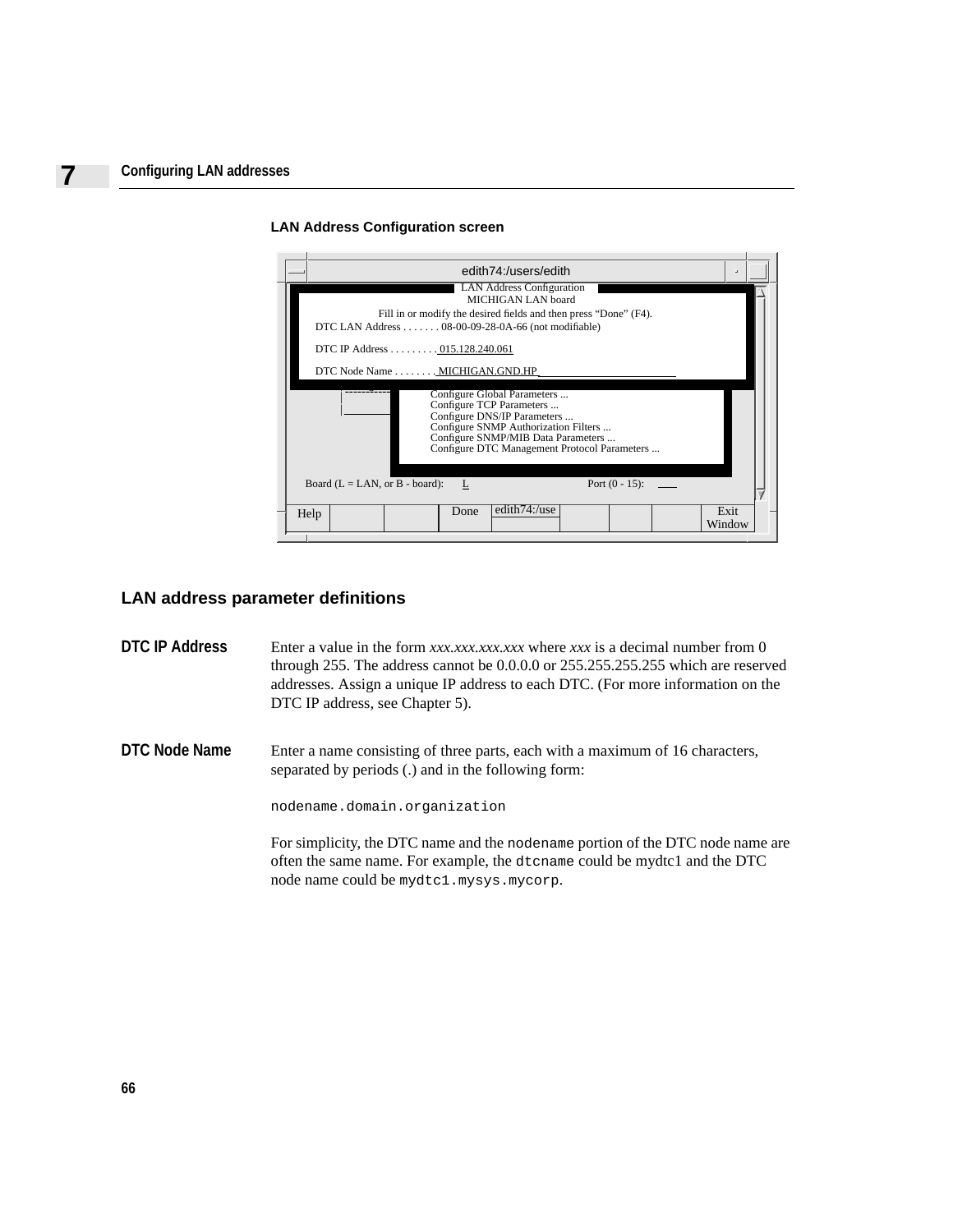**LAN Address Configuration screen**

```
edith74:/users/edith

LAN Address Configuration
MICHIGAN LAN board

Fill in or modify the desired fields and then press "Done" (F4).
DTC LAN Address . . . . . . . 08-00-09-28-0A-66 (not modifiable)

DTC IP Address . . . . . . . . . 015.128.240.061

DTC Node Name . . . . . . . . MICHIGAN.GND.HP

Configure Global Parameters ...
Configure TCP Parameters ...
Configure DNS/IP Parameters ...
Configure SNMP Authorization Filters ...
Configure SNMP/MIB Data Parameters ...
Configure DTC Management Protocol Parameters ...

Board (L = LAN, or B - board):   L            Port (0 - 15):

Help | | | Done | edith74:/use | | | | Exit Window
```

## LAN address parameter definitions

**DTC IP Address**

Enter a value in the form *xxx.xxx.xxx.xxx* where *xxx* is a decimal number from 0 through 255. The address cannot be 0.0.0.0 or 255.255.255.255 which are reserved addresses. Assign a unique IP address to each DTC. (For more information on the DTC IP address, see Chapter 5).

**DTC Node Name**

Enter a name consisting of three parts, each with a maximum of 16 characters, separated by periods (.) and in the following form:

```
nodename.domain.organization
```

For simplicity, the DTC name and the `nodename` portion of the DTC node name are often the same name. For example, the `dtcname` could be mydtc1 and the DTC node name could be `mydtc1.mysys.mycorp`.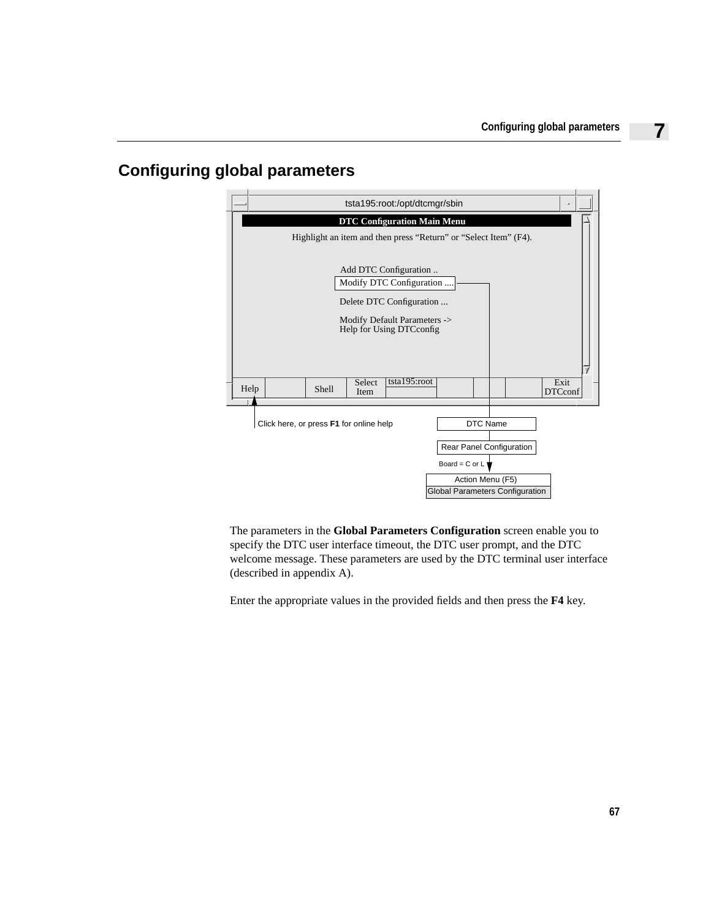# Configuring global parameters

tsta195:root:/opt/dtcmgr/sbin

**DTC Configuration Main Menu**

Highlight an item and then press "Return" or "Select Item" (F4).

Add DTC Configuration ..
Modify DTC Configuration ....
Delete DTC Configuration ...
Modify Default Parameters ->
Help for Using DTCconfig

Help | Shell | Select Item | tsta195:root | Exit DTCconf

Click here, or press **F1** for online help

DTC Name

Rear Panel Configuration

Board = C or L

Action Menu (F5)
Global Parameters Configuration

The parameters in the **Global Parameters Configuration** screen enable you to specify the DTC user interface timeout, the DTC user prompt, and the DTC welcome message. These parameters are used by the DTC terminal user interface (described in appendix A).

Enter the appropriate values in the provided fields and then press the **F4** key.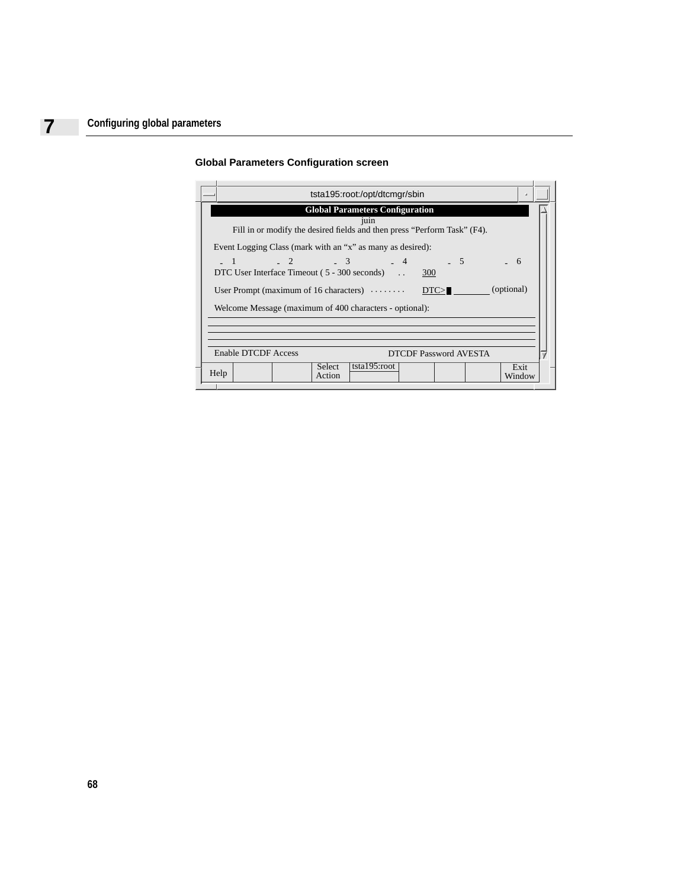### Global Parameters Configuration screen

```
tsta195:root:/opt/dtcmgr/sbin

                     Global Parameters Configuration
                                  juin
     Fill in or modify the desired fields and then press "Perform Task" (F4).

  Event Logging Class (mark with an "x" as many as desired):

   _ 1        _ 2        _ 3        _ 4        _ 5        _ 6
  DTC User Interface Timeout ( 5 - 300 seconds)  . .    300

  User Prompt (maximum of 16 characters)  . . . . . . . .   DTC>_________ (optional)

  Welcome Message (maximum of 400 characters - optional):
  ____________________________________________________________
  ____________________________________________________________
  ____________________________________________________________
  ____________________________________________________________

  Enable DTCDF Access                    DTCDF Password AVESTA

 Help |  |  | Select Action | tsta195:root |  |  |  | Exit Window
```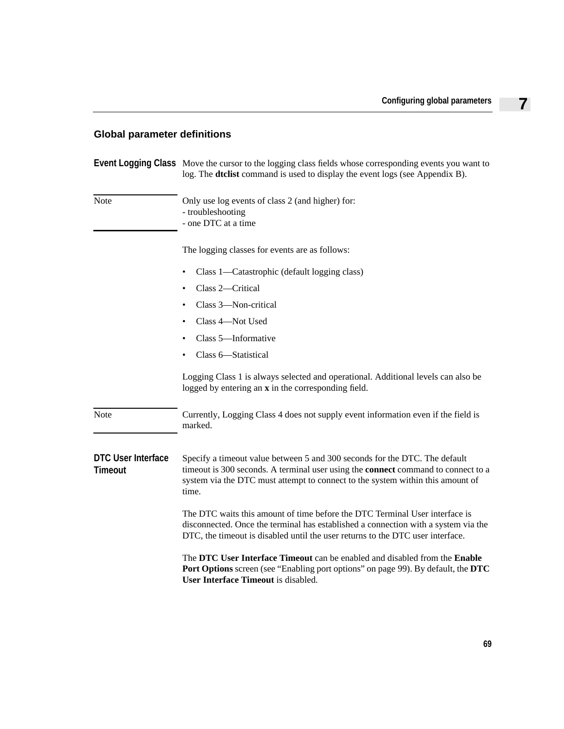## Global parameter definitions

**Event Logging Class** Move the cursor to the logging class fields whose corresponding events you want to log. The **dtclist** command is used to display the event logs (see Appendix B).

Note — Only use log events of class 2 (and higher) for:
- troubleshooting
- one DTC at a time

The logging classes for events are as follows:

- Class 1—Catastrophic (default logging class)
- Class 2—Critical
- Class 3—Non-critical
- Class 4—Not Used
- Class 5—Informative
- Class 6—Statistical

Logging Class 1 is always selected and operational. Additional levels can also be logged by entering an **x** in the corresponding field.

Note — Currently, Logging Class 4 does not supply event information even if the field is marked.

**DTC User Interface Timeout** Specify a timeout value between 5 and 300 seconds for the DTC. The default timeout is 300 seconds. A terminal user using the **connect** command to connect to a system via the DTC must attempt to connect to the system within this amount of time.

The DTC waits this amount of time before the DTC Terminal User interface is disconnected. Once the terminal has established a connection with a system via the DTC, the timeout is disabled until the user returns to the DTC user interface.

The **DTC User Interface Timeout** can be enabled and disabled from the **Enable Port Options** screen (see "Enabling port options" on page 99). By default, the **DTC User Interface Timeout** is disabled.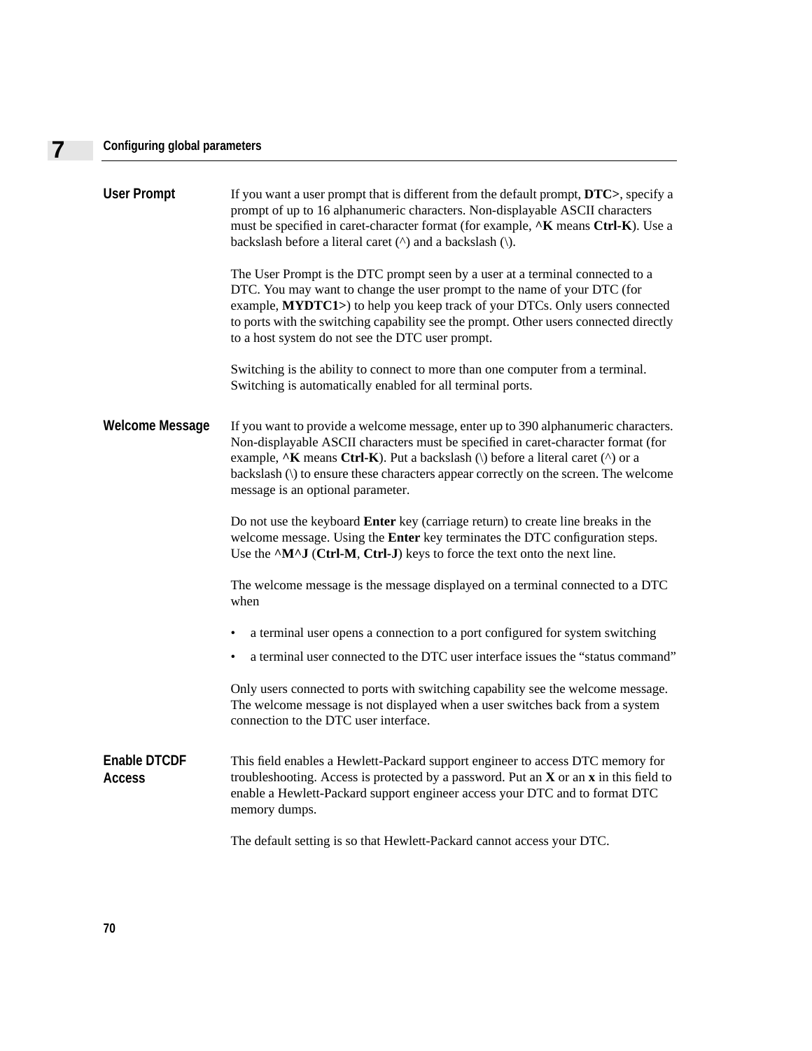**User Prompt**

If you want a user prompt that is different from the default prompt, **DTC>**, specify a prompt of up to 16 alphanumeric characters. Non-displayable ASCII characters must be specified in caret-character format (for example, **^K** means **Ctrl-K**). Use a backslash before a literal caret (^) and a backslash (\).

The User Prompt is the DTC prompt seen by a user at a terminal connected to a DTC. You may want to change the user prompt to the name of your DTC (for example, **MYDTC1>**) to help you keep track of your DTCs. Only users connected to ports with the switching capability see the prompt. Other users connected directly to a host system do not see the DTC user prompt.

Switching is the ability to connect to more than one computer from a terminal. Switching is automatically enabled for all terminal ports.

**Welcome Message**

If you want to provide a welcome message, enter up to 390 alphanumeric characters. Non-displayable ASCII characters must be specified in caret-character format (for example, **^K** means **Ctrl-K**). Put a backslash (\) before a literal caret (^) or a backslash (\) to ensure these characters appear correctly on the screen. The welcome message is an optional parameter.

Do not use the keyboard **Enter** key (carriage return) to create line breaks in the welcome message. Using the **Enter** key terminates the DTC configuration steps. Use the **^M^J** (**Ctrl-M**, **Ctrl-J**) keys to force the text onto the next line.

The welcome message is the message displayed on a terminal connected to a DTC when

- a terminal user opens a connection to a port configured for system switching
- a terminal user connected to the DTC user interface issues the “status command”

Only users connected to ports with switching capability see the welcome message. The welcome message is not displayed when a user switches back from a system connection to the DTC user interface.

**Enable DTCDF Access**

This field enables a Hewlett-Packard support engineer to access DTC memory for troubleshooting. Access is protected by a password. Put an **X** or an **x** in this field to enable a Hewlett-Packard support engineer access your DTC and to format DTC memory dumps.

The default setting is so that Hewlett-Packard cannot access your DTC.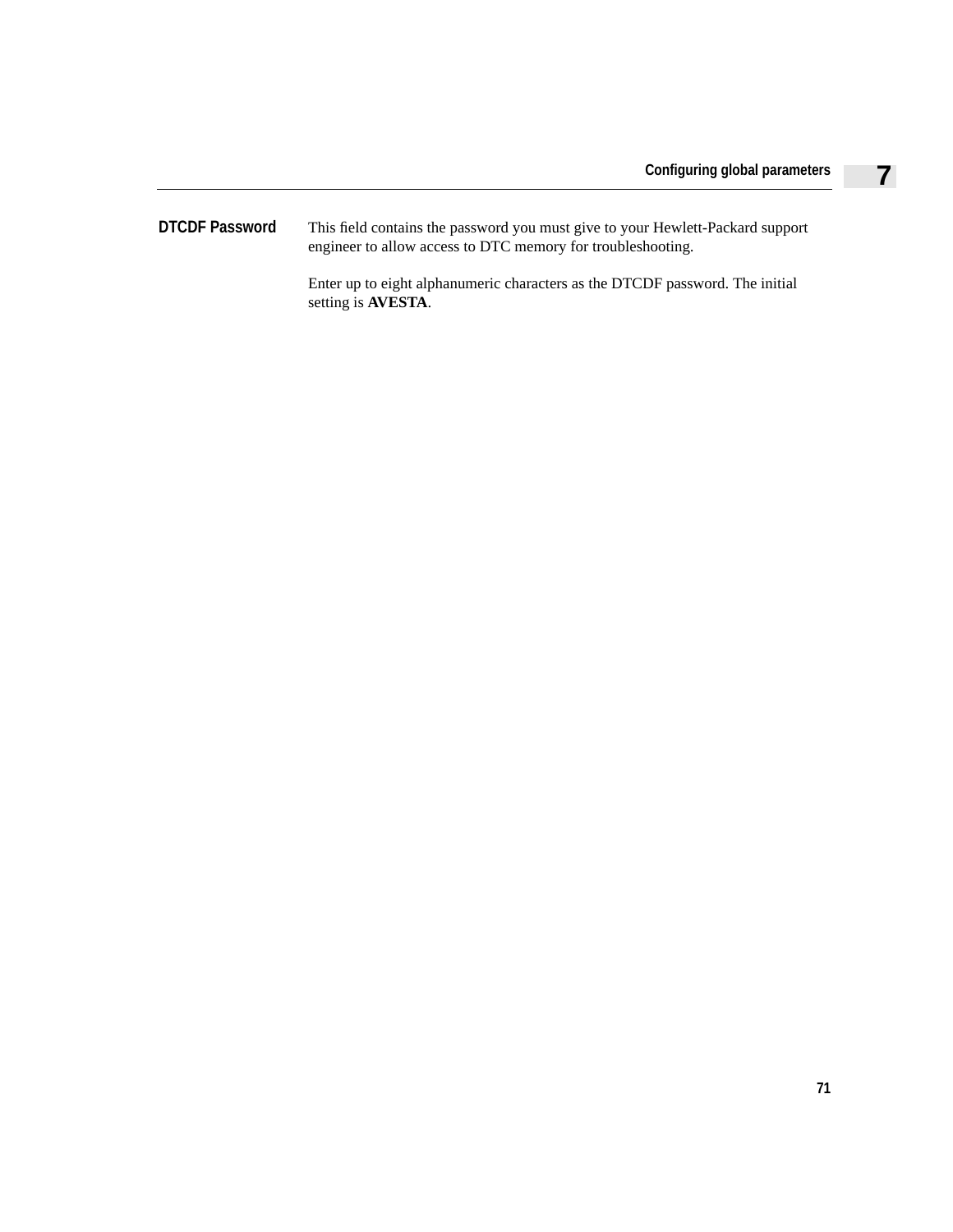**DTCDF Password**

This field contains the password you must give to your Hewlett-Packard support engineer to allow access to DTC memory for troubleshooting.

Enter up to eight alphanumeric characters as the DTCDF password. The initial setting is **AVESTA**.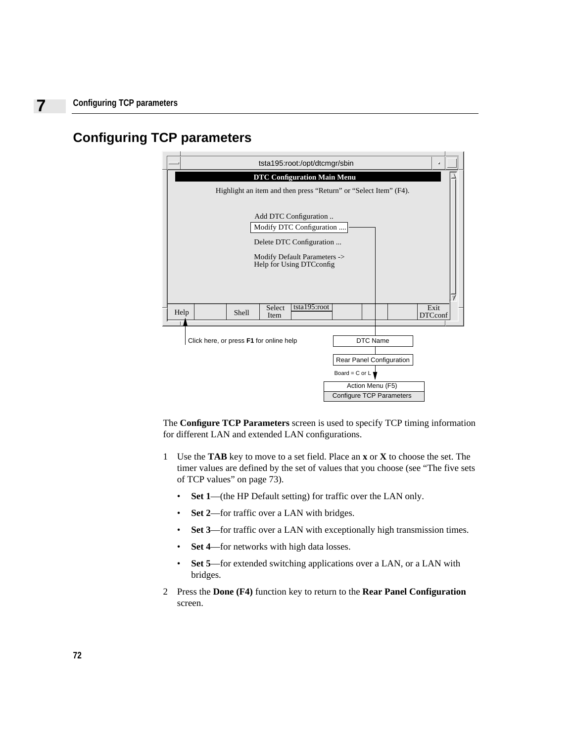# Configuring TCP parameters

tsta195:root:/opt/dtcmgr/sbin

**DTC Configuration Main Menu**

Highlight an item and then press “Return” or “Select Item” (F4).

Add DTC Configuration ..
Modify DTC Configuration ....
Delete DTC Configuration ...
Modify Default Parameters ->
Help for Using DTCconfig

Help | Shell | Select Item | tsta195:root | Exit DTCconf

Click here, or press **F1** for online help

DTC Name
Rear Panel Configuration
Board = C or L
Action Menu (F5)
Configure TCP Parameters

The **Configure TCP Parameters** screen is used to specify TCP timing information for different LAN and extended LAN configurations.

1. Use the **TAB** key to move to a set field. Place an **x** or **X** to choose the set. The timer values are defined by the set of values that you choose (see “The five sets of TCP values” on page 73).
   - **Set 1**—(the HP Default setting) for traffic over the LAN only.
   - **Set 2**—for traffic over a LAN with bridges.
   - **Set 3**—for traffic over a LAN with exceptionally high transmission times.
   - **Set 4**—for networks with high data losses.
   - **Set 5**—for extended switching applications over a LAN, or a LAN with bridges.
2. Press the **Done (F4)** function key to return to the **Rear Panel Configuration** screen.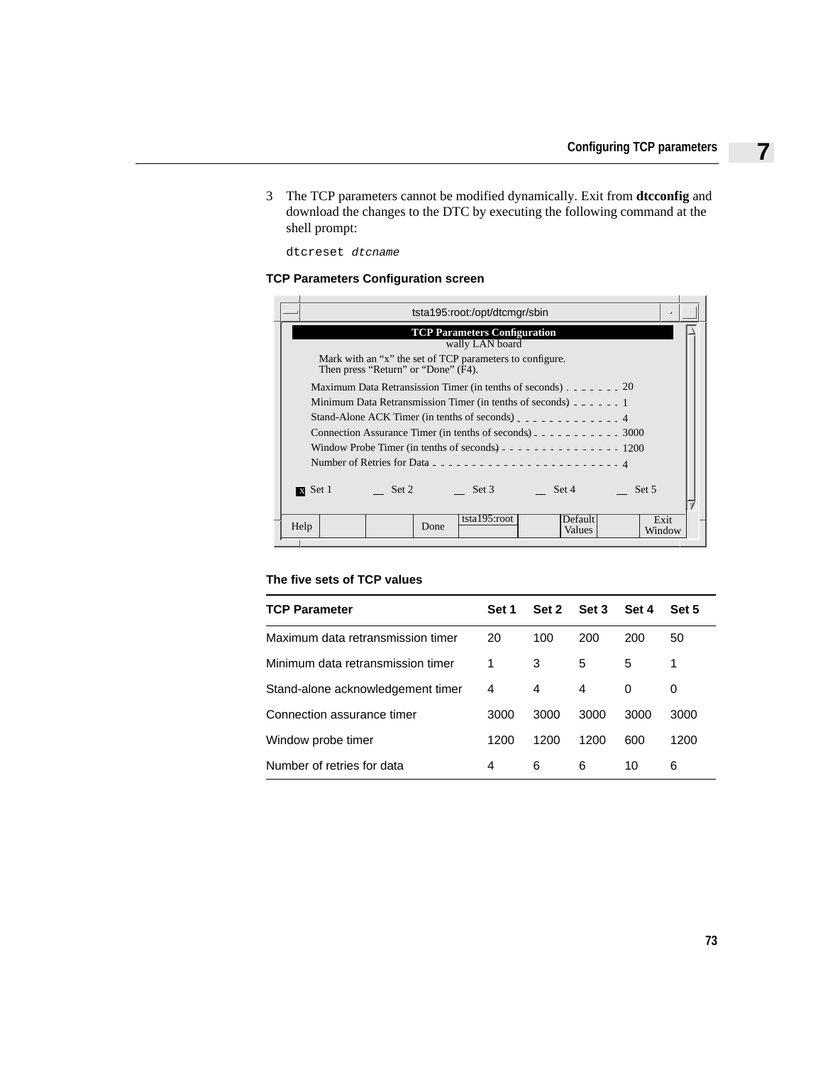3 The TCP parameters cannot be modified dynamically. Exit from **dtcconfig** and download the changes to the DTC by executing the following command at the shell prompt:

```
dtcreset dtcname
```

**TCP Parameters Configuration screen**

```
tsta195:root:/opt/dtcmgr/sbin

TCP Parameters Configuration
wally LAN board

Mark with an "x" the set of TCP parameters to configure.
Then press "Return" or "Done" (F4).

Maximum Data Retransission Timer (in tenths of seconds) . . . . . . . 20
Minimum Data Retransmission Timer (in tenths of seconds) . . . . . . 1
Stand-Alone ACK Timer (in tenths of seconds) . . . . . . . . . . . . 4
Connection Assurance Timer (in tenths of seconds) . . . . . . . . . . 3000
Window Probe Timer (in tenths of seconds) . . . . . . . . . . . . . . 1200
Number of Retries for Data . . . . . . . . . . . . . . . . . . . . . 4

[x] Set 1    __ Set 2    __ Set 3    __ Set 4    __ Set 5

Help | | | Done | tsta195:root | | Default Values | | Exit Window
```

**The five sets of TCP values**

| TCP Parameter | Set 1 | Set 2 | Set 3 | Set 4 | Set 5 |
|---|---|---|---|---|---|
| Maximum data retransmission timer | 20 | 100 | 200 | 200 | 50 |
| Minimum data retransmission timer | 1 | 3 | 5 | 5 | 1 |
| Stand-alone acknowledgement timer | 4 | 4 | 4 | 0 | 0 |
| Connection assurance timer | 3000 | 3000 | 3000 | 3000 | 3000 |
| Window probe timer | 1200 | 1200 | 1200 | 600 | 1200 |
| Number of retries for data | 4 | 6 | 6 | 10 | 6 |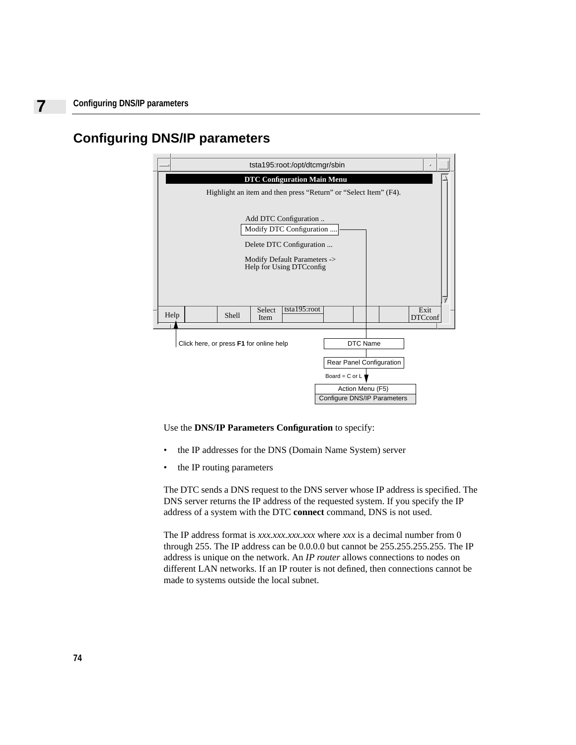# Configuring DNS/IP parameters

tsta195:root:/opt/dtcmgr/sbin

DTC Configuration Main Menu

Highlight an item and then press “Return” or “Select Item” (F4).

Add DTC Configuration ..
Modify DTC Configuration ....
Delete DTC Configuration ...
Modify Default Parameters ->
Help for Using DTCconfig

Help | Shell | Select Item | tsta195:root | Exit DTCconf

Click here, or press **F1** for online help

DTC Name → Rear Panel Configuration → Board = C or L → Action Menu (F5) → Configure DNS/IP Parameters

Use the **DNS/IP Parameters Configuration** to specify:

- the IP addresses for the DNS (Domain Name System) server
- the IP routing parameters

The DTC sends a DNS request to the DNS server whose IP address is specified. The DNS server returns the IP address of the requested system. If you specify the IP address of a system with the DTC **connect** command, DNS is not used.

The IP address format is *xxx.xxx.xxx.xxx* where *xxx* is a decimal number from 0 through 255. The IP address can be 0.0.0.0 but cannot be 255.255.255.255. The IP address is unique on the network. An *IP router* allows connections to nodes on different LAN networks. If an IP router is not defined, then connections cannot be made to systems outside the local subnet.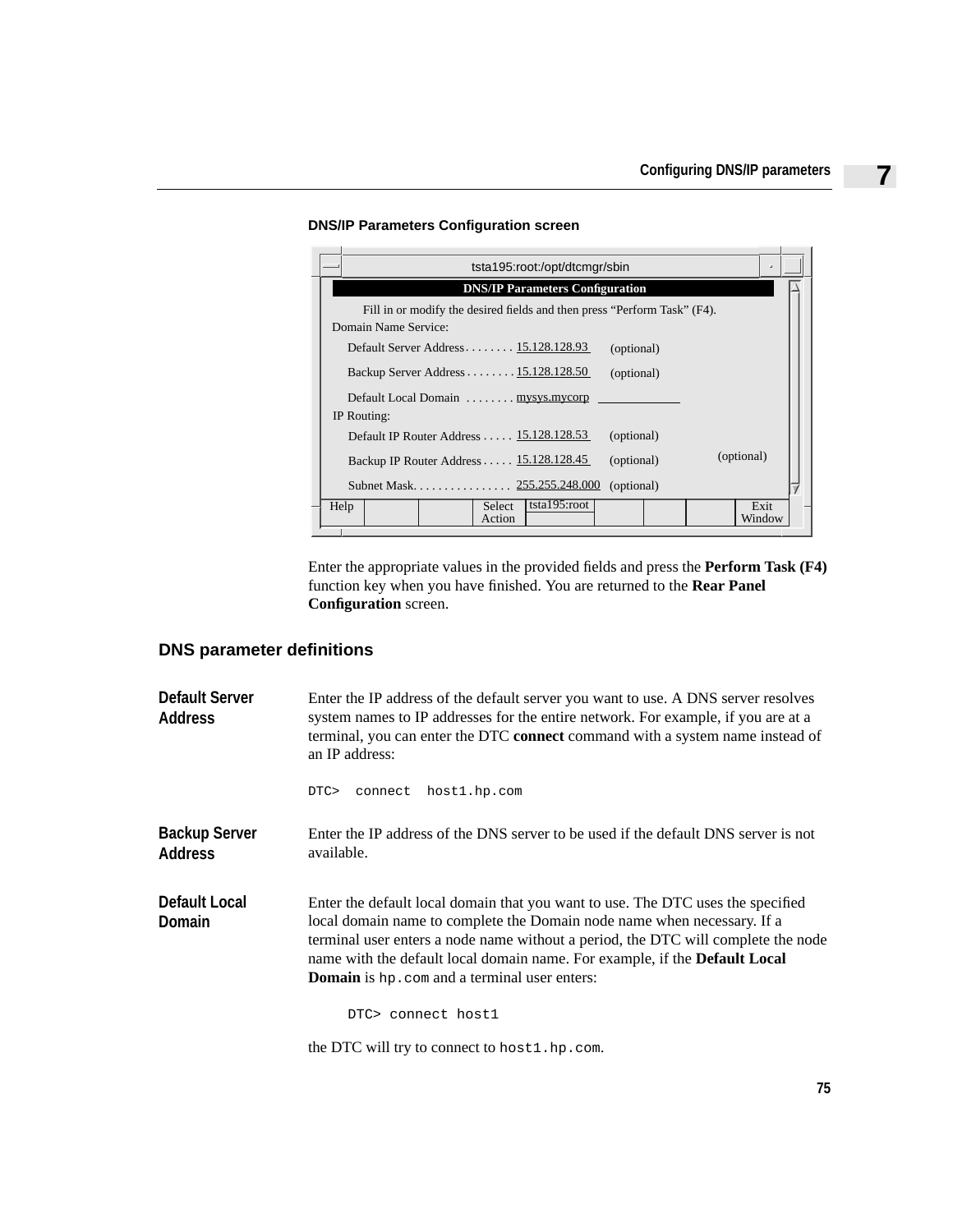**DNS/IP Parameters Configuration screen**

```
tsta195:root:/opt/dtcmgr/sbin

                    DNS/IP Parameters Configuration

    Fill in or modify the desired fields and then press "Perform Task" (F4).
Domain Name Service:

   Default Server Address. . . . . . . . 15.128.128.93    (optional)

   Backup Server Address . . . . . . . . 15.128.128.50    (optional)

   Default Local Domain  . . . . . . . . mysys.mycorp
IP Routing:

   Default IP Router Address . . . . . 15.128.128.53    (optional)

   Backup IP Router Address . . . . . 15.128.128.45     (optional)     (optional)

   Subnet Mask. . . . . . . . . . . . . . . 255.255.248.000  (optional)

Help | | | Select Action | tsta195:root | | | | Exit Window
```

Enter the appropriate values in the provided fields and press the **Perform Task (F4)** function key when you have finished. You are returned to the **Rear Panel Configuration** screen.

## DNS parameter definitions

**Default Server Address**

Enter the IP address of the default server you want to use. A DNS server resolves system names to IP addresses for the entire network. For example, if you are at a terminal, you can enter the DTC **connect** command with a system name instead of an IP address:

```
DTC>  connect  host1.hp.com
```

**Backup Server Address**

Enter the IP address of the DNS server to be used if the default DNS server is not available.

**Default Local Domain**

Enter the default local domain that you want to use. The DTC uses the specified local domain name to complete the Domain node name when necessary. If a terminal user enters a node name without a period, the DTC will complete the node name with the default local domain name. For example, if the **Default Local Domain** is `hp.com` and a terminal user enters:

```
DTC> connect host1
```

the DTC will try to connect to `host1.hp.com`.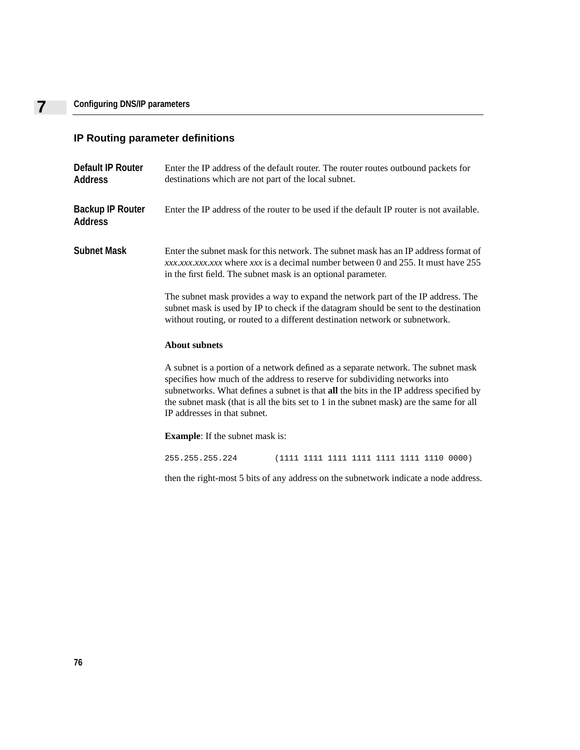## IP Routing parameter definitions

**Default IP Router Address**

Enter the IP address of the default router. The router routes outbound packets for destinations which are not part of the local subnet.

**Backup IP Router Address**

Enter the IP address of the router to be used if the default IP router is not available.

**Subnet Mask**

Enter the subnet mask for this network. The subnet mask has an IP address format of *xxx.xxx.xxx.xxx* where *xxx* is a decimal number between 0 and 255. It must have 255 in the first field. The subnet mask is an optional parameter.

The subnet mask provides a way to expand the network part of the IP address. The subnet mask is used by IP to check if the datagram should be sent to the destination without routing, or routed to a different destination network or subnetwork.

**About subnets**

A subnet is a portion of a network defined as a separate network. The subnet mask specifies how much of the address to reserve for subdividing networks into subnetworks. What defines a subnet is that **all** the bits in the IP address specified by the subnet mask (that is all the bits set to 1 in the subnet mask) are the same for all IP addresses in that subnet.

**Example**: If the subnet mask is:

```
255.255.255.224        (1111 1111 1111 1111 1111 1111 1110 0000)
```

then the right-most 5 bits of any address on the subnetwork indicate a node address.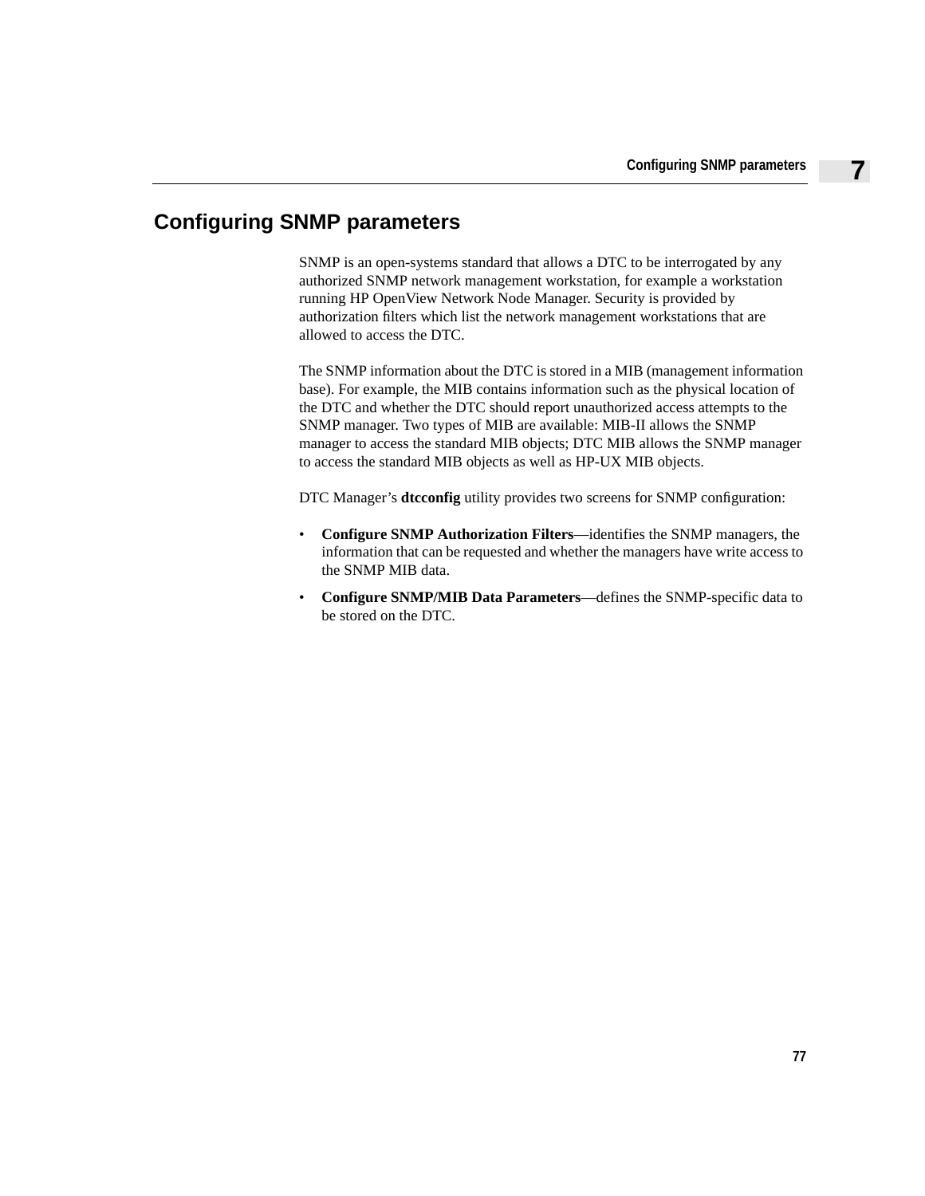# Configuring SNMP parameters

SNMP is an open-systems standard that allows a DTC to be interrogated by any authorized SNMP network management workstation, for example a workstation running HP OpenView Network Node Manager. Security is provided by authorization filters which list the network management workstations that are allowed to access the DTC.

The SNMP information about the DTC is stored in a MIB (management information base). For example, the MIB contains information such as the physical location of the DTC and whether the DTC should report unauthorized access attempts to the SNMP manager. Two types of MIB are available: MIB-II allows the SNMP manager to access the standard MIB objects; DTC MIB allows the SNMP manager to access the standard MIB objects as well as HP-UX MIB objects.

DTC Manager’s **dtcconfig** utility provides two screens for SNMP configuration:

- **Configure SNMP Authorization Filters**—identifies the SNMP managers, the information that can be requested and whether the managers have write access to the SNMP MIB data.
- **Configure SNMP/MIB Data Parameters**—defines the SNMP-specific data to be stored on the DTC.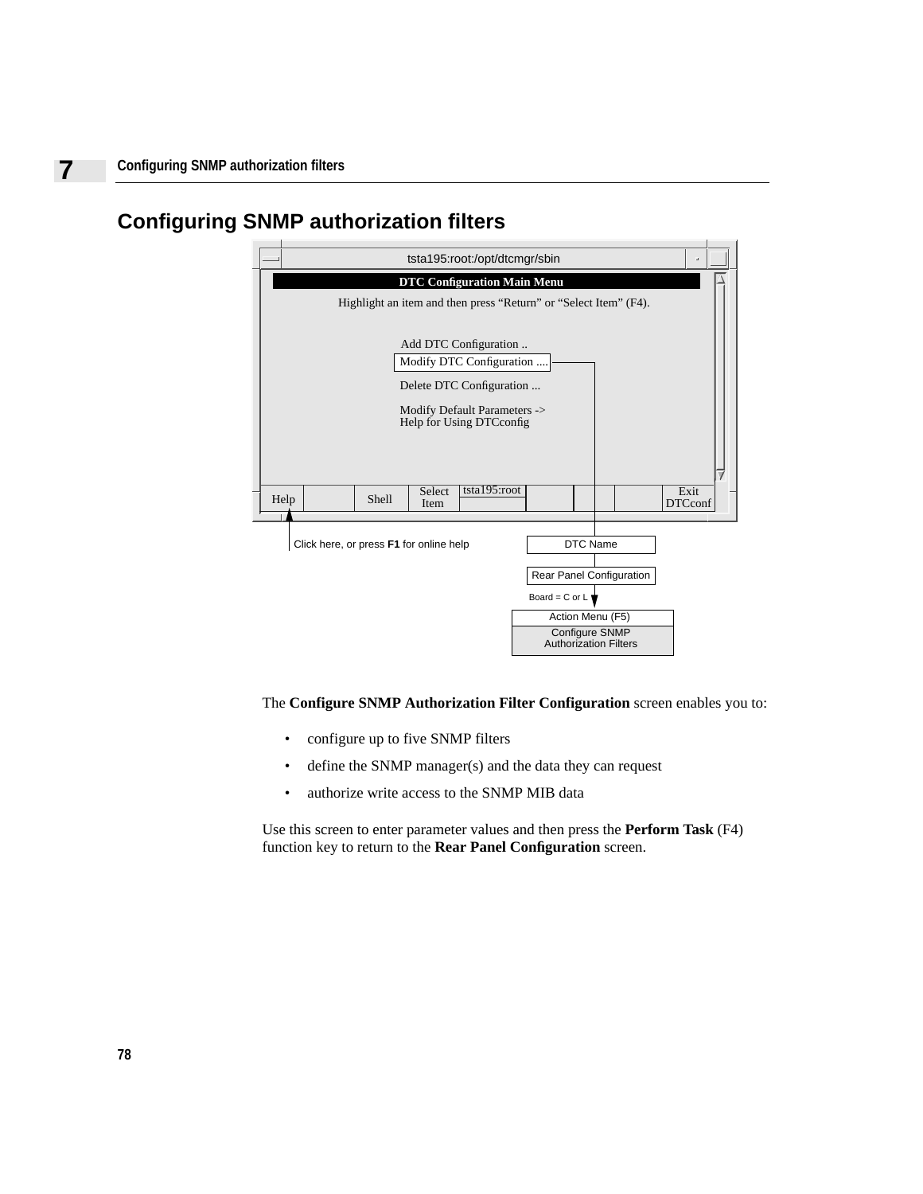# Configuring SNMP authorization filters

tsta195:root:/opt/dtcmgr/sbin

**DTC Configuration Main Menu**

Highlight an item and then press "Return" or "Select Item" (F4).

Add DTC Configuration ..
Modify DTC Configuration ....
Delete DTC Configuration ...
Modify Default Parameters ->
Help for Using DTCconfig

| Help | | Shell | Select Item | tsta195:root | | | | Exit DTCconf |
|---|---|---|---|---|---|---|---|---|

Click here, or press **F1** for online help

DTC Name

Rear Panel Configuration

Board = C or L

Action Menu (F5)

Configure SNMP Authorization Filters

The **Configure SNMP Authorization Filter Configuration** screen enables you to:

- configure up to five SNMP filters
- define the SNMP manager(s) and the data they can request
- authorize write access to the SNMP MIB data

Use this screen to enter parameter values and then press the **Perform Task** (F4) function key to return to the **Rear Panel Configuration** screen.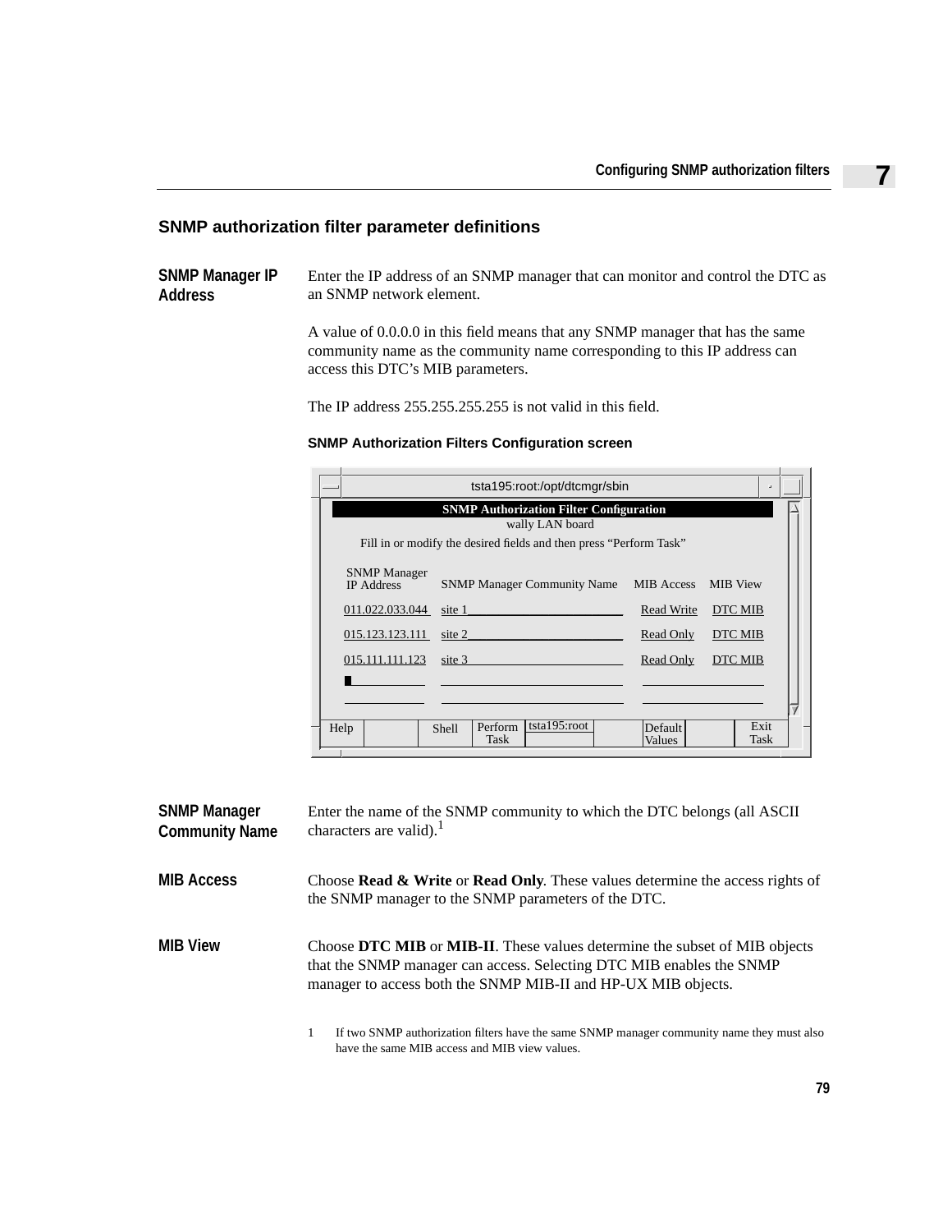## SNMP authorization filter parameter definitions

**SNMP Manager IP Address**

Enter the IP address of an SNMP manager that can monitor and control the DTC as an SNMP network element.

A value of 0.0.0.0 in this field means that any SNMP manager that has the same community name as the community name corresponding to this IP address can access this DTC's MIB parameters.

The IP address 255.255.255.255 is not valid in this field.

**SNMP Authorization Filters Configuration screen**

tsta195:root:/opt/dtcmgr/sbin

**SNMP Authorization Filter Configuration**

wally LAN board

Fill in or modify the desired fields and then press "Perform Task"

| SNMP Manager IP Address | SNMP Manager Community Name | MIB Access | MIB View |
|---|---|---|---|
| 011.022.033.044 | site 1 | Read Write | DTC MIB |
| 015.123.123.111 | site 2 | Read Only | DTC MIB |
| 015.111.111.123 | site 3 | Read Only | DTC MIB |

Help | Shell | Perform Task | tsta195:root | Default Values | Exit Task

**SNMP Manager Community Name**

Enter the name of the SNMP community to which the DTC belongs (all ASCII characters are valid).[1]

**MIB Access**

Choose **Read & Write** or **Read Only**. These values determine the access rights of the SNMP manager to the SNMP parameters of the DTC.

**MIB View**

Choose **DTC MIB** or **MIB-II**. These values determine the subset of MIB objects that the SNMP manager can access. Selecting DTC MIB enables the SNMP manager to access both the SNMP MIB-II and HP-UX MIB objects.

1 If two SNMP authorization filters have the same SNMP manager community name they must also have the same MIB access and MIB view values.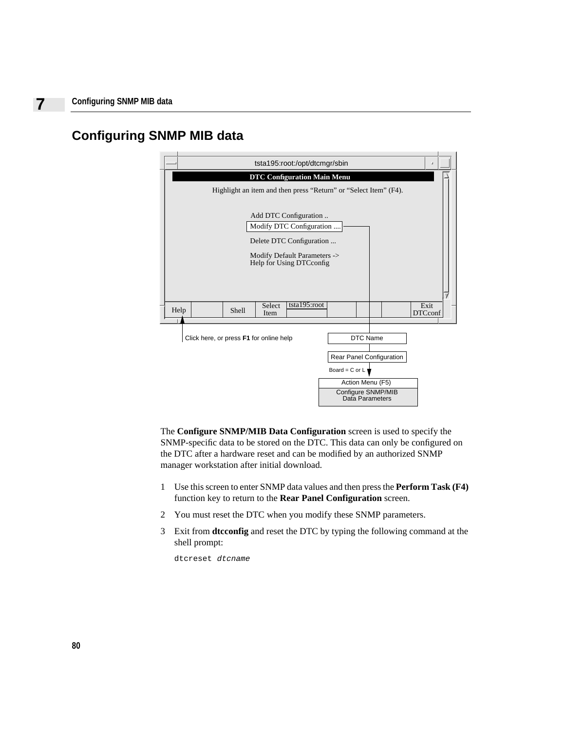# Configuring SNMP MIB data

tsta195:root:/opt/dtcmgr/sbin

**DTC Configuration Main Menu**

Highlight an item and then press “Return” or “Select Item” (F4).

Add DTC Configuration ..
Modify DTC Configuration ....
Delete DTC Configuration ...
Modify Default Parameters ->
Help for Using DTCconfig

Help | Shell | Select Item | tsta195:root | Exit DTCconf

Click here, or press **F1** for online help

DTC Name → Rear Panel Configuration → Board = C or L → Action Menu (F5) → Configure SNMP/MIB Data Parameters

The **Configure SNMP/MIB Data Configuration** screen is used to specify the SNMP-specific data to be stored on the DTC. This data can only be configured on the DTC after a hardware reset and can be modified by an authorized SNMP manager workstation after initial download.

1. Use this screen to enter SNMP data values and then press the **Perform Task (F4)** function key to return to the **Rear Panel Configuration** screen.
2. You must reset the DTC when you modify these SNMP parameters.
3. Exit from **dtcconfig** and reset the DTC by typing the following command at the shell prompt:

```
dtcreset dtcname
```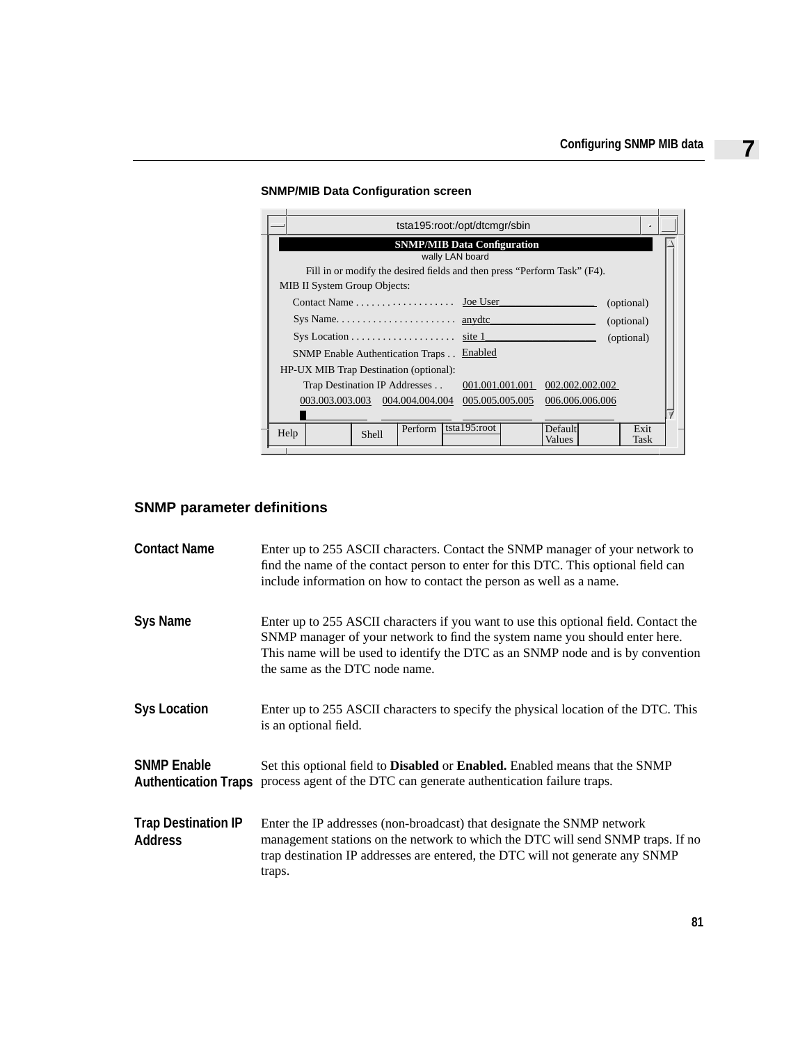**SNMP/MIB Data Configuration screen**

```
tsta195:root:/opt/dtcmgr/sbin

                     SNMP/MIB Data Configuration
                            wally LAN board
     Fill in or modify the desired fields and then press “Perform Task” (F4).
MIB II System Group Objects:
   Contact Name . . . . . . . . . . . . . . . . . .  Joe User__________________   (optional)
   Sys Name. . . . . . . . . . . . . . . . . . . . . .  anydtc____________________   (optional)
   Sys Location . . . . . . . . . . . . . . . . . . .  site 1____________________   (optional)
   SNMP Enable Authentication Traps . .  Enabled
HP-UX MIB Trap Destination (optional):
     Trap Destination IP Addresses . .   001.001.001.001   002.002.002.002
   003.003.003.003   004.004.004.004   005.005.005.005   006.006.006.006
   _____________     _____________     _____________     _____________

Help |  | Shell | Perform | tsta195:root |  | Default Values |  | Exit Task
```

## SNMP parameter definitions

**Contact Name**
Enter up to 255 ASCII characters. Contact the SNMP manager of your network to find the name of the contact person to enter for this DTC. This optional field can include information on how to contact the person as well as a name.

**Sys Name**
Enter up to 255 ASCII characters if you want to use this optional field. Contact the SNMP manager of your network to find the system name you should enter here. This name will be used to identify the DTC as an SNMP node and is by convention the same as the DTC node name.

**Sys Location**
Enter up to 255 ASCII characters to specify the physical location of the DTC. This is an optional field.

**SNMP Enable Authentication Traps**
Set this optional field to **Disabled** or **Enabled.** Enabled means that the SNMP process agent of the DTC can generate authentication failure traps.

**Trap Destination IP Address**
Enter the IP addresses (non-broadcast) that designate the SNMP network management stations on the network to which the DTC will send SNMP traps. If no trap destination IP addresses are entered, the DTC will not generate any SNMP traps.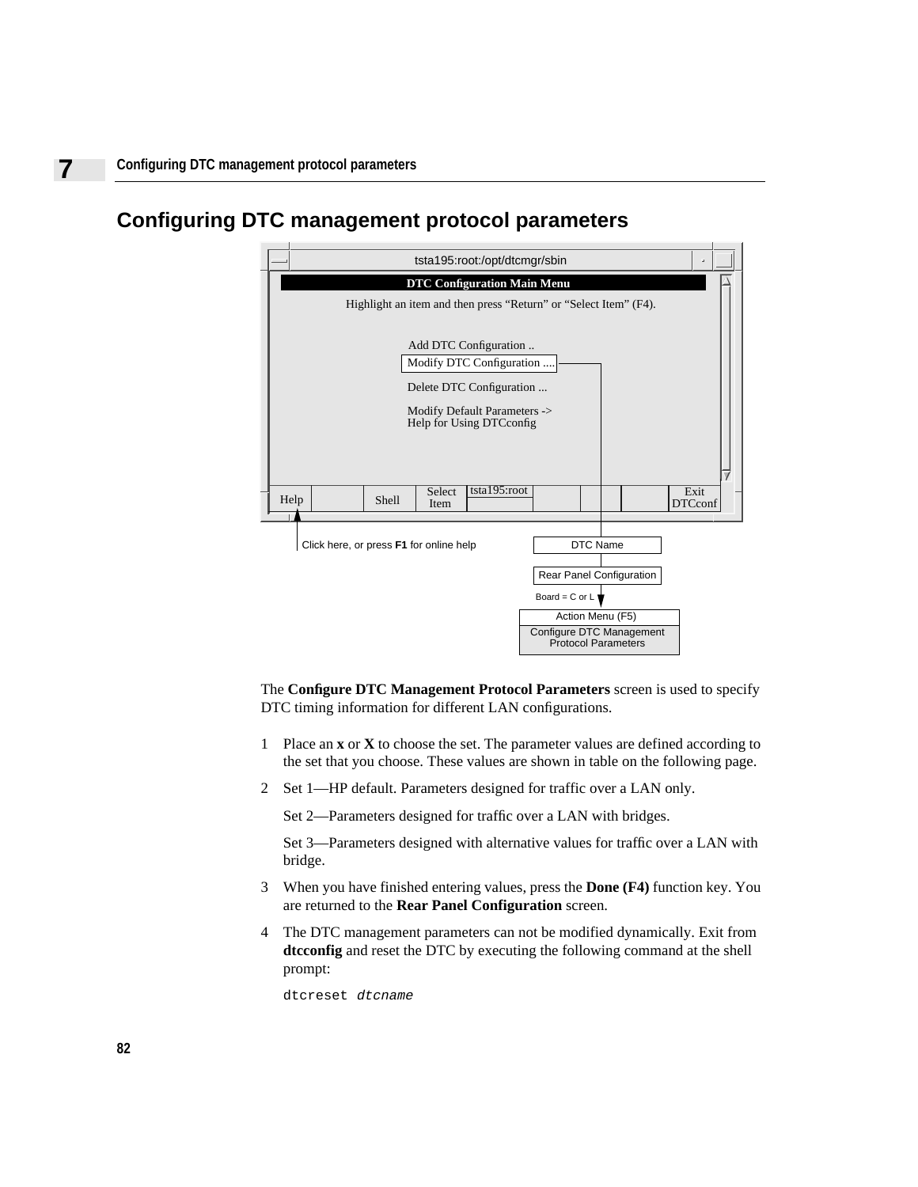# Configuring DTC management protocol parameters

tsta195:root:/opt/dtcmgr/sbin

**DTC Configuration Main Menu**

Highlight an item and then press "Return" or "Select Item" (F4).

Add DTC Configuration ..
Modify DTC Configuration ....
Delete DTC Configuration ...
Modify Default Parameters ->
Help for Using DTCconfig

Help | Shell | Select Item | tsta195:root | Exit DTCconf

Click here, or press **F1** for online help

DTC Name
Rear Panel Configuration
Board = C or L
Action Menu (F5)
Configure DTC Management Protocol Parameters

The **Configure DTC Management Protocol Parameters** screen is used to specify DTC timing information for different LAN configurations.

1 Place an **x** or **X** to choose the set. The parameter values are defined according to the set that you choose. These values are shown in table on the following page.

2 Set 1—HP default. Parameters designed for traffic over a LAN only.

   Set 2—Parameters designed for traffic over a LAN with bridges.

   Set 3—Parameters designed with alternative values for traffic over a LAN with bridge.

3 When you have finished entering values, press the **Done (F4)** function key. You are returned to the **Rear Panel Configuration** screen.

4 The DTC management parameters can not be modified dynamically. Exit from **dtcconfig** and reset the DTC by executing the following command at the shell prompt:

```
dtcreset dtcname
```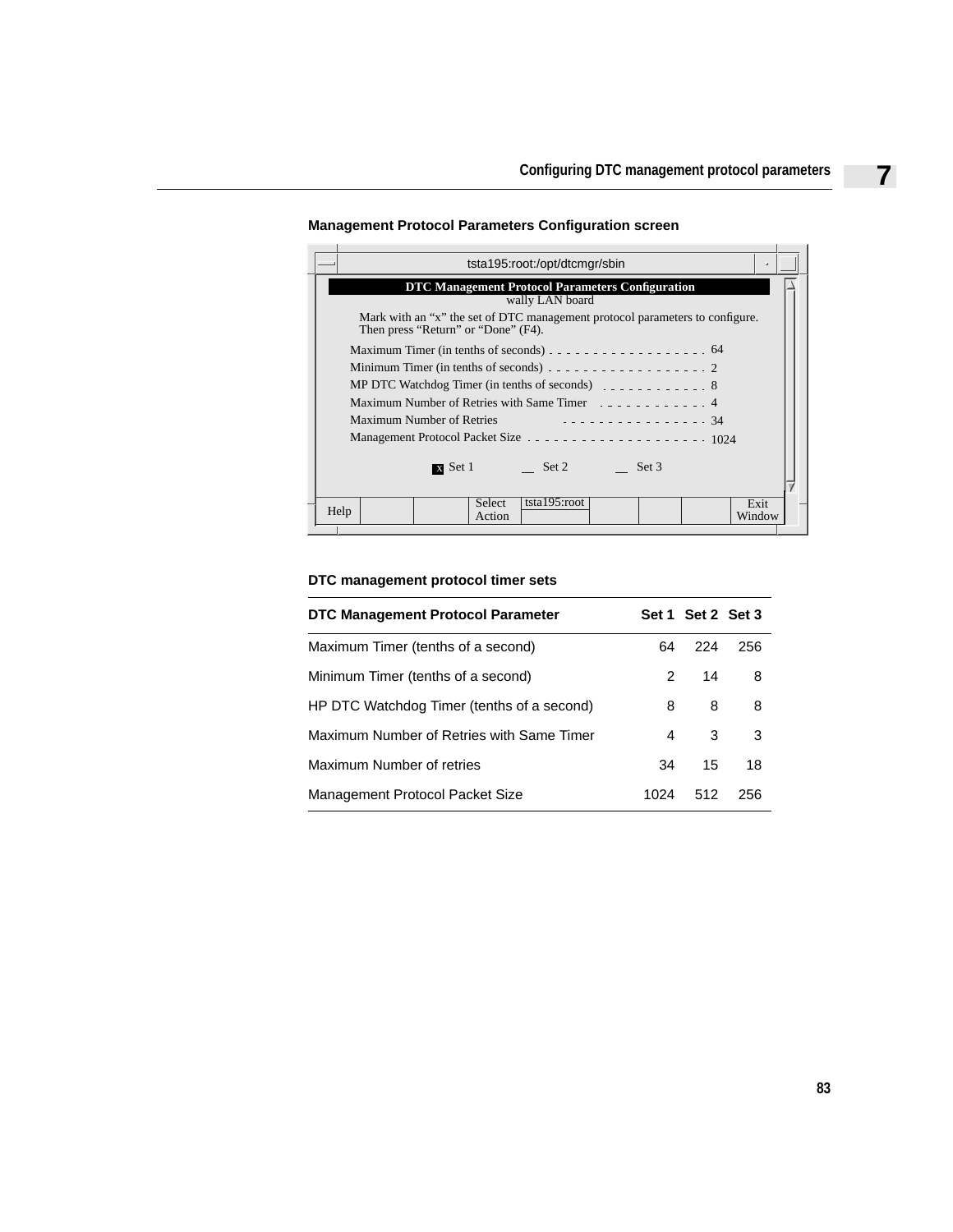**Management Protocol Parameters Configuration screen**

```
tsta195:root:/opt/dtcmgr/sbin

DTC Management Protocol Parameters Configuration
wally LAN board

Mark with an “x” the set of DTC management protocol parameters to configure.
Then press “Return” or “Done” (F4).

Maximum Timer (in tenths of seconds) . . . . . . . . . . . . . . . . . . 64
Minimum Timer (in tenths of seconds) . . . . . . . . . . . . . . . . . . 2
MP DTC Watchdog Timer (in tenths of seconds)  . . . . . . . . . . . . 8
Maximum Number of Retries with Same Timer   . . . . . . . . . . . . 4
Maximum Number of Retries                 . . . . . . . . . . . . . . . . . 34
Management Protocol Packet Size . . . . . . . . . . . . . . . . . . . . 1024

X Set 1          __ Set 2          __ Set 3

Help | | | Select Action | tsta195:root | | | | Exit Window
```

**DTC management protocol timer sets**

| DTC Management Protocol Parameter | Set 1 | Set 2 | Set 3 |
|---|---|---|---|
| Maximum Timer (tenths of a second) | 64 | 224 | 256 |
| Minimum Timer (tenths of a second) | 2 | 14 | 8 |
| HP DTC Watchdog Timer (tenths of a second) | 8 | 8 | 8 |
| Maximum Number of Retries with Same Timer | 4 | 3 | 3 |
| Maximum Number of retries | 34 | 15 | 18 |
| Management Protocol Packet Size | 1024 | 512 | 256 |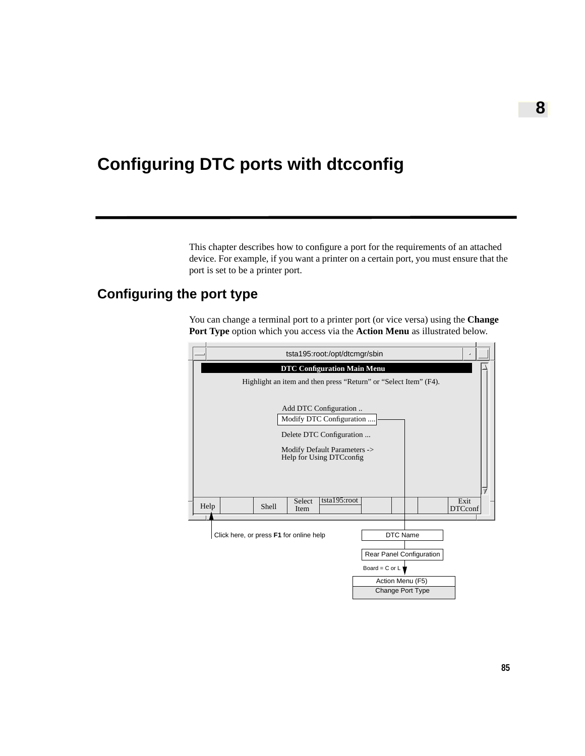# Configuring DTC ports with dtcconfig

This chapter describes how to configure a port for the requirements of an attached device. For example, if you want a printer on a certain port, you must ensure that the port is set to be a printer port.

## Configuring the port type

You can change a terminal port to a printer port (or vice versa) using the **Change Port Type** option which you access via the **Action Menu** as illustrated below.

tsta195:root:/opt/dtcmgr/sbin

**DTC Configuration Main Menu**

Highlight an item and then press “Return” or “Select Item” (F4).

Add DTC Configuration ..
Modify DTC Configuration ....
Delete DTC Configuration ...
Modify Default Parameters ->
Help for Using DTCconfig

Help | Shell | Select Item | tsta195:root | Exit DTCconf

Click here, or press **F1** for online help

DTC Name

Rear Panel Configuration

Board = C or L

Action Menu (F5)
Change Port Type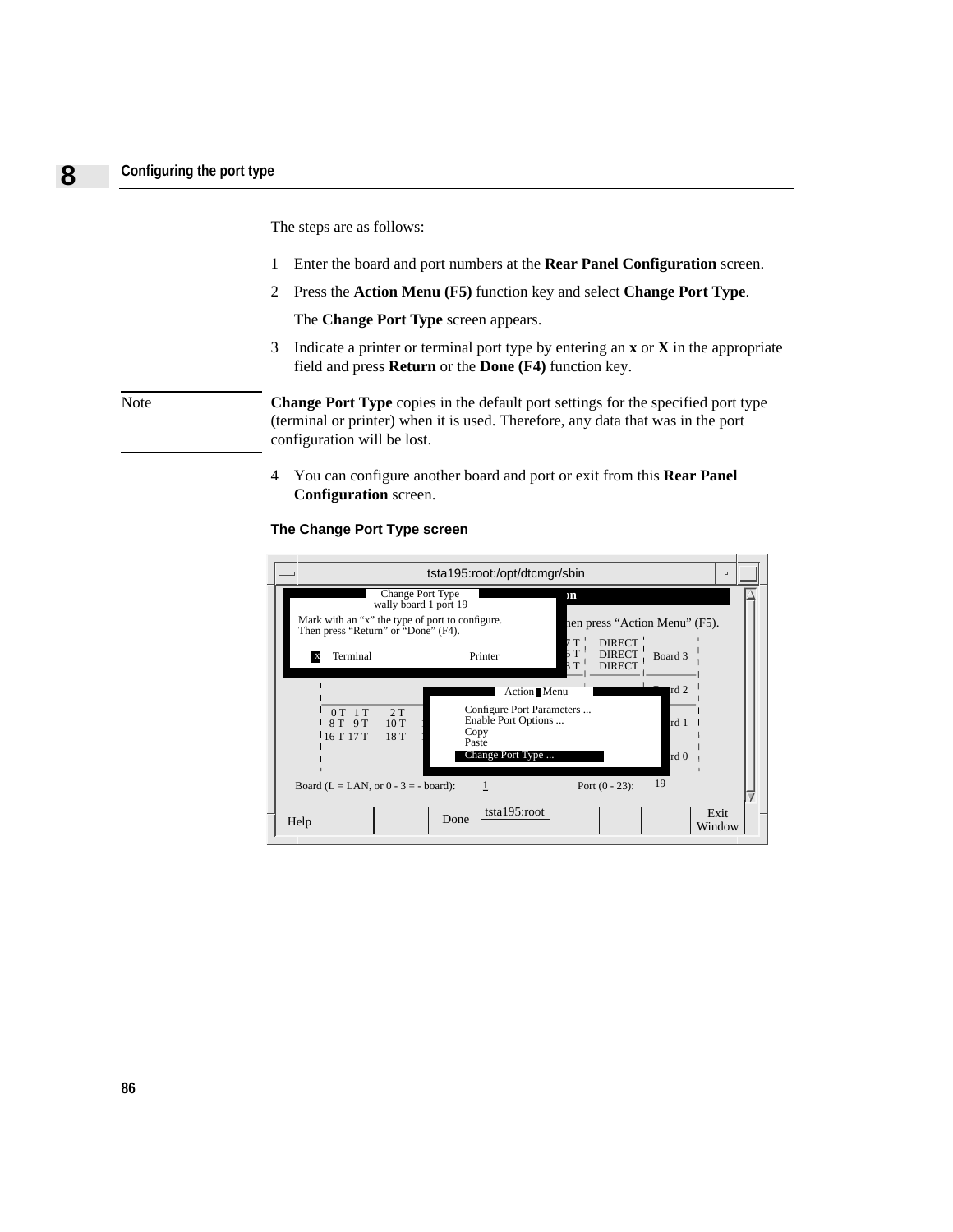The steps are as follows:

1. Enter the board and port numbers at the **Rear Panel Configuration** screen.
2. Press the **Action Menu (F5)** function key and select **Change Port Type**.

   The **Change Port Type** screen appears.
3. Indicate a printer or terminal port type by entering an **x** or **X** in the appropriate field and press **Return** or the **Done (F4)** function key.

Note

**Change Port Type** copies in the default port settings for the specified port type (terminal or printer) when it is used. Therefore, any data that was in the port configuration will be lost.

4. You can configure another board and port or exit from this **Rear Panel Configuration** screen.

#### The Change Port Type screen

```
tsta195:root:/opt/dtcmgr/sbin

Change Port Type
wally board 1 port 19
Mark with an "x" the type of port to configure.
Then press "Return" or "Done" (F4).

X Terminal        __ Printer

...hen press "Action Menu" (F5).

Action Menu
  Configure Port Parameters ...
  Enable Port Options ...
  Copy
  Paste
  Change Port Type ...

Board (L = LAN, or 0 - 3 = - board):  1        Port (0 - 23):  19

Help | | | Done | tsta195:root | | | | Exit Window
```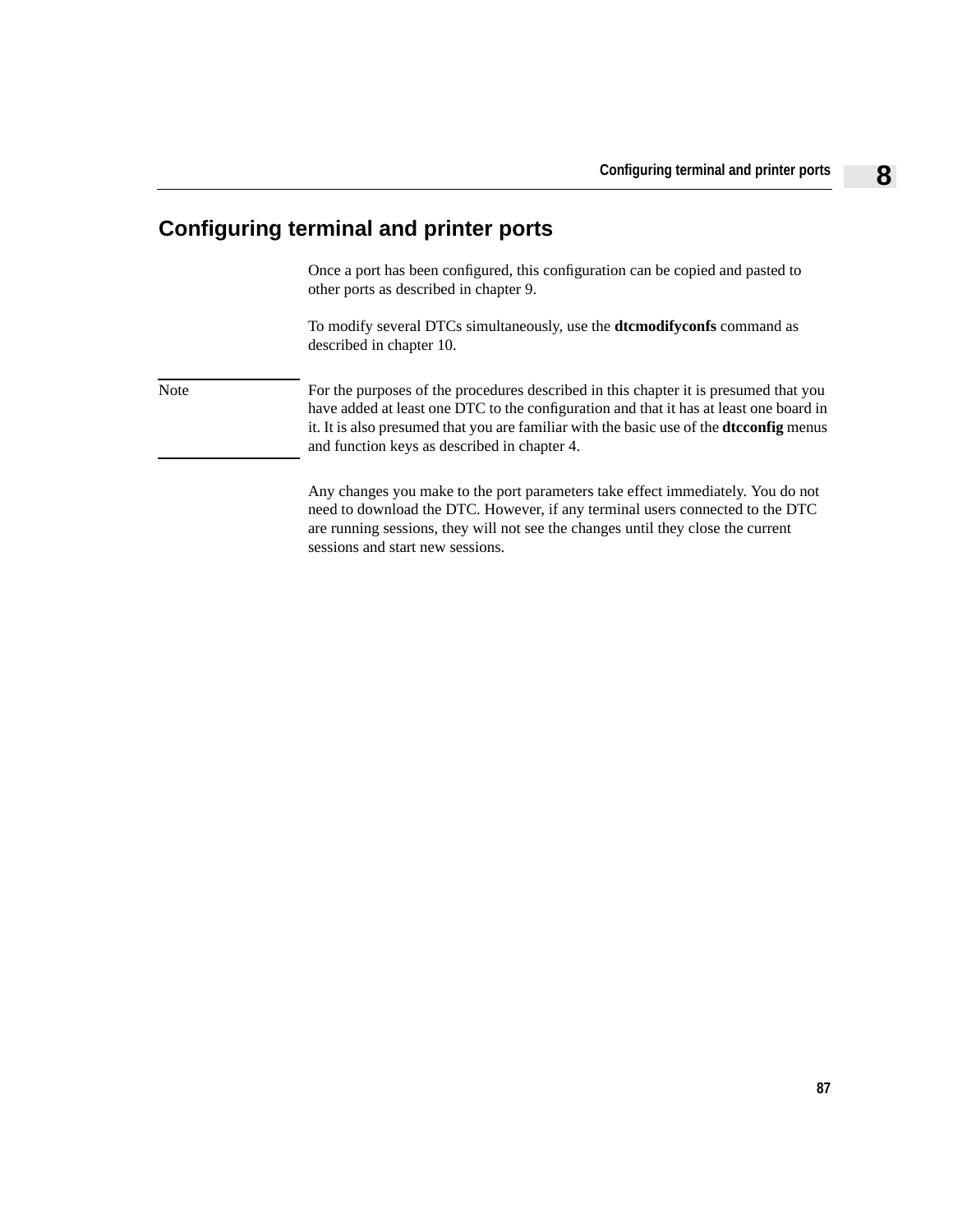# Configuring terminal and printer ports

Once a port has been configured, this configuration can be copied and pasted to other ports as described in chapter 9.

To modify several DTCs simultaneously, use the **dtcmodifyconfs** command as described in chapter 10.

Note

For the purposes of the procedures described in this chapter it is presumed that you have added at least one DTC to the configuration and that it has at least one board in it. It is also presumed that you are familiar with the basic use of the **dtcconfig** menus and function keys as described in chapter 4.

Any changes you make to the port parameters take effect immediately. You do not need to download the DTC. However, if any terminal users connected to the DTC are running sessions, they will not see the changes until they close the current sessions and start new sessions.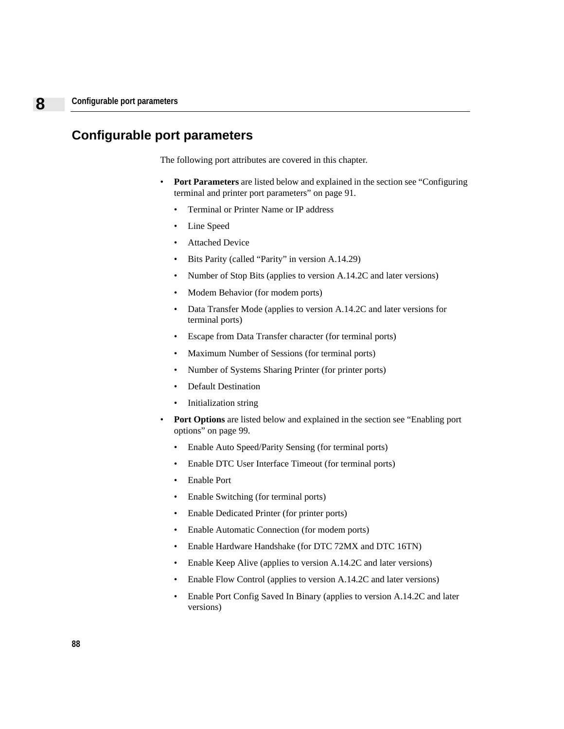# Configurable port parameters

The following port attributes are covered in this chapter.

- **Port Parameters** are listed below and explained in the section see “Configuring terminal and printer port parameters” on page 91.
  - Terminal or Printer Name or IP address
  - Line Speed
  - Attached Device
  - Bits Parity (called “Parity” in version A.14.29)
  - Number of Stop Bits (applies to version A.14.2C and later versions)
  - Modem Behavior (for modem ports)
  - Data Transfer Mode (applies to version A.14.2C and later versions for terminal ports)
  - Escape from Data Transfer character (for terminal ports)
  - Maximum Number of Sessions (for terminal ports)
  - Number of Systems Sharing Printer (for printer ports)
  - Default Destination
  - Initialization string
- **Port Options** are listed below and explained in the section see “Enabling port options” on page 99.
  - Enable Auto Speed/Parity Sensing (for terminal ports)
  - Enable DTC User Interface Timeout (for terminal ports)
  - Enable Port
  - Enable Switching (for terminal ports)
  - Enable Dedicated Printer (for printer ports)
  - Enable Automatic Connection (for modem ports)
  - Enable Hardware Handshake (for DTC 72MX and DTC 16TN)
  - Enable Keep Alive (applies to version A.14.2C and later versions)
  - Enable Flow Control (applies to version A.14.2C and later versions)
  - Enable Port Config Saved In Binary (applies to version A.14.2C and later versions)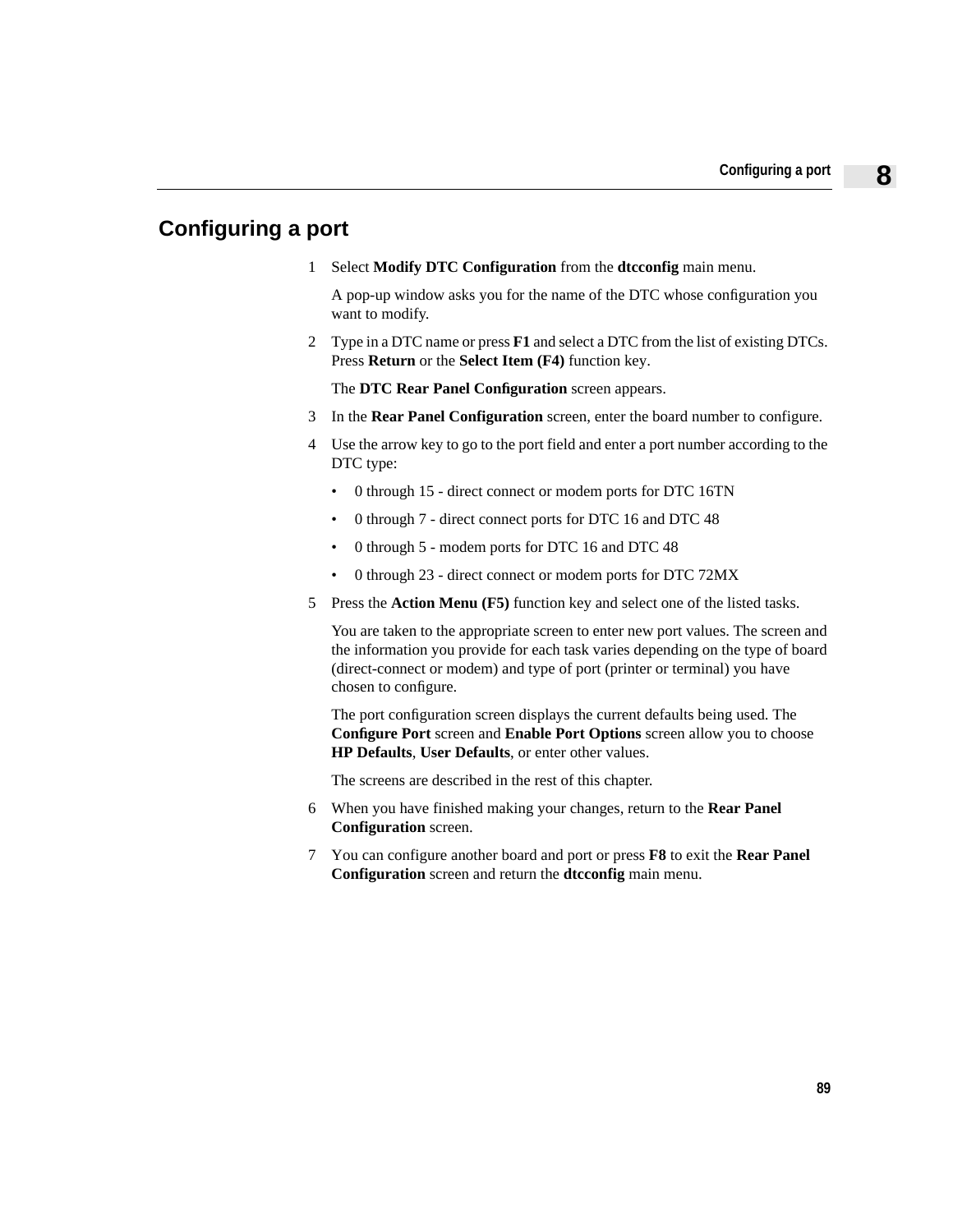## Configuring a port

1. Select **Modify DTC Configuration** from the **dtcconfig** main menu.

   A pop-up window asks you for the name of the DTC whose configuration you want to modify.

2. Type in a DTC name or press **F1** and select a DTC from the list of existing DTCs. Press **Return** or the **Select Item (F4)** function key.

   The **DTC Rear Panel Configuration** screen appears.

3. In the **Rear Panel Configuration** screen, enter the board number to configure.

4. Use the arrow key to go to the port field and enter a port number according to the DTC type:

   - 0 through 15 - direct connect or modem ports for DTC 16TN
   - 0 through 7 - direct connect ports for DTC 16 and DTC 48
   - 0 through 5 - modem ports for DTC 16 and DTC 48
   - 0 through 23 - direct connect or modem ports for DTC 72MX

5. Press the **Action Menu (F5)** function key and select one of the listed tasks.

   You are taken to the appropriate screen to enter new port values. The screen and the information you provide for each task varies depending on the type of board (direct-connect or modem) and type of port (printer or terminal) you have chosen to configure.

   The port configuration screen displays the current defaults being used. The **Configure Port** screen and **Enable Port Options** screen allow you to choose **HP Defaults**, **User Defaults**, or enter other values.

   The screens are described in the rest of this chapter.

6. When you have finished making your changes, return to the **Rear Panel Configuration** screen.

7. You can configure another board and port or press **F8** to exit the **Rear Panel Configuration** screen and return the **dtcconfig** main menu.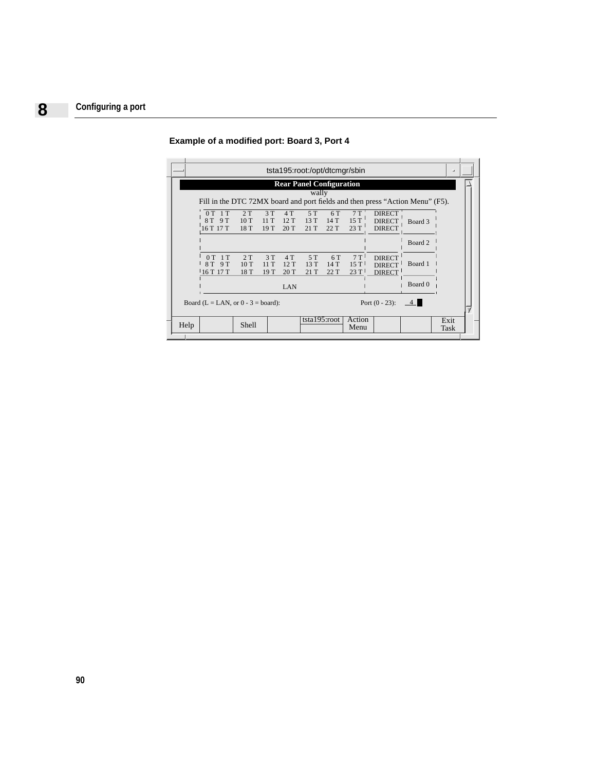**Example of a modified port: Board 3, Port 4**

```
tsta195:root:/opt/dtcmgr/sbin

                         Rear Panel Configuration
                                   wally
   Fill in the DTC 72MX board and port fields and then press "Action Menu" (F5).

   | 0 T  1 T   2 T   3 T   4 T   5 T   6 T   7 T | DIRECT |
   | 8 T  9 T  10 T  11 T  12 T  13 T  14 T  15 T | DIRECT | Board 3
   |16 T 17 T  18 T  19 T  20 T  21 T  22 T  23 T | DIRECT |
   |                                              |        | Board 2
   | 0 T  1 T   2 T   3 T   4 T   5 T   6 T   7 T | DIRECT |
   | 8 T  9 T  10 T  11 T  12 T  13 T  14 T  15 T | DIRECT | Board 1
   |16 T 17 T  18 T  19 T  20 T  21 T  22 T  23 T | DIRECT |
   |                      LAN                     |        | Board 0

 Board (L = LAN, or 0 - 3 = board):                 Port (0 - 23):   4

 Help |  | Shell |  | tsta195:root | Action Menu |  |  | Exit Task
```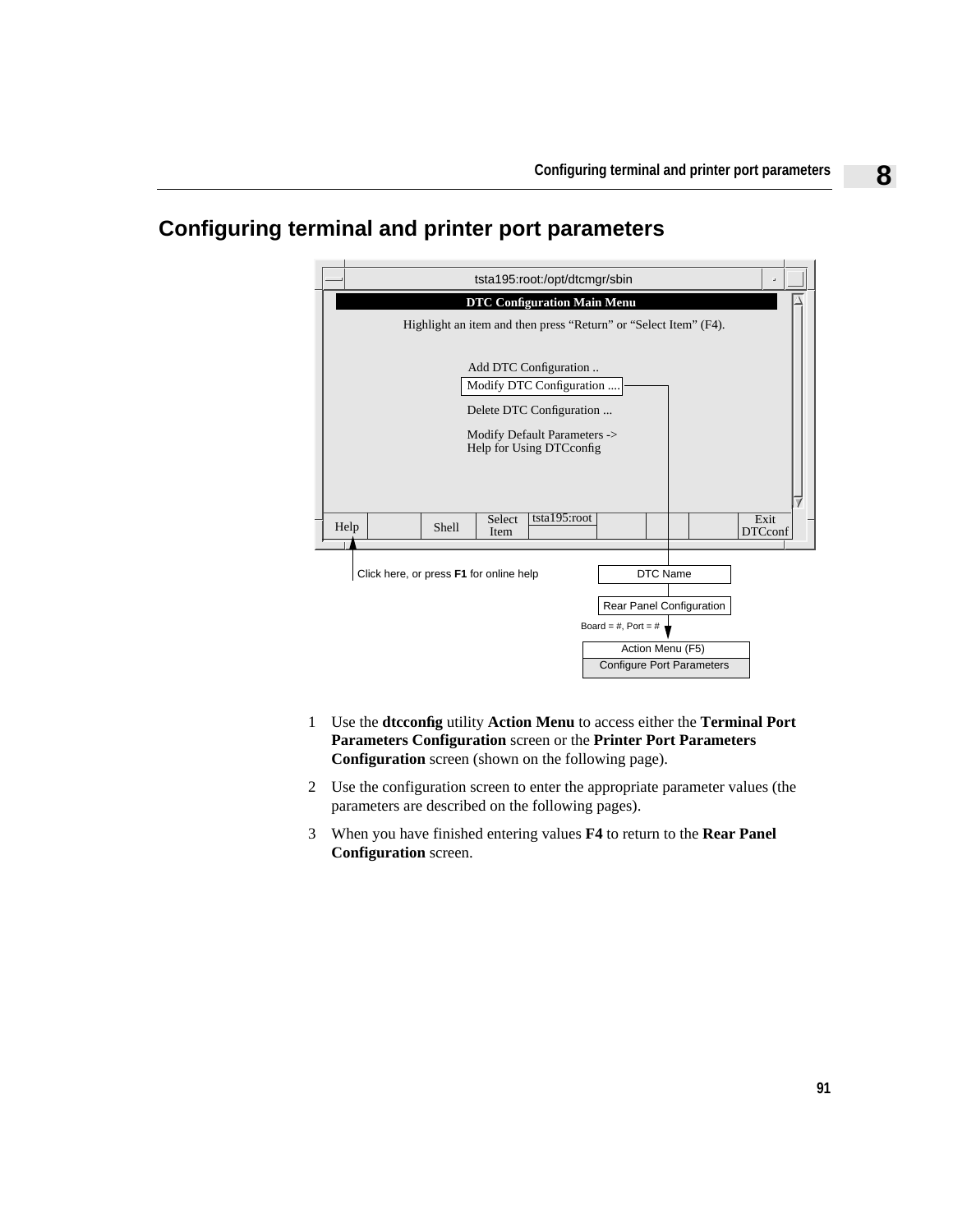# Configuring terminal and printer port parameters

tsta195:root:/opt/dtcmgr/sbin

**DTC Configuration Main Menu**

Highlight an item and then press “Return” or “Select Item” (F4).

Add DTC Configuration ..
Modify DTC Configuration ....
Delete DTC Configuration ...
Modify Default Parameters ->
Help for Using DTCconfig

| Help | | Shell | Select Item | tsta195:root | | | | Exit DTCconf |
|---|---|---|---|---|---|---|---|---|

Click here, or press **F1** for online help

DTC Name

Rear Panel Configuration

Board = #, Port = #

Action Menu (F5)
Configure Port Parameters

1 Use the **dtcconfig** utility **Action Menu** to access either the **Terminal Port Parameters Configuration** screen or the **Printer Port Parameters Configuration** screen (shown on the following page).

2 Use the configuration screen to enter the appropriate parameter values (the parameters are described on the following pages).

3 When you have finished entering values **F4** to return to the **Rear Panel Configuration** screen.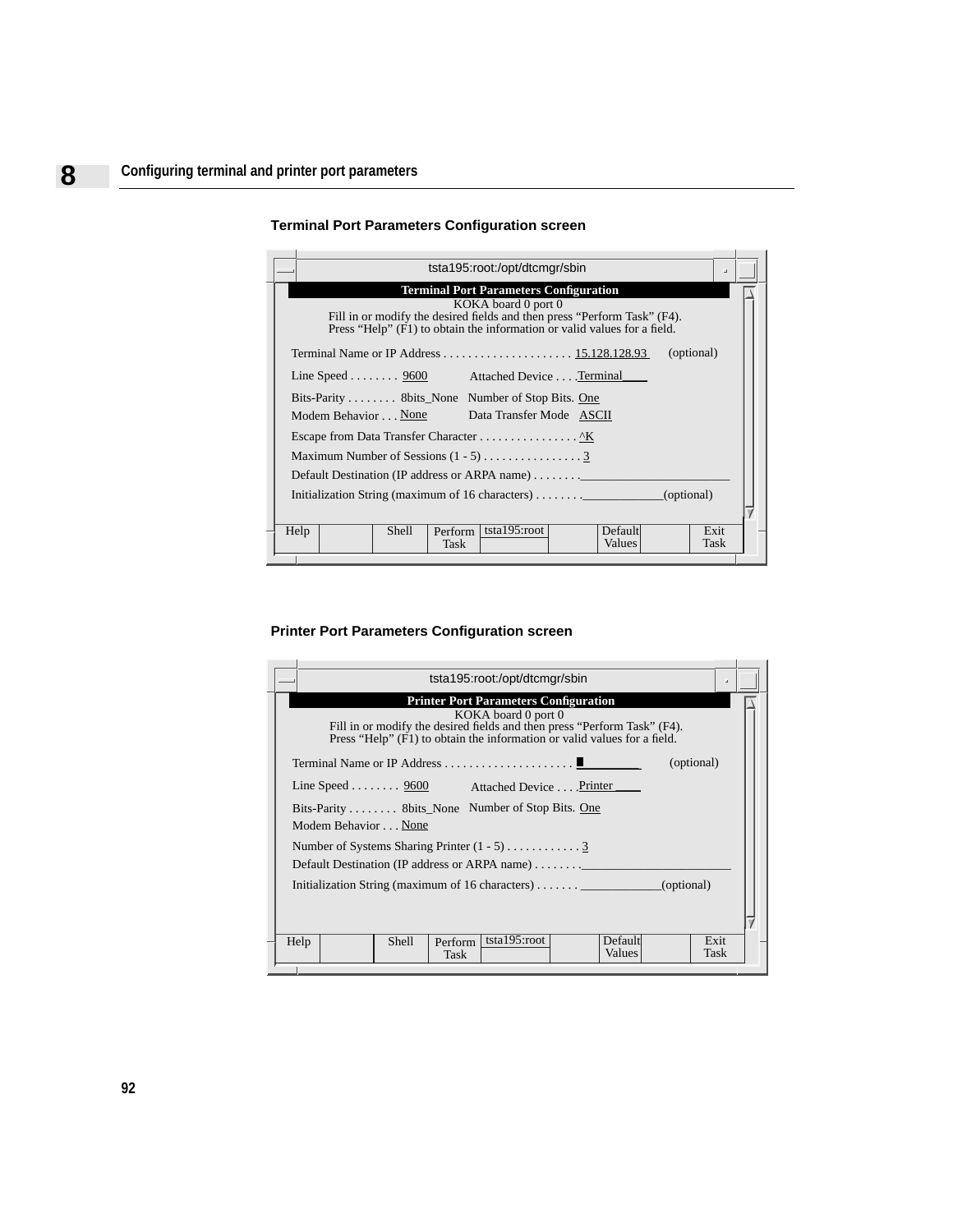### Terminal Port Parameters Configuration screen

```
tsta195:root:/opt/dtcmgr/sbin

                Terminal Port Parameters Configuration
                        KOKA board 0 port 0
      Fill in or modify the desired fields and then press "Perform Task" (F4).
      Press "Help" (F1) to obtain the information or valid values for a field.

Terminal Name or IP Address . . . . . . . . . . . . . . . . . . . . . 15.128.128.93    (optional)

Line Speed . . . . . . . .  9600          Attached Device . . . .Terminal____

Bits-Parity . . . . . . . .  8bits_None   Number of Stop Bits. One
Modem Behavior . . . None                 Data Transfer Mode   ASCII

Escape from Data Transfer Character . . . . . . . . . . . . . . . . ^K

Maximum Number of Sessions (1 - 5) . . . . . . . . . . . . . . . . 3

Default Destination (IP address or ARPA name) . . . . . . . .________________________

Initialization String (maximum of 16 characters) . . . . . . . .____________(optional)

Help |  | Shell | Perform Task | tsta195:root |  | Default Values |  | Exit Task
```

### Printer Port Parameters Configuration screen

```
tsta195:root:/opt/dtcmgr/sbin

                Printer Port Parameters Configuration
                        KOKA board 0 port 0
      Fill in or modify the desired fields and then press "Perform Task" (F4).
      Press "Help" (F1) to obtain the information or valid values for a field.

Terminal Name or IP Address . . . . . . . . . . . . . . . . . . . . . __________    (optional)

Line Speed . . . . . . . .  9600          Attached Device . . . .Printer ____

Bits-Parity . . . . . . . .  8bits_None   Number of Stop Bits. One
Modem Behavior . . . None

Number of Systems Sharing Printer (1 - 5) . . . . . . . . . . . . 3

Default Destination (IP address or ARPA name) . . . . . . . .________________________

Initialization String (maximum of 16 characters) . . . . . . . ____________(optional)

Help |  | Shell | Perform Task | tsta195:root |  | Default Values |  | Exit Task
```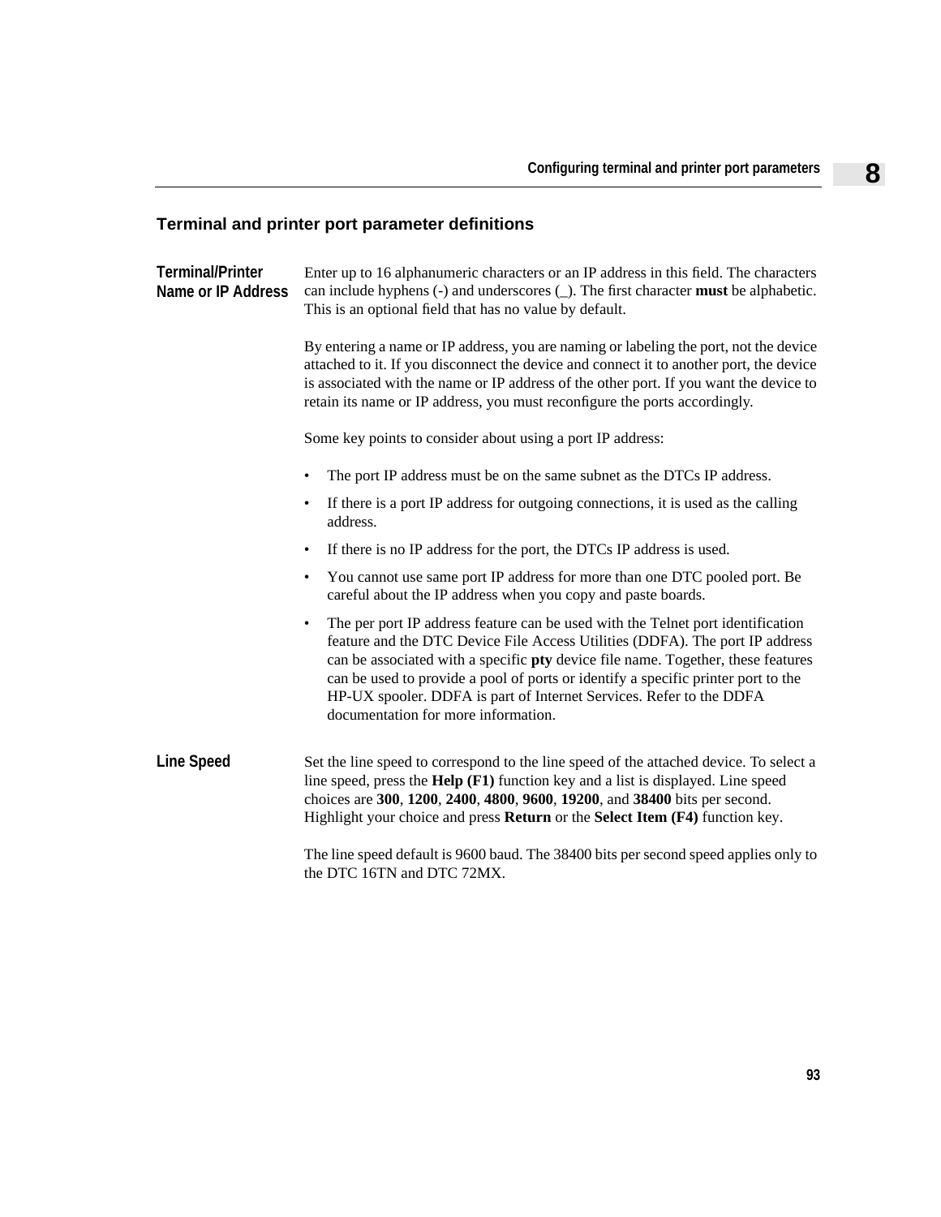## Terminal and printer port parameter definitions

**Terminal/Printer Name or IP Address**

Enter up to 16 alphanumeric characters or an IP address in this field. The characters can include hyphens (-) and underscores (_). The first character **must** be alphabetic. This is an optional field that has no value by default.

By entering a name or IP address, you are naming or labeling the port, not the device attached to it. If you disconnect the device and connect it to another port, the device is associated with the name or IP address of the other port. If you want the device to retain its name or IP address, you must reconfigure the ports accordingly.

Some key points to consider about using a port IP address:

- The port IP address must be on the same subnet as the DTCs IP address.
- If there is a port IP address for outgoing connections, it is used as the calling address.
- If there is no IP address for the port, the DTCs IP address is used.
- You cannot use same port IP address for more than one DTC pooled port. Be careful about the IP address when you copy and paste boards.
- The per port IP address feature can be used with the Telnet port identification feature and the DTC Device File Access Utilities (DDFA). The port IP address can be associated with a specific **pty** device file name. Together, these features can be used to provide a pool of ports or identify a specific printer port to the HP-UX spooler. DDFA is part of Internet Services. Refer to the DDFA documentation for more information.

**Line Speed**

Set the line speed to correspond to the line speed of the attached device. To select a line speed, press the **Help (F1)** function key and a list is displayed. Line speed choices are **300**, **1200**, **2400**, **4800**, **9600**, **19200**, and **38400** bits per second. Highlight your choice and press **Return** or the **Select Item (F4)** function key.

The line speed default is 9600 baud. The 38400 bits per second speed applies only to the DTC 16TN and DTC 72MX.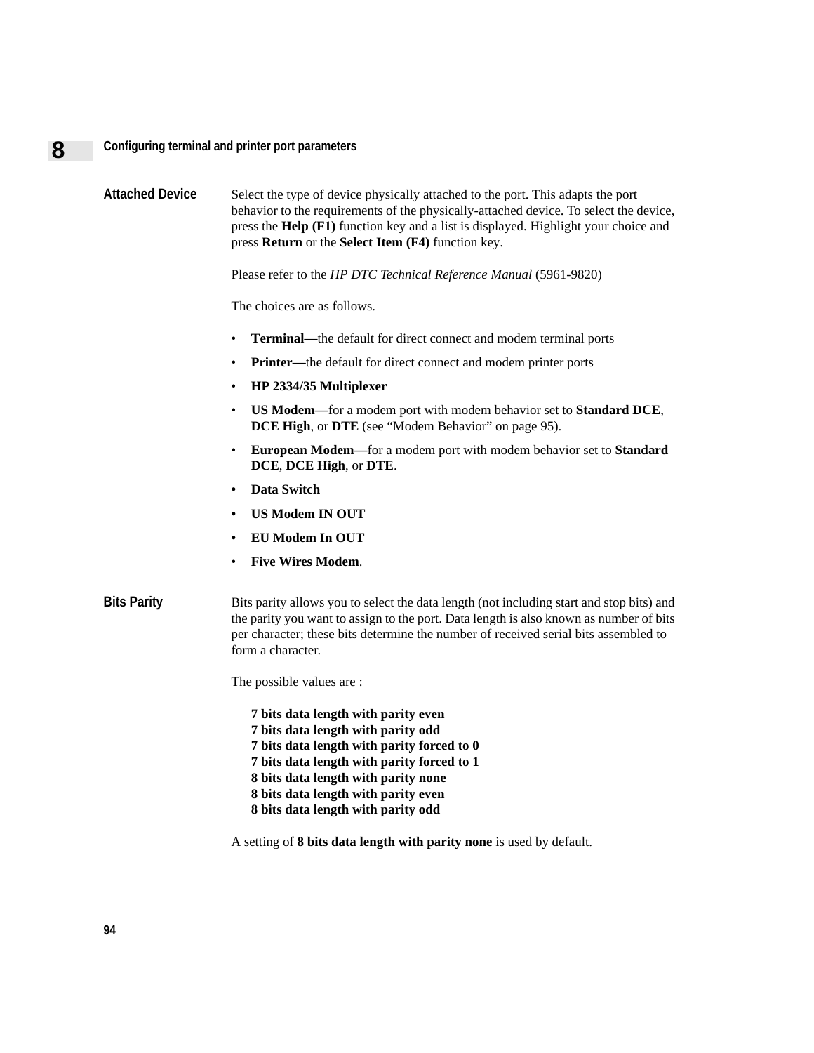## Attached Device

Select the type of device physically attached to the port. This adapts the port behavior to the requirements of the physically-attached device. To select the device, press the **Help (F1)** function key and a list is displayed. Highlight your choice and press **Return** or the **Select Item (F4)** function key.

Please refer to the *HP DTC Technical Reference Manual* (5961-9820)

The choices are as follows.

- **Terminal—**the default for direct connect and modem terminal ports
- **Printer—**the default for direct connect and modem printer ports
- **HP 2334/35 Multiplexer**
- **US Modem—**for a modem port with modem behavior set to **Standard DCE**, **DCE High**, or **DTE** (see “Modem Behavior” on page 95).
- **European Modem—**for a modem port with modem behavior set to **Standard DCE**, **DCE High**, or **DTE**.
- **Data Switch**
- **US Modem IN OUT**
- **EU Modem In OUT**
- **Five Wires Modem**.

## Bits Parity

Bits parity allows you to select the data length (not including start and stop bits) and the parity you want to assign to the port. Data length is also known as number of bits per character; these bits determine the number of received serial bits assembled to form a character.

The possible values are :

**7 bits data length with parity even**
**7 bits data length with parity odd**
**7 bits data length with parity forced to 0**
**7 bits data length with parity forced to 1**
**8 bits data length with parity none**
**8 bits data length with parity even**
**8 bits data length with parity odd**

A setting of **8 bits data length with parity none** is used by default.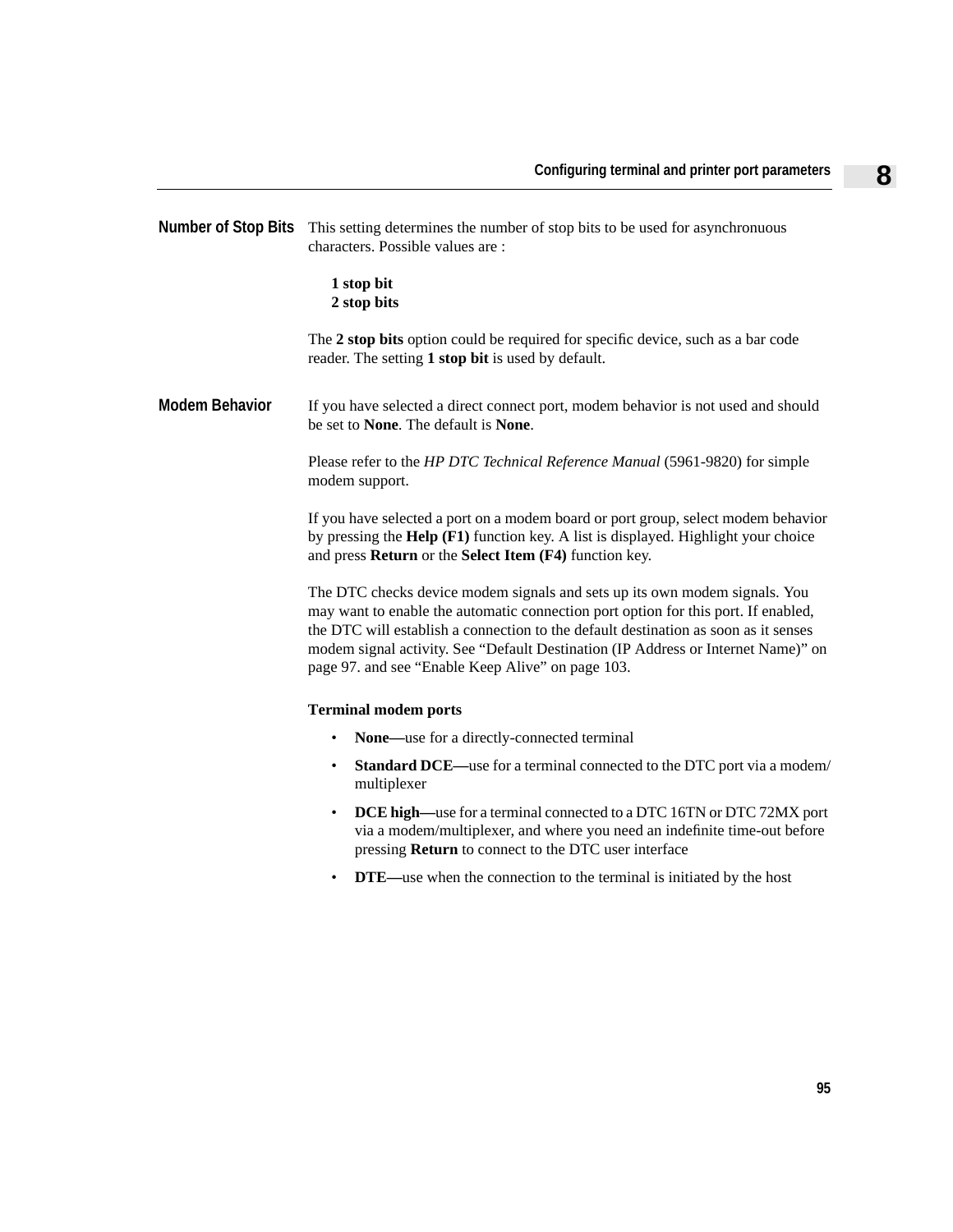## Number of Stop Bits

This setting determines the number of stop bits to be used for asynchronuous characters. Possible values are :

**1 stop bit**
**2 stop bits**

The **2 stop bits** option could be required for specific device, such as a bar code reader. The setting **1 stop bit** is used by default.

## Modem Behavior

If you have selected a direct connect port, modem behavior is not used and should be set to **None**. The default is **None**.

Please refer to the *HP DTC Technical Reference Manual* (5961-9820) for simple modem support.

If you have selected a port on a modem board or port group, select modem behavior by pressing the **Help (F1)** function key. A list is displayed. Highlight your choice and press **Return** or the **Select Item (F4)** function key.

The DTC checks device modem signals and sets up its own modem signals. You may want to enable the automatic connection port option for this port. If enabled, the DTC will establish a connection to the default destination as soon as it senses modem signal activity. See “Default Destination (IP Address or Internet Name)” on page 97. and see “Enable Keep Alive” on page 103.

**Terminal modem ports**

- **None—**use for a directly-connected terminal
- **Standard DCE—**use for a terminal connected to the DTC port via a modem/multiplexer
- **DCE high—**use for a terminal connected to a DTC 16TN or DTC 72MX port via a modem/multiplexer, and where you need an indefinite time-out before pressing **Return** to connect to the DTC user interface
- **DTE—**use when the connection to the terminal is initiated by the host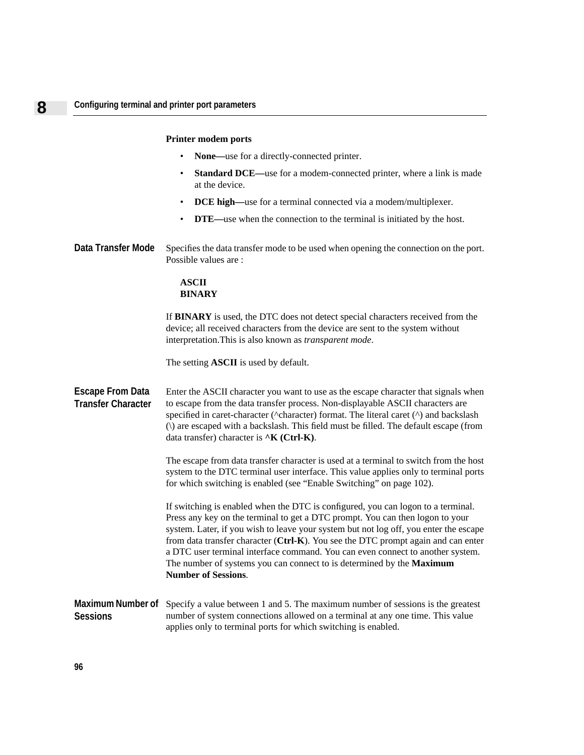**Printer modem ports**

- **None—**use for a directly-connected printer.
- **Standard DCE—**use for a modem-connected printer, where a link is made at the device.
- **DCE high—**use for a terminal connected via a modem/multiplexer.
- **DTE—**use when the connection to the terminal is initiated by the host.

### Data Transfer Mode

Specifies the data transfer mode to be used when opening the connection on the port. Possible values are :

**ASCII**
**BINARY**

If **BINARY** is used, the DTC does not detect special characters received from the device; all received characters from the device are sent to the system without interpretation.This is also known as *transparent mode*.

The setting **ASCII** is used by default.

### Escape From Data Transfer Character

Enter the ASCII character you want to use as the escape character that signals when to escape from the data transfer process. Non-displayable ASCII characters are specified in caret-character (^character) format. The literal caret (^) and backslash (\) are escaped with a backslash. This field must be filled. The default escape (from data transfer) character is **^K (Ctrl-K)**.

The escape from data transfer character is used at a terminal to switch from the host system to the DTC terminal user interface. This value applies only to terminal ports for which switching is enabled (see “Enable Switching” on page 102).

If switching is enabled when the DTC is configured, you can logon to a terminal. Press any key on the terminal to get a DTC prompt. You can then logon to your system. Later, if you wish to leave your system but not log off, you enter the escape from data transfer character (**Ctrl-K**). You see the DTC prompt again and can enter a DTC user terminal interface command. You can even connect to another system. The number of systems you can connect to is determined by the **Maximum Number of Sessions**.

### Maximum Number of Sessions

Specify a value between 1 and 5. The maximum number of sessions is the greatest number of system connections allowed on a terminal at any one time. This value applies only to terminal ports for which switching is enabled.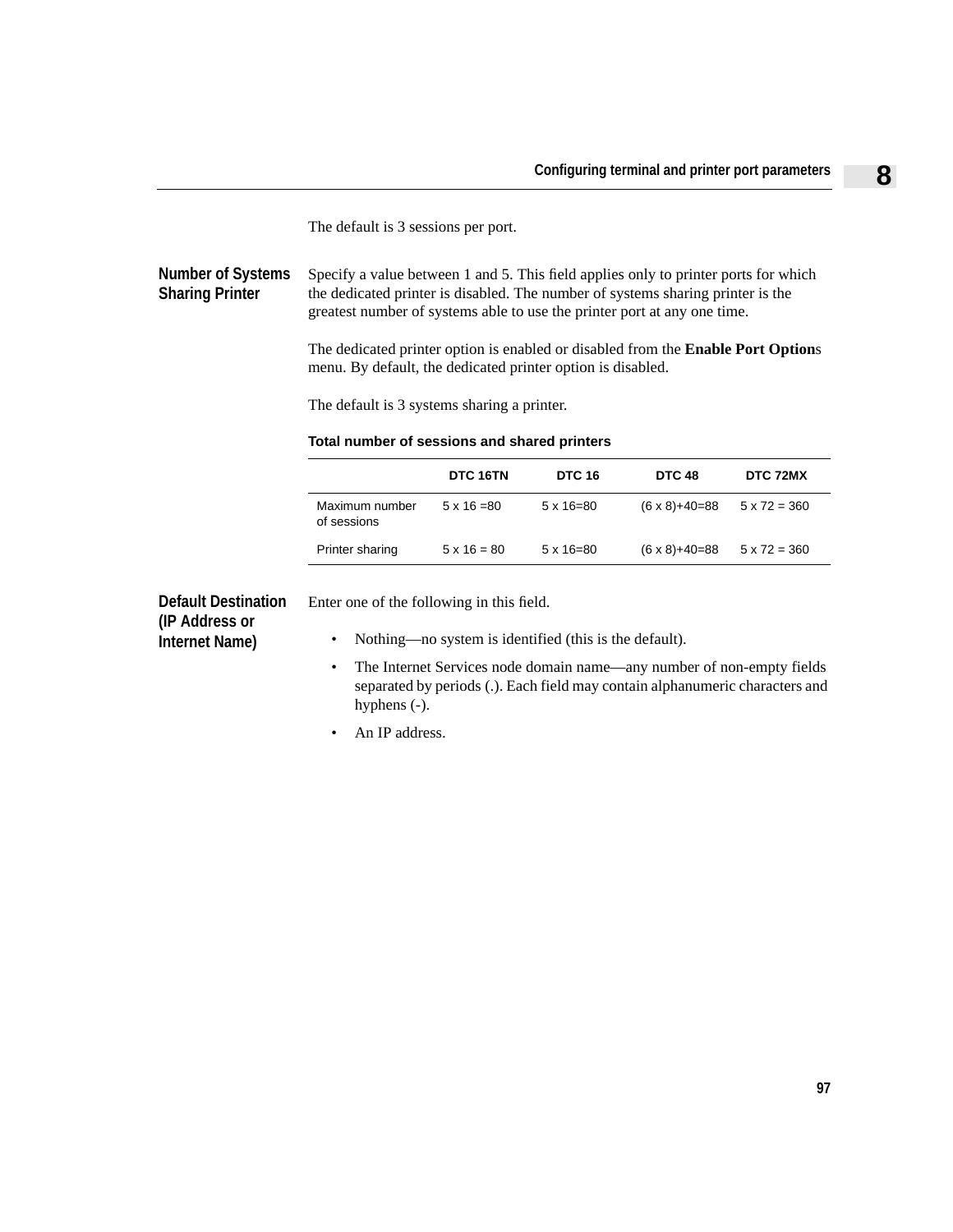The default is 3 sessions per port.

**Number of Systems Sharing Printer**

Specify a value between 1 and 5. This field applies only to printer ports for which the dedicated printer is disabled. The number of systems sharing printer is the greatest number of systems able to use the printer port at any one time.

The dedicated printer option is enabled or disabled from the **Enable Port Option**s menu. By default, the dedicated printer option is disabled.

The default is 3 systems sharing a printer.

**Total number of sessions and shared printers**

| | DTC 16TN | DTC 16 | DTC 48 | DTC 72MX |
|---|---|---|---|---|
| Maximum number of sessions | 5 x 16 =80 | 5 x 16=80 | (6 x 8)+40=88 | 5 x 72 = 360 |
| Printer sharing | 5 x 16 = 80 | 5 x 16=80 | (6 x 8)+40=88 | 5 x 72 = 360 |

**Default Destination (IP Address or Internet Name)**

Enter one of the following in this field.

- Nothing—no system is identified (this is the default).
- The Internet Services node domain name—any number of non-empty fields separated by periods (.). Each field may contain alphanumeric characters and hyphens (-).
- An IP address.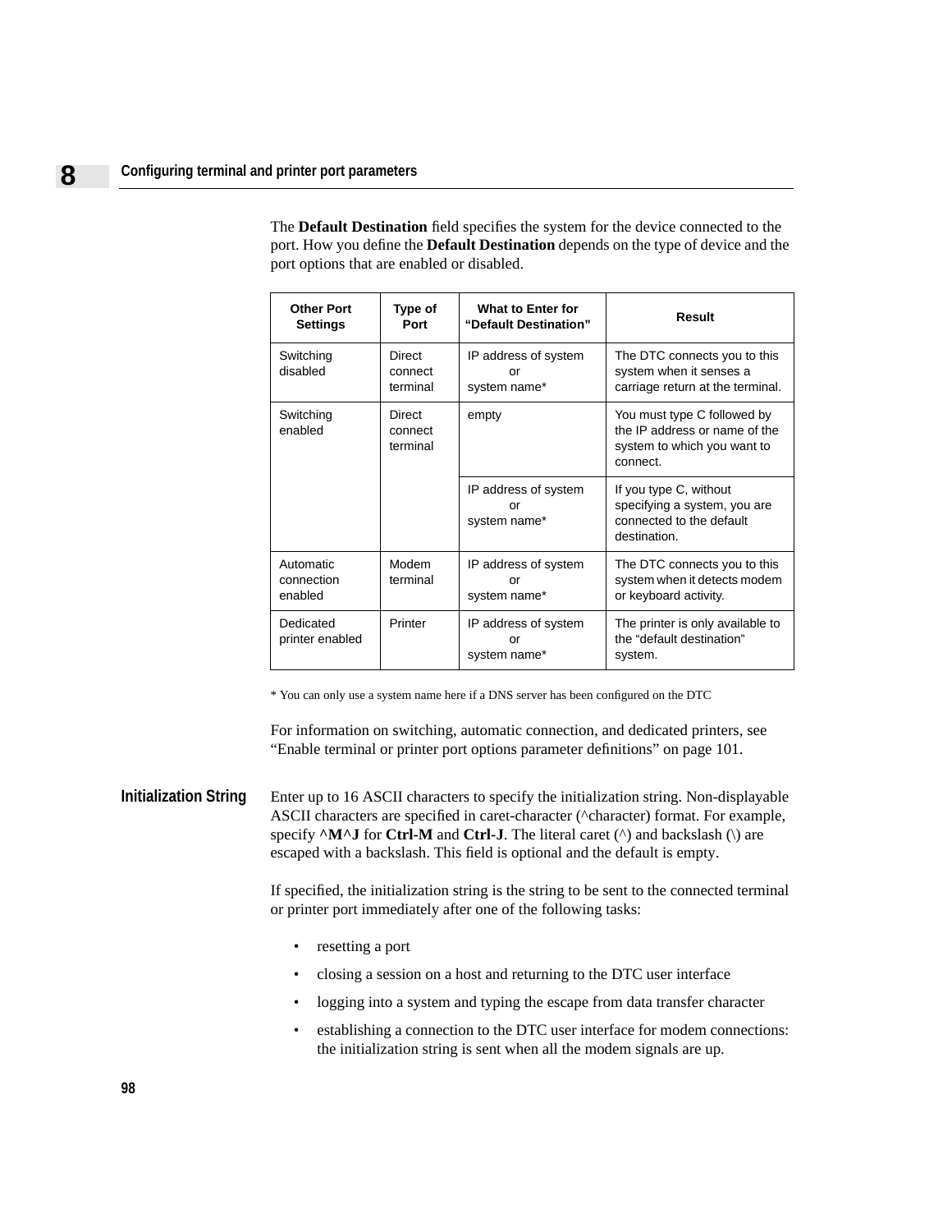The **Default Destination** field specifies the system for the device connected to the port. How you define the **Default Destination** depends on the type of device and the port options that are enabled or disabled.

| Other Port Settings | Type of Port | What to Enter for “Default Destination” | Result |
|---|---|---|---|
| Switching disabled | Direct connect terminal | IP address of system or system name* | The DTC connects you to this system when it senses a carriage return at the terminal. |
| Switching enabled | Direct connect terminal | empty | You must type C followed by the IP address or name of the system to which you want to connect. |
| | | IP address of system or system name* | If you type C, without specifying a system, you are connected to the default destination. |
| Automatic connection enabled | Modem terminal | IP address of system or system name* | The DTC connects you to this system when it detects modem or keyboard activity. |
| Dedicated printer enabled | Printer | IP address of system or system name* | The printer is only available to the “default destination” system. |

* You can only use a system name here if a DNS server has been configured on the DTC

For information on switching, automatic connection, and dedicated printers, see “Enable terminal or printer port options parameter definitions” on page 101.

## Initialization String

Enter up to 16 ASCII characters to specify the initialization string. Non-displayable ASCII characters are specified in caret-character (^character) format. For example, specify **^M^J** for **Ctrl-M** and **Ctrl-J**. The literal caret (^) and backslash (\) are escaped with a backslash. This field is optional and the default is empty.

If specified, the initialization string is the string to be sent to the connected terminal or printer port immediately after one of the following tasks:

- resetting a port
- closing a session on a host and returning to the DTC user interface
- logging into a system and typing the escape from data transfer character
- establishing a connection to the DTC user interface for modem connections: the initialization string is sent when all the modem signals are up.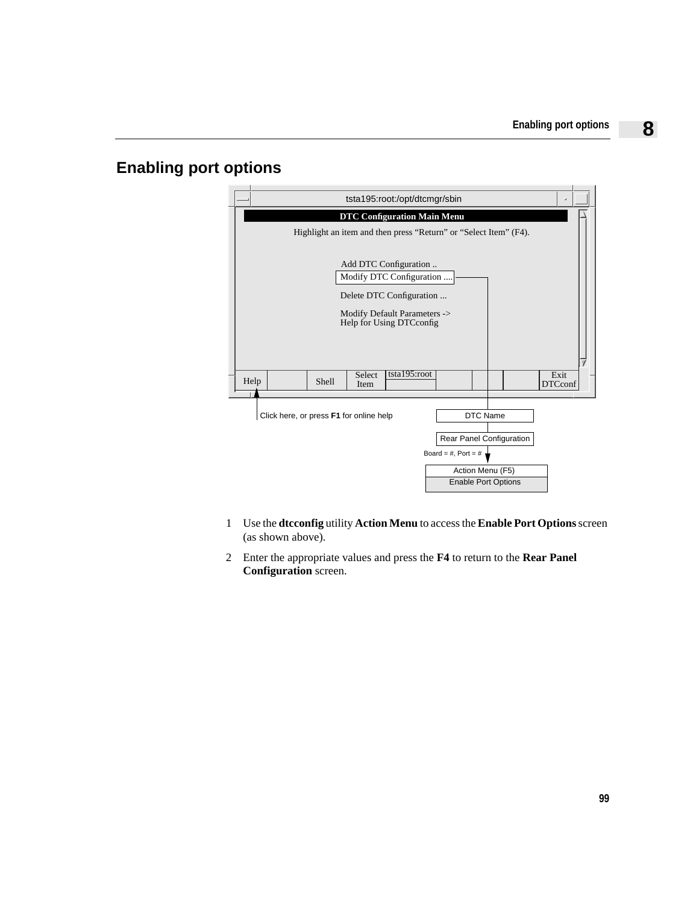# Enabling port options

tsta195:root:/opt/dtcmgr/sbin

**DTC Configuration Main Menu**

Highlight an item and then press "Return" or "Select Item" (F4).

Add DTC Configuration ..
Modify DTC Configuration ....
Delete DTC Configuration ...
Modify Default Parameters ->
Help for Using DTCconfig

| Help | | Shell | Select Item | tsta195:root | | | | Exit DTCconf |
|---|---|---|---|---|---|---|---|---|

Click here, or press **F1** for online help

DTC Name

Rear Panel Configuration

Board = #, Port = #

Action Menu (F5)
Enable Port Options

1. Use the **dtcconfig** utility **Action Menu** to access the **Enable Port Options** screen (as shown above).
2. Enter the appropriate values and press the **F4** to return to the **Rear Panel Configuration** screen.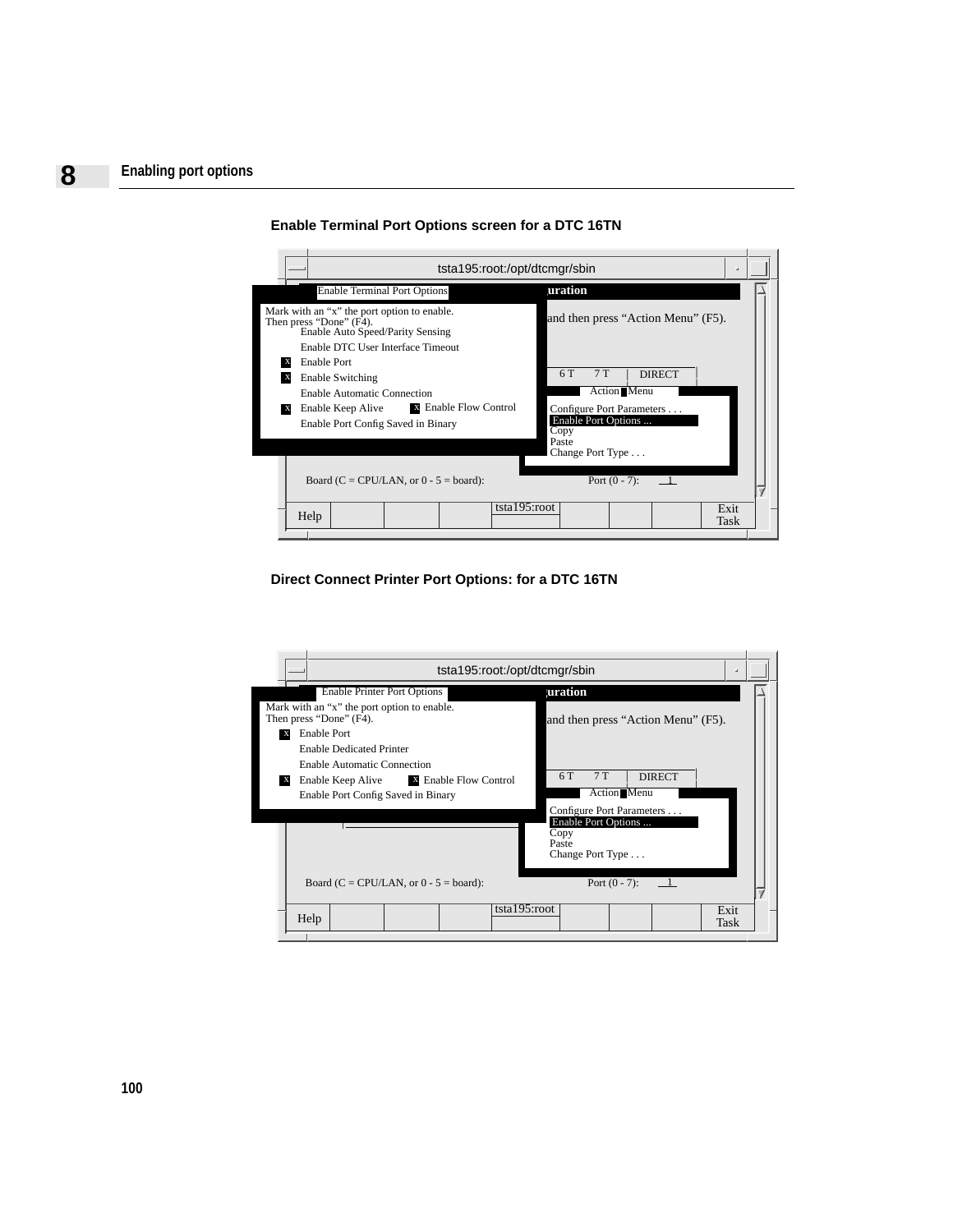**Enable Terminal Port Options screen for a DTC 16TN**

```
tsta195:root:/opt/dtcmgr/sbin

Enable Terminal Port Options                          uration

Mark with an "x" the port option to enable.           and then press "Action Menu" (F5).
Then press "Done" (F4).
     Enable Auto Speed/Parity Sensing
     Enable DTC User Interface Timeout
 X   Enable Port
 X   Enable Switching                                 6 T    7 T    DIRECT
     Enable Automatic Connection                          Action Menu
 X   Enable Keep Alive        X Enable Flow Control   Configure Port Parameters . . .
     Enable Port Config Saved in Binary               Enable Port Options ...
                                                      Copy
                                                      Paste
                                                      Change Port Type . . .

  Board (C = CPU/LAN, or 0 - 5 = board):              Port (0 - 7):    1

  Help                               tsta195:root                        Exit
                                                                         Task
```

**Direct Connect Printer Port Options: for a DTC 16TN**

```
tsta195:root:/opt/dtcmgr/sbin

Enable Printer Port Options                           uration
Mark with an "x" the port option to enable.
Then press "Done" (F4).                               and then press "Action Menu" (F5).
 X   Enable Port
     Enable Dedicated Printer
     Enable Automatic Connection
 X   Enable Keep Alive        X Enable Flow Control   6 T    7 T    DIRECT
     Enable Port Config Saved in Binary                   Action Menu
                                                      Configure Port Parameters . . .
                                                      Enable Port Options ...
                                                      Copy
                                                      Paste
                                                      Change Port Type . . .

  Board (C = CPU/LAN, or 0 - 5 = board):              Port (0 - 7):    1

  Help                               tsta195:root                        Exit
                                                                         Task
```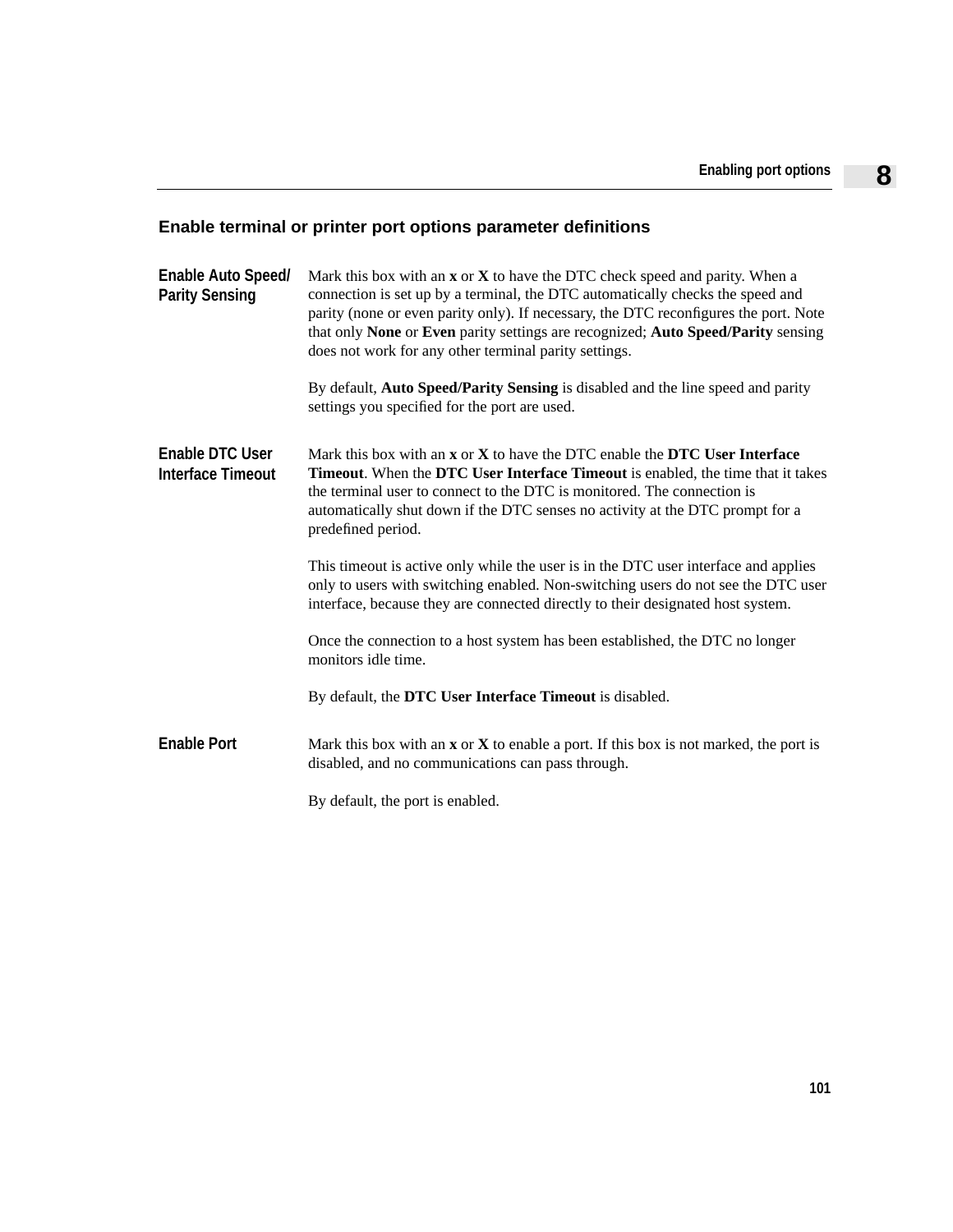## Enable terminal or printer port options parameter definitions

**Enable Auto Speed/ Parity Sensing**

Mark this box with an **x** or **X** to have the DTC check speed and parity. When a connection is set up by a terminal, the DTC automatically checks the speed and parity (none or even parity only). If necessary, the DTC reconfigures the port. Note that only **None** or **Even** parity settings are recognized; **Auto Speed/Parity** sensing does not work for any other terminal parity settings.

By default, **Auto Speed/Parity Sensing** is disabled and the line speed and parity settings you specified for the port are used.

**Enable DTC User Interface Timeout**

Mark this box with an **x** or **X** to have the DTC enable the **DTC User Interface Timeout**. When the **DTC User Interface Timeout** is enabled, the time that it takes the terminal user to connect to the DTC is monitored. The connection is automatically shut down if the DTC senses no activity at the DTC prompt for a predefined period.

This timeout is active only while the user is in the DTC user interface and applies only to users with switching enabled. Non-switching users do not see the DTC user interface, because they are connected directly to their designated host system.

Once the connection to a host system has been established, the DTC no longer monitors idle time.

By default, the **DTC User Interface Timeout** is disabled.

**Enable Port**

Mark this box with an **x** or **X** to enable a port. If this box is not marked, the port is disabled, and no communications can pass through.

By default, the port is enabled.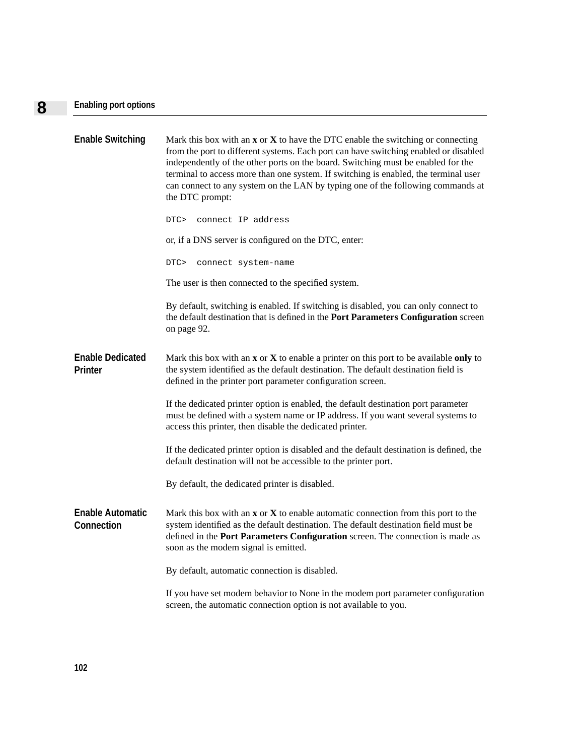### Enable Switching

Mark this box with an **x** or **X** to have the DTC enable the switching or connecting from the port to different systems. Each port can have switching enabled or disabled independently of the other ports on the board. Switching must be enabled for the terminal to access more than one system. If switching is enabled, the terminal user can connect to any system on the LAN by typing one of the following commands at the DTC prompt:

```
DTC>  connect IP address
```

or, if a DNS server is configured on the DTC, enter:

```
DTC>  connect system-name
```

The user is then connected to the specified system.

By default, switching is enabled. If switching is disabled, you can only connect to the default destination that is defined in the **Port Parameters Configuration** screen on page 92.

### Enable Dedicated Printer

Mark this box with an **x** or **X** to enable a printer on this port to be available **only** to the system identified as the default destination. The default destination field is defined in the printer port parameter configuration screen.

If the dedicated printer option is enabled, the default destination port parameter must be defined with a system name or IP address. If you want several systems to access this printer, then disable the dedicated printer.

If the dedicated printer option is disabled and the default destination is defined, the default destination will not be accessible to the printer port.

By default, the dedicated printer is disabled.

### Enable Automatic Connection

Mark this box with an **x** or **X** to enable automatic connection from this port to the system identified as the default destination. The default destination field must be defined in the **Port Parameters Configuration** screen. The connection is made as soon as the modem signal is emitted.

By default, automatic connection is disabled.

If you have set modem behavior to None in the modem port parameter configuration screen, the automatic connection option is not available to you.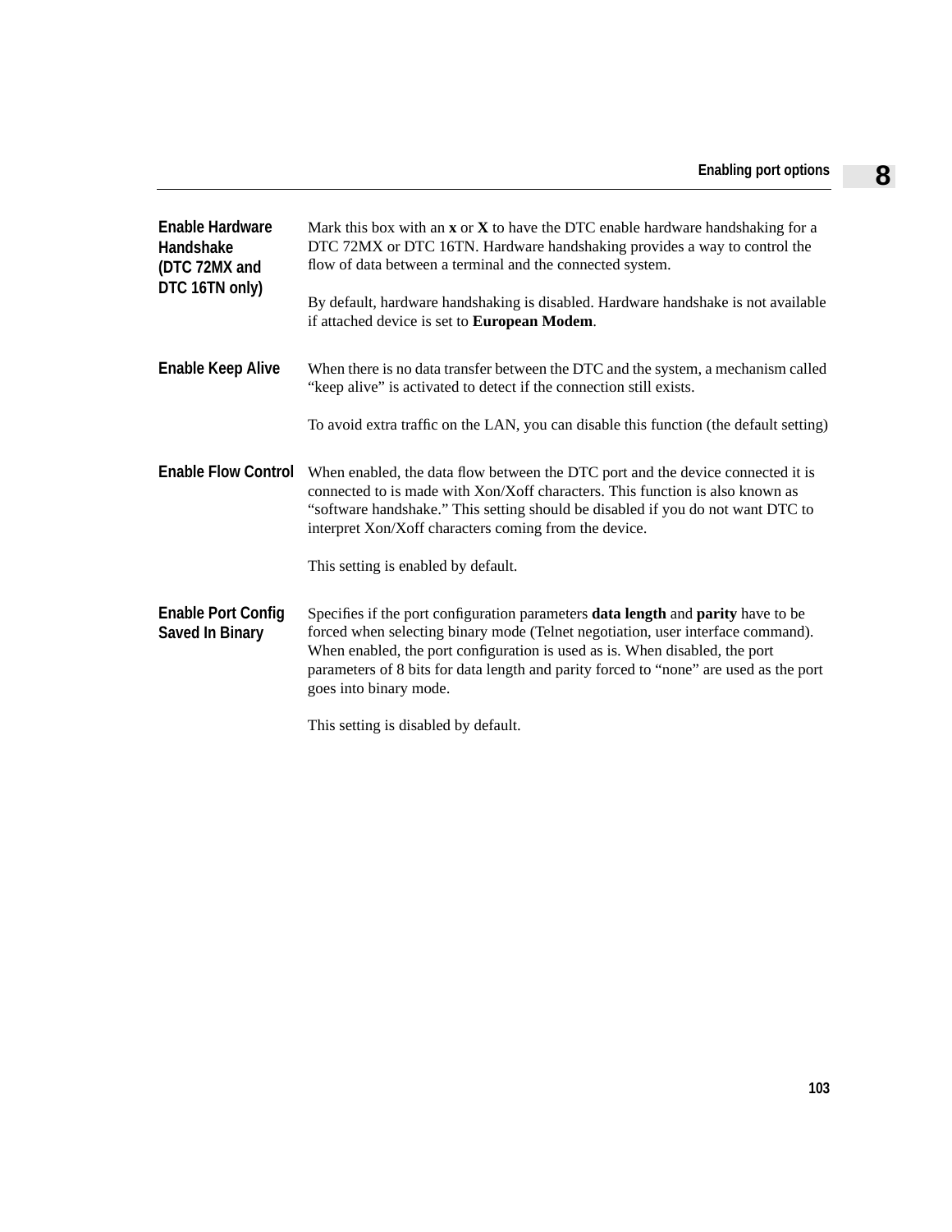**Enable Hardware Handshake (DTC 72MX and DTC 16TN only)**

Mark this box with an **x** or **X** to have the DTC enable hardware handshaking for a DTC 72MX or DTC 16TN. Hardware handshaking provides a way to control the flow of data between a terminal and the connected system.

By default, hardware handshaking is disabled. Hardware handshake is not available if attached device is set to **European Modem**.

**Enable Keep Alive**

When there is no data transfer between the DTC and the system, a mechanism called “keep alive” is activated to detect if the connection still exists.

To avoid extra traffic on the LAN, you can disable this function (the default setting)

**Enable Flow Control**

When enabled, the data flow between the DTC port and the device connected it is connected to is made with Xon/Xoff characters. This function is also known as “software handshake.” This setting should be disabled if you do not want DTC to interpret Xon/Xoff characters coming from the device.

This setting is enabled by default.

**Enable Port Config Saved In Binary**

Specifies if the port configuration parameters **data length** and **parity** have to be forced when selecting binary mode (Telnet negotiation, user interface command). When enabled, the port configuration is used as is. When disabled, the port parameters of 8 bits for data length and parity forced to “none” are used as the port goes into binary mode.

This setting is disabled by default.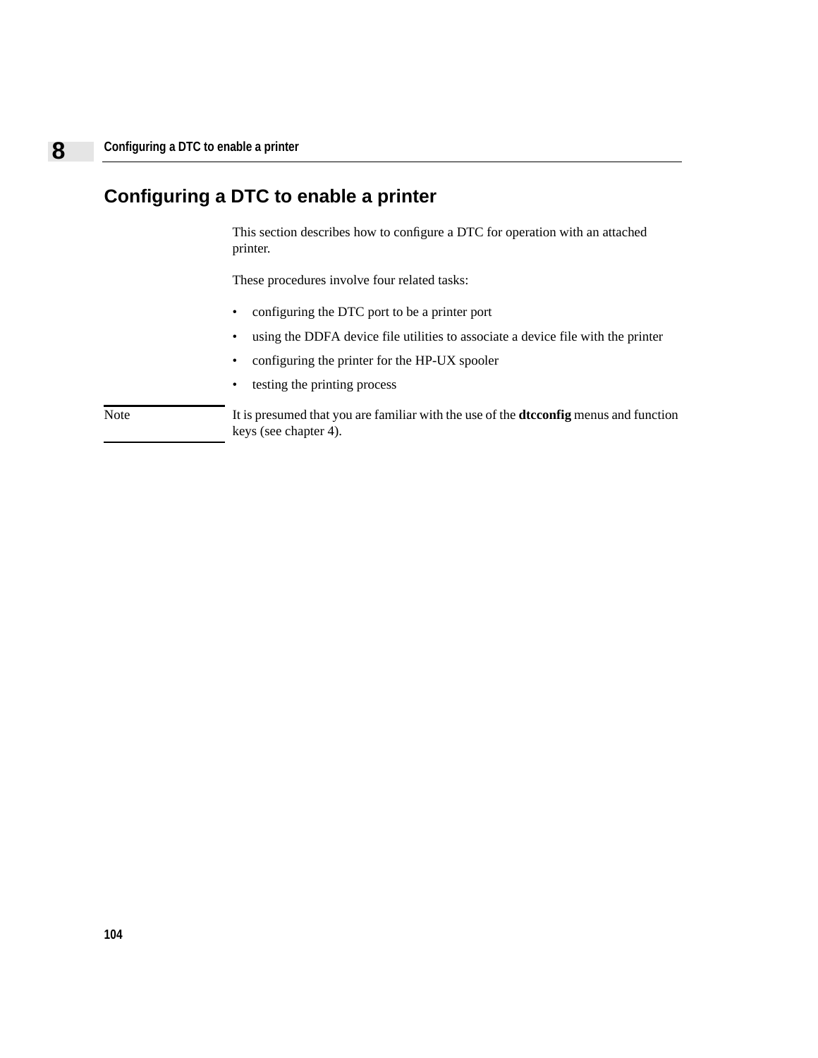# Configuring a DTC to enable a printer

This section describes how to configure a DTC for operation with an attached printer.

These procedures involve four related tasks:

- configuring the DTC port to be a printer port
- using the DDFA device file utilities to associate a device file with the printer
- configuring the printer for the HP-UX spooler
- testing the printing process

| Note | It is presumed that you are familiar with the use of the **dtcconfig** menus and function keys (see chapter 4). |
|---|---|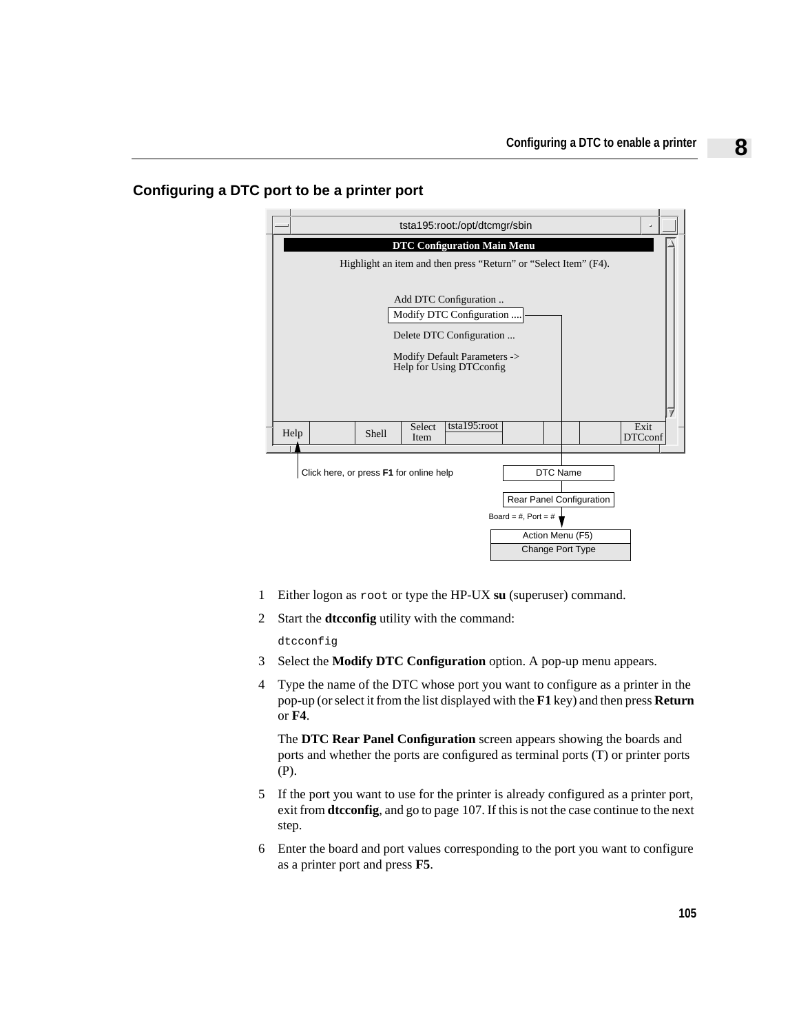## Configuring a DTC port to be a printer port

1. Either logon as `root` or type the HP-UX **su** (superuser) command.
2. Start the **dtcconfig** utility with the command:

   ```
   dtcconfig
   ```

3. Select the **Modify DTC Configuration** option. A pop-up menu appears.
4. Type the name of the DTC whose port you want to configure as a printer in the pop-up (or select it from the list displayed with the **F1** key) and then press **Return** or **F4**.

   The **DTC Rear Panel Configuration** screen appears showing the boards and ports and whether the ports are configured as terminal ports (T) or printer ports (P).

5. If the port you want to use for the printer is already configured as a printer port, exit from **dtcconfig**, and go to page 107. If this is not the case continue to the next step.
6. Enter the board and port values corresponding to the port you want to configure as a printer port and press **F5**.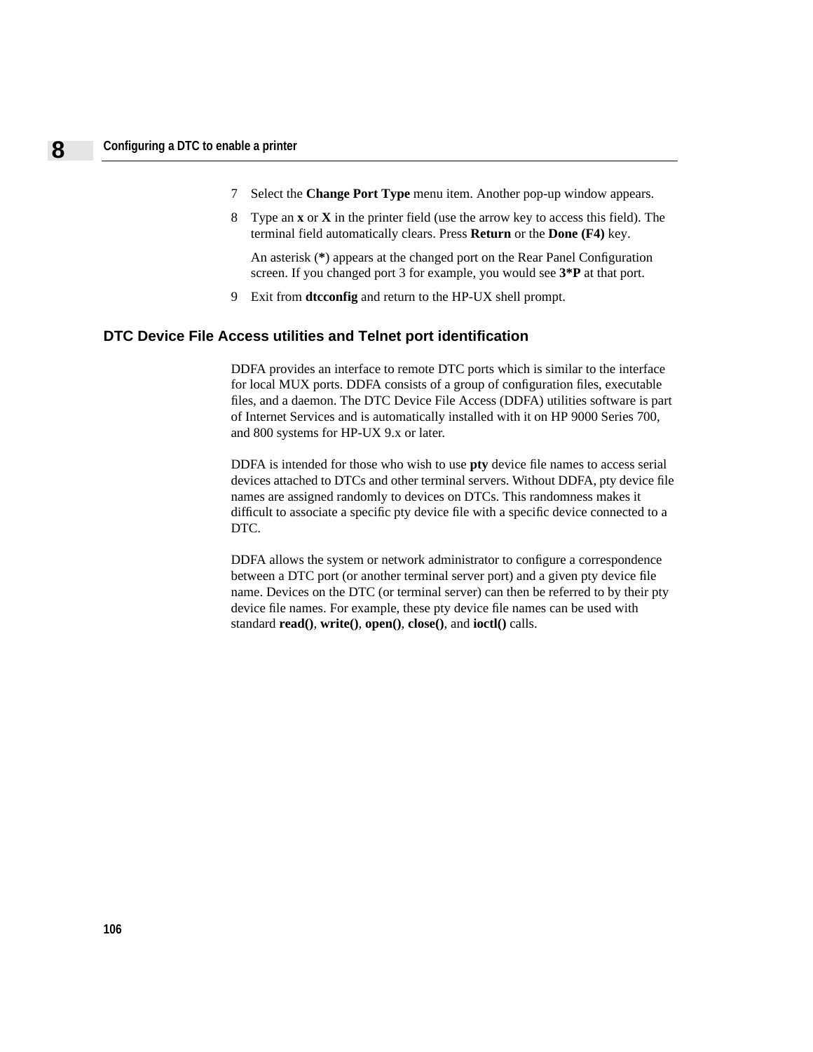7 Select the **Change Port Type** menu item. Another pop-up window appears.

8 Type an **x** or **X** in the printer field (use the arrow key to access this field). The terminal field automatically clears. Press **Return** or the **Done (F4)** key.

   An asterisk (**\***) appears at the changed port on the Rear Panel Configuration screen. If you changed port 3 for example, you would see **3*P** at that port.

9 Exit from **dtcconfig** and return to the HP-UX shell prompt.

## DTC Device File Access utilities and Telnet port identification

DDFA provides an interface to remote DTC ports which is similar to the interface for local MUX ports. DDFA consists of a group of configuration files, executable files, and a daemon. The DTC Device File Access (DDFA) utilities software is part of Internet Services and is automatically installed with it on HP 9000 Series 700, and 800 systems for HP-UX 9.x or later.

DDFA is intended for those who wish to use **pty** device file names to access serial devices attached to DTCs and other terminal servers. Without DDFA, pty device file names are assigned randomly to devices on DTCs. This randomness makes it difficult to associate a specific pty device file with a specific device connected to a DTC.

DDFA allows the system or network administrator to configure a correspondence between a DTC port (or another terminal server port) and a given pty device file name. Devices on the DTC (or terminal server) can then be referred to by their pty device file names. For example, these pty device file names can be used with standard **read()**, **write()**, **open()**, **close()**, and **ioctl()** calls.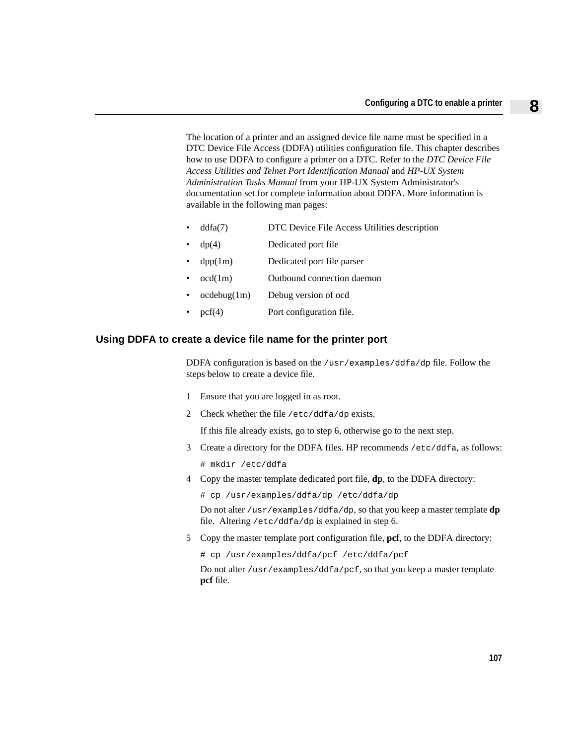The location of a printer and an assigned device file name must be specified in a DTC Device File Access (DDFA) utilities configuration file. This chapter describes how to use DDFA to configure a printer on a DTC. Refer to the *DTC Device File Access Utilities and Telnet Port Identification Manual* and *HP-UX System Administration Tasks Manual* from your HP-UX System Administrator's documentation set for complete information about DDFA. More information is available in the following man pages:

- ddfa(7) DTC Device File Access Utilities description
- dp(4) Dedicated port file
- dpp(1m) Dedicated port file parser
- ocd(1m) Outbound connection daemon
- ocdebug(1m) Debug version of ocd
- pcf(4) Port configuration file.

## Using DDFA to create a device file name for the printer port

DDFA configuration is based on the `/usr/examples/ddfa/dp` file. Follow the steps below to create a device file.

1. Ensure that you are logged in as root.
2. Check whether the file `/etc/ddfa/dp` exists.

   If this file already exists, go to step 6, otherwise go to the next step.
3. Create a directory for the DDFA files. HP recommends `/etc/ddfa`, as follows:

   ```
   # mkdir /etc/ddfa
   ```
4. Copy the master template dedicated port file, **dp**, to the DDFA directory:

   ```
   # cp /usr/examples/ddfa/dp /etc/ddfa/dp
   ```

   Do not alter `/usr/examples/ddfa/dp`, so that you keep a master template **dp** file. Altering `/etc/ddfa/dp` is explained in step 6.
5. Copy the master template port configuration file, **pcf**, to the DDFA directory:

   ```
   # cp /usr/examples/ddfa/pcf /etc/ddfa/pcf
   ```

   Do not alter `/usr/examples/ddfa/pcf`, so that you keep a master template **pcf** file.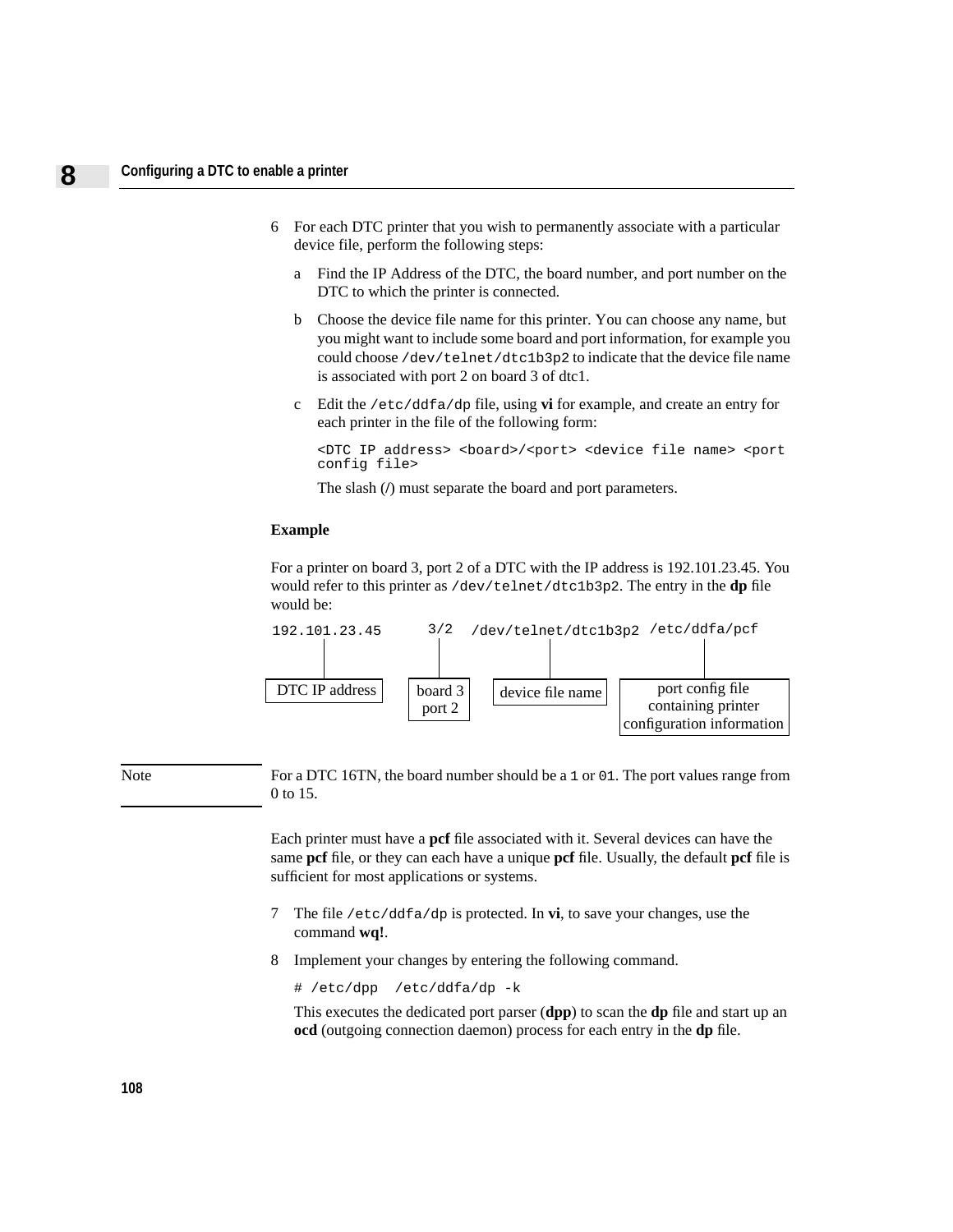6 For each DTC printer that you wish to permanently associate with a particular device file, perform the following steps:

   a Find the IP Address of the DTC, the board number, and port number on the DTC to which the printer is connected.

   b Choose the device file name for this printer. You can choose any name, but you might want to include some board and port information, for example you could choose `/dev/telnet/dtc1b3p2` to indicate that the device file name is associated with port 2 on board 3 of dtc1.

   c Edit the `/etc/ddfa/dp` file, using **vi** for example, and create an entry for each printer in the file of the following form:

   ```
   <DTC IP address> <board>/<port> <device file name> <port config file>
   ```

   The slash (/) must separate the board and port parameters.

**Example**

For a printer on board 3, port 2 of a DTC with the IP address is 192.101.23.45. You would refer to this printer as `/dev/telnet/dtc1b3p2`. The entry in the **dp** file would be:

```
192.101.23.45      3/2  /dev/telnet/dtc1b3p2 /etc/ddfa/pcf
```

| 192.101.23.45 | 3/2 | /dev/telnet/dtc1b3p2 | /etc/ddfa/pcf |
|---|---|---|---|
| DTC IP address | board 3 port 2 | device file name | port config file containing printer configuration information |

Note: For a DTC 16TN, the board number should be a `1` or `01`. The port values range from 0 to 15.

Each printer must have a **pcf** file associated with it. Several devices can have the same **pcf** file, or they can each have a unique **pcf** file. Usually, the default **pcf** file is sufficient for most applications or systems.

7 The file `/etc/ddfa/dp` is protected. In **vi**, to save your changes, use the command **wq!**.

8 Implement your changes by entering the following command.

```
# /etc/dpp  /etc/ddfa/dp -k
```

This executes the dedicated port parser (**dpp**) to scan the **dp** file and start up an **ocd** (outgoing connection daemon) process for each entry in the **dp** file.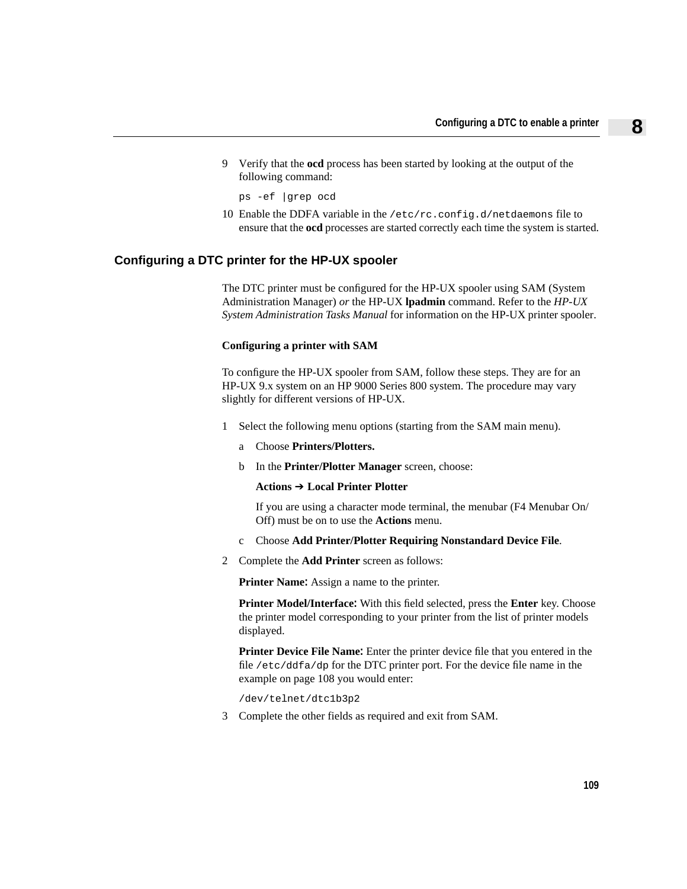9. Verify that the **ocd** process has been started by looking at the output of the following command:

   ```
   ps -ef |grep ocd
   ```

10. Enable the DDFA variable in the `/etc/rc.config.d/netdaemons` file to ensure that the **ocd** processes are started correctly each time the system is started.

## Configuring a DTC printer for the HP-UX spooler

The DTC printer must be configured for the HP-UX spooler using SAM (System Administration Manager) *or* the HP-UX **lpadmin** command. Refer to the *HP-UX System Administration Tasks Manual* for information on the HP-UX printer spooler.

### Configuring a printer with SAM

To configure the HP-UX spooler from SAM, follow these steps. They are for an HP-UX 9.x system on an HP 9000 Series 800 system. The procedure may vary slightly for different versions of HP-UX.

1. Select the following menu options (starting from the SAM main menu).

   a. Choose **Printers/Plotters.**

   b. In the **Printer/Plotter Manager** screen, choose:

      **Actions ➔ Local Printer Plotter**

      If you are using a character mode terminal, the menubar (F4 Menubar On/Off) must be on to use the **Actions** menu.

   c. Choose **Add Printer/Plotter Requiring Nonstandard Device File**.

2. Complete the **Add Printer** screen as follows:

   **Printer Name:** Assign a name to the printer.

   **Printer Model/Interface:** With this field selected, press the **Enter** key. Choose the printer model corresponding to your printer from the list of printer models displayed.

   **Printer Device File Name:** Enter the printer device file that you entered in the file `/etc/ddfa/dp` for the DTC printer port. For the device file name in the example on page 108 you would enter:

   ```
   /dev/telnet/dtc1b3p2
   ```

3. Complete the other fields as required and exit from SAM.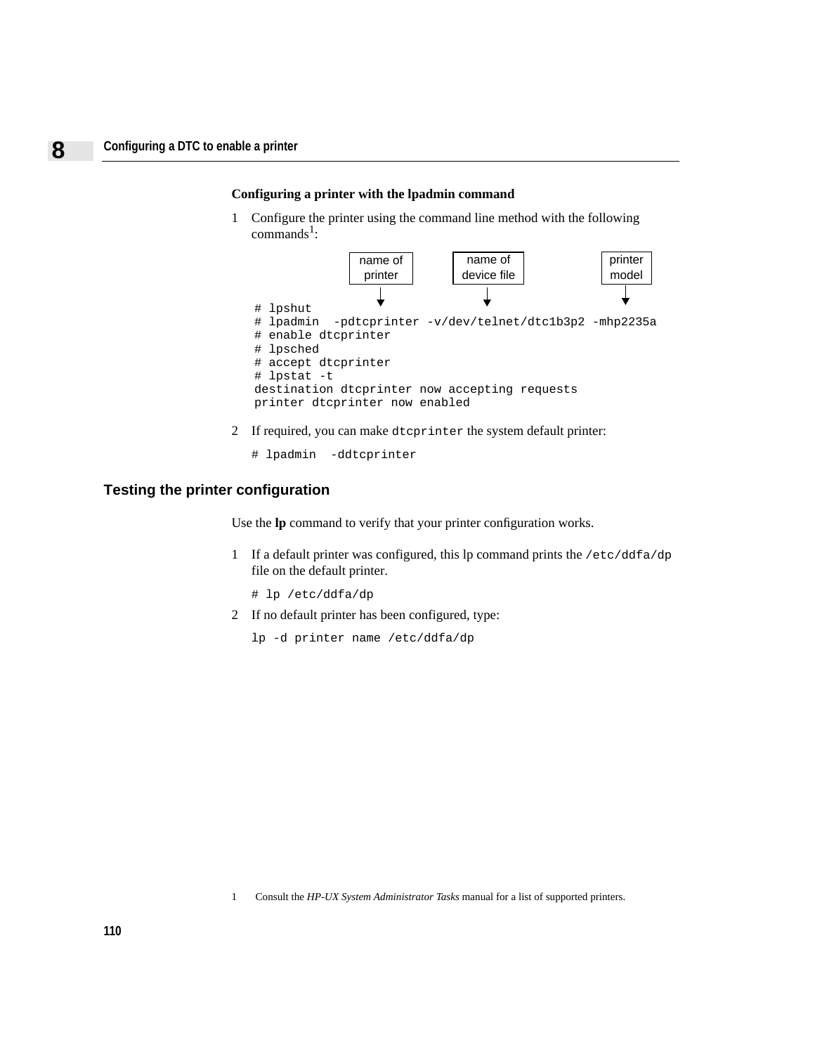**Configuring a printer with the lpadmin command**

1. Configure the printer using the command line method with the following commands[1]:

   name of printer — name of device file — printer model

   ```
   # lpshut
   # lpadmin  -pdtcprinter -v/dev/telnet/dtc1b3p2 -mhp2235a
   # enable dtcprinter
   # lpsched
   # accept dtcprinter
   # lpstat -t
   destination dtcprinter now accepting requests
   printer dtcprinter now enabled
   ```

2. If required, you can make `dtcprinter` the system default printer:

   ```
   # lpadmin  -ddtcprinter
   ```

## Testing the printer configuration

Use the **lp** command to verify that your printer configuration works.

1. If a default printer was configured, this lp command prints the `/etc/ddfa/dp` file on the default printer.

   ```
   # lp /etc/ddfa/dp
   ```

2. If no default printer has been configured, type:

   ```
   lp -d printer name /etc/ddfa/dp
   ```

1 Consult the *HP-UX System Administrator Tasks* manual for a list of supported printers.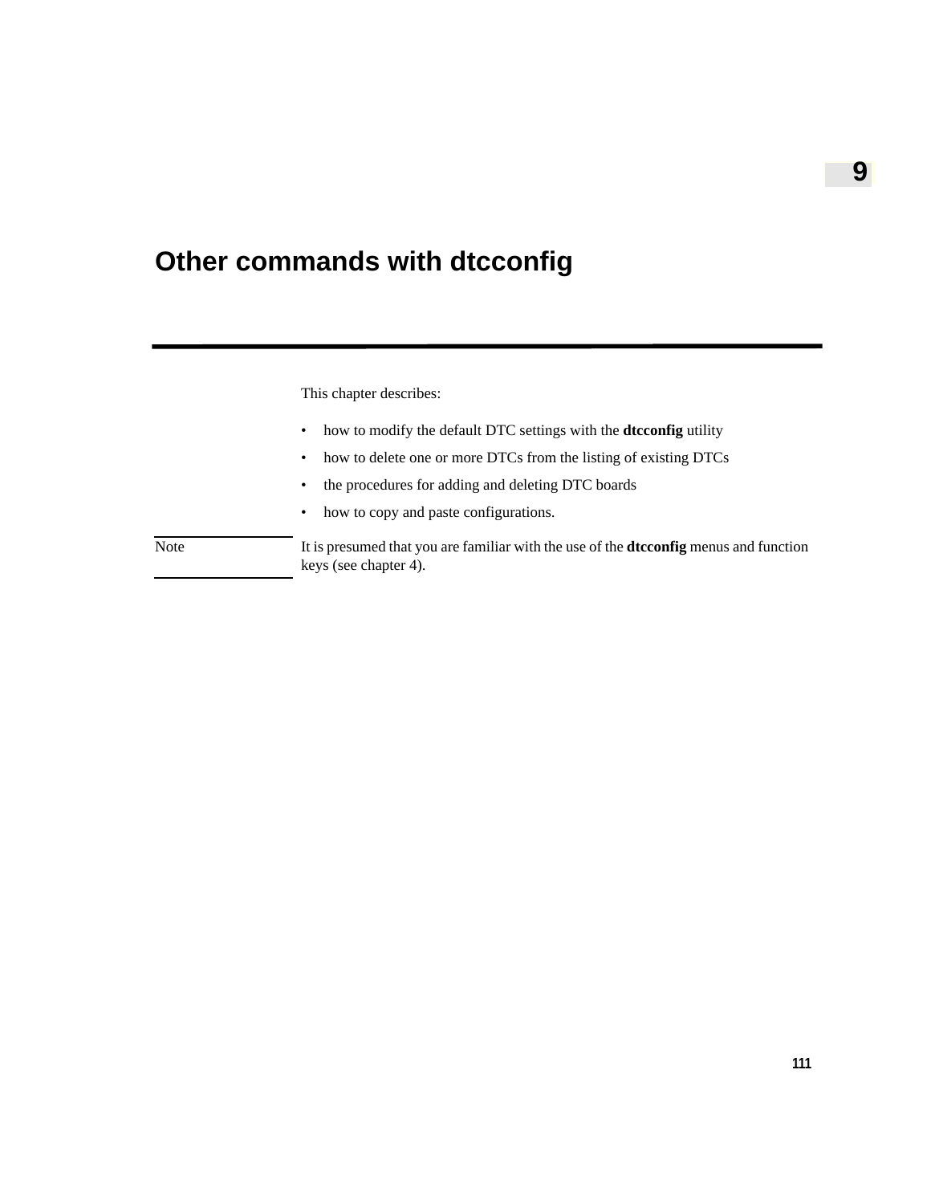# 9

# Other commands with dtcconfig

This chapter describes:

- how to modify the default DTC settings with the **dtcconfig** utility
- how to delete one or more DTCs from the listing of existing DTCs
- the procedures for adding and deleting DTC boards
- how to copy and paste configurations.

Note — It is presumed that you are familiar with the use of the **dtcconfig** menus and function keys (see chapter 4).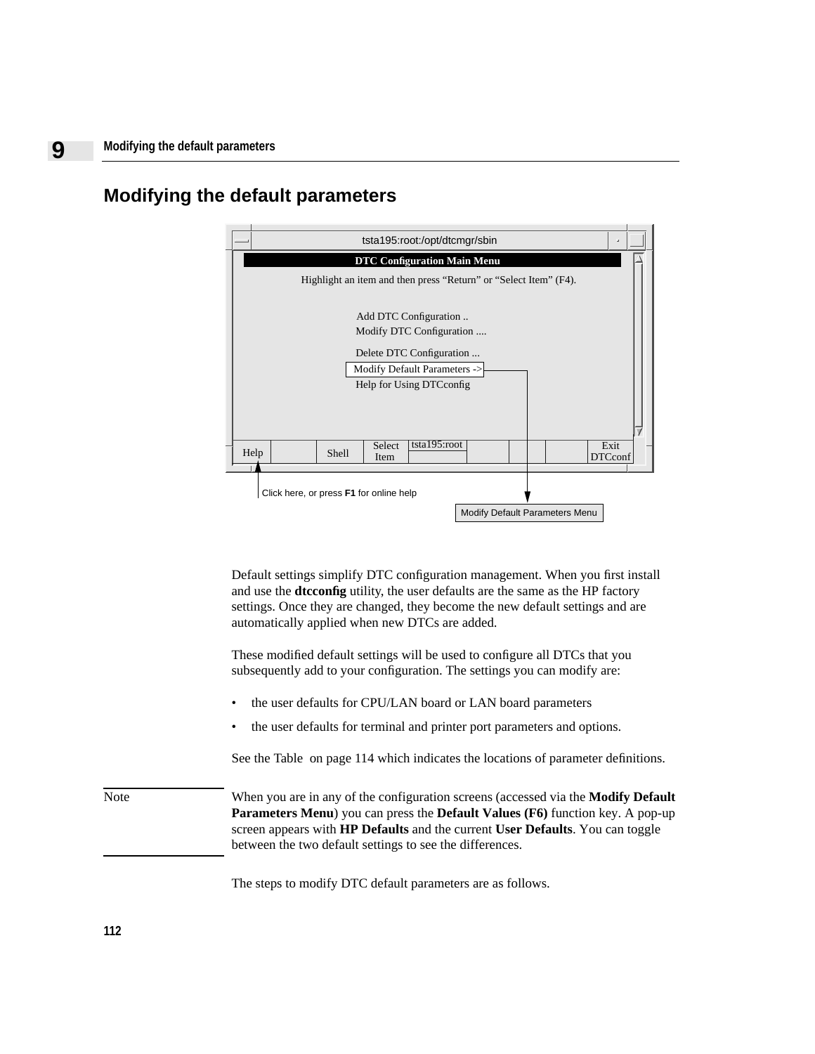# Modifying the default parameters

```
tsta195:root:/opt/dtcmgr/sbin

DTC Configuration Main Menu
Highlight an item and then press "Return" or "Select Item" (F4).

Add DTC Configuration ..
Modify DTC Configuration ....
Delete DTC Configuration ...
Modify Default Parameters ->
Help for Using DTCconfig

Help | | Shell | Select Item | tsta195:root | | | | Exit DTCconf
```

Click here, or press **F1** for online help

Modify Default Parameters Menu

Default settings simplify DTC configuration management. When you first install and use the **dtcconfig** utility, the user defaults are the same as the HP factory settings. Once they are changed, they become the new default settings and are automatically applied when new DTCs are added.

These modified default settings will be used to configure all DTCs that you subsequently add to your configuration. The settings you can modify are:

- the user defaults for CPU/LAN board or LAN board parameters
- the user defaults for terminal and printer port parameters and options.

See the Table on page 114 which indicates the locations of parameter definitions.

**Note:** When you are in any of the configuration screens (accessed via the **Modify Default Parameters Menu**) you can press the **Default Values (F6)** function key. A pop-up screen appears with **HP Defaults** and the current **User Defaults**. You can toggle between the two default settings to see the differences.

The steps to modify DTC default parameters are as follows.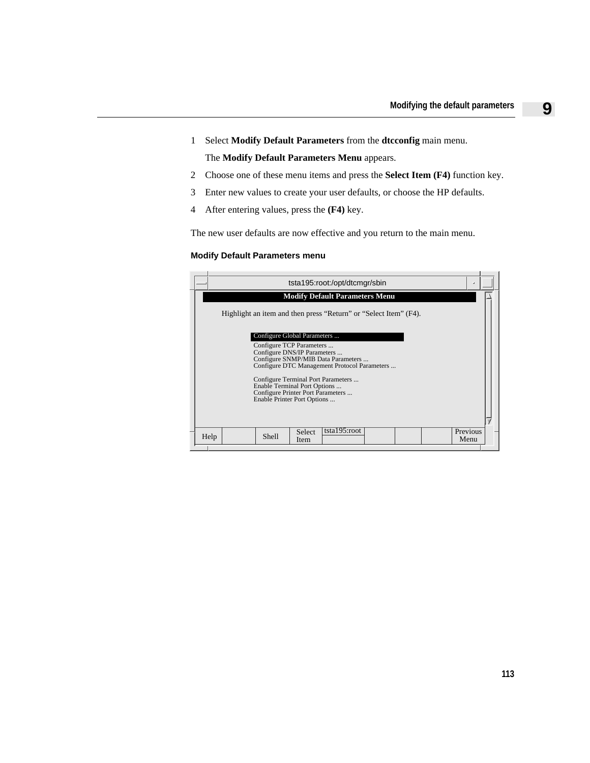1. Select **Modify Default Parameters** from the **dtcconfig** main menu.

   The **Modify Default Parameters Menu** appears.

2. Choose one of these menu items and press the **Select Item (F4)** function key.
3. Enter new values to create your user defaults, or choose the HP defaults.
4. After entering values, press the **(F4)** key.

The new user defaults are now effective and you return to the main menu.

#### Modify Default Parameters menu

```
tsta195:root:/opt/dtcmgr/sbin

Modify Default Parameters Menu

Highlight an item and then press "Return" or "Select Item" (F4).

Configure Global Parameters ...
Configure TCP Parameters ...
Configure DNS/IP Parameters ...
Configure SNMP/MIB Data Parameters ...
Configure DTC Management Protocol Parameters ...

Configure Terminal Port Parameters ...
Enable Terminal Port Options ...
Configure Printer Port Parameters ...
Enable Printer Port Options ...

Help | | Shell | Select Item | tsta195:root | | | | Previous Menu
```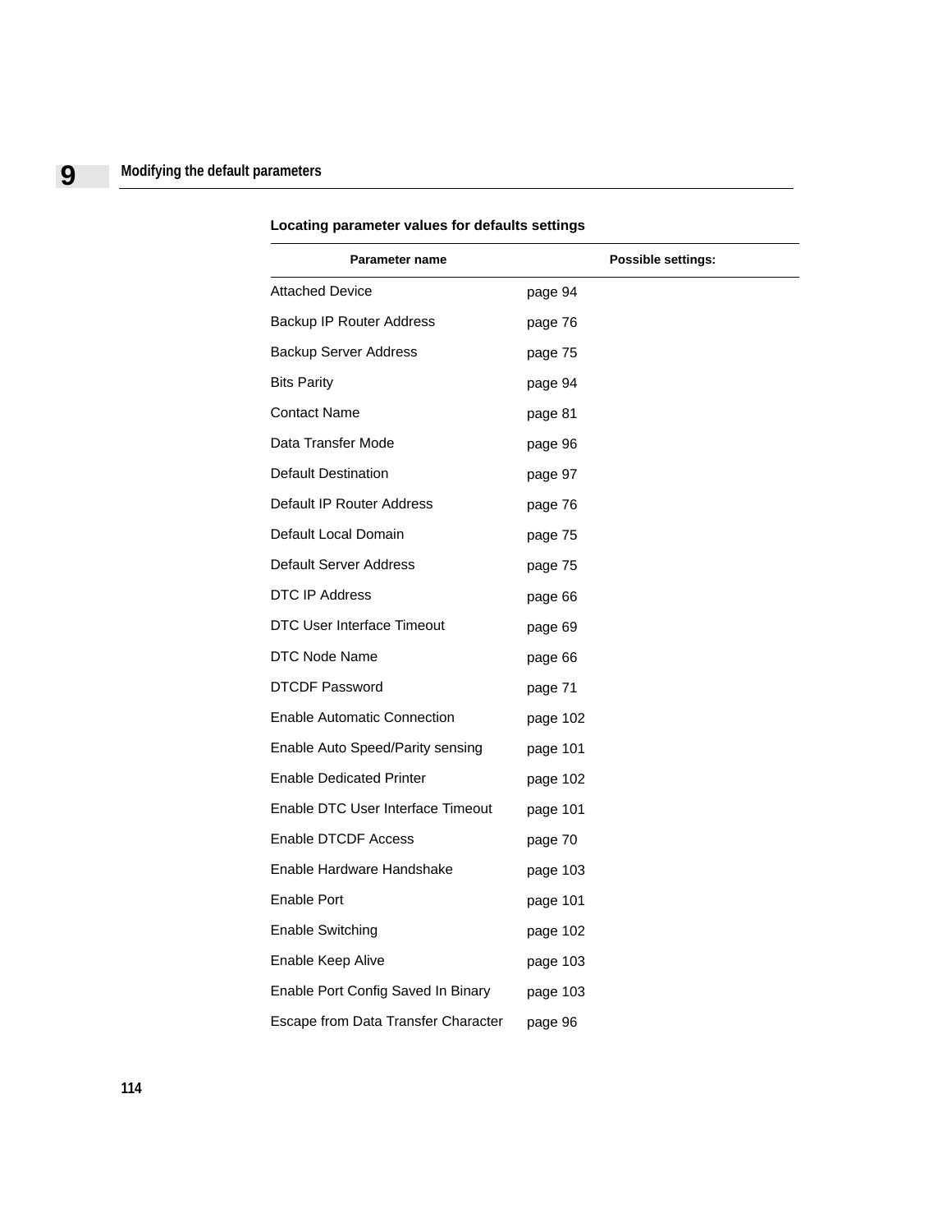**Locating parameter values for defaults settings**

| Parameter name | Possible settings: |
|---|---|
| Attached Device | page 94 |
| Backup IP Router Address | page 76 |
| Backup Server Address | page 75 |
| Bits Parity | page 94 |
| Contact Name | page 81 |
| Data Transfer Mode | page 96 |
| Default Destination | page 97 |
| Default IP Router Address | page 76 |
| Default Local Domain | page 75 |
| Default Server Address | page 75 |
| DTC IP Address | page 66 |
| DTC User Interface Timeout | page 69 |
| DTC Node Name | page 66 |
| DTCDF Password | page 71 |
| Enable Automatic Connection | page 102 |
| Enable Auto Speed/Parity sensing | page 101 |
| Enable Dedicated Printer | page 102 |
| Enable DTC User Interface Timeout | page 101 |
| Enable DTCDF Access | page 70 |
| Enable Hardware Handshake | page 103 |
| Enable Port | page 101 |
| Enable Switching | page 102 |
| Enable Keep Alive | page 103 |
| Enable Port Config Saved In Binary | page 103 |
| Escape from Data Transfer Character | page 96 |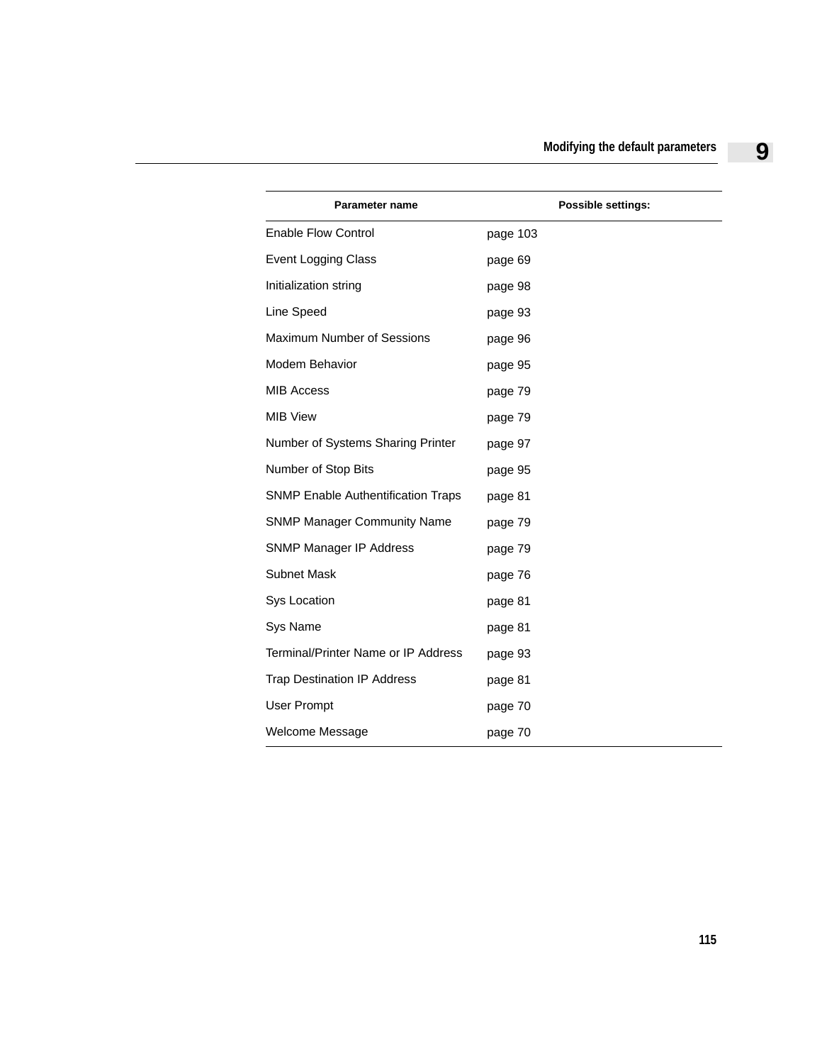| Parameter name | Possible settings: |
|---|---|
| Enable Flow Control | page 103 |
| Event Logging Class | page 69 |
| Initialization string | page 98 |
| Line Speed | page 93 |
| Maximum Number of Sessions | page 96 |
| Modem Behavior | page 95 |
| MIB Access | page 79 |
| MIB View | page 79 |
| Number of Systems Sharing Printer | page 97 |
| Number of Stop Bits | page 95 |
| SNMP Enable Authentification Traps | page 81 |
| SNMP Manager Community Name | page 79 |
| SNMP Manager IP Address | page 79 |
| Subnet Mask | page 76 |
| Sys Location | page 81 |
| Sys Name | page 81 |
| Terminal/Printer Name or IP Address | page 93 |
| Trap Destination IP Address | page 81 |
| User Prompt | page 70 |
| Welcome Message | page 70 |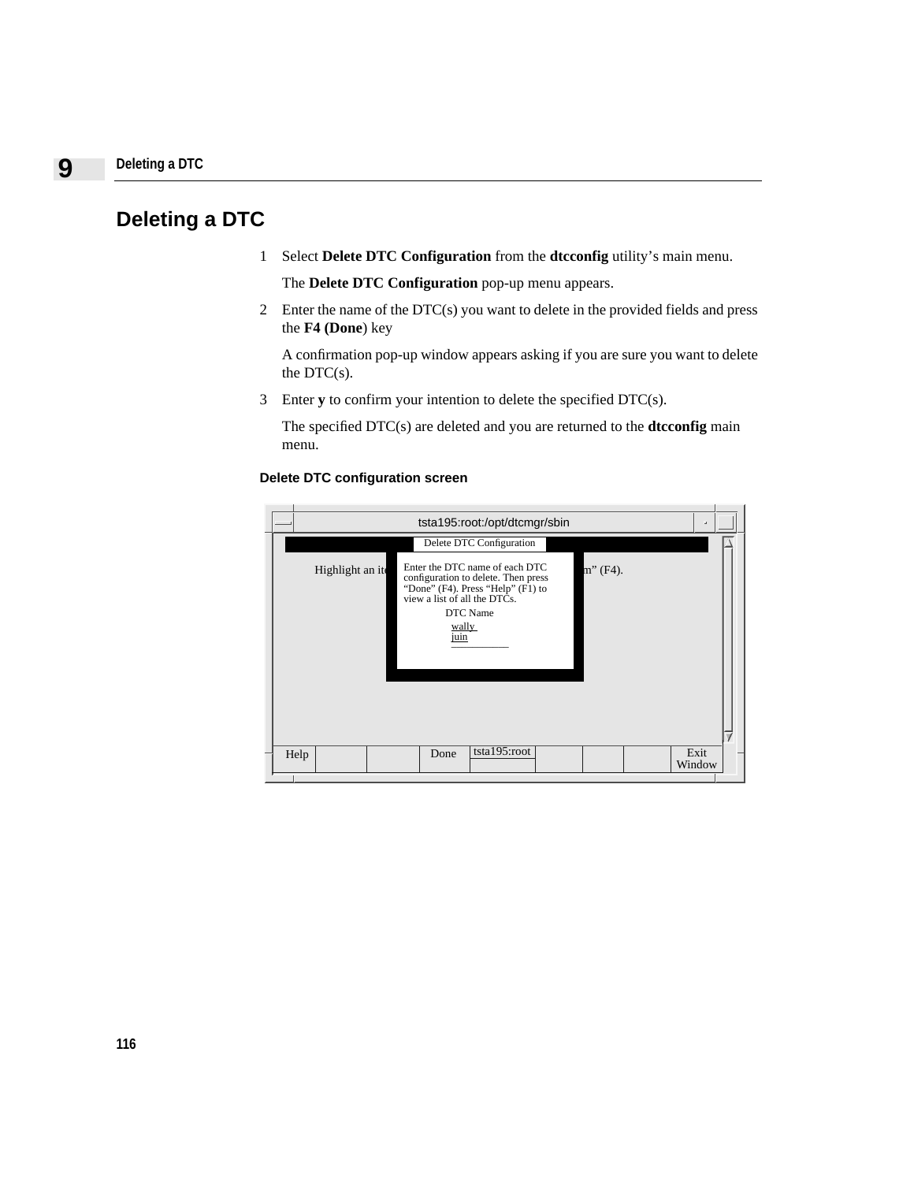## Deleting a DTC

1. Select **Delete DTC Configuration** from the **dtcconfig** utility's main menu.

   The **Delete DTC Configuration** pop-up menu appears.

2. Enter the name of the DTC(s) you want to delete in the provided fields and press the **F4 (Done**) key

   A confirmation pop-up window appears asking if you are sure you want to delete the DTC(s).

3. Enter **y** to confirm your intention to delete the specified DTC(s).

   The specified DTC(s) are deleted and you are returned to the **dtcconfig** main menu.

**Delete DTC configuration screen**

```
tsta195:root:/opt/dtcmgr/sbin

                Delete DTC Configuration

Highlight an it  Enter the DTC name of each DTC        m" (F4).
                 configuration to delete. Then press
                 "Done" (F4). Press "Help" (F1) to
                 view a list of all the DTCs.
                       DTC Name
                        wally
                        juin

Help |  |  | Done | tsta195:root |  |  |  | Exit Window
```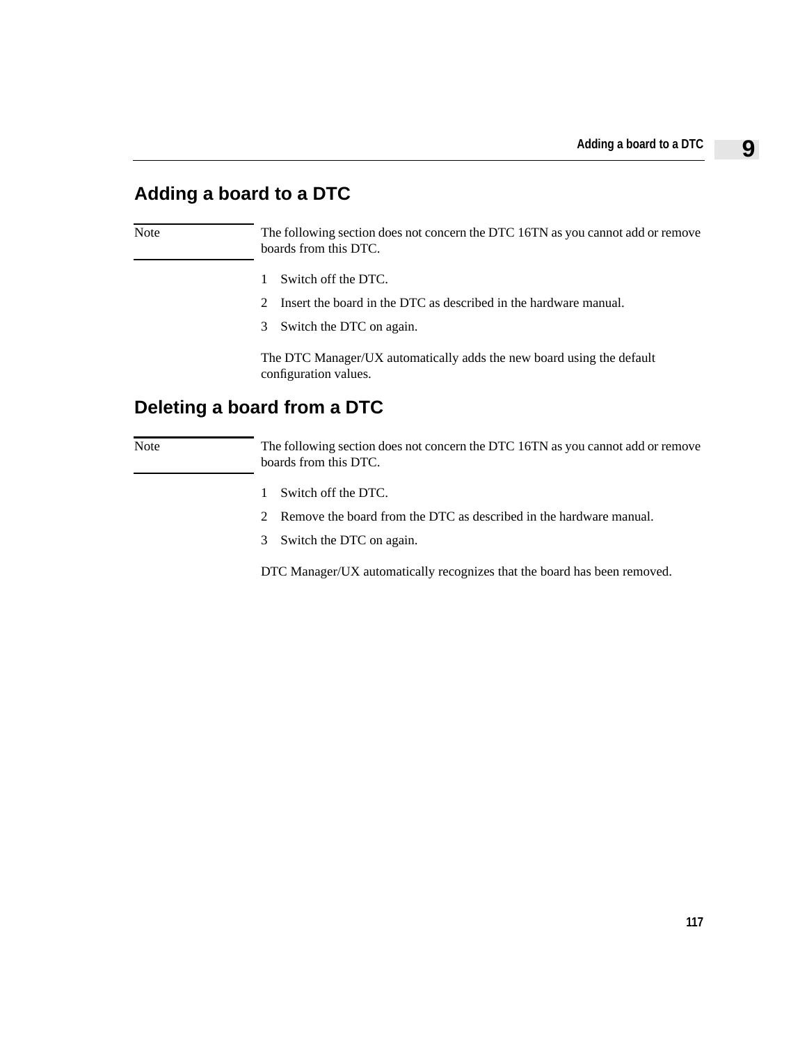## Adding a board to a DTC

**Note** The following section does not concern the DTC 16TN as you cannot add or remove boards from this DTC.

1. Switch off the DTC.
2. Insert the board in the DTC as described in the hardware manual.
3. Switch the DTC on again.

The DTC Manager/UX automatically adds the new board using the default configuration values.

## Deleting a board from a DTC

**Note** The following section does not concern the DTC 16TN as you cannot add or remove boards from this DTC.

1. Switch off the DTC.
2. Remove the board from the DTC as described in the hardware manual.
3. Switch the DTC on again.

DTC Manager/UX automatically recognizes that the board has been removed.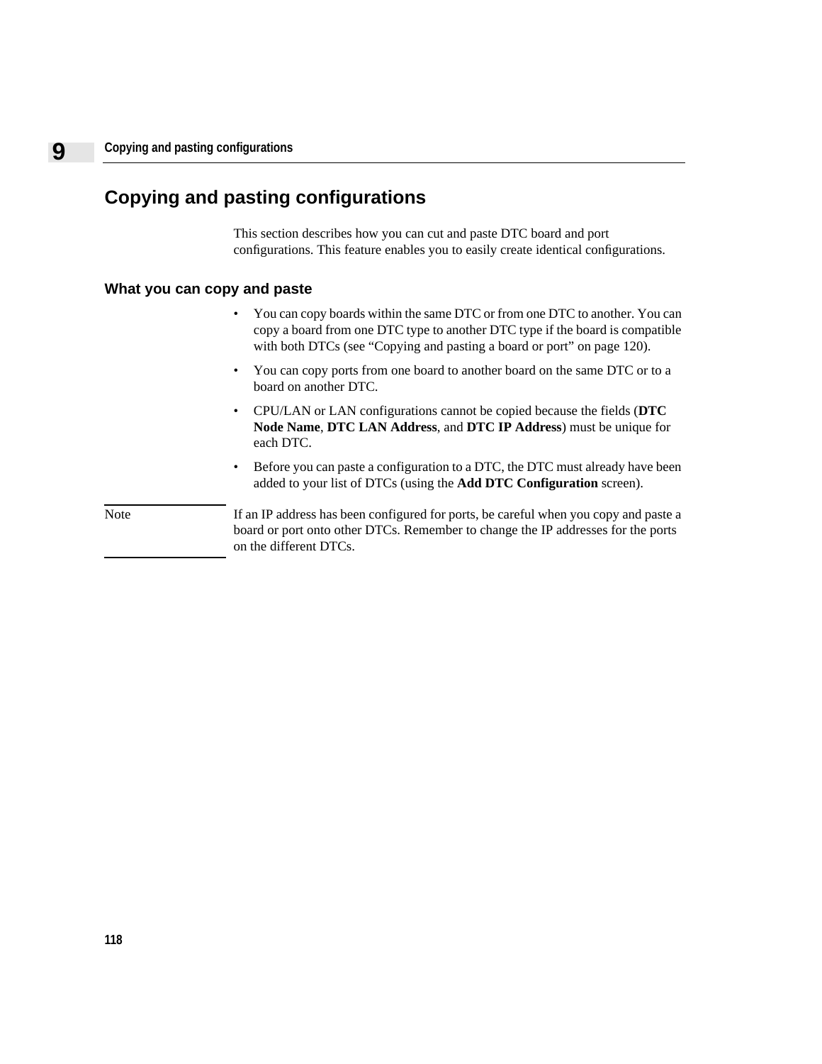# Copying and pasting configurations

This section describes how you can cut and paste DTC board and port configurations. This feature enables you to easily create identical configurations.

## What you can copy and paste

- You can copy boards within the same DTC or from one DTC to another. You can copy a board from one DTC type to another DTC type if the board is compatible with both DTCs (see “Copying and pasting a board or port” on page 120).
- You can copy ports from one board to another board on the same DTC or to a board on another DTC.
- CPU/LAN or LAN configurations cannot be copied because the fields (**DTC Node Name**, **DTC LAN Address**, and **DTC IP Address**) must be unique for each DTC.
- Before you can paste a configuration to a DTC, the DTC must already have been added to your list of DTCs (using the **Add DTC Configuration** screen).

Note: If an IP address has been configured for ports, be careful when you copy and paste a board or port onto other DTCs. Remember to change the IP addresses for the ports on the different DTCs.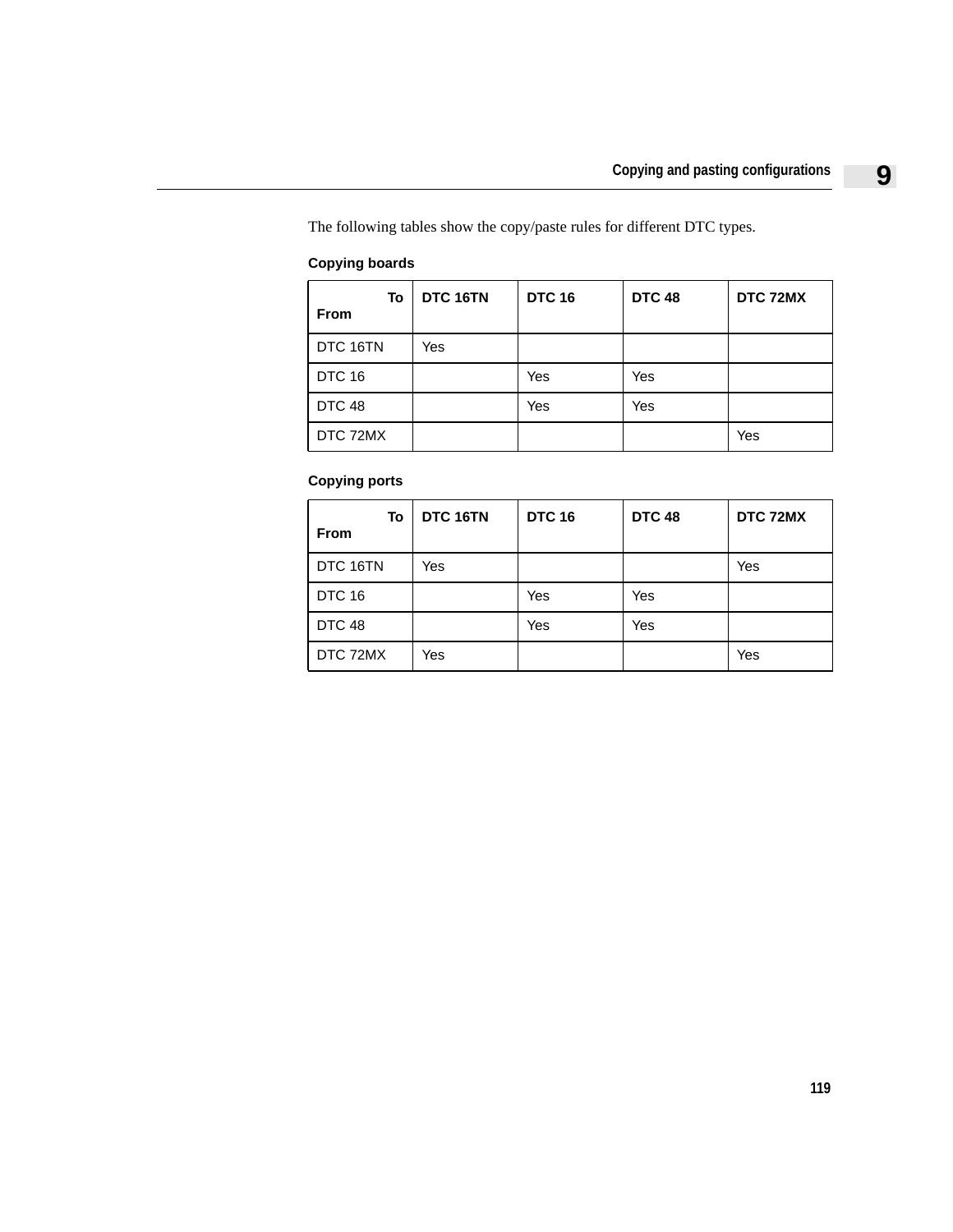The following tables show the copy/paste rules for different DTC types.

### Copying boards

| To<br>From | DTC 16TN | DTC 16 | DTC 48 | DTC 72MX |
|---|---|---|---|---|
| DTC 16TN | Yes | | | |
| DTC 16 | | Yes | Yes | |
| DTC 48 | | Yes | Yes | |
| DTC 72MX | | | | Yes |

### Copying ports

| To<br>From | DTC 16TN | DTC 16 | DTC 48 | DTC 72MX |
|---|---|---|---|---|
| DTC 16TN | Yes | | | Yes |
| DTC 16 | | Yes | Yes | |
| DTC 48 | | Yes | Yes | |
| DTC 72MX | Yes | | | Yes |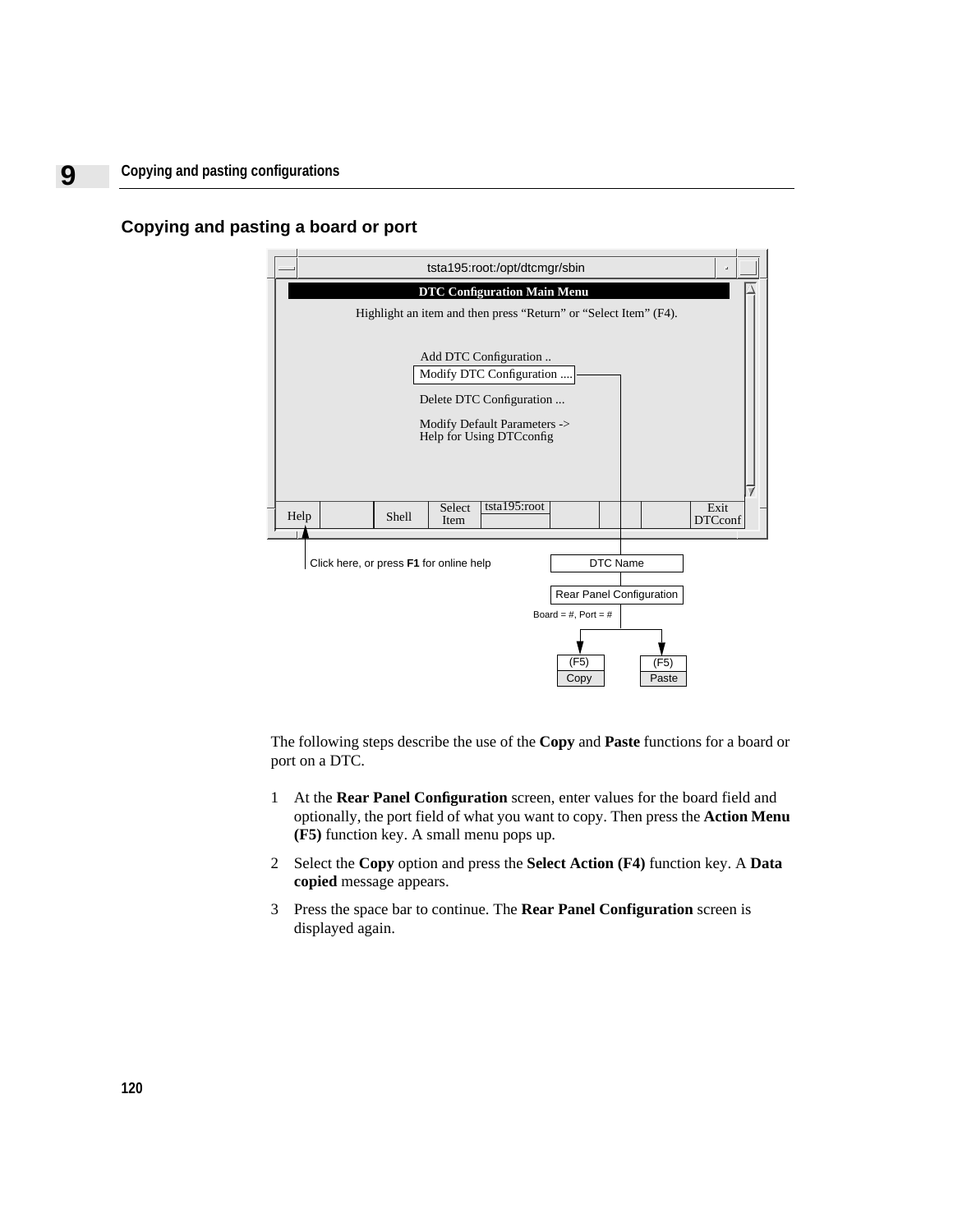## Copying and pasting a board or port

tsta195:root:/opt/dtcmgr/sbin

**DTC Configuration Main Menu**

Highlight an item and then press "Return" or "Select Item" (F4).

Add DTC Configuration ..
Modify DTC Configuration ....
Delete DTC Configuration ...
Modify Default Parameters ->
Help for Using DTCconfig

Help | Shell | Select Item | tsta195:root | Exit DTCconf

Click here, or press **F1** for online help

DTC Name

Rear Panel Configuration

Board = #, Port = #

(F5) Copy

(F5) Paste

The following steps describe the use of the **Copy** and **Paste** functions for a board or port on a DTC.

1. At the **Rear Panel Configuration** screen, enter values for the board field and optionally, the port field of what you want to copy. Then press the **Action Menu (F5)** function key. A small menu pops up.
2. Select the **Copy** option and press the **Select Action (F4)** function key. A **Data copied** message appears.
3. Press the space bar to continue. The **Rear Panel Configuration** screen is displayed again.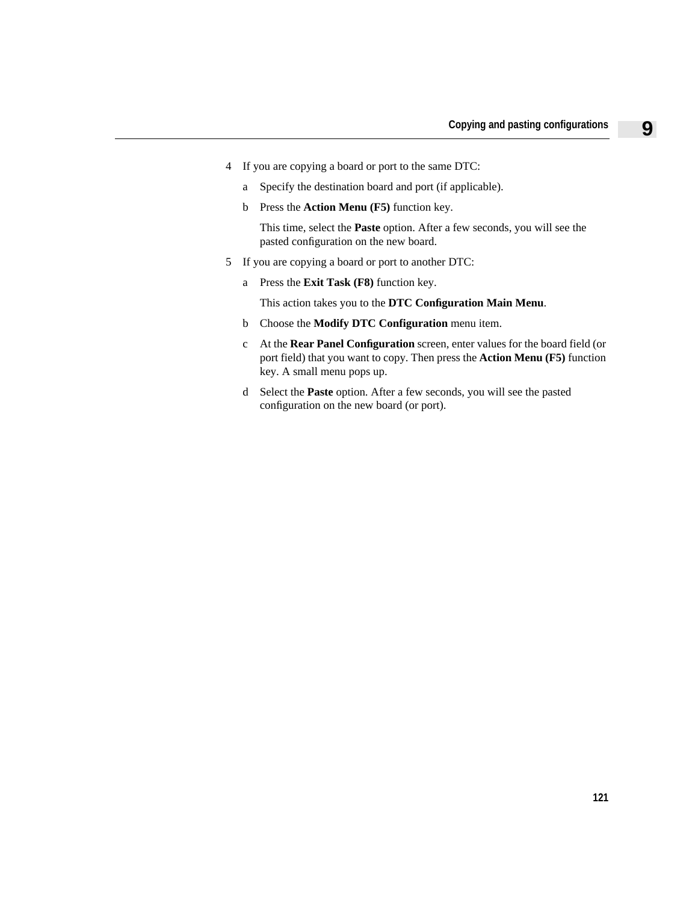4. If you are copying a board or port to the same DTC:

   a. Specify the destination board and port (if applicable).

   b. Press the **Action Menu (F5)** function key.

      This time, select the **Paste** option. After a few seconds, you will see the pasted configuration on the new board.

5. If you are copying a board or port to another DTC:

   a. Press the **Exit Task (F8)** function key.

      This action takes you to the **DTC Configuration Main Menu**.

   b. Choose the **Modify DTC Configuration** menu item.

   c. At the **Rear Panel Configuration** screen, enter values for the board field (or port field) that you want to copy. Then press the **Action Menu (F5)** function key. A small menu pops up.

   d. Select the **Paste** option. After a few seconds, you will see the pasted configuration on the new board (or port).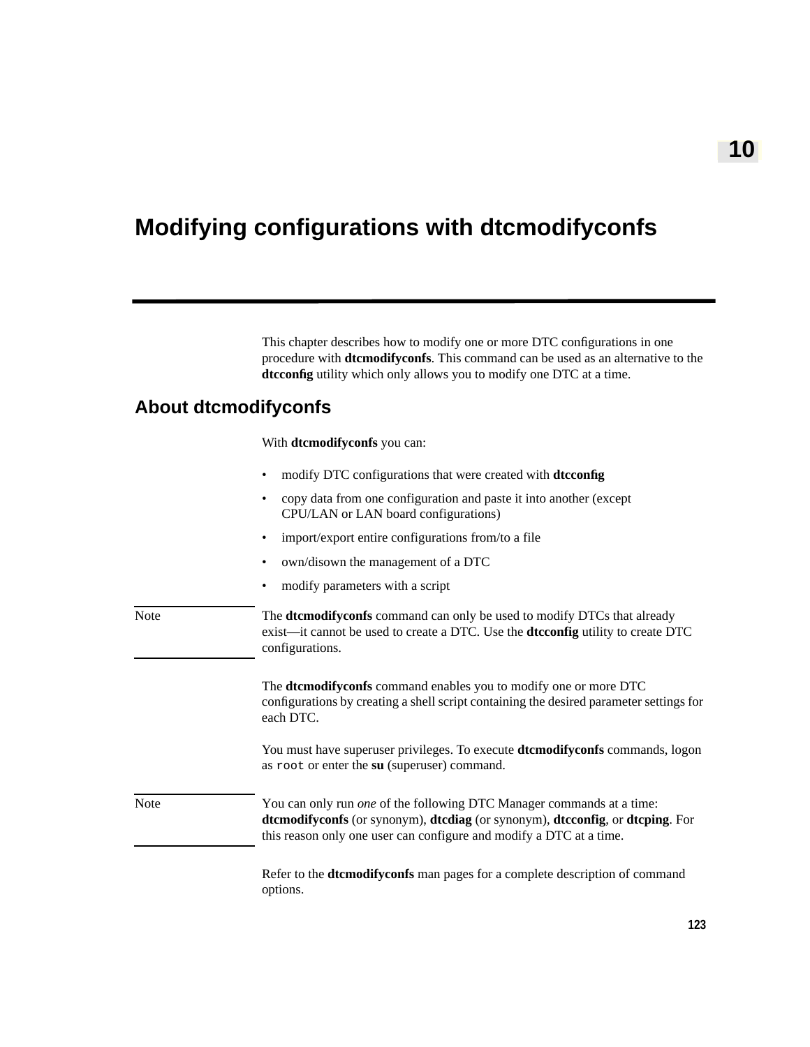# Modifying configurations with dtcmodifyconfs

This chapter describes how to modify one or more DTC configurations in one procedure with **dtcmodifyconfs**. This command can be used as an alternative to the **dtcconfig** utility which only allows you to modify one DTC at a time.

## About dtcmodifyconfs

With **dtcmodifyconfs** you can:

- modify DTC configurations that were created with **dtcconfig**
- copy data from one configuration and paste it into another (except CPU/LAN or LAN board configurations)
- import/export entire configurations from/to a file
- own/disown the management of a DTC
- modify parameters with a script

Note: The **dtcmodifyconfs** command can only be used to modify DTCs that already exist—it cannot be used to create a DTC. Use the **dtcconfig** utility to create DTC configurations.

The **dtcmodifyconfs** command enables you to modify one or more DTC configurations by creating a shell script containing the desired parameter settings for each DTC.

You must have superuser privileges. To execute **dtcmodifyconfs** commands, logon as `root` or enter the **su** (superuser) command.

Note: You can only run *one* of the following DTC Manager commands at a time: **dtcmodifyconfs** (or synonym), **dtcdiag** (or synonym), **dtcconfig**, or **dtcping**. For this reason only one user can configure and modify a DTC at a time.

Refer to the **dtcmodifyconfs** man pages for a complete description of command options.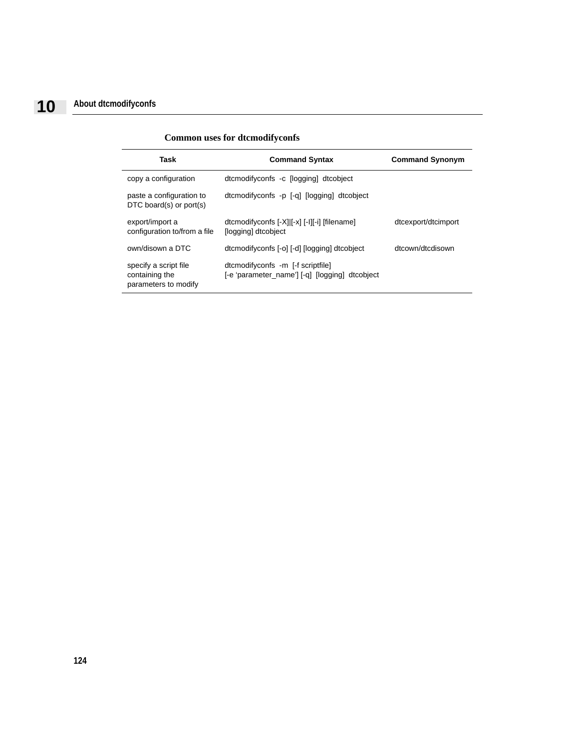**Common uses for dtcmodifyconfs**

| Task | Command Syntax | Command Synonym |
|---|---|---|
| copy a configuration | dtcmodifyconfs -c [logging] dtcobject | |
| paste a configuration to DTC board(s) or port(s) | dtcmodifyconfs -p [-q] [logging] dtcobject | |
| export/import a configuration to/from a file | dtcmodifyconfs [-X]\|[-x] [-I][-i] [filename] [logging] dtcobject | dtcexport/dtcimport |
| own/disown a DTC | dtcmodifyconfs [-o] [-d] [logging] dtcobject | dtcown/dtcdisown |
| specify a script file containing the parameters to modify | dtcmodifyconfs -m [-f scriptfile] [-e 'parameter_name'] [-q] [logging] dtcobject | |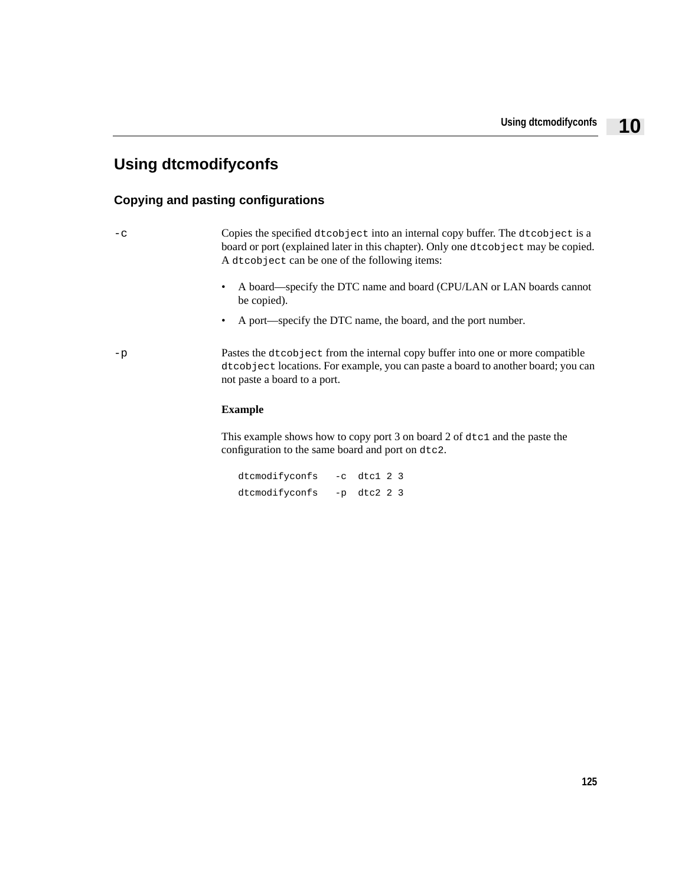## Using dtcmodifyconfs

### Copying and pasting configurations

`-c`

Copies the specified `dtcobject` into an internal copy buffer. The `dtcobject` is a board or port (explained later in this chapter). Only one `dtcobject` may be copied. A `dtcobject` can be one of the following items:

- A board—specify the DTC name and board (CPU/LAN or LAN boards cannot be copied).
- A port—specify the DTC name, the board, and the port number.

`-p`

Pastes the `dtcobject` from the internal copy buffer into one or more compatible `dtcobject` locations. For example, you can paste a board to another board; you can not paste a board to a port.

**Example**

This example shows how to copy port 3 on board 2 of `dtc1` and the paste the configuration to the same board and port on `dtc2`.

```
dtcmodifyconfs   -c  dtc1 2 3
dtcmodifyconfs   -p  dtc2 2 3
```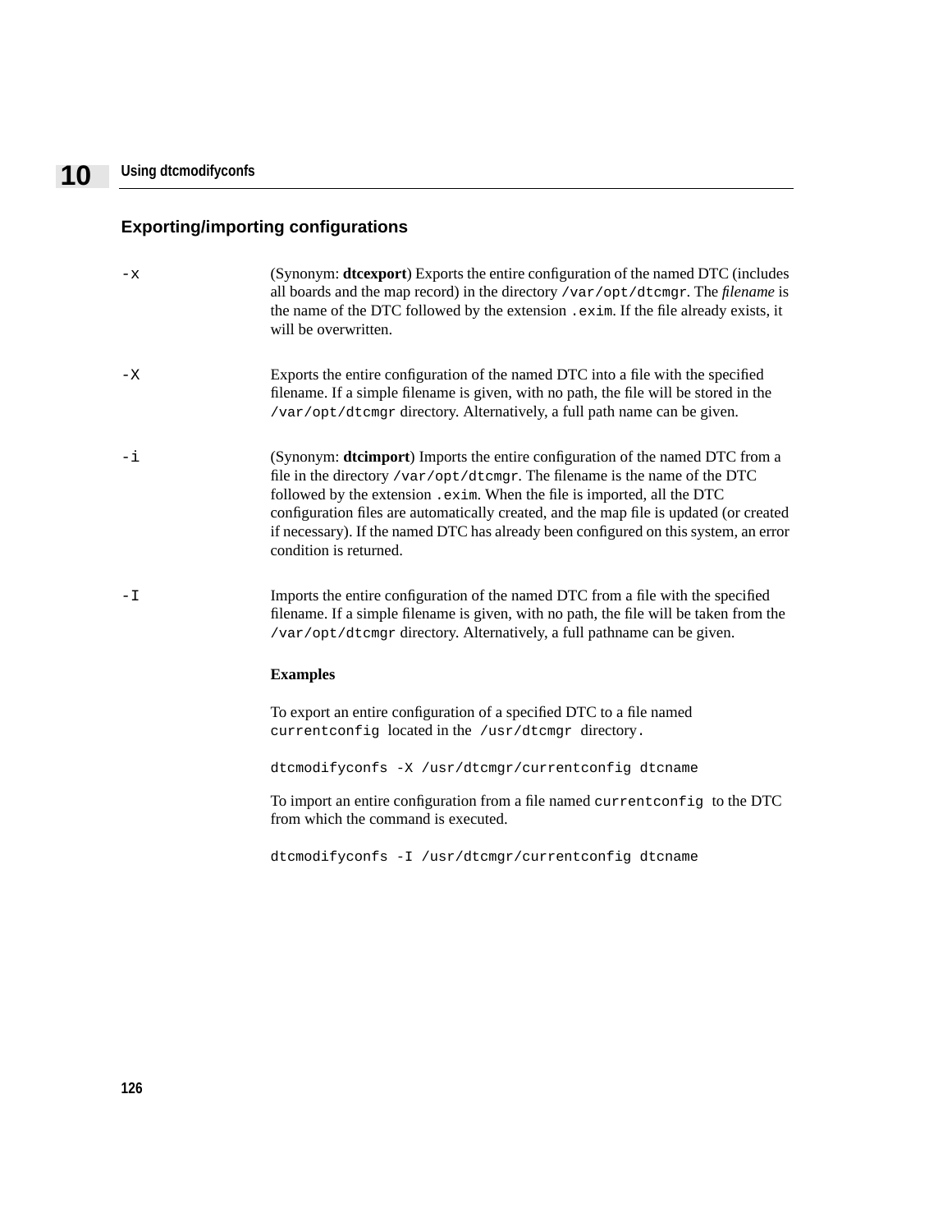## Exporting/importing configurations

`-x`
(Synonym: **dtcexport**) Exports the entire configuration of the named DTC (includes all boards and the map record) in the directory `/var/opt/dtcmgr`. The *filename* is the name of the DTC followed by the extension `.exim`. If the file already exists, it will be overwritten.

`-X`
Exports the entire configuration of the named DTC into a file with the specified filename. If a simple filename is given, with no path, the file will be stored in the `/var/opt/dtcmgr` directory. Alternatively, a full path name can be given.

`-i`
(Synonym: **dtcimport**) Imports the entire configuration of the named DTC from a file in the directory `/var/opt/dtcmgr`. The filename is the name of the DTC followed by the extension `.exim`. When the file is imported, all the DTC configuration files are automatically created, and the map file is updated (or created if necessary). If the named DTC has already been configured on this system, an error condition is returned.

`-I`
Imports the entire configuration of the named DTC from a file with the specified filename. If a simple filename is given, with no path, the file will be taken from the `/var/opt/dtcmgr` directory. Alternatively, a full pathname can be given.

**Examples**

To export an entire configuration of a specified DTC to a file named `currentconfig` located in the `/usr/dtcmgr` directory.

```
dtcmodifyconfs -X /usr/dtcmgr/currentconfig dtcname
```

To import an entire configuration from a file named `currentconfig` to the DTC from which the command is executed.

```
dtcmodifyconfs -I /usr/dtcmgr/currentconfig dtcname
```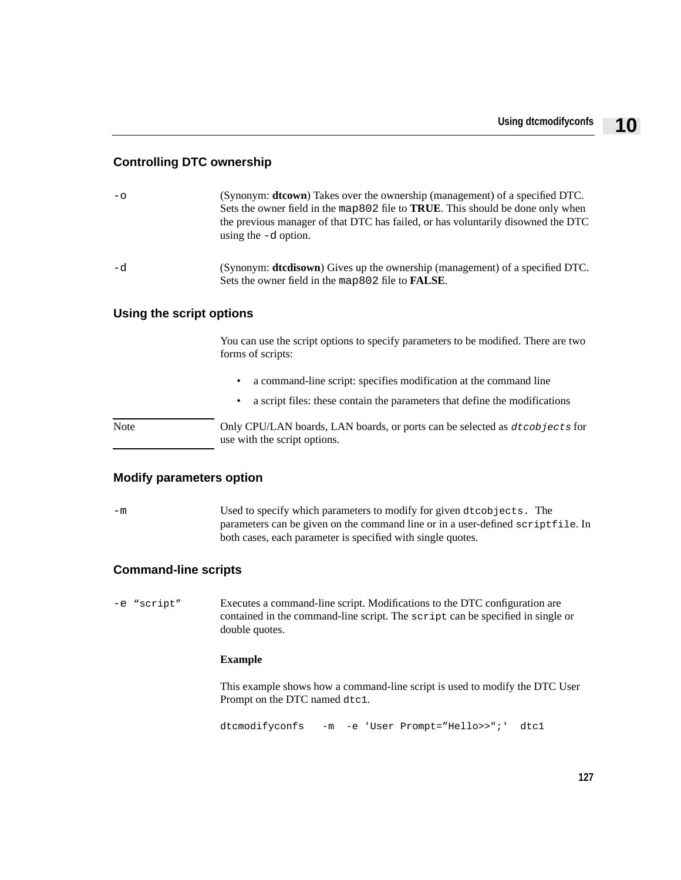## Controlling DTC ownership

`-o` (Synonym: **dtcown**) Takes over the ownership (management) of a specified DTC. Sets the owner field in the `map802` file to **TRUE**. This should be done only when the previous manager of that DTC has failed, or has voluntarily disowned the DTC using the `-d` option.

`-d` (Synonym: **dtcdisown**) Gives up the ownership (management) of a specified DTC. Sets the owner field in the `map802` file to **FALSE**.

## Using the script options

You can use the script options to specify parameters to be modified. There are two forms of scripts:

- a command-line script: specifies modification at the command line
- a script files: these contain the parameters that define the modifications

Note: Only CPU/LAN boards, LAN boards, or ports can be selected as *`dtcobjects`* for use with the script options.

## Modify parameters option

`-m` Used to specify which parameters to modify for given `dtcobjects.` The parameters can be given on the command line or in a user-defined `scriptfile`. In both cases, each parameter is specified with single quotes.

## Command-line scripts

`-e “script”` Executes a command-line script. Modifications to the DTC configuration are contained in the command-line script. The `script` can be specified in single or double quotes.

**Example**

This example shows how a command-line script is used to modify the DTC User Prompt on the DTC named `dtc1`.

```
dtcmodifyconfs   -m  -e 'User Prompt=”Hello>>";'  dtc1
```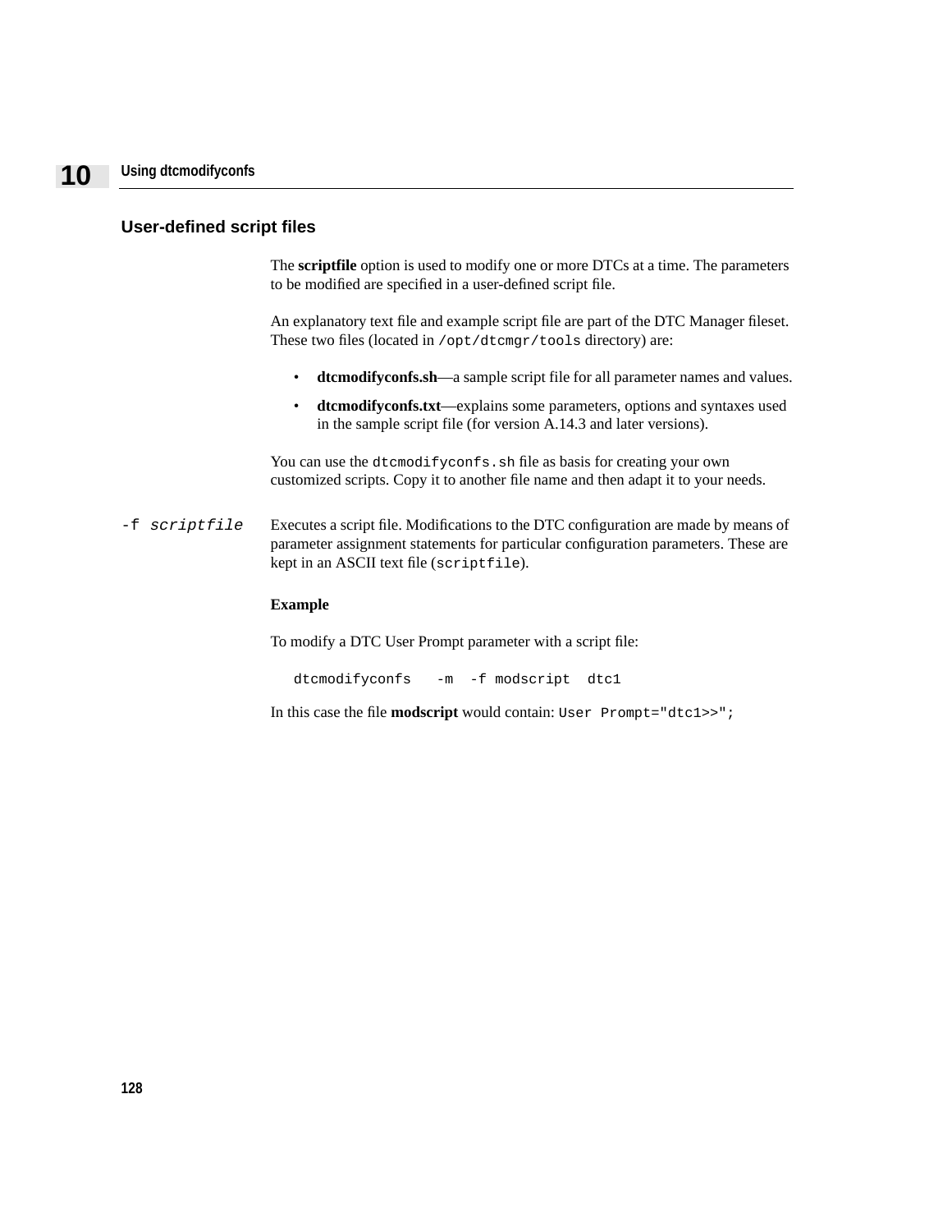## User-defined script files

The **scriptfile** option is used to modify one or more DTCs at a time. The parameters to be modified are specified in a user-defined script file.

An explanatory text file and example script file are part of the DTC Manager fileset. These two files (located in `/opt/dtcmgr/tools` directory) are:

- **dtcmodifyconfs.sh**—a sample script file for all parameter names and values.
- **dtcmodifyconfs.txt**—explains some parameters, options and syntaxes used in the sample script file (for version A.14.3 and later versions).

You can use the `dtcmodifyconfs.sh` file as basis for creating your own customized scripts. Copy it to another file name and then adapt it to your needs.

`-f` *`scriptfile`* Executes a script file. Modifications to the DTC configuration are made by means of parameter assignment statements for particular configuration parameters. These are kept in an ASCII text file (`scriptfile`).

**Example**

To modify a DTC User Prompt parameter with a script file:

```
dtcmodifyconfs   -m  -f modscript  dtc1
```

In this case the file **modscript** would contain: `User Prompt="dtc1>>";`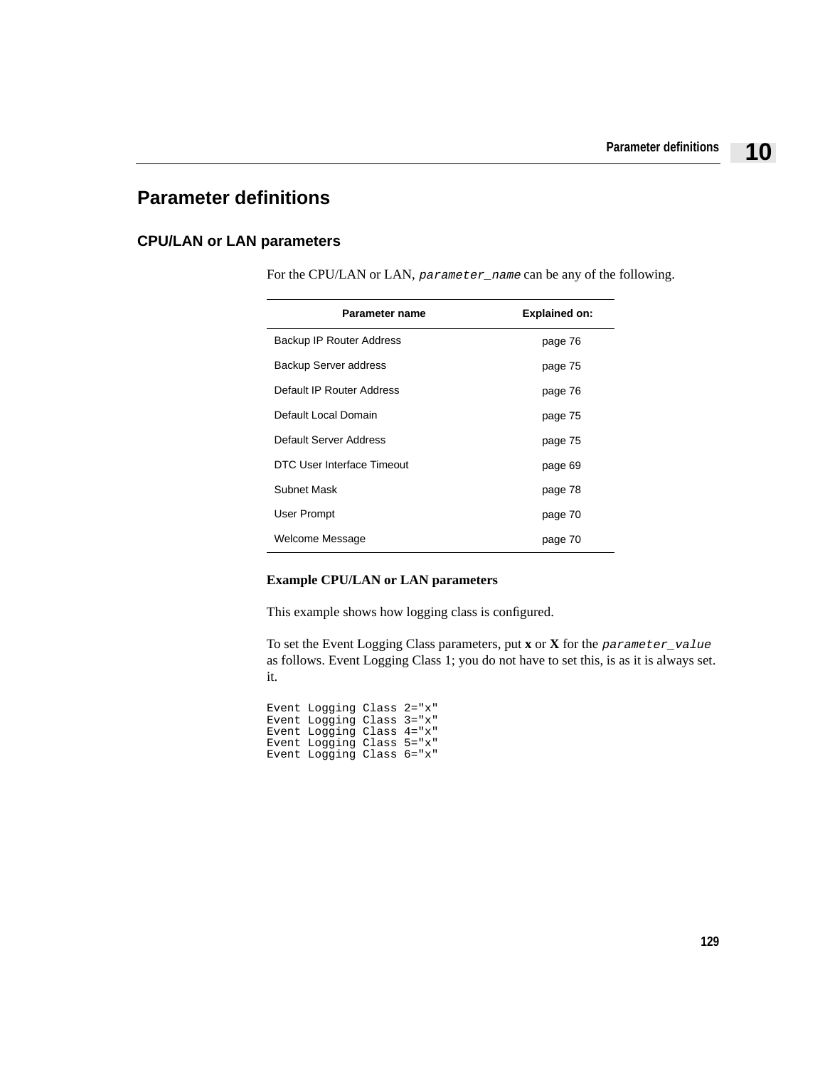# Parameter definitions

## CPU/LAN or LAN parameters

For the CPU/LAN or LAN, `parameter_name` can be any of the following.

| Parameter name | Explained on: |
|---|---|
| Backup IP Router Address | page 76 |
| Backup Server address | page 75 |
| Default IP Router Address | page 76 |
| Default Local Domain | page 75 |
| Default Server Address | page 75 |
| DTC User Interface Timeout | page 69 |
| Subnet Mask | page 78 |
| User Prompt | page 70 |
| Welcome Message | page 70 |

### Example CPU/LAN or LAN parameters

This example shows how logging class is configured.

To set the Event Logging Class parameters, put **x** or **X** for the `parameter_value` as follows. Event Logging Class 1; you do not have to set this, is as it is always set. it.

```
Event Logging Class 2="x"
Event Logging Class 3="x"
Event Logging Class 4="x"
Event Logging Class 5="x"
Event Logging Class 6="x"
```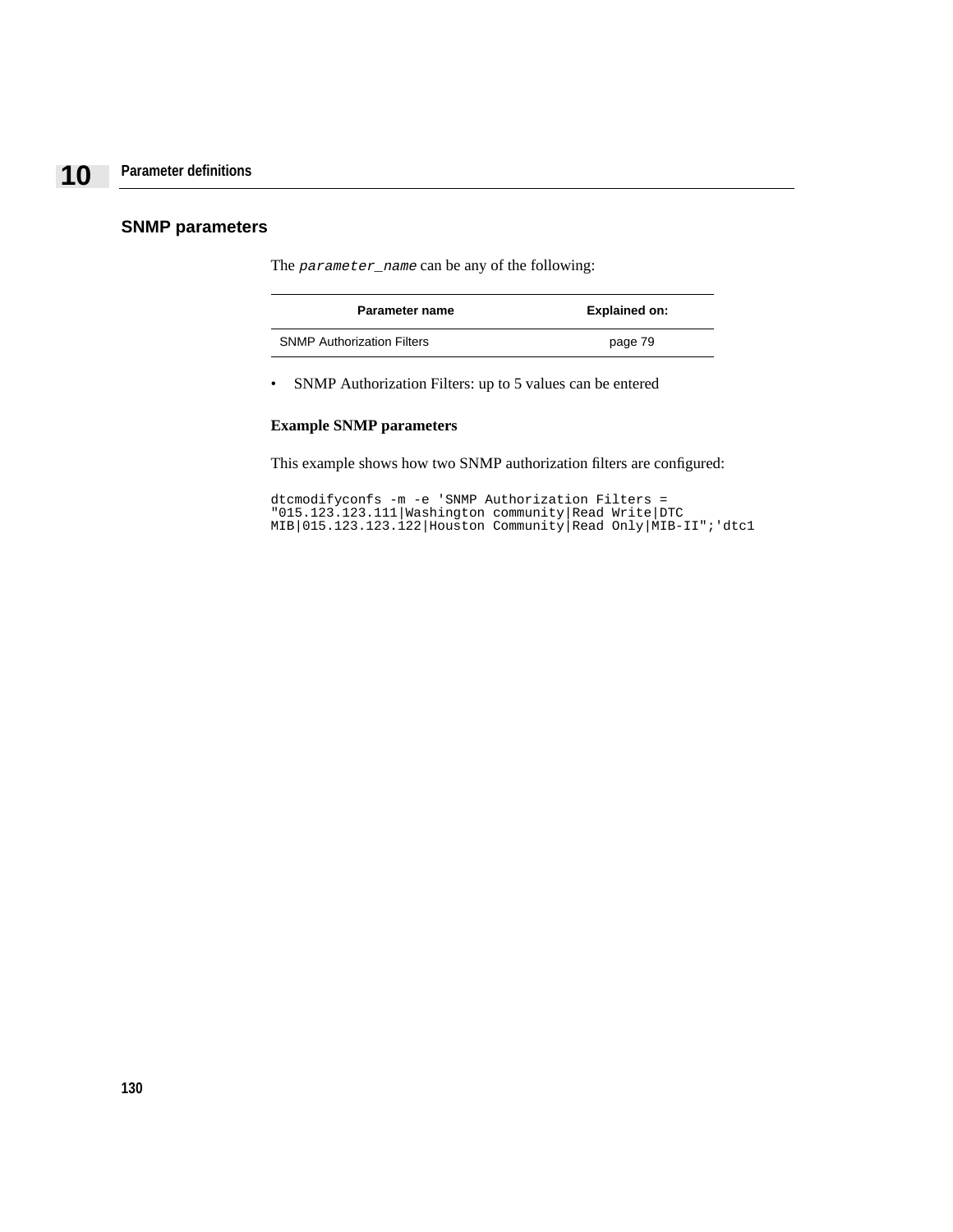## SNMP parameters

The *parameter_name* can be any of the following:

| Parameter name | Explained on: |
| --- | --- |
| SNMP Authorization Filters | page 79 |

- SNMP Authorization Filters: up to 5 values can be entered

**Example SNMP parameters**

This example shows how two SNMP authorization filters are configured:

```
dtcmodifyconfs -m -e 'SNMP Authorization Filters =
"015.123.123.111|Washington community|Read Write|DTC
MIB|015.123.123.122|Houston Community|Read Only|MIB-II";'dtc1
```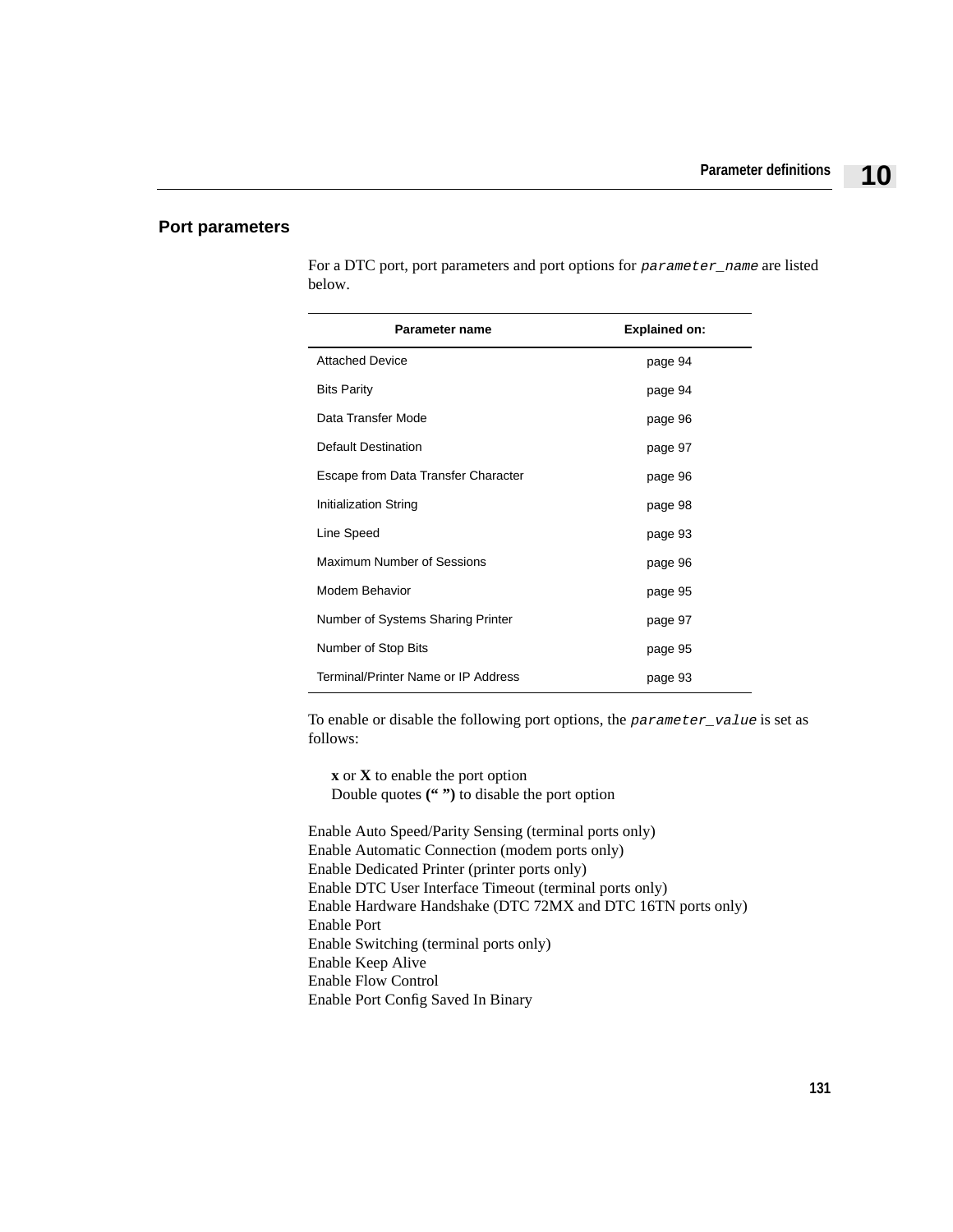## Port parameters

For a DTC port, port parameters and port options for *parameter_name* are listed below.

| Parameter name | Explained on: |
|---|---|
| Attached Device | page 94 |
| Bits Parity | page 94 |
| Data Transfer Mode | page 96 |
| Default Destination | page 97 |
| Escape from Data Transfer Character | page 96 |
| Initialization String | page 98 |
| Line Speed | page 93 |
| Maximum Number of Sessions | page 96 |
| Modem Behavior | page 95 |
| Number of Systems Sharing Printer | page 97 |
| Number of Stop Bits | page 95 |
| Terminal/Printer Name or IP Address | page 93 |

To enable or disable the following port options, the *parameter_value* is set as follows:

**x** or **X** to enable the port option
Double quotes **(“ ”)** to disable the port option

Enable Auto Speed/Parity Sensing (terminal ports only)
Enable Automatic Connection (modem ports only)
Enable Dedicated Printer (printer ports only)
Enable DTC User Interface Timeout (terminal ports only)
Enable Hardware Handshake (DTC 72MX and DTC 16TN ports only)
Enable Port
Enable Switching (terminal ports only)
Enable Keep Alive
Enable Flow Control
Enable Port Config Saved In Binary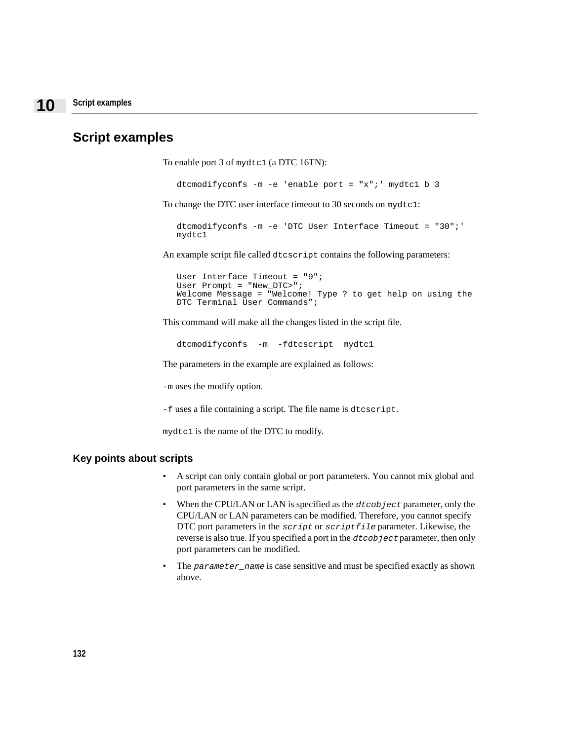## Script examples

To enable port 3 of `mydtc1` (a DTC 16TN):

```
dtcmodifyconfs -m -e 'enable port = "x";' mydtc1 b 3
```

To change the DTC user interface timeout to 30 seconds on `mydtc1`:

```
dtcmodifyconfs -m -e 'DTC User Interface Timeout = "30";'
mydtc1
```

An example script file called `dtcscript` contains the following parameters:

```
User Interface Timeout = "9";
User Prompt = "New_DTC>";
Welcome Message = "Welcome! Type ? to get help on using the
DTC Terminal User Commands”;
```

This command will make all the changes listed in the script file.

```
dtcmodifyconfs  -m  -fdtcscript  mydtc1
```

The parameters in the example are explained as follows:

`-m` uses the modify option.

`-f` uses a file containing a script. The file name is `dtcscript`.

`mydtc1` is the name of the DTC to modify.

### Key points about scripts

- A script can only contain global or port parameters. You cannot mix global and port parameters in the same script.
- When the CPU/LAN or LAN is specified as the *`dtcobject`* parameter, only the CPU/LAN or LAN parameters can be modified. Therefore, you cannot specify DTC port parameters in the *`script`* or *`scriptfile`* parameter. Likewise, the reverse is also true. If you specified a port in the *`dtcobject`* parameter, then only port parameters can be modified.
- The *`parameter_name`* is case sensitive and must be specified exactly as shown above.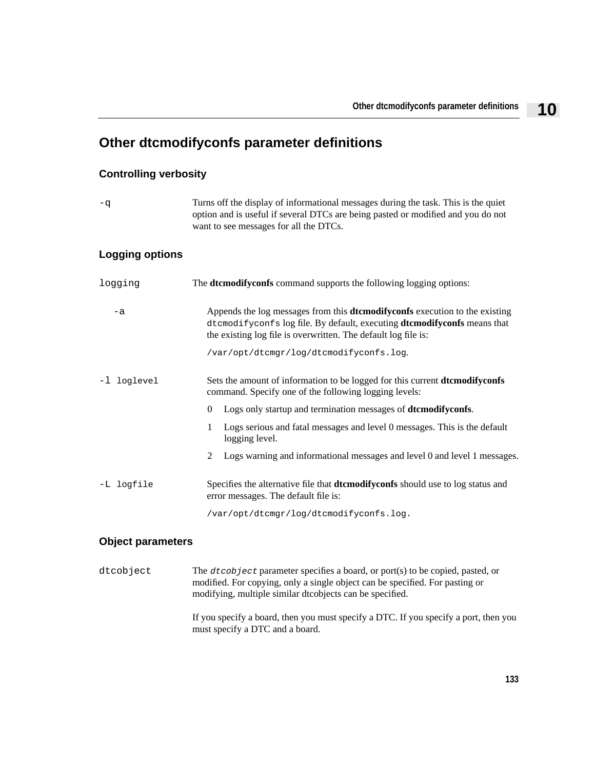# Other dtcmodifyconfs parameter definitions

## Controlling verbosity

`-q` Turns off the display of informational messages during the task. This is the quiet option and is useful if several DTCs are being pasted or modified and you do not want to see messages for all the DTCs.

## Logging options

`logging` The **dtcmodifyconfs** command supports the following logging options:

`-a` Appends the log messages from this **dtcmodifyconfs** execution to the existing `dtcmodifyconfs` log file. By default, executing **dtcmodifyconfs** means that the existing log file is overwritten. The default log file is:

`/var/opt/dtcmgr/log/dtcmodifyconfs.log`.

`-l loglevel` Sets the amount of information to be logged for this current **dtcmodifyconfs** command. Specify one of the following logging levels:

- 0 Logs only startup and termination messages of **dtcmodifyconfs**.
- 1 Logs serious and fatal messages and level 0 messages. This is the default logging level.
- 2 Logs warning and informational messages and level 0 and level 1 messages.

`-L logfile` Specifies the alternative file that **dtcmodifyconfs** should use to log status and error messages. The default file is:

`/var/opt/dtcmgr/log/dtcmodifyconfs.log.`

## Object parameters

`dtcobject` The *`dtcobject`* parameter specifies a board, or port(s) to be copied, pasted, or modified. For copying, only a single object can be specified. For pasting or modifying, multiple similar dtcobjects can be specified.

If you specify a board, then you must specify a DTC. If you specify a port, then you must specify a DTC and a board.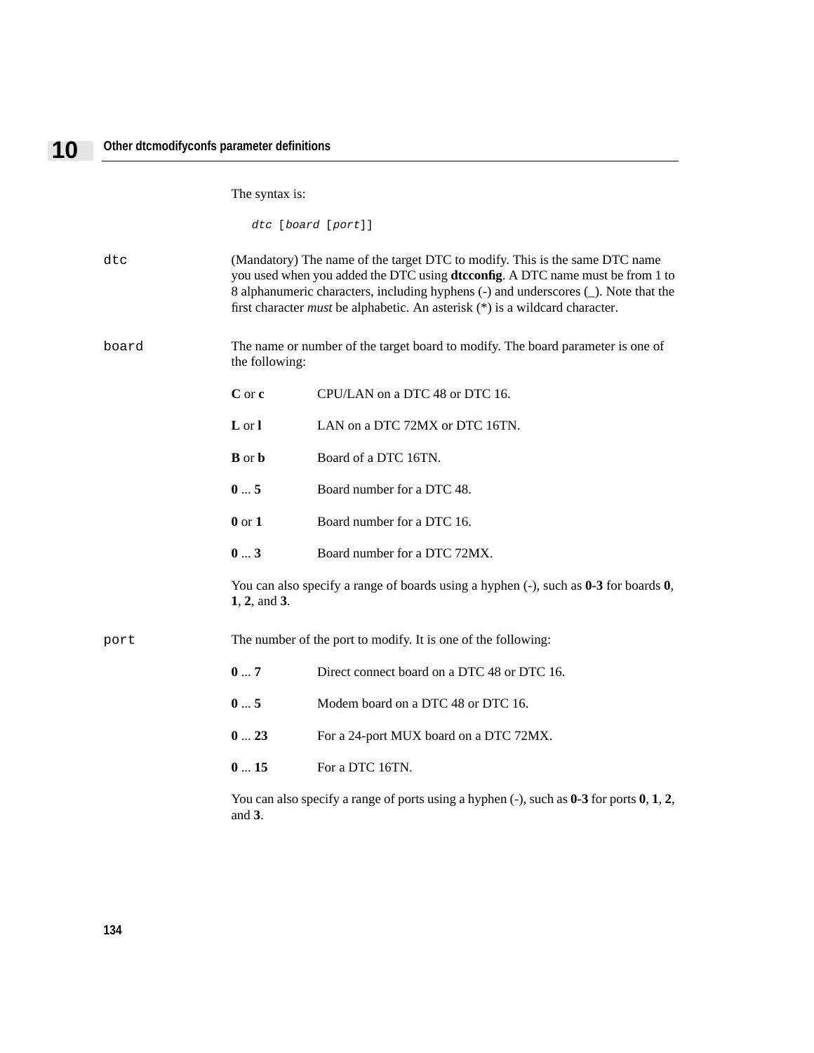The syntax is:

```
dtc [board [port]]
```

`dtc`

(Mandatory) The name of the target DTC to modify. This is the same DTC name you used when you added the DTC using **dtcconfig**. A DTC name must be from 1 to 8 alphanumeric characters, including hyphens (-) and underscores (_). Note that the first character *must* be alphabetic. An asterisk (*) is a wildcard character.

`board`

The name or number of the target board to modify. The board parameter is one of the following:

| | |
|---|---|
| **C** or **c** | CPU/LAN on a DTC 48 or DTC 16. |
| **L** or **l** | LAN on a DTC 72MX or DTC 16TN. |
| **B** or **b** | Board of a DTC 16TN. |
| **0** ... **5** | Board number for a DTC 48. |
| **0** or **1** | Board number for a DTC 16. |
| **0** ... **3** | Board number for a DTC 72MX. |

You can also specify a range of boards using a hyphen (-), such as **0-3** for boards **0**, **1**, **2**, and **3**.

`port`

The number of the port to modify. It is one of the following:

| | |
|---|---|
| **0** ... **7** | Direct connect board on a DTC 48 or DTC 16. |
| **0** ... **5** | Modem board on a DTC 48 or DTC 16. |
| **0** ... **23** | For a 24-port MUX board on a DTC 72MX. |
| **0** ... **15** | For a DTC 16TN. |

You can also specify a range of ports using a hyphen (-), such as **0-3** for ports **0**, **1**, **2**, and **3**.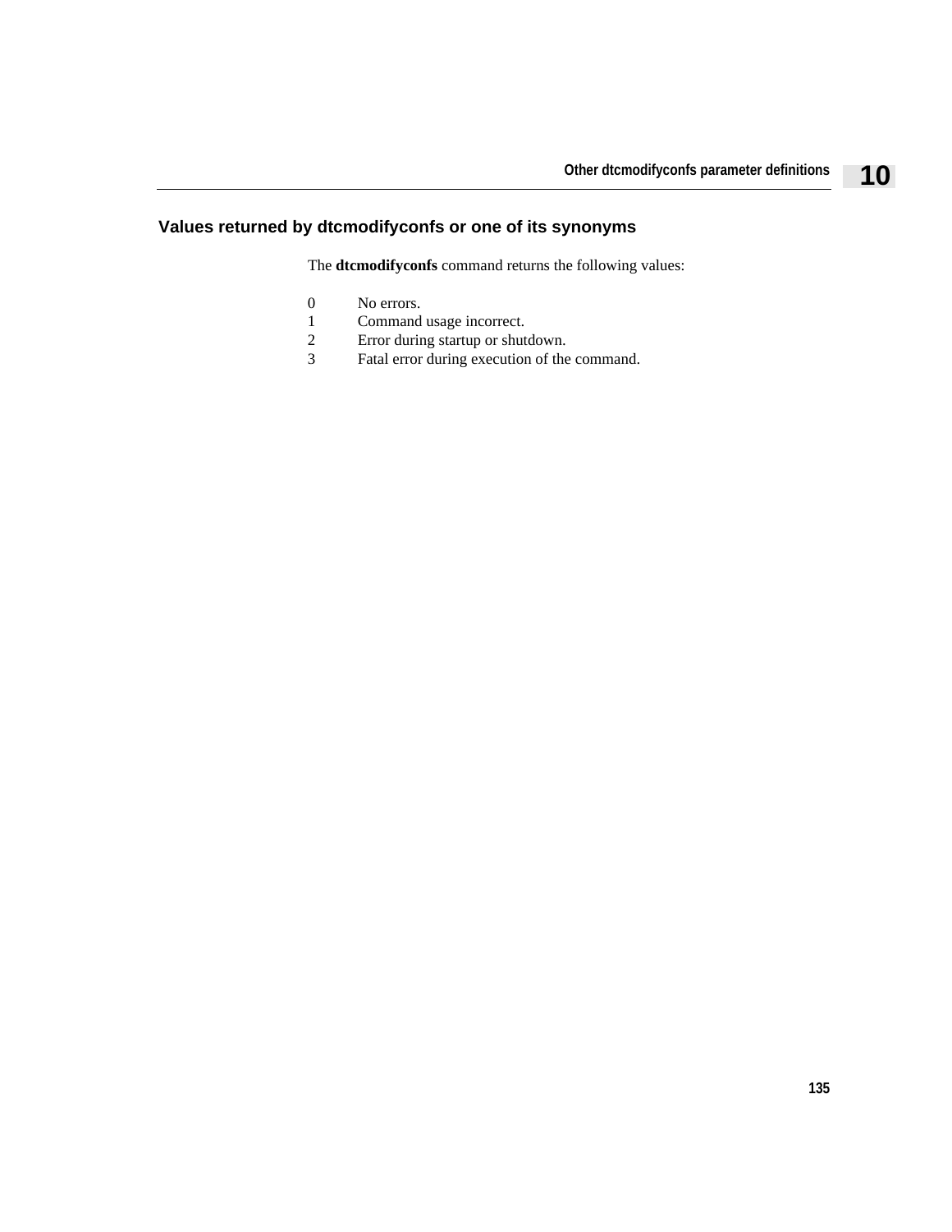## Values returned by dtcmodifyconfs or one of its synonyms

The **dtcmodifyconfs** command returns the following values:

0 No errors.
1 Command usage incorrect.
2 Error during startup or shutdown.
3 Fatal error during execution of the command.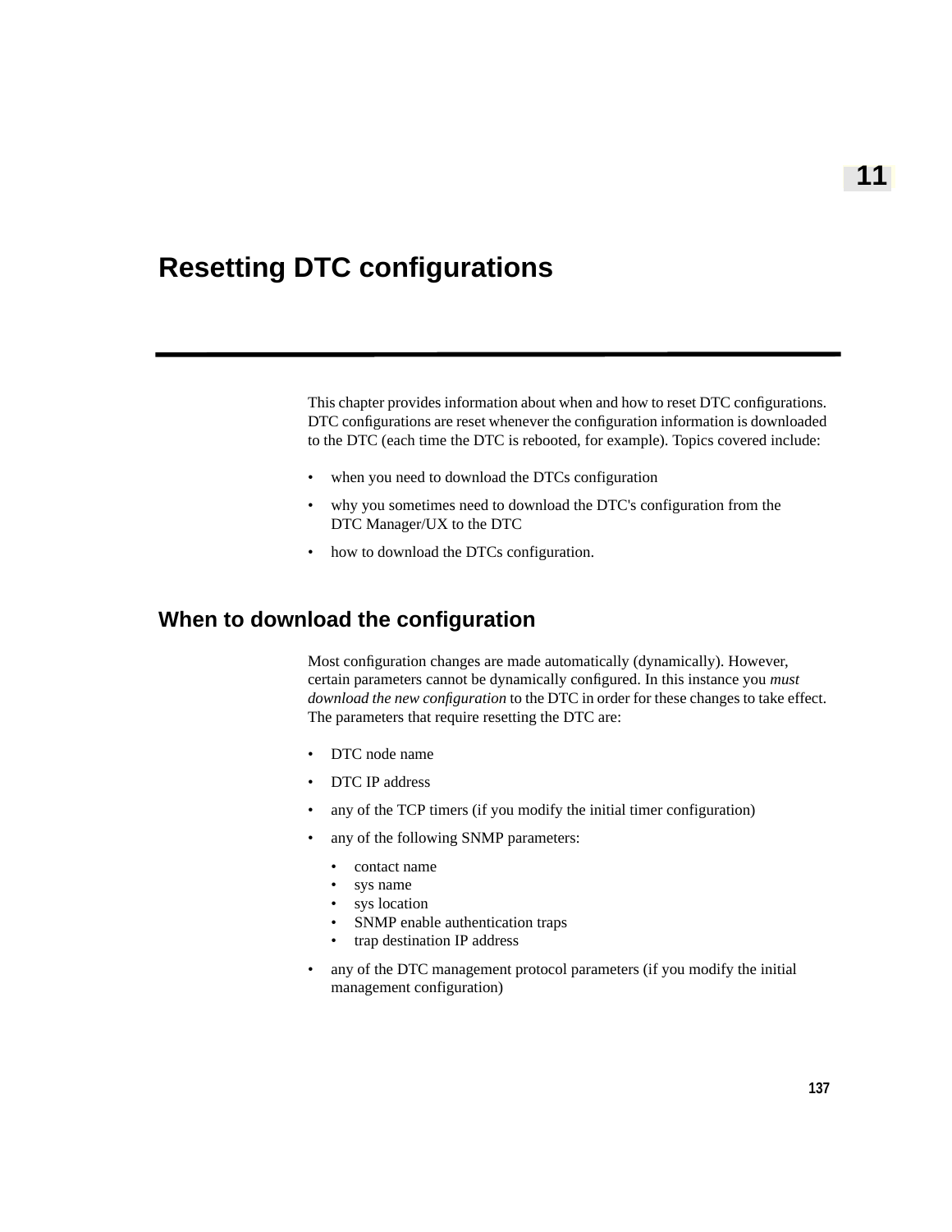# Resetting DTC configurations

This chapter provides information about when and how to reset DTC configurations. DTC configurations are reset whenever the configuration information is downloaded to the DTC (each time the DTC is rebooted, for example). Topics covered include:

- when you need to download the DTCs configuration
- why you sometimes need to download the DTC's configuration from the DTC Manager/UX to the DTC
- how to download the DTCs configuration.

## When to download the configuration

Most configuration changes are made automatically (dynamically). However, certain parameters cannot be dynamically configured. In this instance you *must download the new configuration* to the DTC in order for these changes to take effect. The parameters that require resetting the DTC are:

- DTC node name
- DTC IP address
- any of the TCP timers (if you modify the initial timer configuration)
- any of the following SNMP parameters:
  - contact name
  - sys name
  - sys location
  - SNMP enable authentication traps
  - trap destination IP address
- any of the DTC management protocol parameters (if you modify the initial management configuration)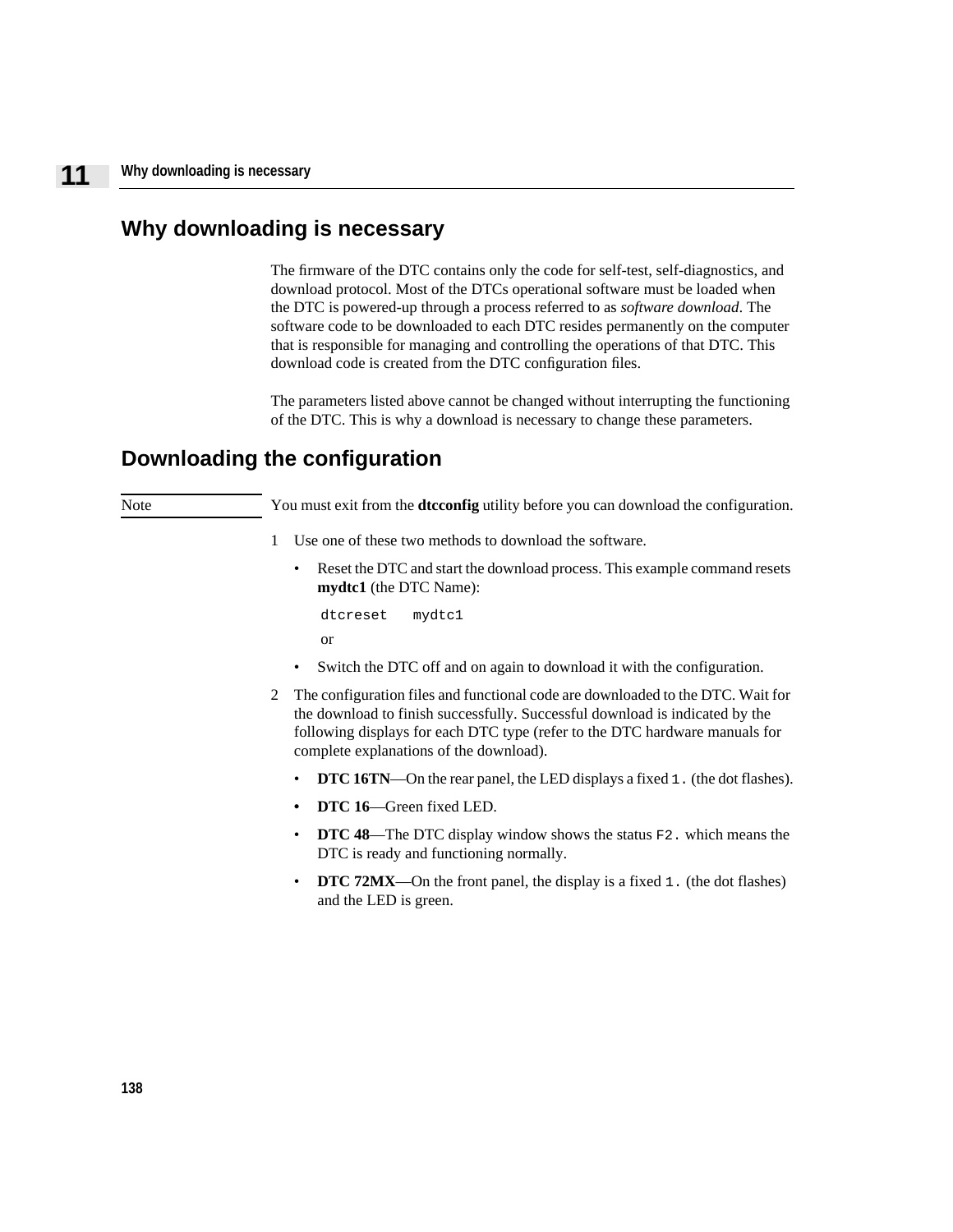## Why downloading is necessary

The firmware of the DTC contains only the code for self-test, self-diagnostics, and download protocol. Most of the DTCs operational software must be loaded when the DTC is powered-up through a process referred to as *software download*. The software code to be downloaded to each DTC resides permanently on the computer that is responsible for managing and controlling the operations of that DTC. This download code is created from the DTC configuration files.

The parameters listed above cannot be changed without interrupting the functioning of the DTC. This is why a download is necessary to change these parameters.

## Downloading the configuration

Note: You must exit from the **dtcconfig** utility before you can download the configuration.

1. Use one of these two methods to download the software.

   - Reset the DTC and start the download process. This example command resets **mydtc1** (the DTC Name):

     ```
     dtcreset   mydtc1
     ```

     or

   - Switch the DTC off and on again to download it with the configuration.

2. The configuration files and functional code are downloaded to the DTC. Wait for the download to finish successfully. Successful download is indicated by the following displays for each DTC type (refer to the DTC hardware manuals for complete explanations of the download).

   - **DTC 16TN**—On the rear panel, the LED displays a fixed `1.` (the dot flashes).
   - **DTC 16**—Green fixed LED.
   - **DTC 48**—The DTC display window shows the status `F2.` which means the DTC is ready and functioning normally.
   - **DTC 72MX**—On the front panel, the display is a fixed `1.` (the dot flashes) and the LED is green.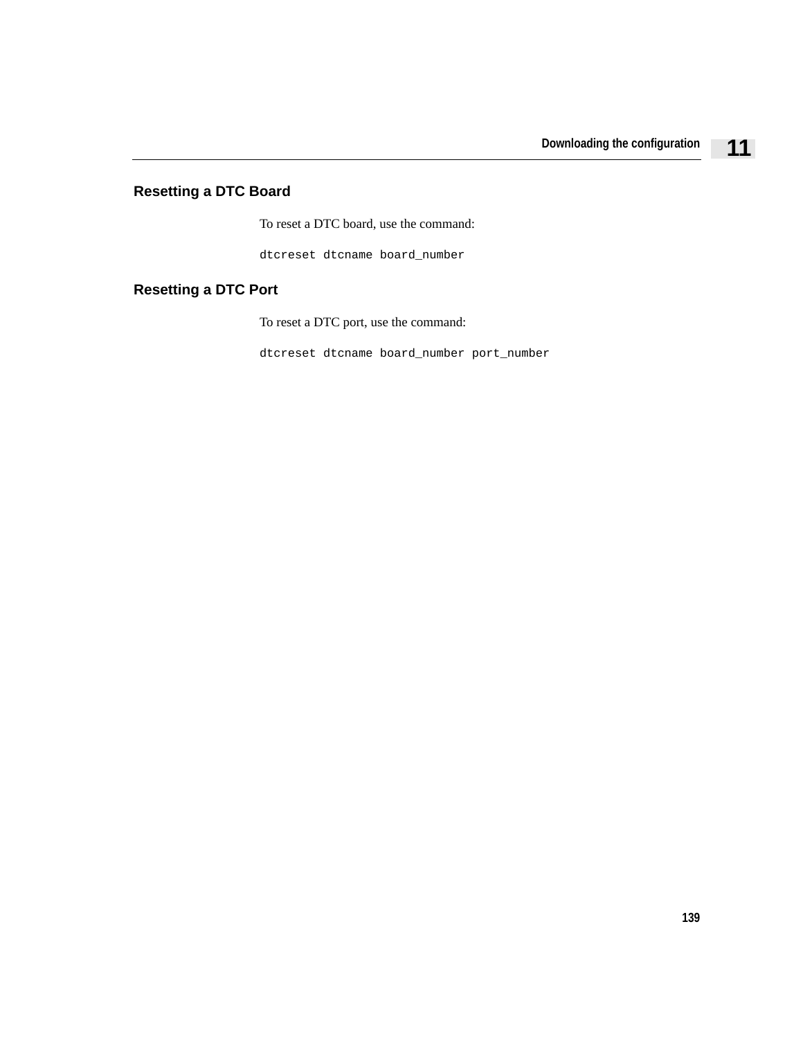## Resetting a DTC Board

To reset a DTC board, use the command:

```
dtcreset dtcname board_number
```

## Resetting a DTC Port

To reset a DTC port, use the command:

```
dtcreset dtcname board_number port_number
```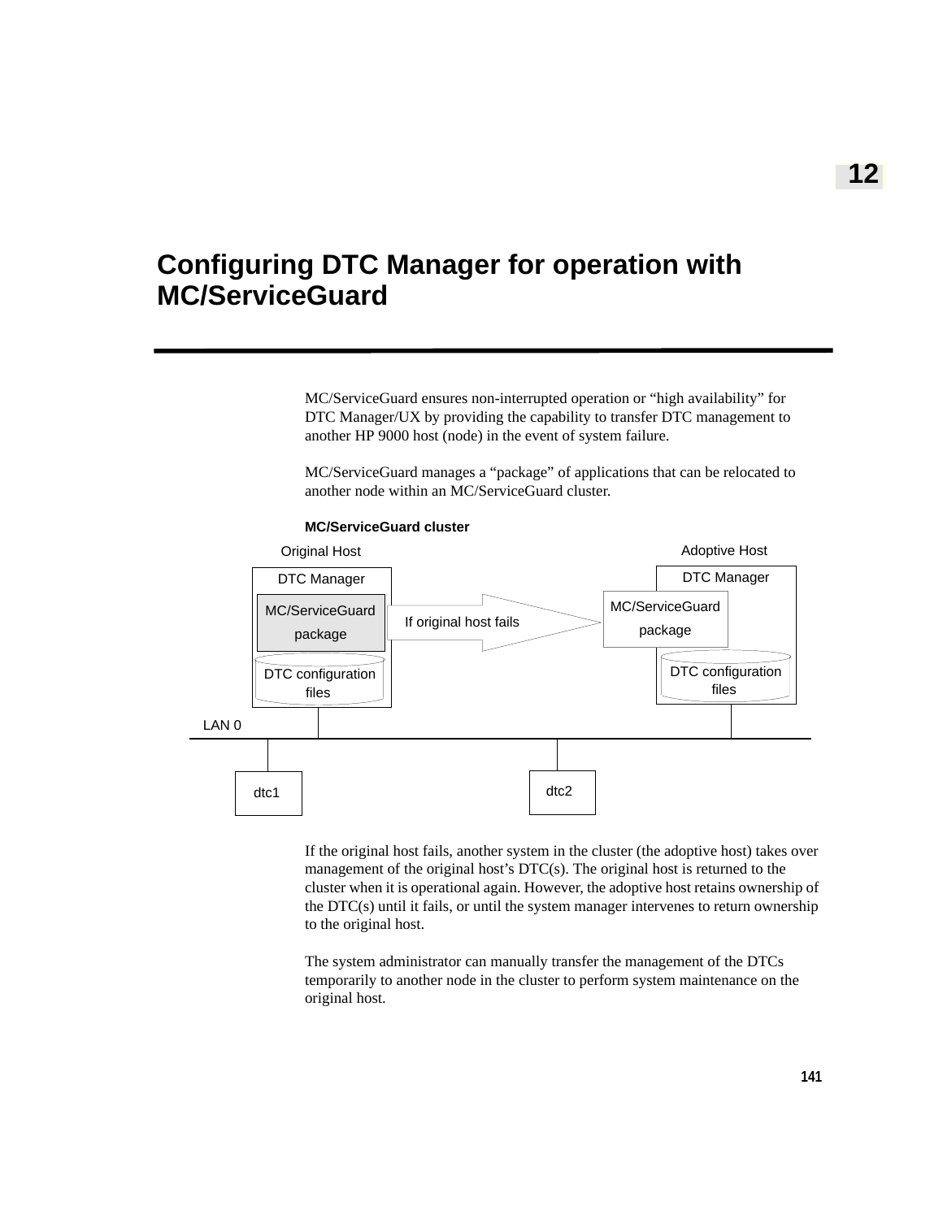# 12

# Configuring DTC Manager for operation with MC/ServiceGuard

MC/ServiceGuard ensures non-interrupted operation or “high availability” for DTC Manager/UX by providing the capability to transfer DTC management to another HP 9000 host (node) in the event of system failure.

MC/ServiceGuard manages a “package” of applications that can be relocated to another node within an MC/ServiceGuard cluster.

**MC/ServiceGuard cluster**

Original Host

DTC Manager

MC/ServiceGuard package

DTC configuration files

If original host fails

Adoptive Host

DTC Manager

MC/ServiceGuard package

DTC configuration files

LAN 0

dtc1

dtc2

If the original host fails, another system in the cluster (the adoptive host) takes over management of the original host’s DTC(s). The original host is returned to the cluster when it is operational again. However, the adoptive host retains ownership of the DTC(s) until it fails, or until the system manager intervenes to return ownership to the original host.

The system administrator can manually transfer the management of the DTCs temporarily to another node in the cluster to perform system maintenance on the original host.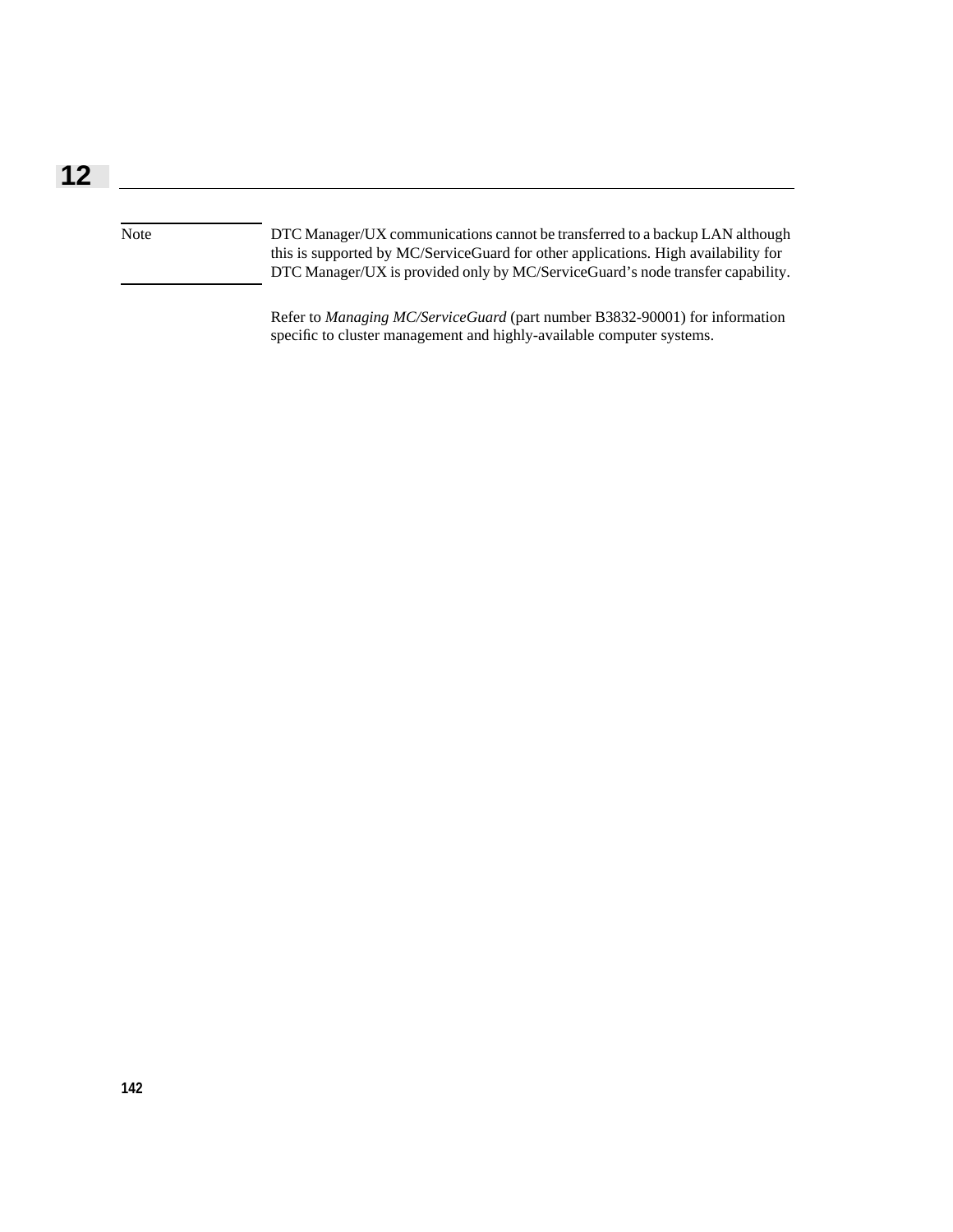> **Note**
>
> DTC Manager/UX communications cannot be transferred to a backup LAN although this is supported by MC/ServiceGuard for other applications. High availability for DTC Manager/UX is provided only by MC/ServiceGuard's node transfer capability.

Refer to *Managing MC/ServiceGuard* (part number B3832-90001) for information specific to cluster management and highly-available computer systems.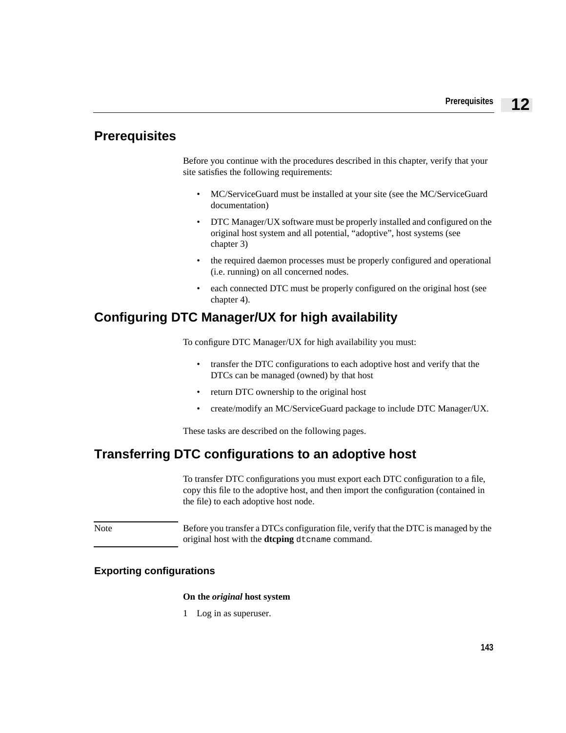## Prerequisites

Before you continue with the procedures described in this chapter, verify that your site satisfies the following requirements:

- MC/ServiceGuard must be installed at your site (see the MC/ServiceGuard documentation)
- DTC Manager/UX software must be properly installed and configured on the original host system and all potential, “adoptive”, host systems (see chapter 3)
- the required daemon processes must be properly configured and operational (i.e. running) on all concerned nodes.
- each connected DTC must be properly configured on the original host (see chapter 4).

## Configuring DTC Manager/UX for high availability

To configure DTC Manager/UX for high availability you must:

- transfer the DTC configurations to each adoptive host and verify that the DTCs can be managed (owned) by that host
- return DTC ownership to the original host
- create/modify an MC/ServiceGuard package to include DTC Manager/UX.

These tasks are described on the following pages.

## Transferring DTC configurations to an adoptive host

To transfer DTC configurations you must export each DTC configuration to a file, copy this file to the adoptive host, and then import the configuration (contained in the file) to each adoptive host node.

> Note: Before you transfer a DTCs configuration file, verify that the DTC is managed by the original host with the **dtcping** `dtcname` command.

### Exporting configurations

**On the *original* host system**

1 Log in as superuser.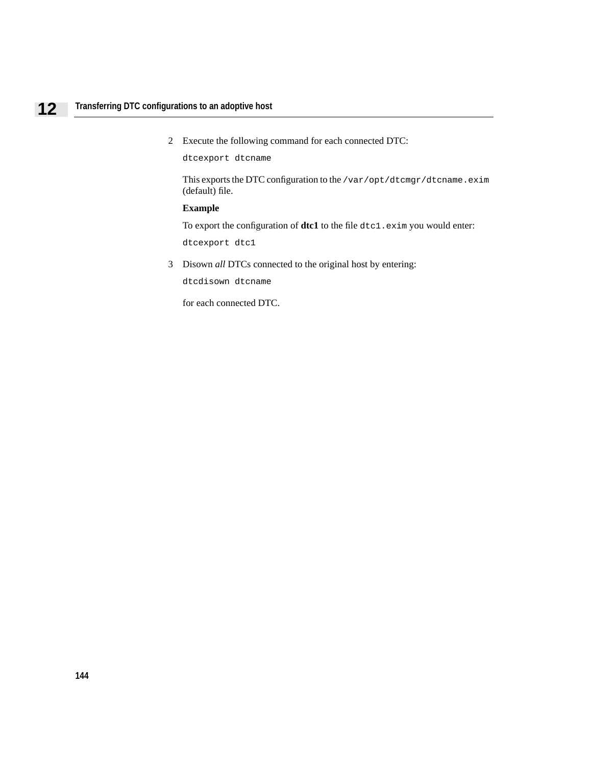2. Execute the following command for each connected DTC:

   ```
   dtcexport dtcname
   ```

   This exports the DTC configuration to the `/var/opt/dtcmgr/dtcname.exim` (default) file.

   **Example**

   To export the configuration of **dtc1** to the file `dtc1.exim` you would enter:

   ```
   dtcexport dtc1
   ```

3. Disown *all* DTCs connected to the original host by entering:

   ```
   dtcdisown dtcname
   ```

   for each connected DTC.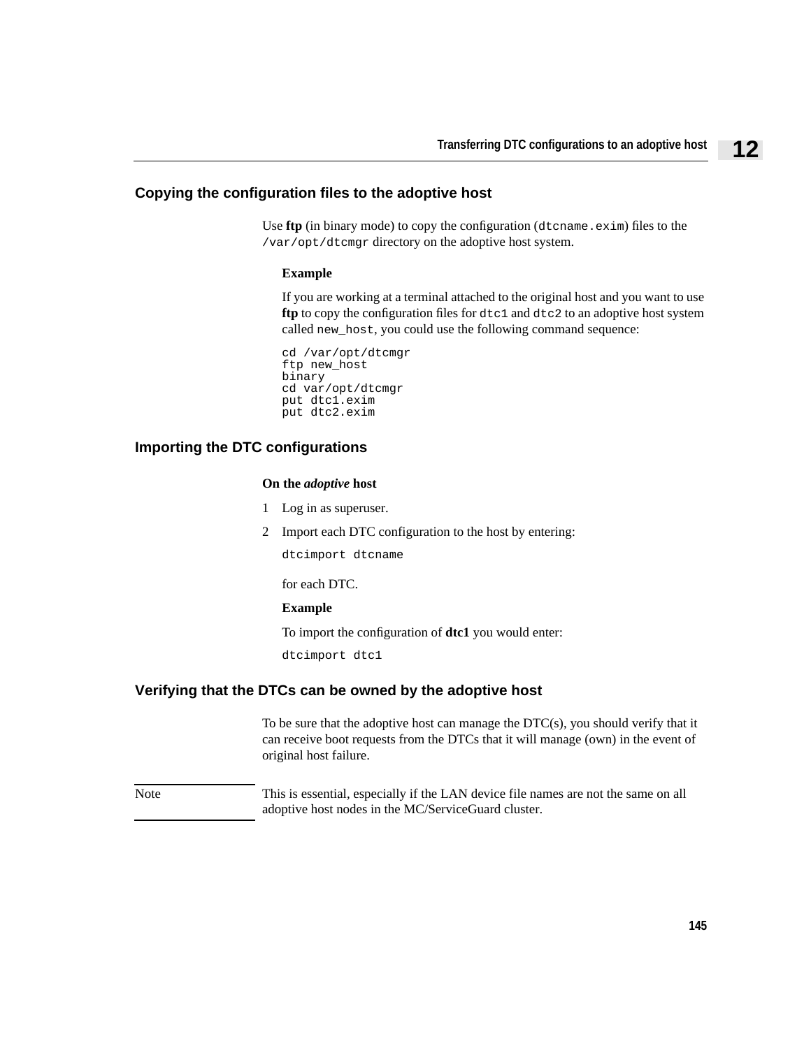## Copying the configuration files to the adoptive host

Use **ftp** (in binary mode) to copy the configuration (`dtcname.exim`) files to the `/var/opt/dtcmgr` directory on the adoptive host system.

**Example**

If you are working at a terminal attached to the original host and you want to use **ftp** to copy the configuration files for `dtc1` and `dtc2` to an adoptive host system called `new_host`, you could use the following command sequence:

```
cd /var/opt/dtcmgr
ftp new_host
binary
cd var/opt/dtcmgr
put dtc1.exim
put dtc2.exim
```

## Importing the DTC configurations

**On the *adoptive* host**

1. Log in as superuser.
2. Import each DTC configuration to the host by entering:

   ```
   dtcimport dtcname
   ```

   for each DTC.

   **Example**

   To import the configuration of **dtc1** you would enter:

   ```
   dtcimport dtc1
   ```

## Verifying that the DTCs can be owned by the adoptive host

To be sure that the adoptive host can manage the DTC(s), you should verify that it can receive boot requests from the DTCs that it will manage (own) in the event of original host failure.

Note: This is essential, especially if the LAN device file names are not the same on all adoptive host nodes in the MC/ServiceGuard cluster.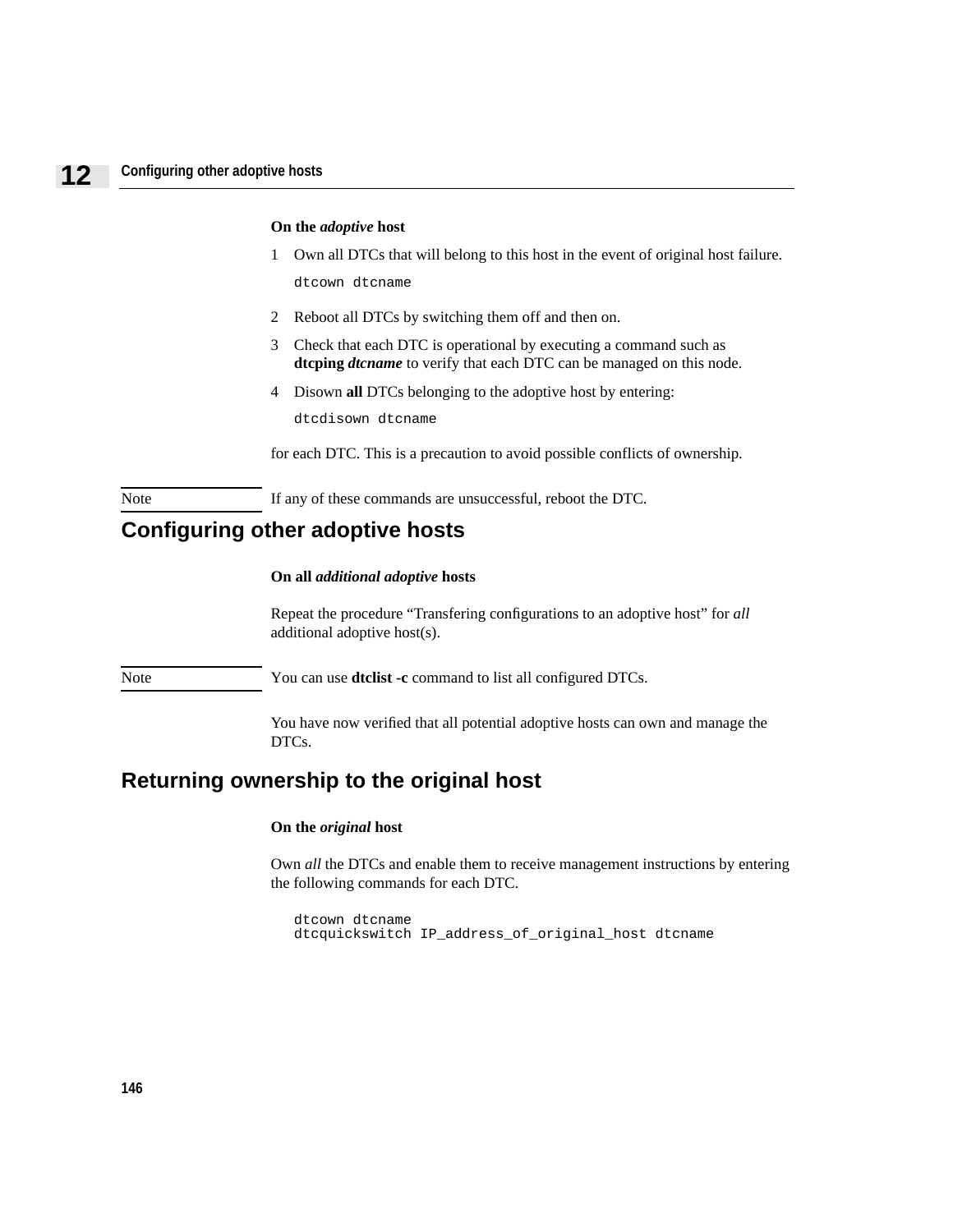**On the *adoptive* host**

1. Own all DTCs that will belong to this host in the event of original host failure.

   ```
   dtcown dtcname
   ```

2. Reboot all DTCs by switching them off and then on.
3. Check that each DTC is operational by executing a command such as **dtcping *dtcname*** to verify that each DTC can be managed on this node.
4. Disown **all** DTCs belonging to the adoptive host by entering:

   ```
   dtcdisown dtcname
   ```

for each DTC. This is a precaution to avoid possible conflicts of ownership.

Note — If any of these commands are unsuccessful, reboot the DTC.

## Configuring other adoptive hosts

**On all *additional adoptive* hosts**

Repeat the procedure “Transfering configurations to an adoptive host” for *all* additional adoptive host(s).

Note — You can use **dtclist -c** command to list all configured DTCs.

You have now verified that all potential adoptive hosts can own and manage the DTCs.

## Returning ownership to the original host

**On the *original* host**

Own *all* the DTCs and enable them to receive management instructions by entering the following commands for each DTC.

```
dtcown dtcname
dtcquickswitch IP_address_of_original_host dtcname
```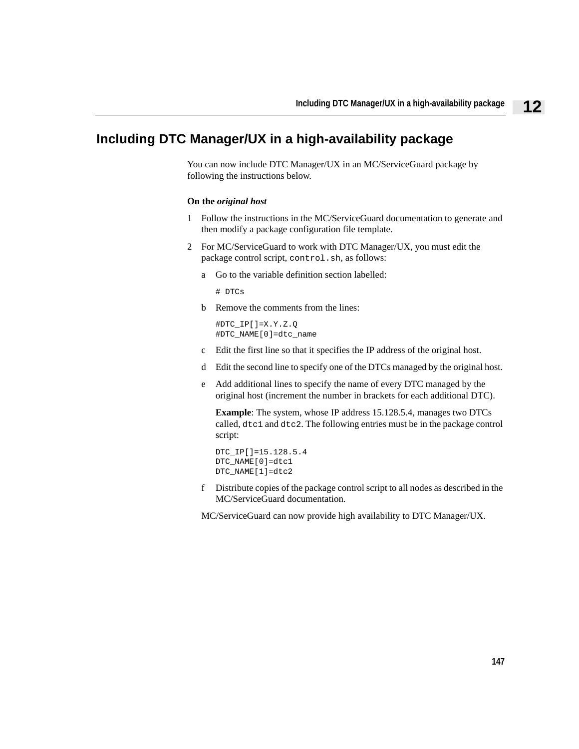## Including DTC Manager/UX in a high-availability package

You can now include DTC Manager/UX in an MC/ServiceGuard package by following the instructions below.

**On the *original host***

1 Follow the instructions in the MC/ServiceGuard documentation to generate and then modify a package configuration file template.

2 For MC/ServiceGuard to work with DTC Manager/UX, you must edit the package control script, `control.sh`, as follows:

   a Go to the variable definition section labelled:

   ```
   # DTCs
   ```

   b Remove the comments from the lines:

   ```
   #DTC_IP[]=X.Y.Z.Q
   #DTC_NAME[0]=dtc_name
   ```

   c Edit the first line so that it specifies the IP address of the original host.

   d Edit the second line to specify one of the DTCs managed by the original host.

   e Add additional lines to specify the name of every DTC managed by the original host (increment the number in brackets for each additional DTC).

   **Example**: The system, whose IP address 15.128.5.4, manages two DTCs called, `dtc1` and `dtc2`. The following entries must be in the package control script:

   ```
   DTC_IP[]=15.128.5.4
   DTC_NAME[0]=dtc1
   DTC_NAME[1]=dtc2
   ```

   f Distribute copies of the package control script to all nodes as described in the MC/ServiceGuard documentation.

MC/ServiceGuard can now provide high availability to DTC Manager/UX.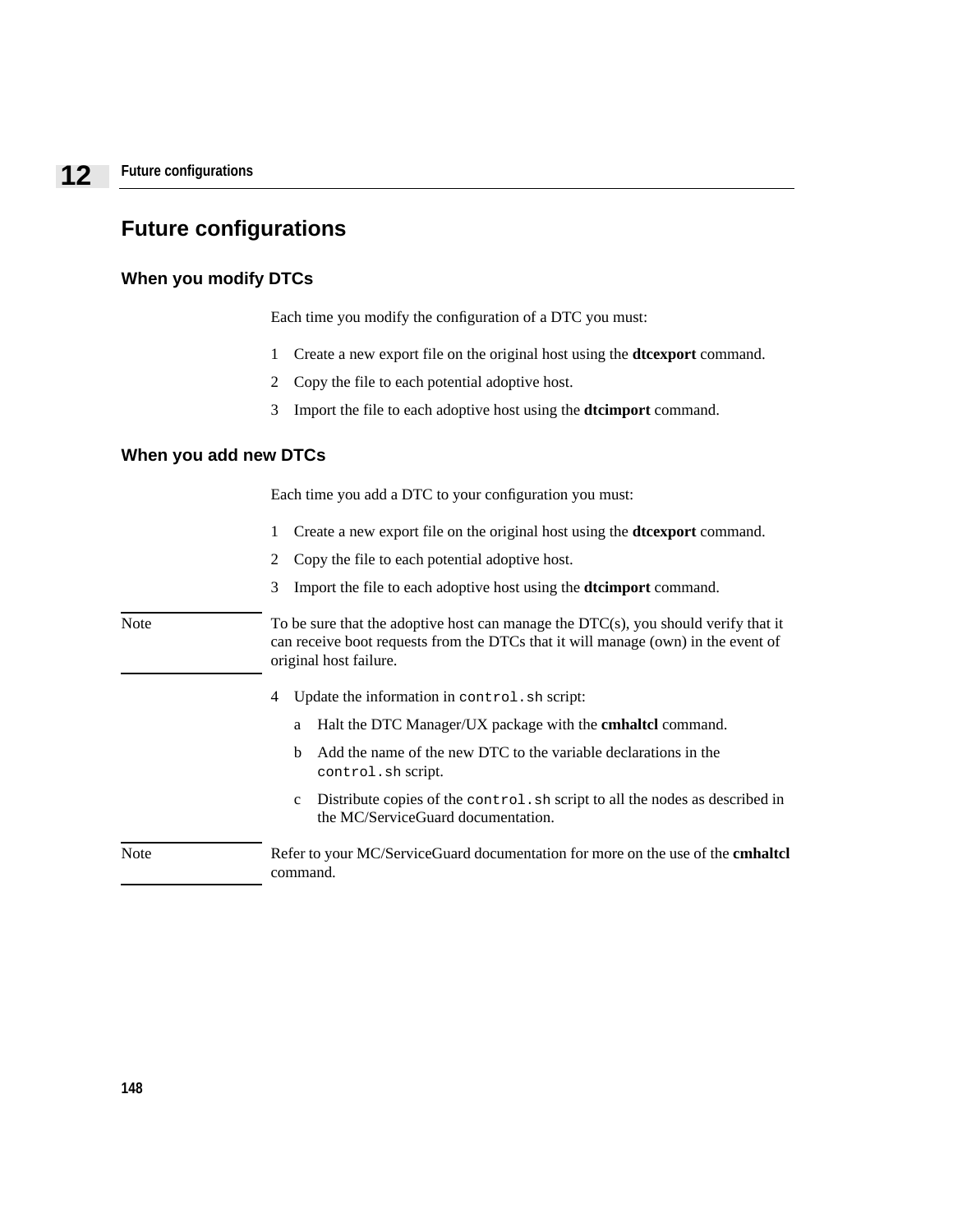# Future configurations

## When you modify DTCs

Each time you modify the configuration of a DTC you must:

1. Create a new export file on the original host using the **dtcexport** command.
2. Copy the file to each potential adoptive host.
3. Import the file to each adoptive host using the **dtcimport** command.

## When you add new DTCs

Each time you add a DTC to your configuration you must:

1. Create a new export file on the original host using the **dtcexport** command.
2. Copy the file to each potential adoptive host.
3. Import the file to each adoptive host using the **dtcimport** command.

> Note: To be sure that the adoptive host can manage the DTC(s), you should verify that it can receive boot requests from the DTCs that it will manage (own) in the event of original host failure.

4. Update the information in `control.sh` script:
   a. Halt the DTC Manager/UX package with the **cmhaltcl** command.
   b. Add the name of the new DTC to the variable declarations in the `control.sh` script.
   c. Distribute copies of the `control.sh` script to all the nodes as described in the MC/ServiceGuard documentation.

> Note: Refer to your MC/ServiceGuard documentation for more on the use of the **cmhaltcl** command.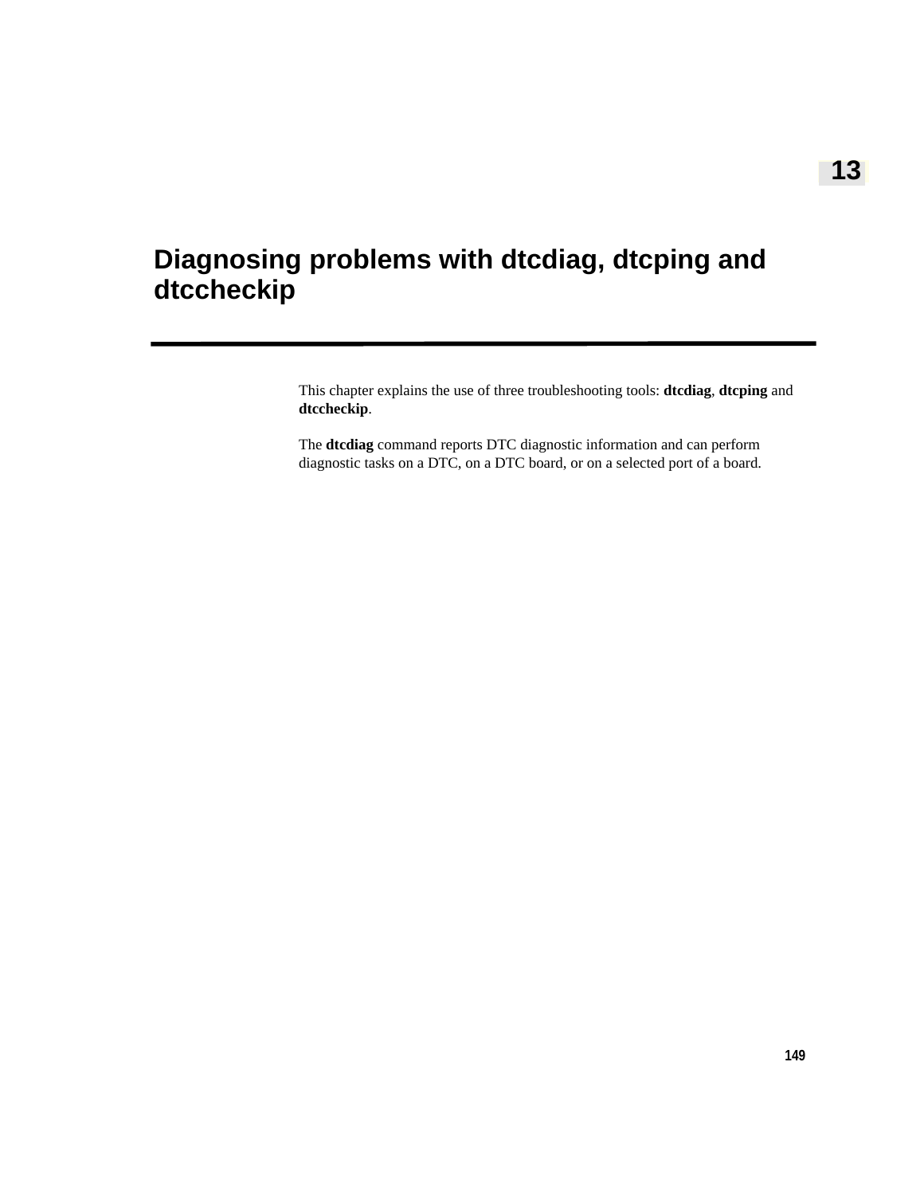# 13

# Diagnosing problems with dtcdiag, dtcping and dtccheckip

This chapter explains the use of three troubleshooting tools: **dtcdiag**, **dtcping** and **dtccheckip**.

The **dtcdiag** command reports DTC diagnostic information and can perform diagnostic tasks on a DTC, on a DTC board, or on a selected port of a board.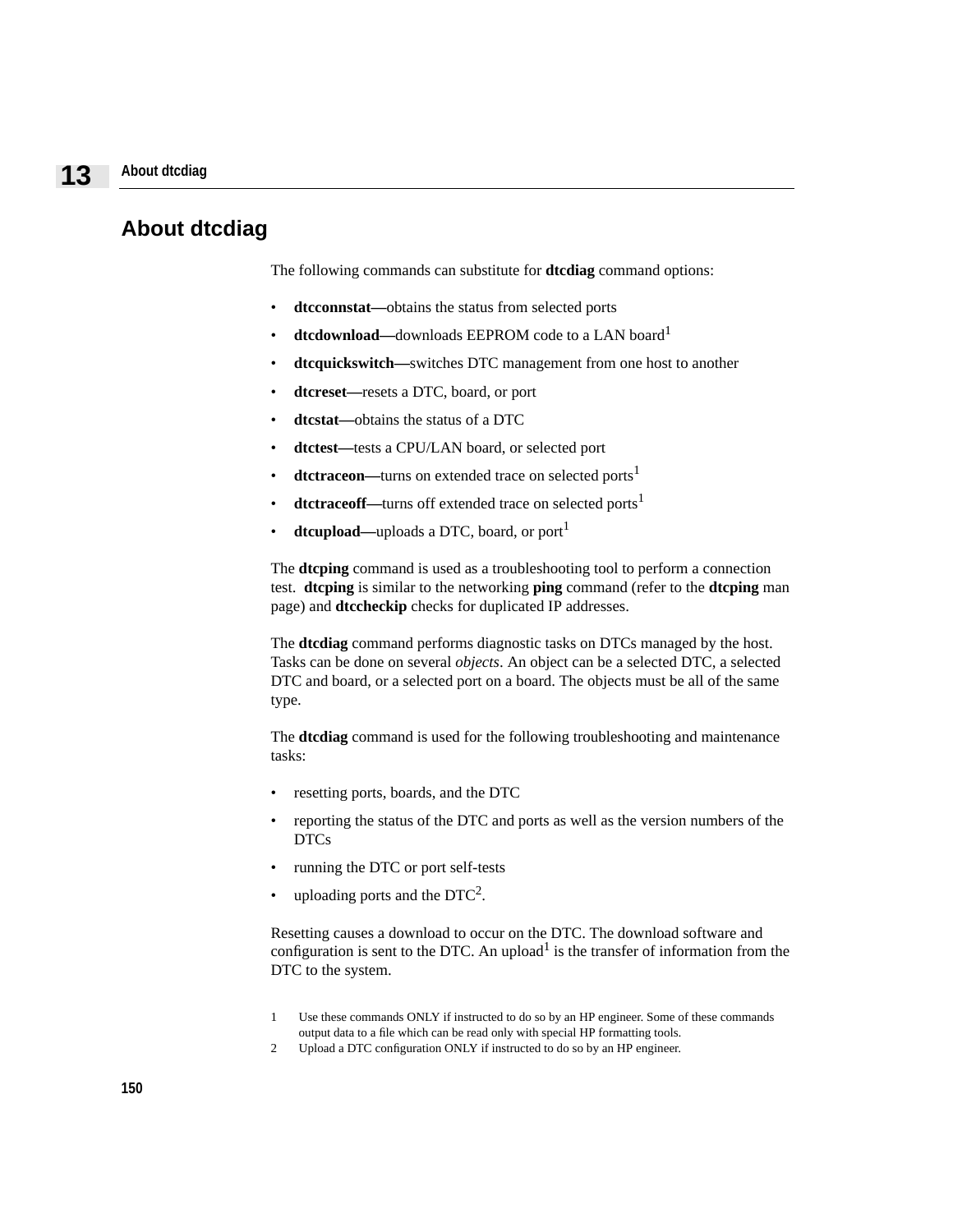## About dtcdiag

The following commands can substitute for **dtcdiag** command options:

- **dtcconnstat—**obtains the status from selected ports
- **dtcdownload—**downloads EEPROM code to a LAN board[1]
- **dtcquickswitch—**switches DTC management from one host to another
- **dtcreset—**resets a DTC, board, or port
- **dtcstat—**obtains the status of a DTC
- **dtctest—**tests a CPU/LAN board, or selected port
- **dtctraceon—**turns on extended trace on selected ports[1]
- **dtctraceoff—**turns off extended trace on selected ports[1]
- **dtcupload—**uploads a DTC, board, or port[1]

The **dtcping** command is used as a troubleshooting tool to perform a connection test. **dtcping** is similar to the networking **ping** command (refer to the **dtcping** man page) and **dtccheckip** checks for duplicated IP addresses.

The **dtcdiag** command performs diagnostic tasks on DTCs managed by the host. Tasks can be done on several *objects*. An object can be a selected DTC, a selected DTC and board, or a selected port on a board. The objects must be all of the same type.

The **dtcdiag** command is used for the following troubleshooting and maintenance tasks:

- resetting ports, boards, and the DTC
- reporting the status of the DTC and ports as well as the version numbers of the DTCs
- running the DTC or port self-tests
- uploading ports and the DTC[2].

Resetting causes a download to occur on the DTC. The download software and configuration is sent to the DTC. An upload[1] is the transfer of information from the DTC to the system.

1 Use these commands ONLY if instructed to do so by an HP engineer. Some of these commands output data to a file which can be read only with special HP formatting tools.

2 Upload a DTC configuration ONLY if instructed to do so by an HP engineer.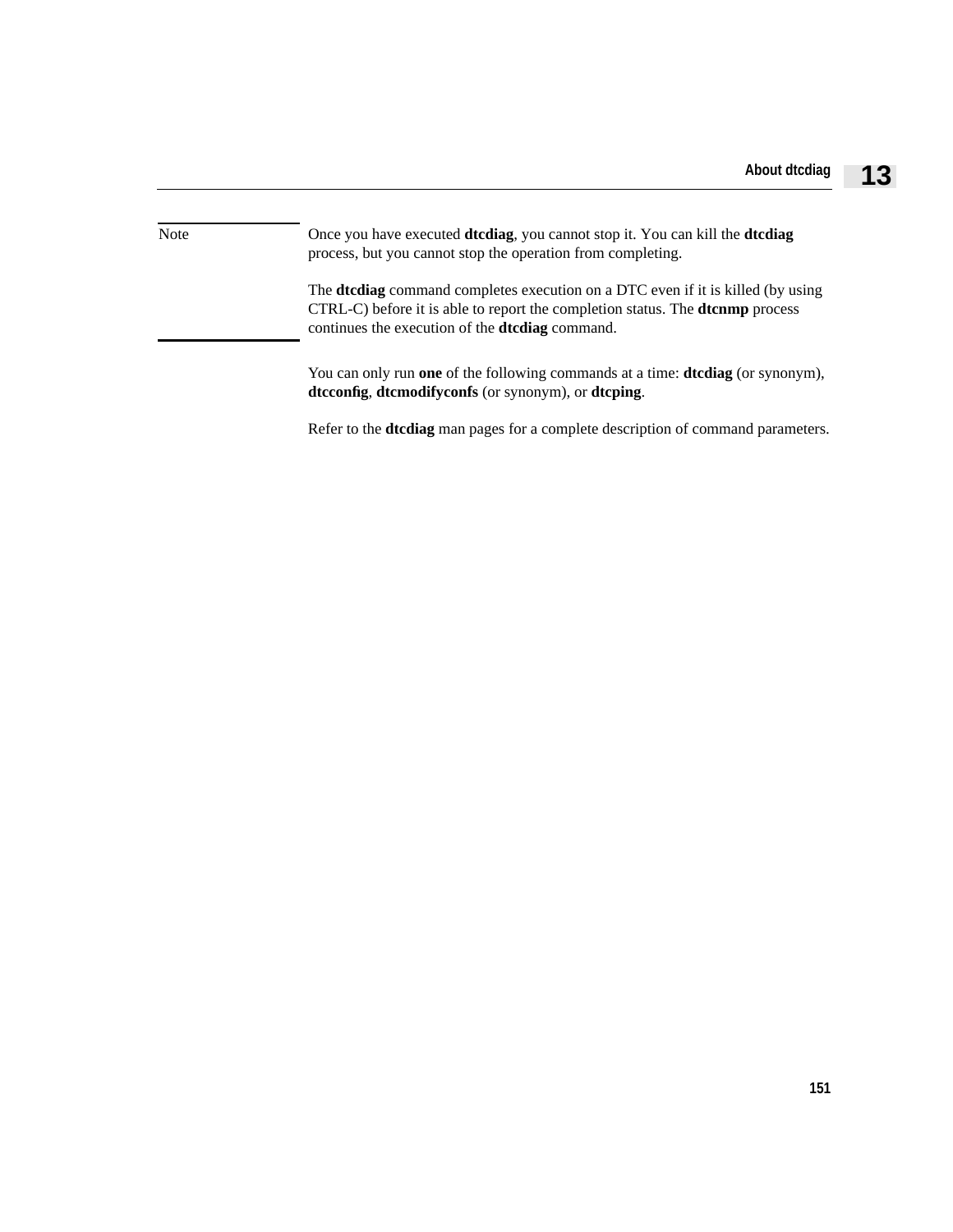Note

Once you have executed **dtcdiag**, you cannot stop it. You can kill the **dtcdiag** process, but you cannot stop the operation from completing.

The **dtcdiag** command completes execution on a DTC even if it is killed (by using CTRL-C) before it is able to report the completion status. The **dtcnmp** process continues the execution of the **dtcdiag** command.

You can only run **one** of the following commands at a time: **dtcdiag** (or synonym), **dtcconfig**, **dtcmodifyconfs** (or synonym), or **dtcping**.

Refer to the **dtcdiag** man pages for a complete description of command parameters.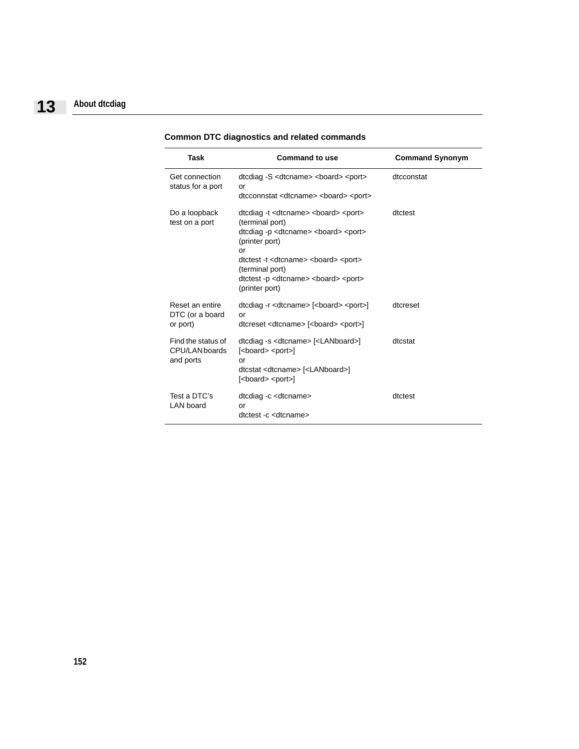### Common DTC diagnostics and related commands

| Task | Command to use | Command Synonym |
|---|---|---|
| Get connection status for a port | dtcdiag -S <dtcname> <board> <port><br>or<br>dtcconnstat <dtcname> <board> <port> | dtcconstat |
| Do a loopback test on a port | dtcdiag -t <dtcname> <board> <port> (terminal port)<br>dtcdiag -p <dtcname> <board> <port> (printer port)<br>or<br>dtctest -t <dtcname> <board> <port> (terminal port)<br>dtctest -p <dtcname> <board> <port> (printer port) | dtctest |
| Reset an entire DTC (or a board or port) | dtcdiag -r <dtcname> [<board> <port>]<br>or<br>dtcreset <dtcname> [<board> <port>] | dtcreset |
| Find the status of CPU/LAN boards and ports | dtcdiag -s <dtcname> [<LANboard>] [<board> <port>]<br>or<br>dtcstat <dtcname> [<LANboard>] [<board> <port>] | dtcstat |
| Test a DTC's LAN board | dtcdiag -c <dtcname><br>or<br>dtctest -c <dtcname> | dtctest |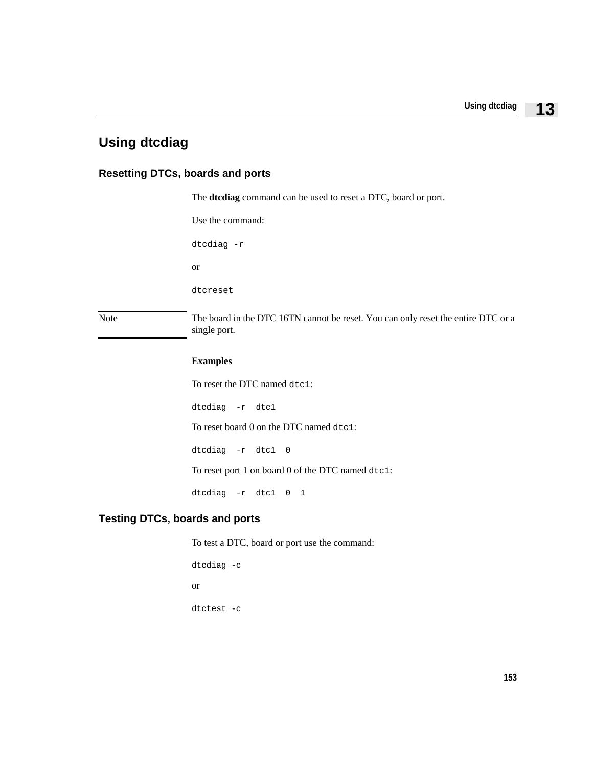## Using dtcdiag

### Resetting DTCs, boards and ports

The **dtcdiag** command can be used to reset a DTC, board or port.

Use the command:

```
dtcdiag -r
```

or

```
dtcreset
```

Note: The board in the DTC 16TN cannot be reset. You can only reset the entire DTC or a single port.

**Examples**

To reset the DTC named `dtc1`:

```
dtcdiag  -r  dtc1
```

To reset board 0 on the DTC named `dtc1`:

```
dtcdiag  -r  dtc1  0
```

To reset port 1 on board 0 of the DTC named `dtc1`:

```
dtcdiag  -r  dtc1  0  1
```

### Testing DTCs, boards and ports

To test a DTC, board or port use the command:

```
dtcdiag -c
```

or

```
dtctest -c
```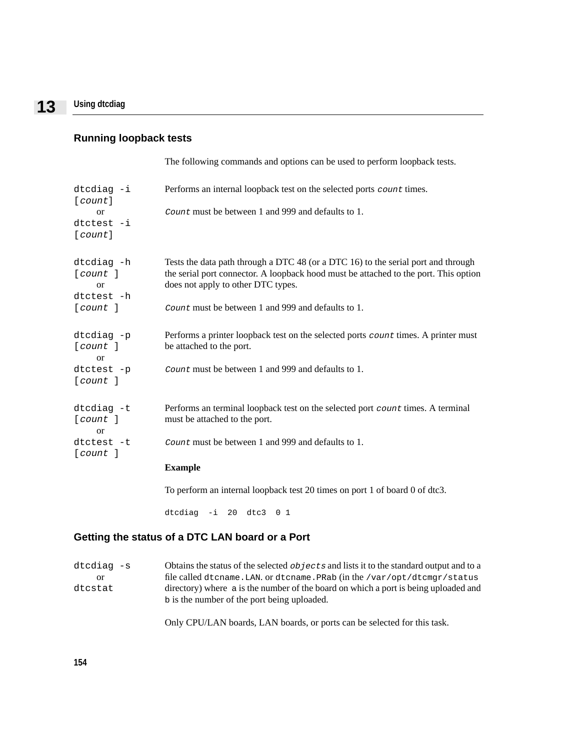## Running loopback tests

The following commands and options can be used to perform loopback tests.

`dtcdiag -i [count]`
or
`dtctest -i [count]`

Performs an internal loopback test on the selected ports *count* times.

*Count* must be between 1 and 999 and defaults to 1.

`dtcdiag -h [count ]`
or
`dtctest -h [count ]`

Tests the data path through a DTC 48 (or a DTC 16) to the serial port and through the serial port connector. A loopback hood must be attached to the port. This option does not apply to other DTC types.

*Count* must be between 1 and 999 and defaults to 1.

`dtcdiag -p [count ]`
or
`dtctest -p [count ]`

Performs a printer loopback test on the selected ports *count* times. A printer must be attached to the port.

*Count* must be between 1 and 999 and defaults to 1.

`dtcdiag -t [count ]`
or
`dtctest -t [count ]`

Performs an terminal loopback test on the selected port *count* times. A terminal must be attached to the port.

*Count* must be between 1 and 999 and defaults to 1.

**Example**

To perform an internal loopback test 20 times on port 1 of board 0 of dtc3.

```
dtcdiag  -i  20  dtc3  0 1
```

## Getting the status of a DTC LAN board or a Port

`dtcdiag -s`
or
`dtcstat`

Obtains the status of the selected *objects* and lists it to the standard output and to a file called `dtcname.LAN`. or `dtcname.PRab` (in the `/var/opt/dtcmgr/status` directory) where `a` is the number of the board on which a port is being uploaded and `b` is the number of the port being uploaded.

Only CPU/LAN boards, LAN boards, or ports can be selected for this task.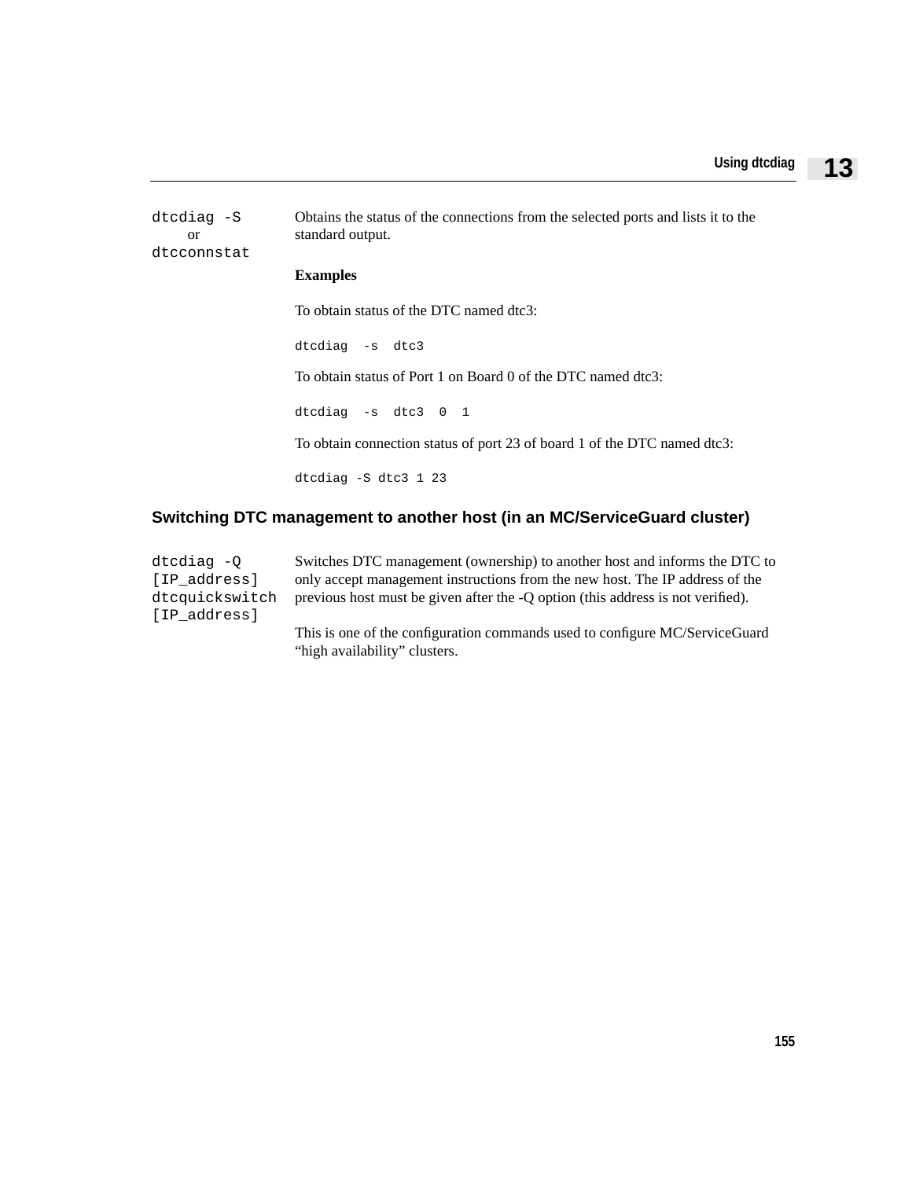`dtcdiag -S`
or
`dtcconnstat`

Obtains the status of the connections from the selected ports and lists it to the standard output.

**Examples**

To obtain status of the DTC named dtc3:

```
dtcdiag  -s  dtc3
```

To obtain status of Port 1 on Board 0 of the DTC named dtc3:

```
dtcdiag  -s  dtc3  0  1
```

To obtain connection status of port 23 of board 1 of the DTC named dtc3:

```
dtcdiag -S dtc3 1 23
```

## Switching DTC management to another host (in an MC/ServiceGuard cluster)

`dtcdiag -Q [IP_address]`
`dtcquickswitch [IP_address]`

Switches DTC management (ownership) to another host and informs the DTC to only accept management instructions from the new host. The IP address of the previous host must be given after the -Q option (this address is not verified).

This is one of the configuration commands used to configure MC/ServiceGuard “high availability” clusters.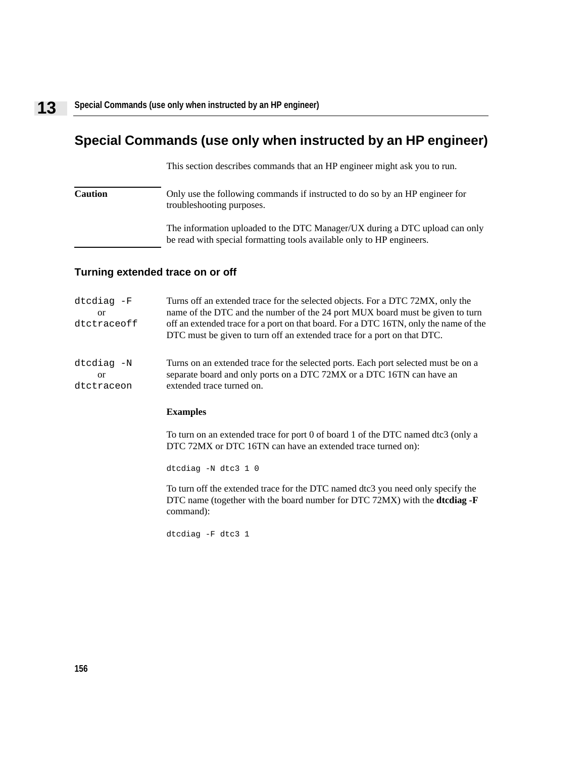## Special Commands (use only when instructed by an HP engineer)

This section describes commands that an HP engineer might ask you to run.

**Caution** Only use the following commands if instructed to do so by an HP engineer for troubleshooting purposes.

The information uploaded to the DTC Manager/UX during a DTC upload can only be read with special formatting tools available only to HP engineers.

### Turning extended trace on or off

`dtcdiag -F` or `dtctraceoff`
: Turns off an extended trace for the selected objects. For a DTC 72MX, only the name of the DTC and the number of the 24 port MUX board must be given to turn off an extended trace for a port on that board. For a DTC 16TN, only the name of the DTC must be given to turn off an extended trace for a port on that DTC.

`dtcdiag -N` or `dtctraceon`
: Turns on an extended trace for the selected ports. Each port selected must be on a separate board and only ports on a DTC 72MX or a DTC 16TN can have an extended trace turned on.

**Examples**

To turn on an extended trace for port 0 of board 1 of the DTC named dtc3 (only a DTC 72MX or DTC 16TN can have an extended trace turned on):

```
dtcdiag -N dtc3 1 0
```

To turn off the extended trace for the DTC named dtc3 you need only specify the DTC name (together with the board number for DTC 72MX) with the **dtcdiag -F** command):

```
dtcdiag -F dtc3 1
```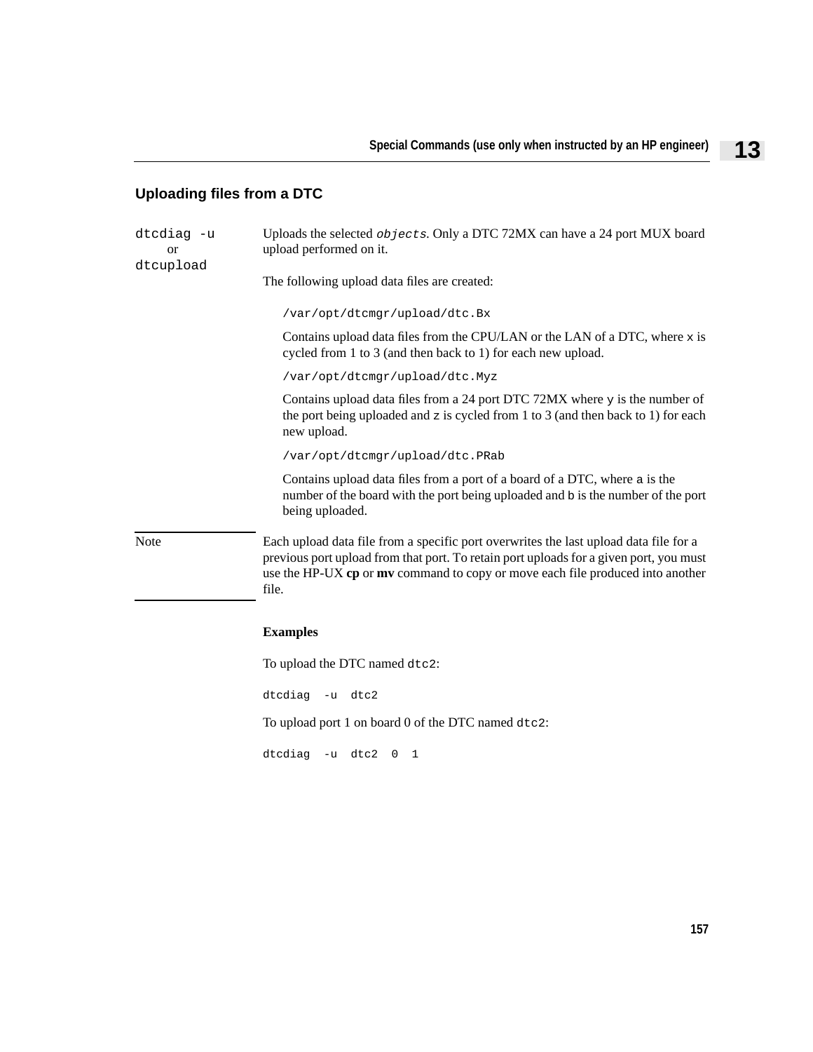## Uploading files from a DTC

`dtcdiag -u`
or
`dtcupload`

Uploads the selected *`objects`*. Only a DTC 72MX can have a 24 port MUX board upload performed on it.

The following upload data files are created:

`/var/opt/dtcmgr/upload/dtc.Bx`

Contains upload data files from the CPU/LAN or the LAN of a DTC, where `x` is cycled from 1 to 3 (and then back to 1) for each new upload.

`/var/opt/dtcmgr/upload/dtc.Myz`

Contains upload data files from a 24 port DTC 72MX where `y` is the number of the port being uploaded and `z` is cycled from 1 to 3 (and then back to 1) for each new upload.

`/var/opt/dtcmgr/upload/dtc.PRab`

Contains upload data files from a port of a board of a DTC, where `a` is the number of the board with the port being uploaded and `b` is the number of the port being uploaded.

**Note:** Each upload data file from a specific port overwrites the last upload data file for a previous port upload from that port. To retain port uploads for a given port, you must use the HP-UX **cp** or **mv** command to copy or move each file produced into another file.

**Examples**

To upload the DTC named `dtc2`:

```
dtcdiag  -u  dtc2
```

To upload port 1 on board 0 of the DTC named `dtc2`:

```
dtcdiag  -u  dtc2  0  1
```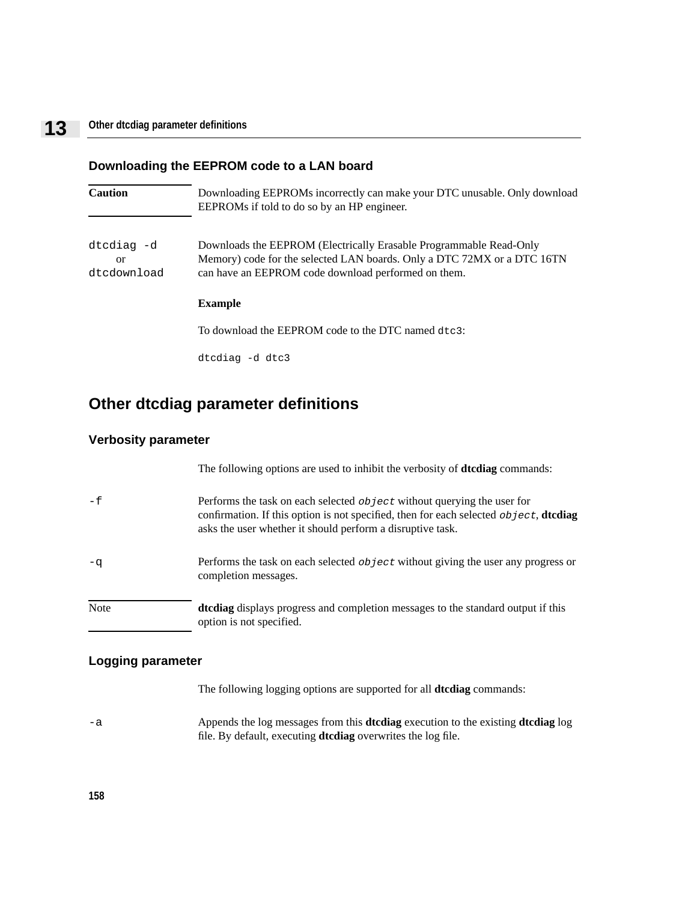### Downloading the EEPROM code to a LAN board

| **Caution** | Downloading EEPROMs incorrectly can make your DTC unusable. Only download EEPROMs if told to do so by an HP engineer. |
|---|---|

`dtcdiag -d`
or
`dtcdownload`

Downloads the EEPROM (Electrically Erasable Programmable Read-Only Memory) code for the selected LAN boards. Only a DTC 72MX or a DTC 16TN can have an EEPROM code download performed on them.

**Example**

To download the EEPROM code to the DTC named `dtc3`:

```
dtcdiag -d dtc3
```

## Other dtcdiag parameter definitions

### Verbosity parameter

The following options are used to inhibit the verbosity of **dtcdiag** commands:

`-f` Performs the task on each selected *object* without querying the user for confirmation. If this option is not specified, then for each selected *object*, **dtcdiag** asks the user whether it should perform a disruptive task.

`-q` Performs the task on each selected *object* without giving the user any progress or completion messages.

| Note | **dtcdiag** displays progress and completion messages to the standard output if this option is not specified. |
|---|---|

### Logging parameter

The following logging options are supported for all **dtcdiag** commands:

`-a` Appends the log messages from this **dtcdiag** execution to the existing **dtcdiag** log file. By default, executing **dtcdiag** overwrites the log file.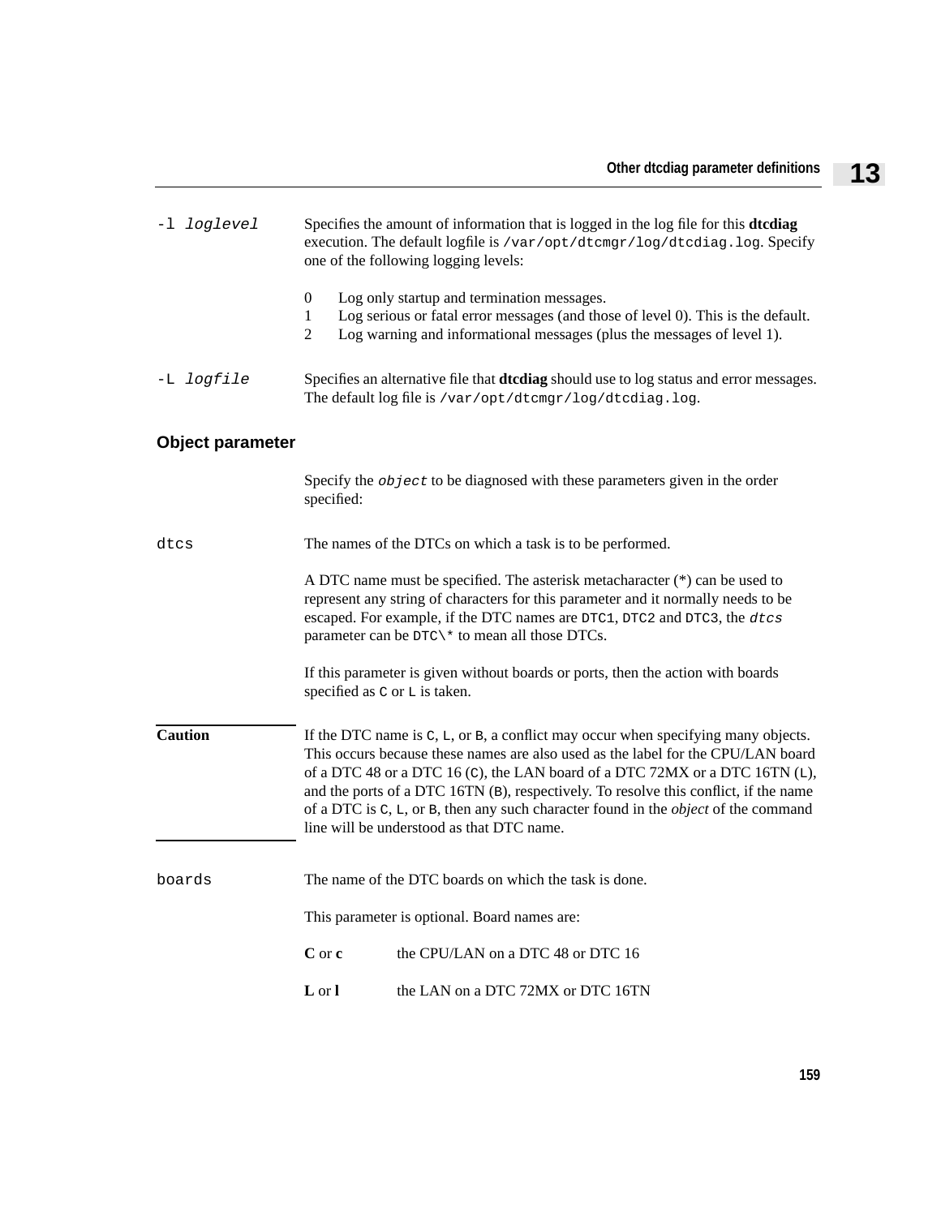`-l loglevel`
Specifies the amount of information that is logged in the log file for this **dtcdiag** execution. The default logfile is `/var/opt/dtcmgr/log/dtcdiag.log`. Specify one of the following logging levels:

0 Log only startup and termination messages.
1 Log serious or fatal error messages (and those of level 0). This is the default.
2 Log warning and informational messages (plus the messages of level 1).

`-L logfile`
Specifies an alternative file that **dtcdiag** should use to log status and error messages. The default log file is `/var/opt/dtcmgr/log/dtcdiag.log`.

### Object parameter

Specify the *`object`* to be diagnosed with these parameters given in the order specified:

`dtcs`
The names of the DTCs on which a task is to be performed.

A DTC name must be specified. The asterisk metacharacter (*) can be used to represent any string of characters for this parameter and it normally needs to be escaped. For example, if the DTC names are `DTC1`, `DTC2` and `DTC3`, the *`dtcs`* parameter can be `DTC\*` to mean all those DTCs.

If this parameter is given without boards or ports, then the action with boards specified as `C` or `L` is taken.

**Caution**
If the DTC name is `C`, `L`, or `B`, a conflict may occur when specifying many objects. This occurs because these names are also used as the label for the CPU/LAN board of a DTC 48 or a DTC 16 (`C`), the LAN board of a DTC 72MX or a DTC 16TN (`L`), and the ports of a DTC 16TN (`B`), respectively. To resolve this conflict, if the name of a DTC is `C`, `L`, or `B`, then any such character found in the *object* of the command line will be understood as that DTC name.

`boards`
The name of the DTC boards on which the task is done.

This parameter is optional. Board names are:

**C** or **c** the CPU/LAN on a DTC 48 or DTC 16

**L** or **l** the LAN on a DTC 72MX or DTC 16TN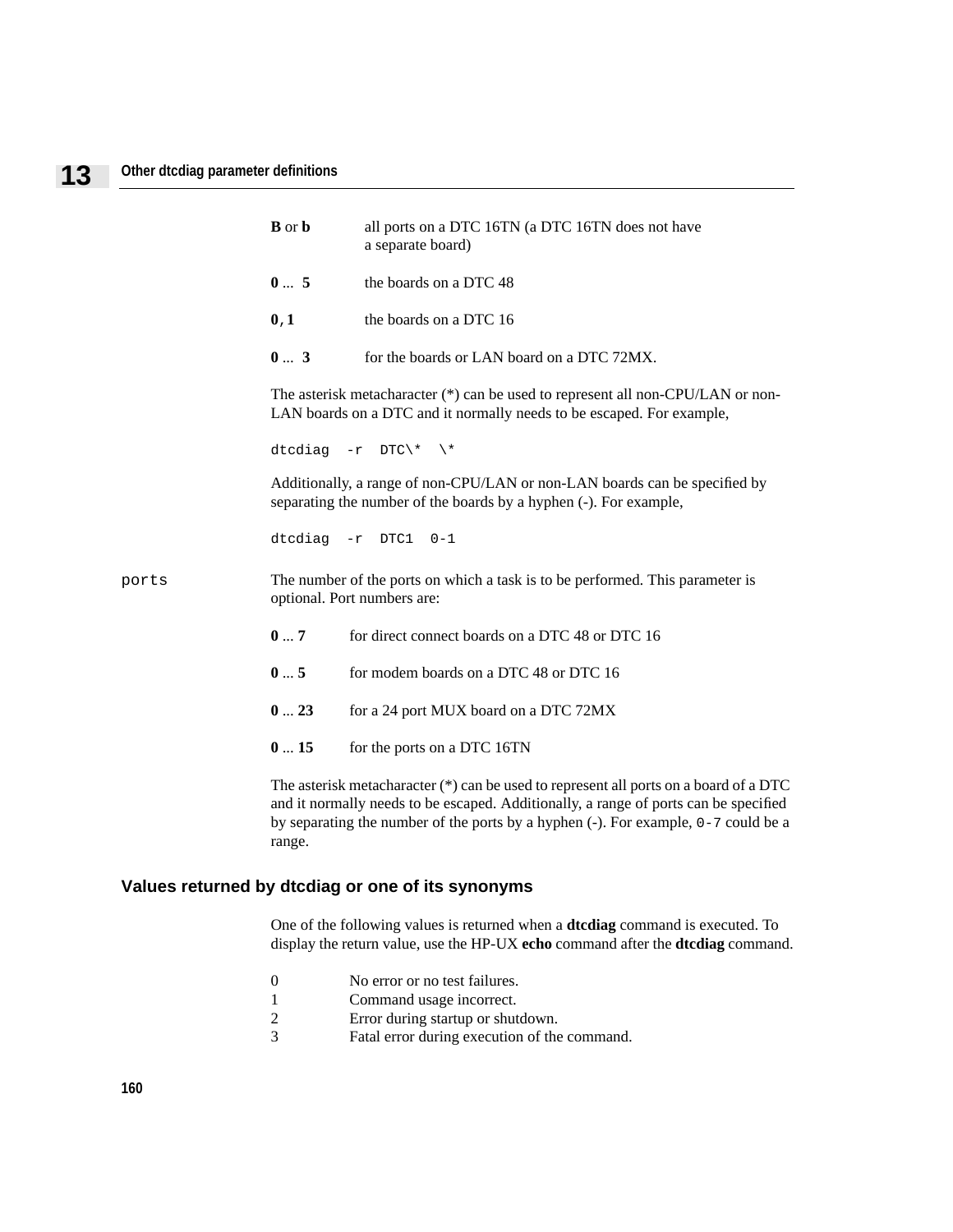**B** or **b** — all ports on a DTC 16TN (a DTC 16TN does not have a separate board)

**0** ... **5** — the boards on a DTC 48

**0**, **1** — the boards on a DTC 16

**0** ... **3** — for the boards or LAN board on a DTC 72MX.

The asterisk metacharacter (*) can be used to represent all non-CPU/LAN or non-LAN boards on a DTC and it normally needs to be escaped. For example,

```
dtcdiag  -r  DTC\*  \*
```

Additionally, a range of non-CPU/LAN or non-LAN boards can be specified by separating the number of the boards by a hyphen (-). For example,

```
dtcdiag  -r  DTC1  0-1
```

`ports` — The number of the ports on which a task is to be performed. This parameter is optional. Port numbers are:

**0** ... **7** — for direct connect boards on a DTC 48 or DTC 16

**0** ... **5** — for modem boards on a DTC 48 or DTC 16

**0** ... **23** — for a 24 port MUX board on a DTC 72MX

**0** ... **15** — for the ports on a DTC 16TN

The asterisk metacharacter (*) can be used to represent all ports on a board of a DTC and it normally needs to be escaped. Additionally, a range of ports can be specified by separating the number of the ports by a hyphen (-). For example, `0-7` could be a range.

## Values returned by dtcdiag or one of its synonyms

One of the following values is returned when a **dtcdiag** command is executed. To display the return value, use the HP-UX **echo** command after the **dtcdiag** command.

0 — No error or no test failures.
1 — Command usage incorrect.
2 — Error during startup or shutdown.
3 — Fatal error during execution of the command.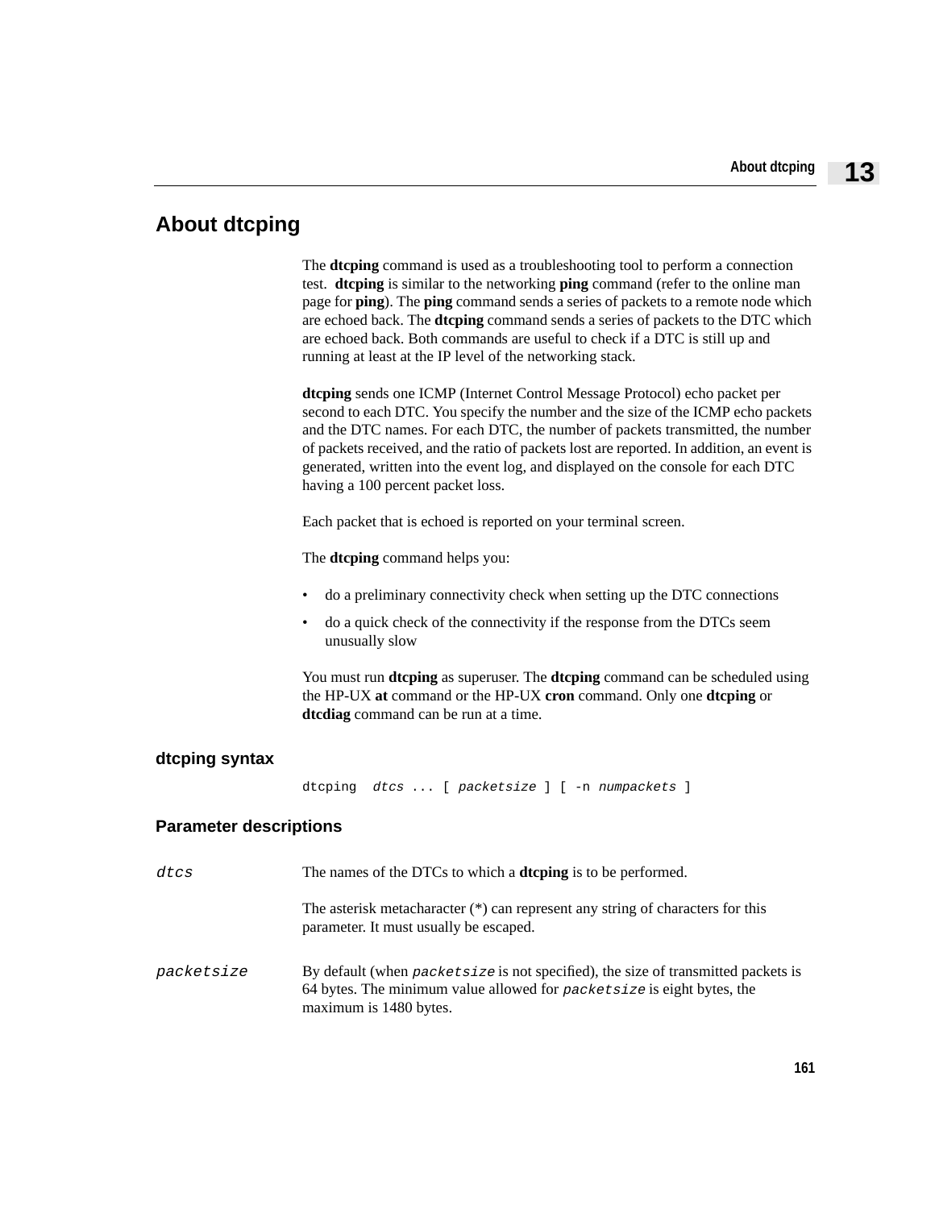# About dtcping

The **dtcping** command is used as a troubleshooting tool to perform a connection test. **dtcping** is similar to the networking **ping** command (refer to the online man page for **ping**). The **ping** command sends a series of packets to a remote node which are echoed back. The **dtcping** command sends a series of packets to the DTC which are echoed back. Both commands are useful to check if a DTC is still up and running at least at the IP level of the networking stack.

**dtcping** sends one ICMP (Internet Control Message Protocol) echo packet per second to each DTC. You specify the number and the size of the ICMP echo packets and the DTC names. For each DTC, the number of packets transmitted, the number of packets received, and the ratio of packets lost are reported. In addition, an event is generated, written into the event log, and displayed on the console for each DTC having a 100 percent packet loss.

Each packet that is echoed is reported on your terminal screen.

The **dtcping** command helps you:

- do a preliminary connectivity check when setting up the DTC connections
- do a quick check of the connectivity if the response from the DTCs seem unusually slow

You must run **dtcping** as superuser. The **dtcping** command can be scheduled using the HP-UX **at** command or the HP-UX **cron** command. Only one **dtcping** or **dtcdiag** command can be run at a time.

## dtcping syntax

```
dtcping  dtcs ... [ packetsize ] [ -n numpackets ]
```

## Parameter descriptions

*dtcs* — The names of the DTCs to which a **dtcping** is to be performed.

The asterisk metacharacter (*) can represent any string of characters for this parameter. It must usually be escaped.

*packetsize* — By default (when *packetsize* is not specified), the size of transmitted packets is 64 bytes. The minimum value allowed for *packetsize* is eight bytes, the maximum is 1480 bytes.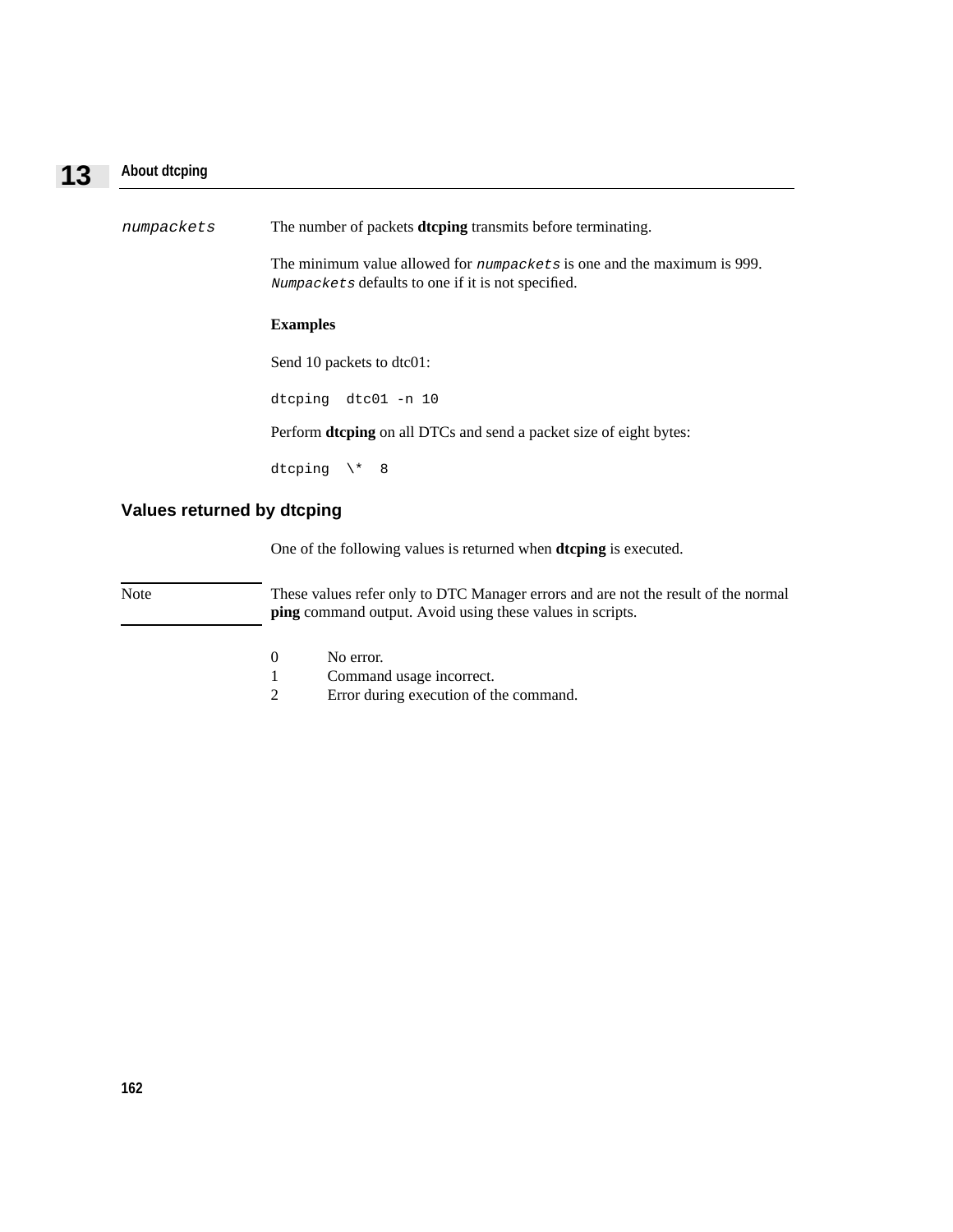*numpackets* The number of packets **dtcping** transmits before terminating.

The minimum value allowed for *numpackets* is one and the maximum is 999. *Numpackets* defaults to one if it is not specified.

**Examples**

Send 10 packets to dtc01:

```
dtcping  dtc01 -n 10
```

Perform **dtcping** on all DTCs and send a packet size of eight bytes:

```
dtcping  \*  8
```

## Values returned by dtcping

One of the following values is returned when **dtcping** is executed.

Note: These values refer only to DTC Manager errors and are not the result of the normal **ping** command output. Avoid using these values in scripts.

| | |
|---|---|
| 0 | No error. |
| 1 | Command usage incorrect. |
| 2 | Error during execution of the command. |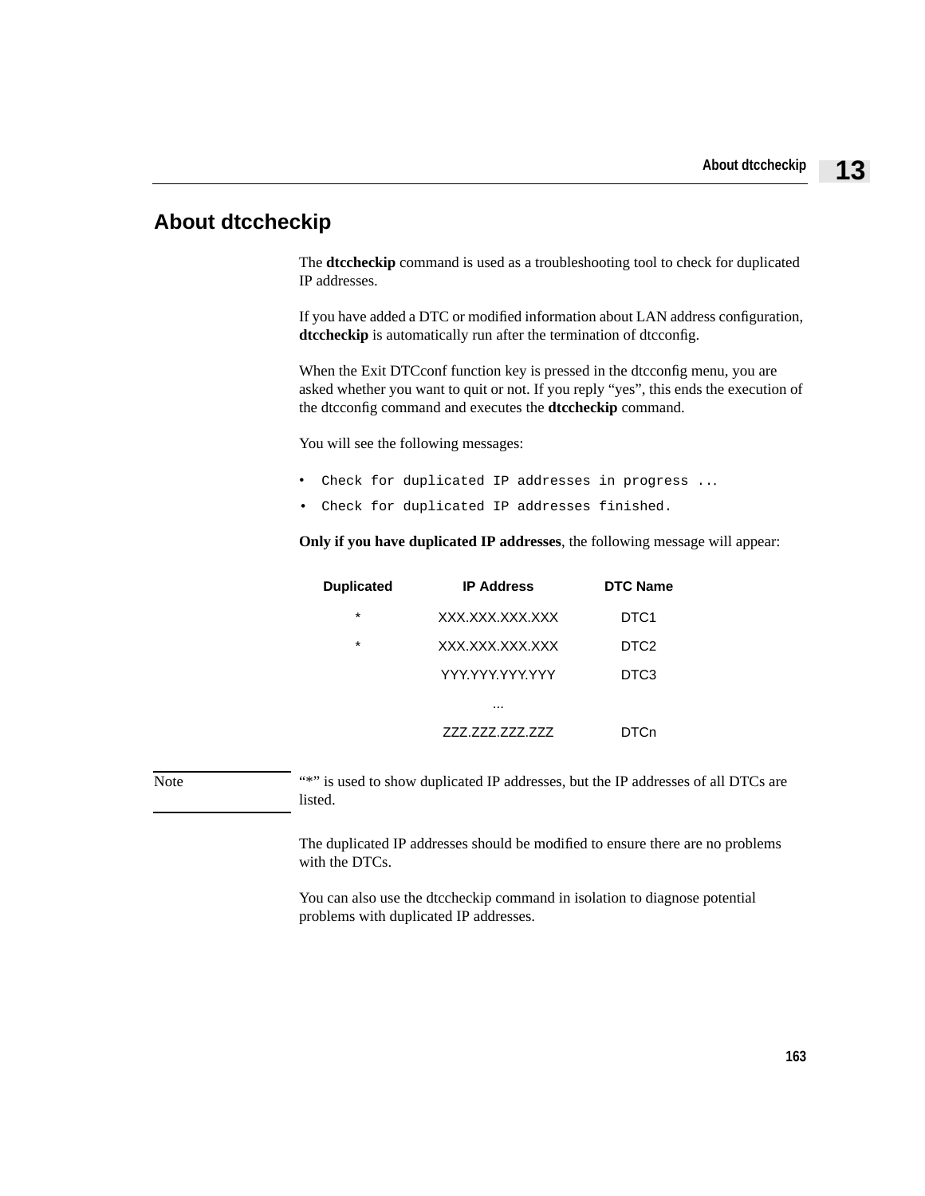## About dtccheckip

The **dtccheckip** command is used as a troubleshooting tool to check for duplicated IP addresses.

If you have added a DTC or modified information about LAN address configuration, **dtccheckip** is automatically run after the termination of dtcconfig.

When the Exit DTCconf function key is pressed in the dtcconfig menu, you are asked whether you want to quit or not. If you reply “yes”, this ends the execution of the dtcconfig command and executes the **dtccheckip** command.

You will see the following messages:

- `Check for duplicated IP addresses in progress ...`
- `Check for duplicated IP addresses finished.`

**Only if you have duplicated IP addresses**, the following message will appear:

| Duplicated | IP Address | DTC Name |
|---|---|---|
| * | XXX.XXX.XXX.XXX | DTC1 |
| * | XXX.XXX.XXX.XXX | DTC2 |
| | YYY.YYY.YYY.YYY | DTC3 |
| | ... | |
| | ZZZ.ZZZ.ZZZ.ZZZ | DTCn |

Note: “*” is used to show duplicated IP addresses, but the IP addresses of all DTCs are listed.

The duplicated IP addresses should be modified to ensure there are no problems with the DTCs.

You can also use the dtccheckip command in isolation to diagnose potential problems with duplicated IP addresses.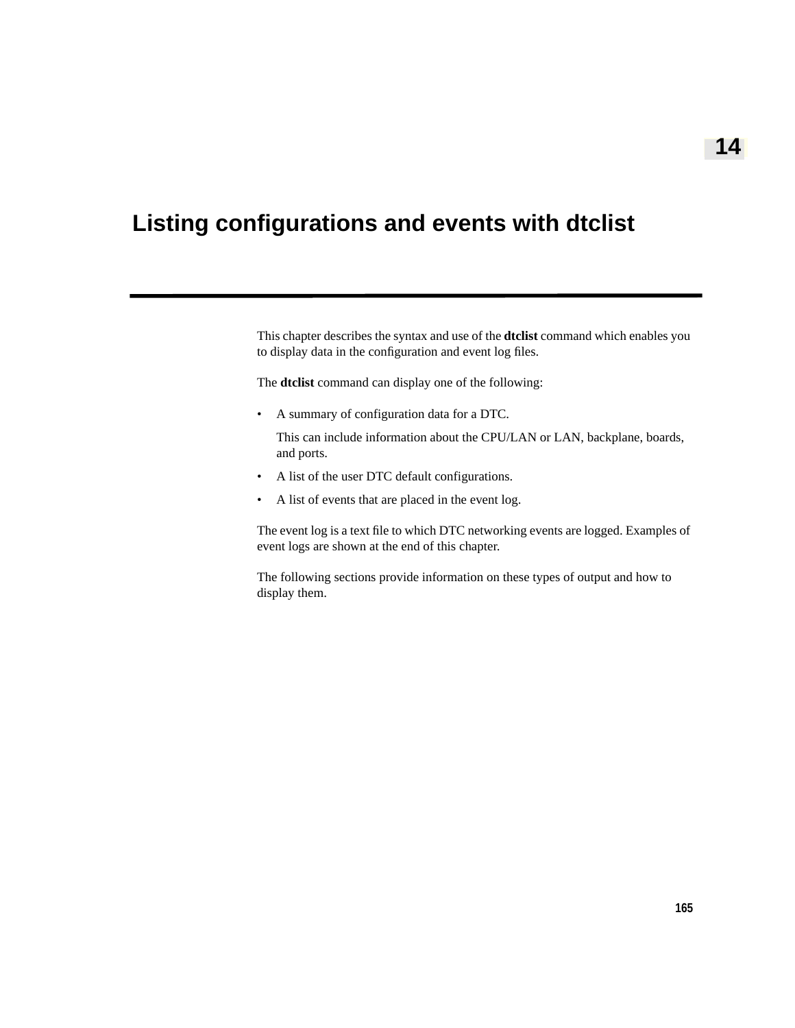# 14 Listing configurations and events with dtclist

This chapter describes the syntax and use of the **dtclist** command which enables you to display data in the configuration and event log files.

The **dtclist** command can display one of the following:

- A summary of configuration data for a DTC.

  This can include information about the CPU/LAN or LAN, backplane, boards, and ports.
- A list of the user DTC default configurations.
- A list of events that are placed in the event log.

The event log is a text file to which DTC networking events are logged. Examples of event logs are shown at the end of this chapter.

The following sections provide information on these types of output and how to display them.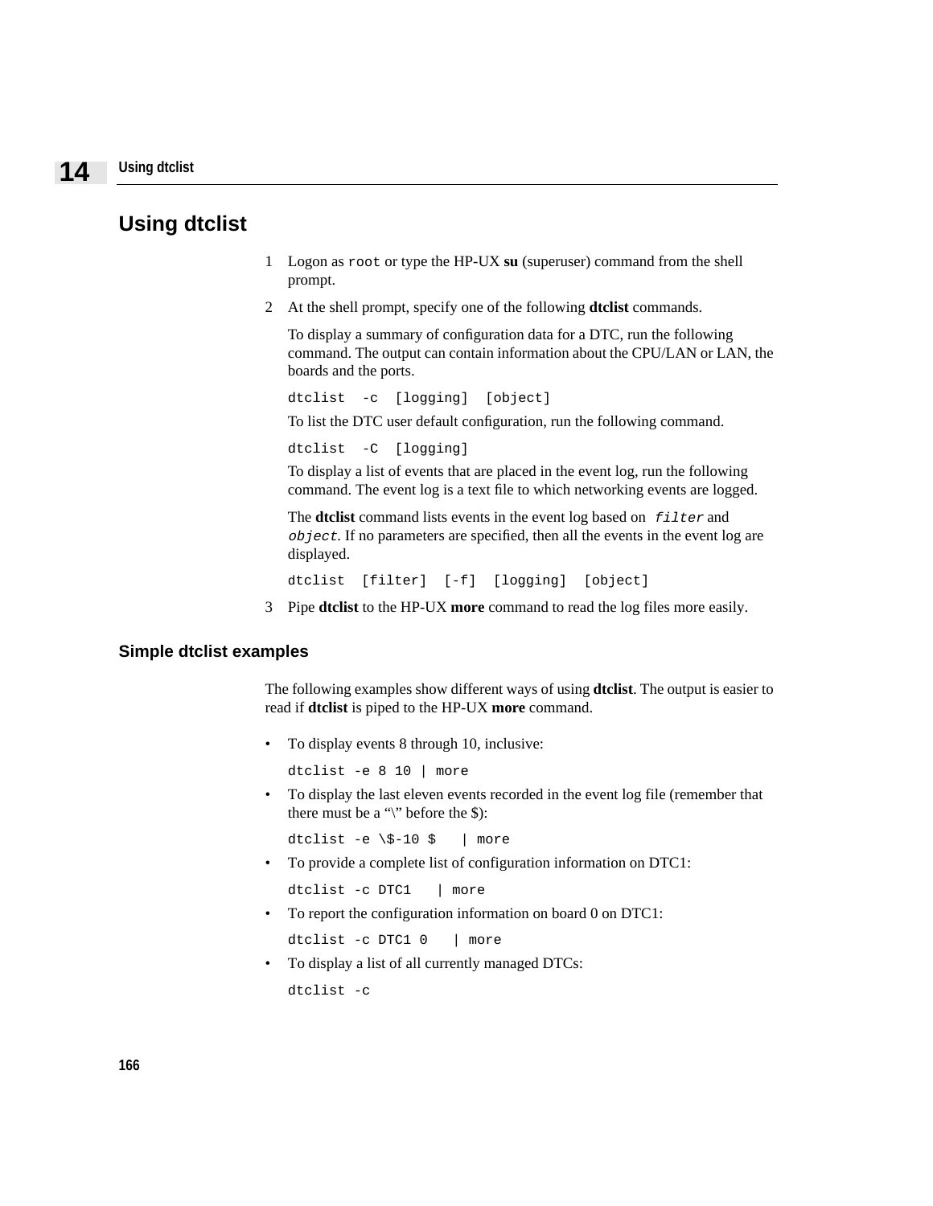# Using dtclist

1. Logon as `root` or type the HP-UX **su** (superuser) command from the shell prompt.
2. At the shell prompt, specify one of the following **dtclist** commands.

   To display a summary of configuration data for a DTC, run the following command. The output can contain information about the CPU/LAN or LAN, the boards and the ports.

   ```
   dtclist  -c  [logging]  [object]
   ```

   To list the DTC user default configuration, run the following command.

   ```
   dtclist  -C  [logging]
   ```

   To display a list of events that are placed in the event log, run the following command. The event log is a text file to which networking events are logged.

   The **dtclist** command lists events in the event log based on *filter* and *object*. If no parameters are specified, then all the events in the event log are displayed.

   ```
   dtclist  [filter]  [-f]  [logging]  [object]
   ```

3. Pipe **dtclist** to the HP-UX **more** command to read the log files more easily.

## Simple dtclist examples

The following examples show different ways of using **dtclist**. The output is easier to read if **dtclist** is piped to the HP-UX **more** command.

- To display events 8 through 10, inclusive:

  ```
  dtclist -e 8 10 | more
  ```

- To display the last eleven events recorded in the event log file (remember that there must be a “\” before the $):

  ```
  dtclist -e \$-10 $   | more
  ```

- To provide a complete list of configuration information on DTC1:

  ```
  dtclist -c DTC1   | more
  ```

- To report the configuration information on board 0 on DTC1:

  ```
  dtclist -c DTC1 0   | more
  ```

- To display a list of all currently managed DTCs:

  ```
  dtclist -c
  ```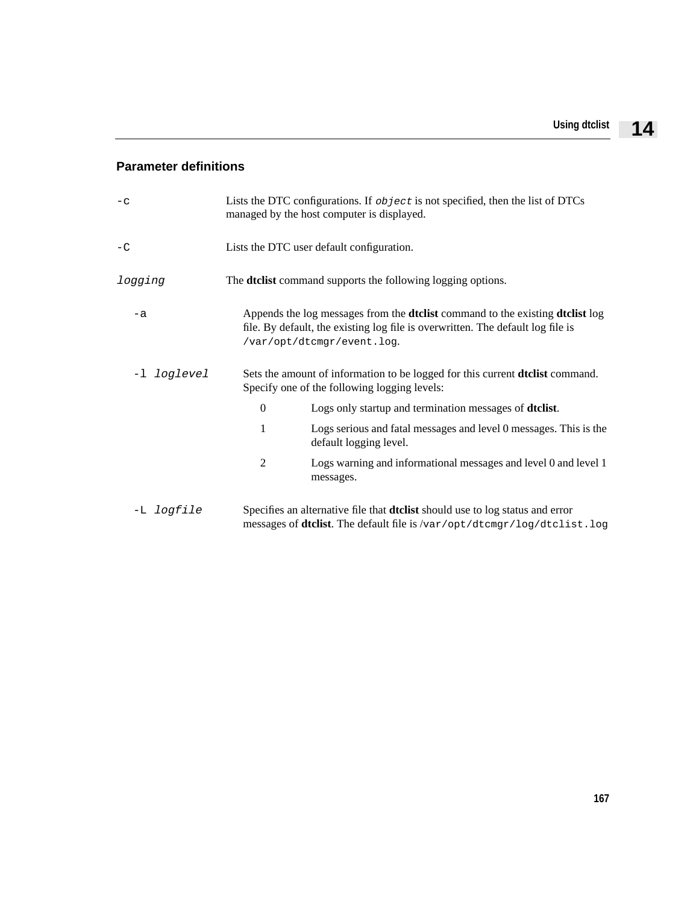### Parameter definitions

`-c`
: Lists the DTC configurations. If *`object`* is not specified, then the list of DTCs managed by the host computer is displayed.

`-C`
: Lists the DTC user default configuration.

*`logging`*
: The **dtclist** command supports the following logging options.

- `-a` — Appends the log messages from the **dtclist** command to the existing **dtclist** log file. By default, the existing log file is overwritten. The default log file is `/var/opt/dtcmgr/event.log`.

- `-l` *`loglevel`* — Sets the amount of information to be logged for this current **dtclist** command. Specify one of the following logging levels:

  - 0 — Logs only startup and termination messages of **dtclist**.
  - 1 — Logs serious and fatal messages and level 0 messages. This is the default logging level.
  - 2 — Logs warning and informational messages and level 0 and level 1 messages.

- `-L` *`logfile`* — Specifies an alternative file that **dtclist** should use to log status and error messages of **dtclist**. The default file is /`var/opt/dtcmgr/log/dtclist.log`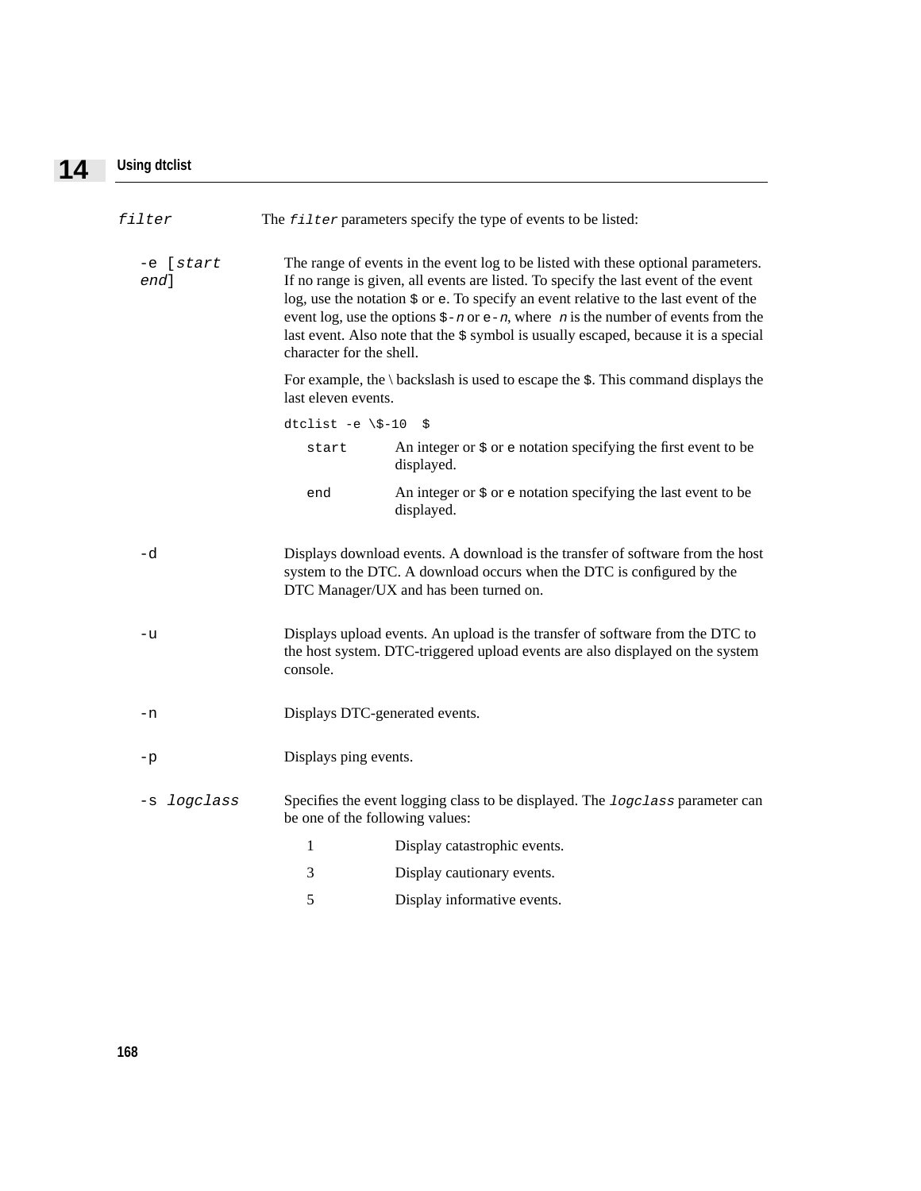*filter* The *filter* parameters specify the type of events to be listed:

`-e [`*start end*`]`

The range of events in the event log to be listed with these optional parameters. If no range is given, all events are listed. To specify the last event of the event log, use the notation `$` or `e`. To specify an event relative to the last event of the event log, use the options `$-`*n* or `e-`*n*, where *n* is the number of events from the last event. Also note that the `$` symbol is usually escaped, because it is a special character for the shell.

For example, the \ backslash is used to escape the `$`. This command displays the last eleven events.

```
dtclist -e \$-10  $
```

| | |
|---|---|
| `start` | An integer or `$` or `e` notation specifying the first event to be displayed. |
| `end` | An integer or `$` or `e` notation specifying the last event to be displayed. |

`-d`

Displays download events. A download is the transfer of software from the host system to the DTC. A download occurs when the DTC is configured by the DTC Manager/UX and has been turned on.

`-u`

Displays upload events. An upload is the transfer of software from the DTC to the host system. DTC-triggered upload events are also displayed on the system console.

`-n`

Displays DTC-generated events.

`-p`

Displays ping events.

`-s` *logclass*

Specifies the event logging class to be displayed. The *logclass* parameter can be one of the following values:

| | |
|---|---|
| 1 | Display catastrophic events. |
| 3 | Display cautionary events. |
| 5 | Display informative events. |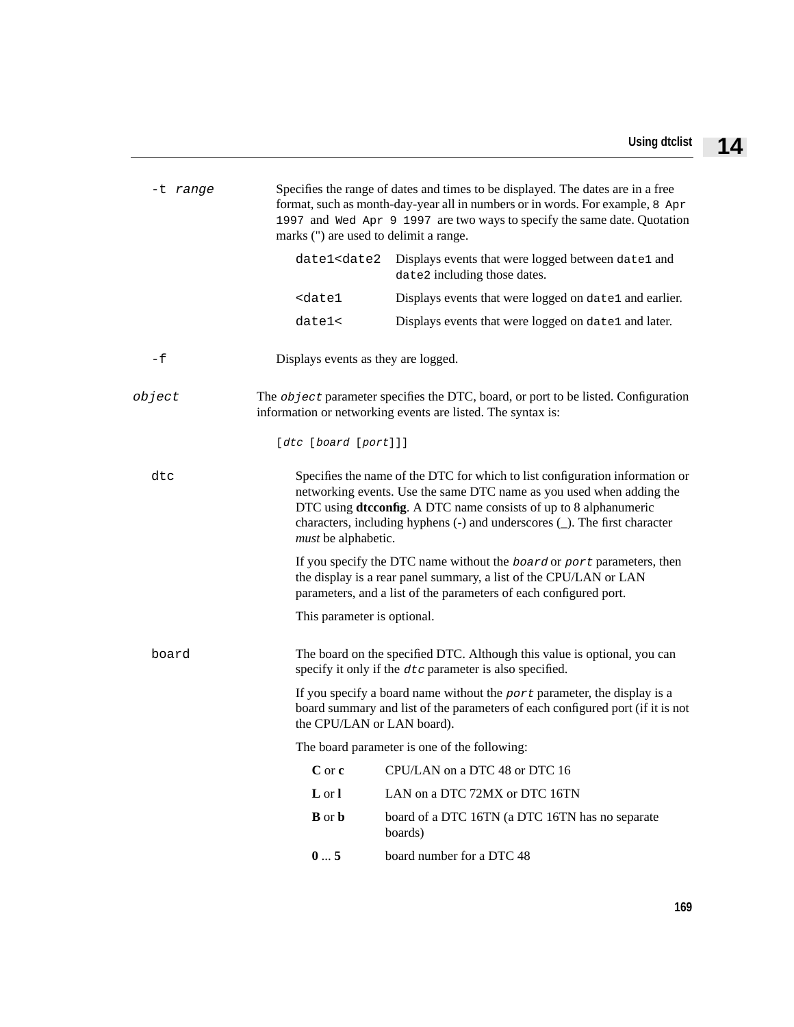`-t` *range*

Specifies the range of dates and times to be displayed. The dates are in a free format, such as month-day-year all in numbers or in words. For example, `8 Apr 1997` and `Wed Apr 9 1997` are two ways to specify the same date. Quotation marks (") are used to delimit a range.

| | |
|---|---|
| `date1<date2` | Displays events that were logged between `date1` and `date2` including those dates. |
| `<date1` | Displays events that were logged on `date1` and earlier. |
| `date1<` | Displays events that were logged on `date1` and later. |

`-f`

Displays events as they are logged.

*object*

The *object* parameter specifies the DTC, board, or port to be listed. Configuration information or networking events are listed. The syntax is:

```
[dtc [board [port]]]
```

`dtc`

Specifies the name of the DTC for which to list configuration information or networking events. Use the same DTC name as you used when adding the DTC using **dtcconfig**. A DTC name consists of up to 8 alphanumeric characters, including hyphens (-) and underscores (_). The first character *must* be alphabetic.

If you specify the DTC name without the *board* or *port* parameters, then the display is a rear panel summary, a list of the CPU/LAN or LAN parameters, and a list of the parameters of each configured port.

This parameter is optional.

`board`

The board on the specified DTC. Although this value is optional, you can specify it only if the *dtc* parameter is also specified.

If you specify a board name without the *port* parameter, the display is a board summary and list of the parameters of each configured port (if it is not the CPU/LAN or LAN board).

The board parameter is one of the following:

| | |
|---|---|
| **C** or **c** | CPU/LAN on a DTC 48 or DTC 16 |
| **L** or **l** | LAN on a DTC 72MX or DTC 16TN |
| **B** or **b** | board of a DTC 16TN (a DTC 16TN has no separate boards) |
| **0** ... **5** | board number for a DTC 48 |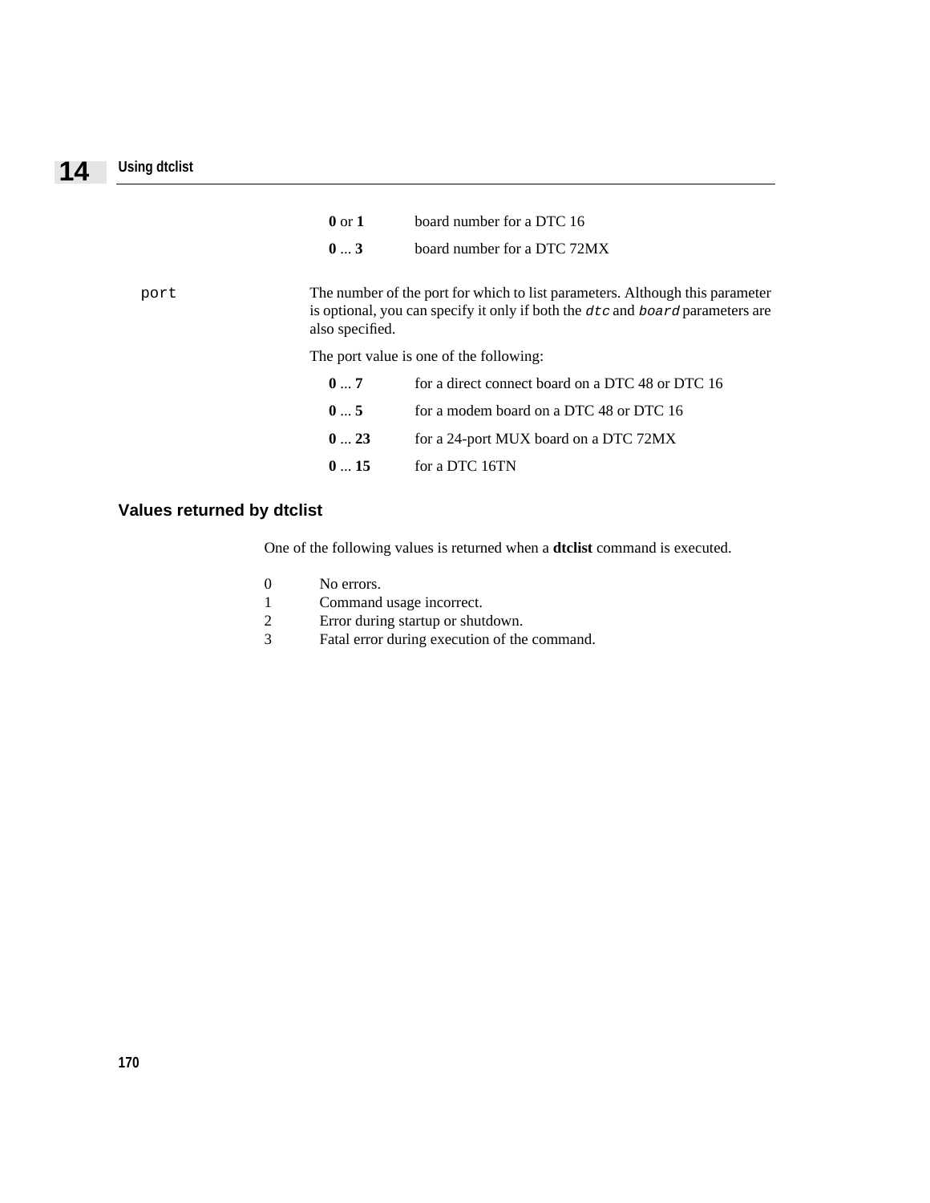| | |
|---|---|
| **0** or **1** | board number for a DTC 16 |
| **0** ... **3** | board number for a DTC 72MX |

`port`

The number of the port for which to list parameters. Although this parameter is optional, you can specify it only if both the *`dtc`* and *`board`* parameters are also specified.

The port value is one of the following:

| | |
|---|---|
| **0** ... **7** | for a direct connect board on a DTC 48 or DTC 16 |
| **0** ... **5** | for a modem board on a DTC 48 or DTC 16 |
| **0** ... **23** | for a 24-port MUX board on a DTC 72MX |
| **0** ... **15** | for a DTC 16TN |

## Values returned by dtclist

One of the following values is returned when a **dtclist** command is executed.

| | |
|---|---|
| 0 | No errors. |
| 1 | Command usage incorrect. |
| 2 | Error during startup or shutdown. |
| 3 | Fatal error during execution of the command. |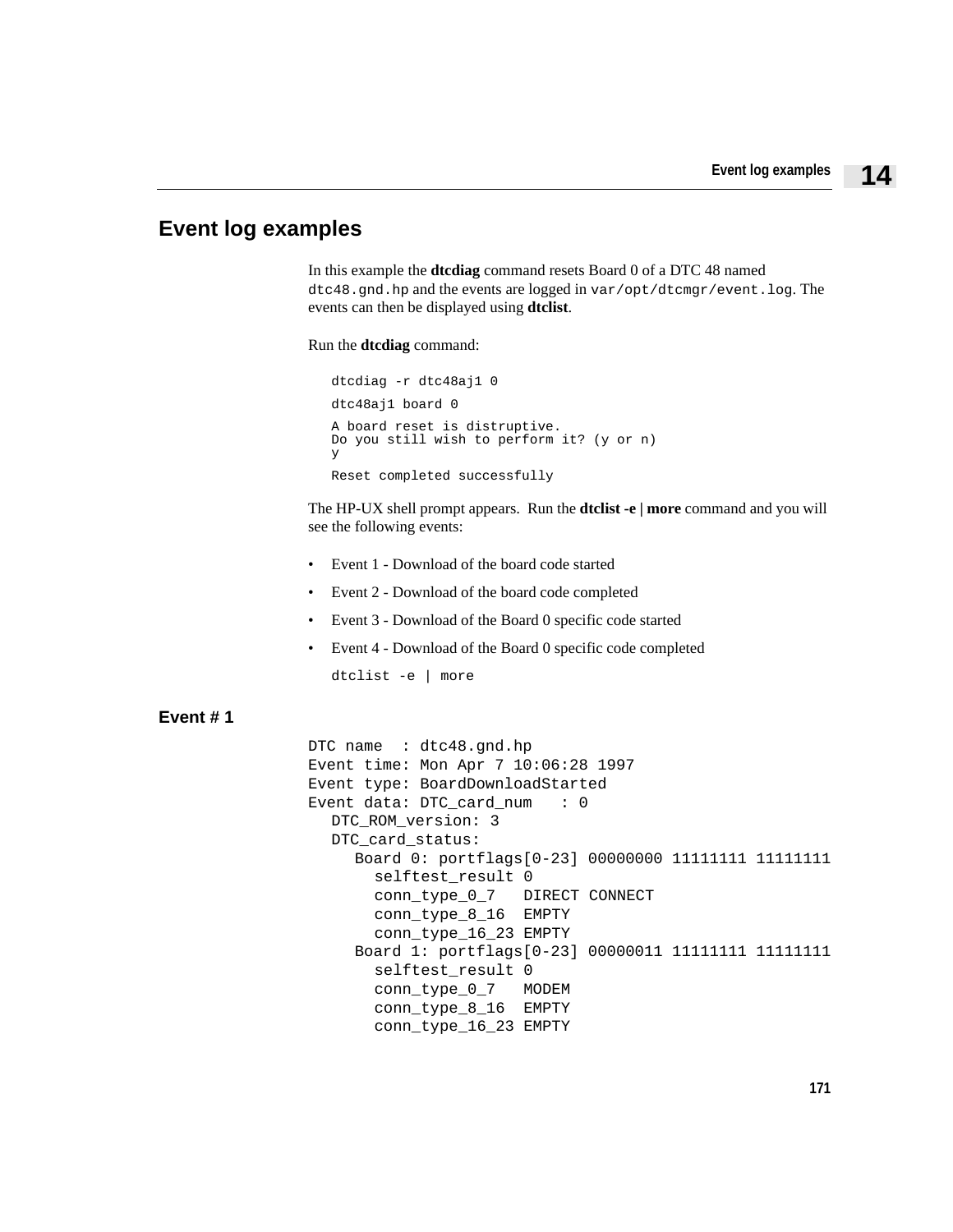# Event log examples

In this example the **dtcdiag** command resets Board 0 of a DTC 48 named `dtc48.gnd.hp` and the events are logged in `var/opt/dtcmgr/event.log`. The events can then be displayed using **dtclist**.

Run the **dtcdiag** command:

```
dtcdiag -r dtc48aj1 0

dtc48aj1 board 0

A board reset is distruptive.
Do you still wish to perform it? (y or n)
y

Reset completed successfully
```

The HP-UX shell prompt appears. Run the **dtclist -e | more** command and you will see the following events:

- Event 1 - Download of the board code started
- Event 2 - Download of the board code completed
- Event 3 - Download of the Board 0 specific code started
- Event 4 - Download of the Board 0 specific code completed

```
dtclist -e | more
```

### Event # 1

```
DTC name  : dtc48.gnd.hp
Event time: Mon Apr 7 10:06:28 1997
Event type: BoardDownloadStarted
Event data: DTC_card_num   : 0
   DTC_ROM_version: 3
   DTC_card_status:
      Board 0: portflags[0-23] 00000000 11111111 11111111
         selftest_result 0
         conn_type_0_7   DIRECT CONNECT
         conn_type_8_16  EMPTY
         conn_type_16_23 EMPTY
      Board 1: portflags[0-23] 00000011 11111111 11111111
         selftest_result 0
         conn_type_0_7   MODEM
         conn_type_8_16  EMPTY
         conn_type_16_23 EMPTY
```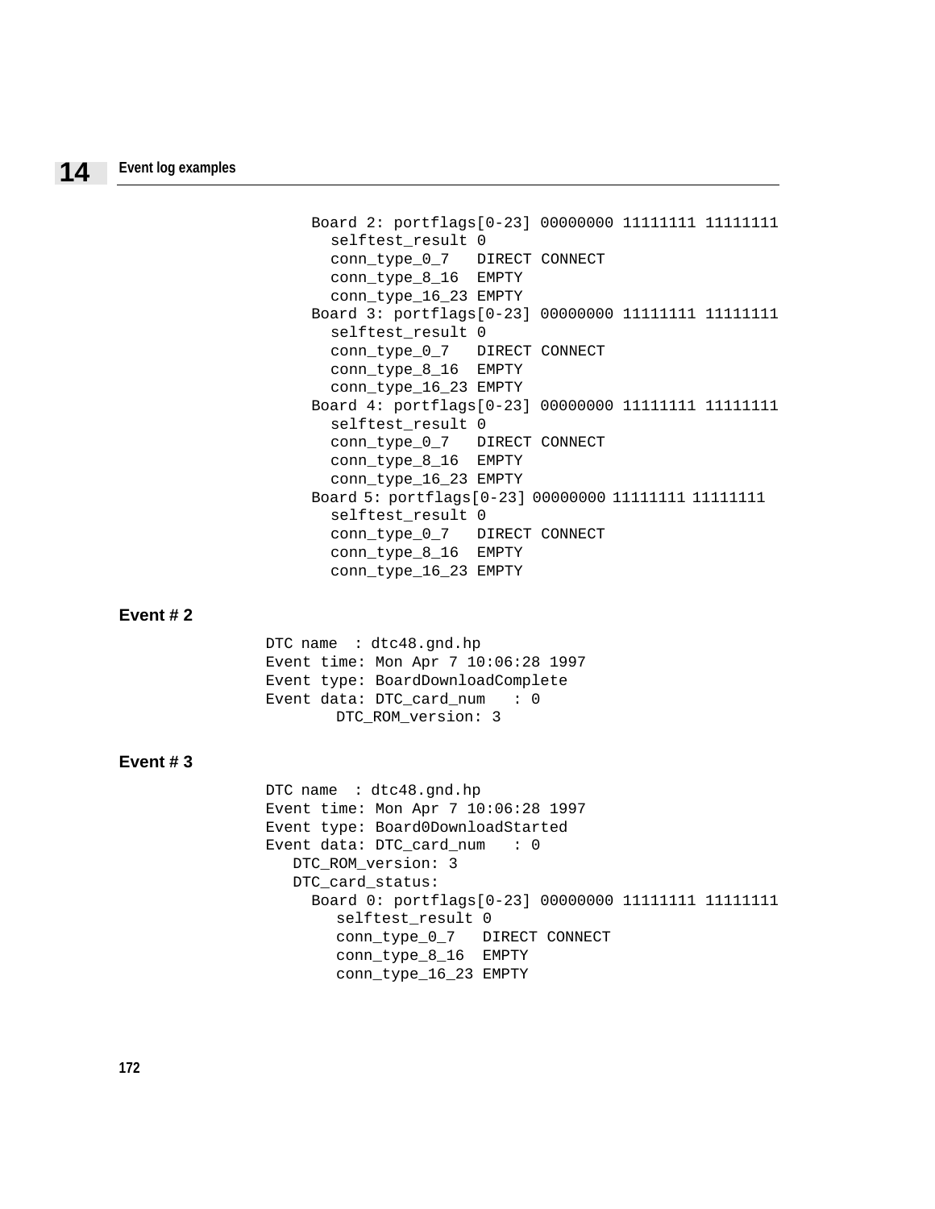```
Board 2: portflags[0-23] 00000000 11111111 11111111
  selftest_result 0
  conn_type_0_7   DIRECT CONNECT
  conn_type_8_16  EMPTY
  conn_type_16_23 EMPTY
Board 3: portflags[0-23] 00000000 11111111 11111111
  selftest_result 0
  conn_type_0_7   DIRECT CONNECT
  conn_type_8_16  EMPTY
  conn_type_16_23 EMPTY
Board 4: portflags[0-23] 00000000 11111111 11111111
  selftest_result 0
  conn_type_0_7   DIRECT CONNECT
  conn_type_8_16  EMPTY
  conn_type_16_23 EMPTY
Board 5: portflags[0-23] 00000000 11111111 11111111
  selftest_result 0
  conn_type_0_7   DIRECT CONNECT
  conn_type_8_16  EMPTY
  conn_type_16_23 EMPTY
```

**Event # 2**

```
DTC name  : dtc48.gnd.hp
Event time: Mon Apr 7 10:06:28 1997
Event type: BoardDownloadComplete
Event data: DTC_card_num   : 0
        DTC_ROM_version: 3
```

**Event # 3**

```
DTC name  : dtc48.gnd.hp
Event time: Mon Apr 7 10:06:28 1997
Event type: Board0DownloadStarted
Event data: DTC_card_num   : 0
   DTC_ROM_version: 3
   DTC_card_status:
     Board 0: portflags[0-23] 00000000 11111111 11111111
        selftest_result 0
        conn_type_0_7   DIRECT CONNECT
        conn_type_8_16  EMPTY
        conn_type_16_23 EMPTY
```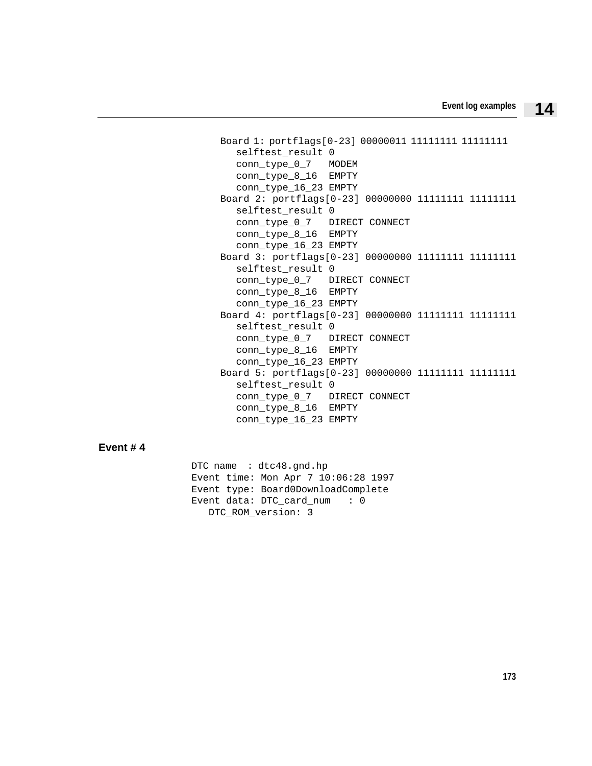```
Board 1: portflags[0-23] 00000011 11111111 11111111
   selftest_result 0
   conn_type_0_7   MODEM
   conn_type_8_16  EMPTY
   conn_type_16_23 EMPTY
Board 2: portflags[0-23] 00000000 11111111 11111111
   selftest_result 0
   conn_type_0_7   DIRECT CONNECT
   conn_type_8_16  EMPTY
   conn_type_16_23 EMPTY
Board 3: portflags[0-23] 00000000 11111111 11111111
   selftest_result 0
   conn_type_0_7   DIRECT CONNECT
   conn_type_8_16  EMPTY
   conn_type_16_23 EMPTY
Board 4: portflags[0-23] 00000000 11111111 11111111
   selftest_result 0
   conn_type_0_7   DIRECT CONNECT
   conn_type_8_16  EMPTY
   conn_type_16_23 EMPTY
Board 5: portflags[0-23] 00000000 11111111 11111111
   selftest_result 0
   conn_type_0_7   DIRECT CONNECT
   conn_type_8_16  EMPTY
   conn_type_16_23 EMPTY
```

### Event # 4

```
DTC name  : dtc48.gnd.hp
Event time: Mon Apr 7 10:06:28 1997
Event type: Board0DownloadComplete
Event data: DTC_card_num   : 0
   DTC_ROM_version: 3
```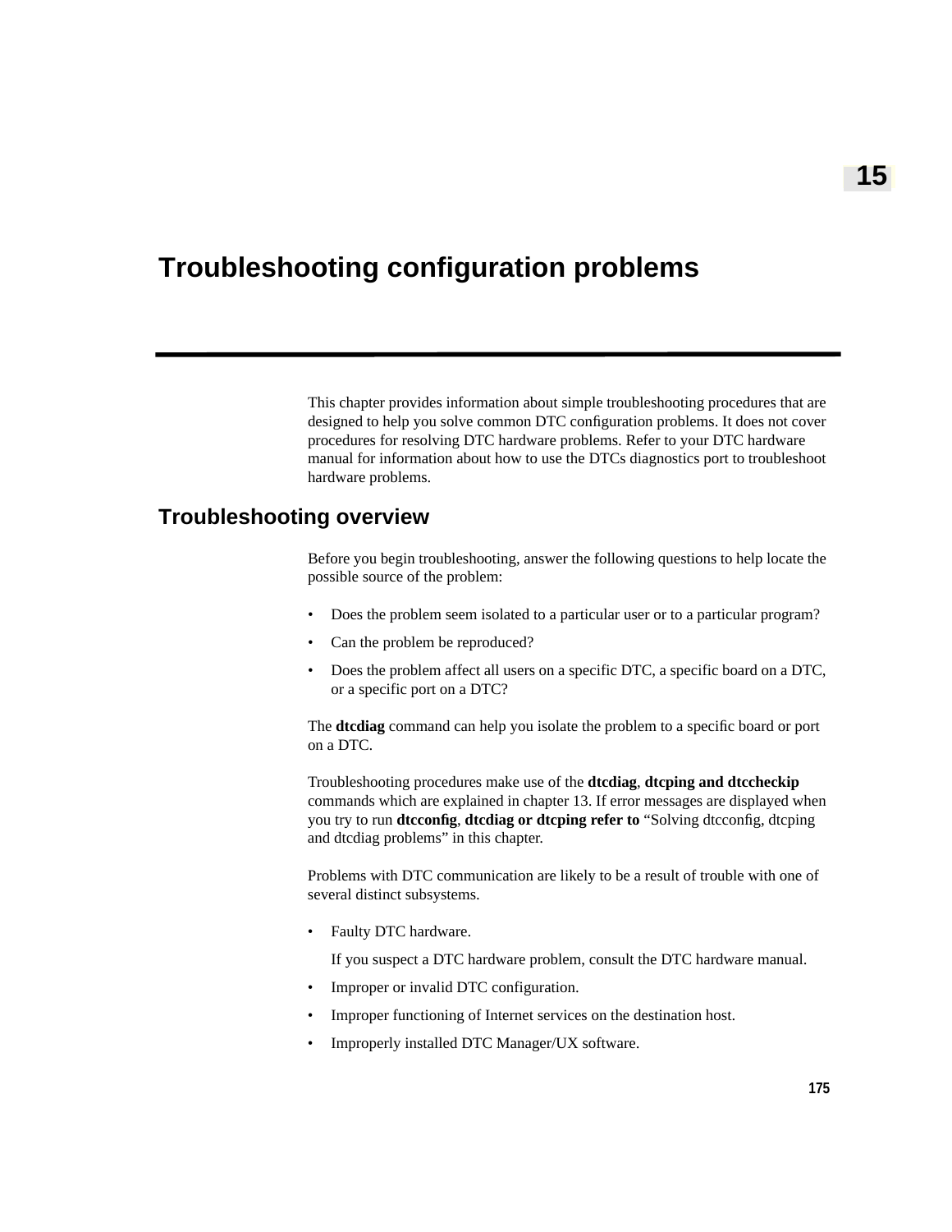# 15

# Troubleshooting configuration problems

This chapter provides information about simple troubleshooting procedures that are designed to help you solve common DTC configuration problems. It does not cover procedures for resolving DTC hardware problems. Refer to your DTC hardware manual for information about how to use the DTCs diagnostics port to troubleshoot hardware problems.

## Troubleshooting overview

Before you begin troubleshooting, answer the following questions to help locate the possible source of the problem:

- Does the problem seem isolated to a particular user or to a particular program?
- Can the problem be reproduced?
- Does the problem affect all users on a specific DTC, a specific board on a DTC, or a specific port on a DTC?

The **dtcdiag** command can help you isolate the problem to a specific board or port on a DTC.

Troubleshooting procedures make use of the **dtcdiag**, **dtcping and dtccheckip** commands which are explained in chapter 13. If error messages are displayed when you try to run **dtcconfig**, **dtcdiag or dtcping refer to** "Solving dtcconfig, dtcping and dtcdiag problems" in this chapter.

Problems with DTC communication are likely to be a result of trouble with one of several distinct subsystems.

- Faulty DTC hardware.

  If you suspect a DTC hardware problem, consult the DTC hardware manual.
- Improper or invalid DTC configuration.
- Improper functioning of Internet services on the destination host.
- Improperly installed DTC Manager/UX software.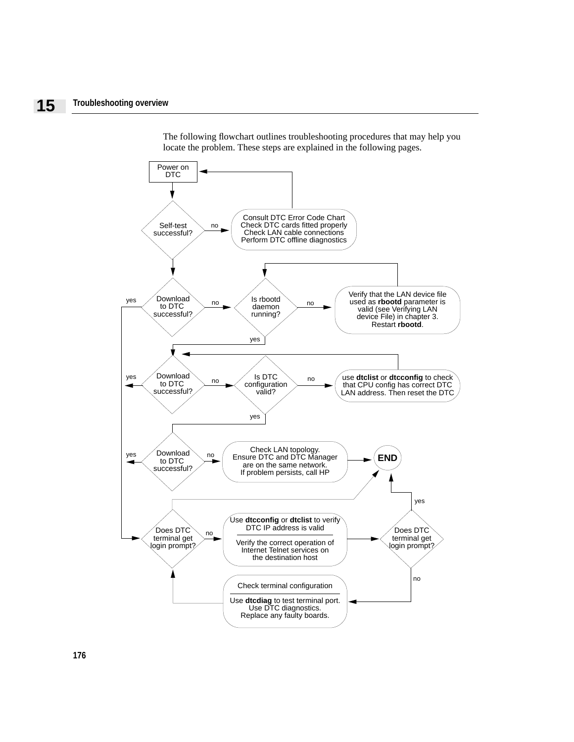The following flowchart outlines troubleshooting procedures that may help you locate the problem. These steps are explained in the following pages.

Power on DTC

Self-test successful? — no → Consult DTC Error Code Chart / Check DTC cards fitted properly / Check LAN cable connections / Perform DTC offline diagnostics → Power on DTC

Download to DTC successful? — yes → Does DTC terminal get login prompt?; no → Is rbootd daemon running?

Is rbootd daemon running? — no → Verify that the LAN device file used as **rbootd** parameter is valid (see Verifying LAN device File) in chapter 3. Restart **rbootd**. → Is rbootd daemon running?; yes → Download to DTC successful?

Download to DTC successful? — yes → Does DTC terminal get login prompt?; no → Is DTC configuration valid?

Is DTC configuration valid? — no → use **dtclist** or **dtcconfig** to check that CPU config has correct DTC LAN address. Then reset the DTC → Download to DTC successful?; yes → Download to DTC successful?

Download to DTC successful? — yes → Does DTC terminal get login prompt?; no → Check LAN topology. Ensure DTC and DTC Manager are on the same network. If problem persists, call HP → END

Does DTC terminal get login prompt? — yes → END; no → Use **dtcconfig** or **dtclist** to verify DTC IP address is valid / Verify the correct operation of Internet Telnet services on the destination host → Does DTC terminal get login prompt?

Does DTC terminal get login prompt? — yes → END; no → Check terminal configuration / Use **dtcdiag** to test terminal port. Use DTC diagnostics. Replace any faulty boards. → Does DTC terminal get login prompt?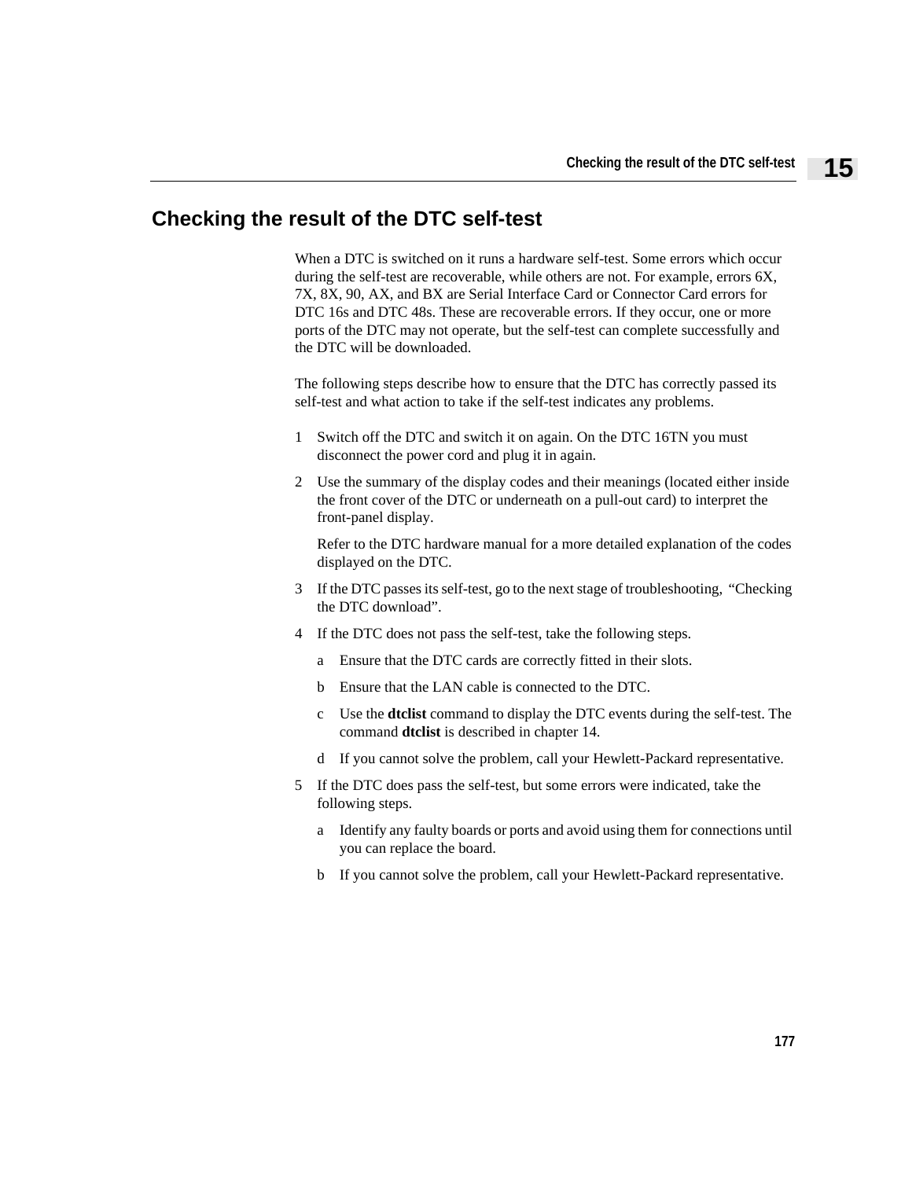## Checking the result of the DTC self-test

When a DTC is switched on it runs a hardware self-test. Some errors which occur during the self-test are recoverable, while others are not. For example, errors 6X, 7X, 8X, 90, AX, and BX are Serial Interface Card or Connector Card errors for DTC 16s and DTC 48s. These are recoverable errors. If they occur, one or more ports of the DTC may not operate, but the self-test can complete successfully and the DTC will be downloaded.

The following steps describe how to ensure that the DTC has correctly passed its self-test and what action to take if the self-test indicates any problems.

1. Switch off the DTC and switch it on again. On the DTC 16TN you must disconnect the power cord and plug it in again.
2. Use the summary of the display codes and their meanings (located either inside the front cover of the DTC or underneath on a pull-out card) to interpret the front-panel display.

   Refer to the DTC hardware manual for a more detailed explanation of the codes displayed on the DTC.
3. If the DTC passes its self-test, go to the next stage of troubleshooting, "Checking the DTC download".
4. If the DTC does not pass the self-test, take the following steps.
   a. Ensure that the DTC cards are correctly fitted in their slots.
   b. Ensure that the LAN cable is connected to the DTC.
   c. Use the **dtclist** command to display the DTC events during the self-test. The command **dtclist** is described in chapter 14.
   d. If you cannot solve the problem, call your Hewlett-Packard representative.
5. If the DTC does pass the self-test, but some errors were indicated, take the following steps.
   a. Identify any faulty boards or ports and avoid using them for connections until you can replace the board.
   b. If you cannot solve the problem, call your Hewlett-Packard representative.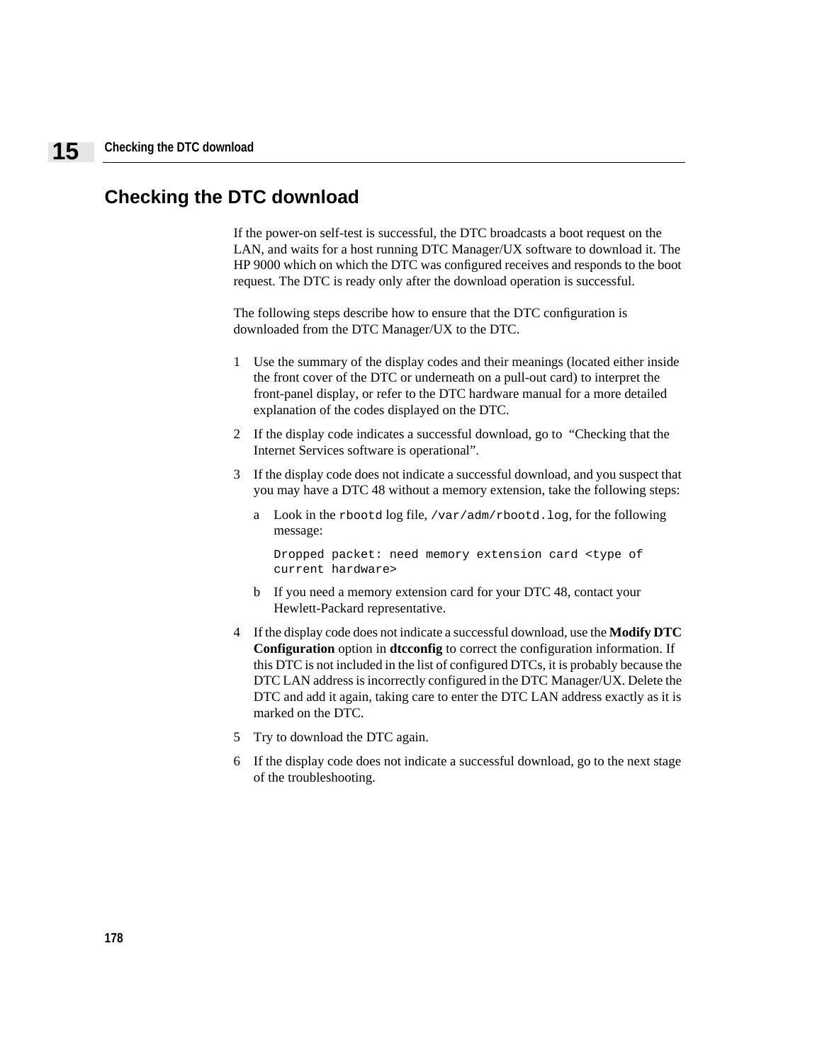## Checking the DTC download

If the power-on self-test is successful, the DTC broadcasts a boot request on the LAN, and waits for a host running DTC Manager/UX software to download it. The HP 9000 which on which the DTC was configured receives and responds to the boot request. The DTC is ready only after the download operation is successful.

The following steps describe how to ensure that the DTC configuration is downloaded from the DTC Manager/UX to the DTC.

1. Use the summary of the display codes and their meanings (located either inside the front cover of the DTC or underneath on a pull-out card) to interpret the front-panel display, or refer to the DTC hardware manual for a more detailed explanation of the codes displayed on the DTC.
2. If the display code indicates a successful download, go to "Checking that the Internet Services software is operational".
3. If the display code does not indicate a successful download, and you suspect that you may have a DTC 48 without a memory extension, take the following steps:
   a. Look in the `rbootd` log file, `/var/adm/rbootd.log`, for the following message:

      ```
      Dropped packet: need memory extension card <type of
      current hardware>
      ```

   b. If you need a memory extension card for your DTC 48, contact your Hewlett-Packard representative.
4. If the display code does not indicate a successful download, use the **Modify DTC Configuration** option in **dtcconfig** to correct the configuration information. If this DTC is not included in the list of configured DTCs, it is probably because the DTC LAN address is incorrectly configured in the DTC Manager/UX. Delete the DTC and add it again, taking care to enter the DTC LAN address exactly as it is marked on the DTC.
5. Try to download the DTC again.
6. If the display code does not indicate a successful download, go to the next stage of the troubleshooting.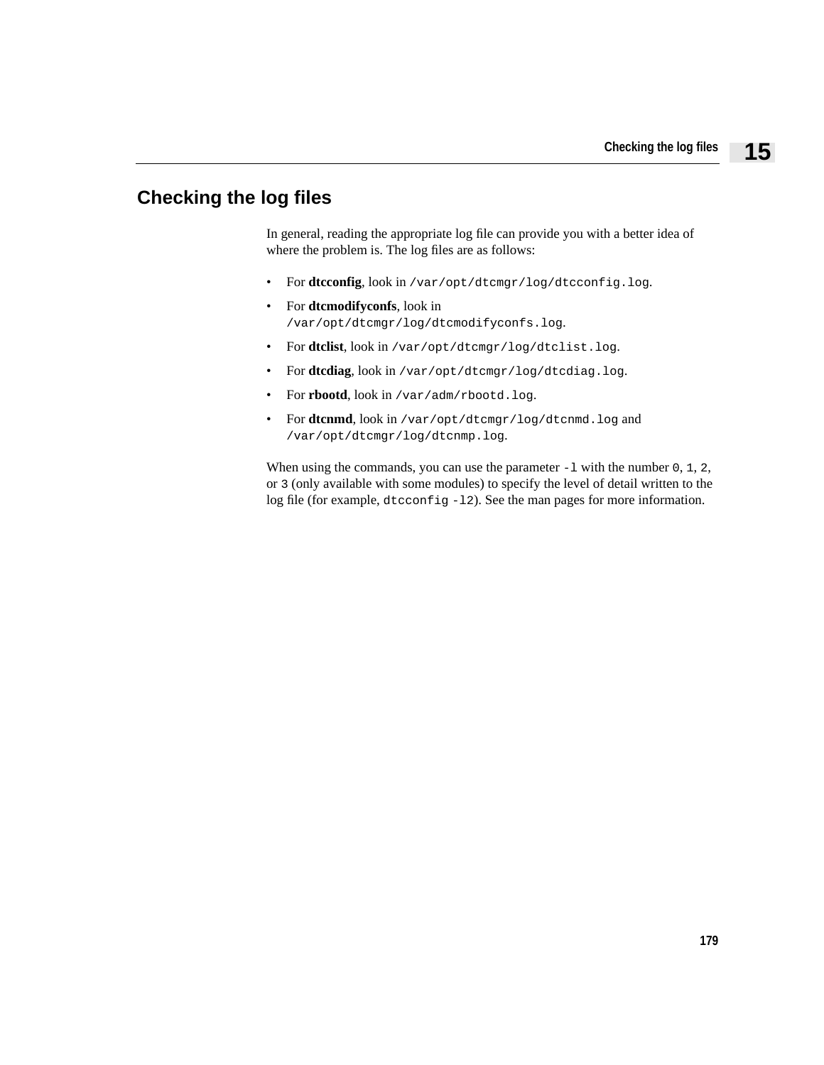# Checking the log files

In general, reading the appropriate log file can provide you with a better idea of where the problem is. The log files are as follows:

- For **dtcconfig**, look in `/var/opt/dtcmgr/log/dtcconfig.log`.
- For **dtcmodifyconfs**, look in `/var/opt/dtcmgr/log/dtcmodifyconfs.log`.
- For **dtclist**, look in `/var/opt/dtcmgr/log/dtclist.log`.
- For **dtcdiag**, look in `/var/opt/dtcmgr/log/dtcdiag.log`.
- For **rbootd**, look in `/var/adm/rbootd.log`.
- For **dtcnmd**, look in `/var/opt/dtcmgr/log/dtcnmd.log` and `/var/opt/dtcmgr/log/dtcnmp.log`.

When using the commands, you can use the parameter `-l` with the number `0`, `1`, `2`, or `3` (only available with some modules) to specify the level of detail written to the log file (for example, `dtcconfig -l2`). See the man pages for more information.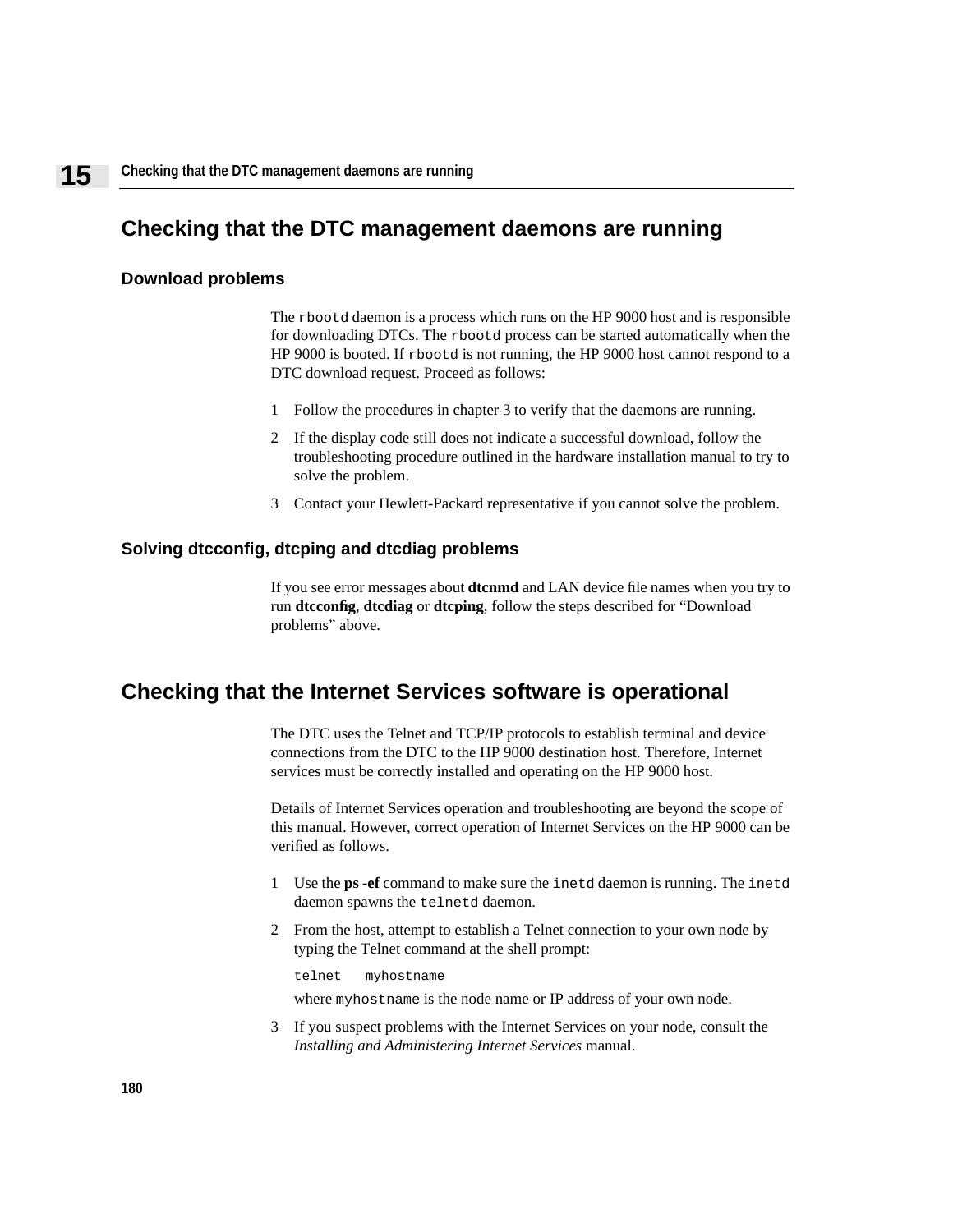## Checking that the DTC management daemons are running

### Download problems

The `rbootd` daemon is a process which runs on the HP 9000 host and is responsible for downloading DTCs. The `rbootd` process can be started automatically when the HP 9000 is booted. If `rbootd` is not running, the HP 9000 host cannot respond to a DTC download request. Proceed as follows:

1. Follow the procedures in chapter 3 to verify that the daemons are running.
2. If the display code still does not indicate a successful download, follow the troubleshooting procedure outlined in the hardware installation manual to try to solve the problem.
3. Contact your Hewlett-Packard representative if you cannot solve the problem.

### Solving dtcconfig, dtcping and dtcdiag problems

If you see error messages about **dtcnmd** and LAN device file names when you try to run **dtcconfig**, **dtcdiag** or **dtcping**, follow the steps described for “Download problems” above.

## Checking that the Internet Services software is operational

The DTC uses the Telnet and TCP/IP protocols to establish terminal and device connections from the DTC to the HP 9000 destination host. Therefore, Internet services must be correctly installed and operating on the HP 9000 host.

Details of Internet Services operation and troubleshooting are beyond the scope of this manual. However, correct operation of Internet Services on the HP 9000 can be verified as follows.

1. Use the **ps -ef** command to make sure the `inetd` daemon is running. The `inetd` daemon spawns the `telnetd` daemon.
2. From the host, attempt to establish a Telnet connection to your own node by typing the Telnet command at the shell prompt:

   ```
   telnet   myhostname
   ```

   where `myhostname` is the node name or IP address of your own node.
3. If you suspect problems with the Internet Services on your node, consult the *Installing and Administering Internet Services* manual.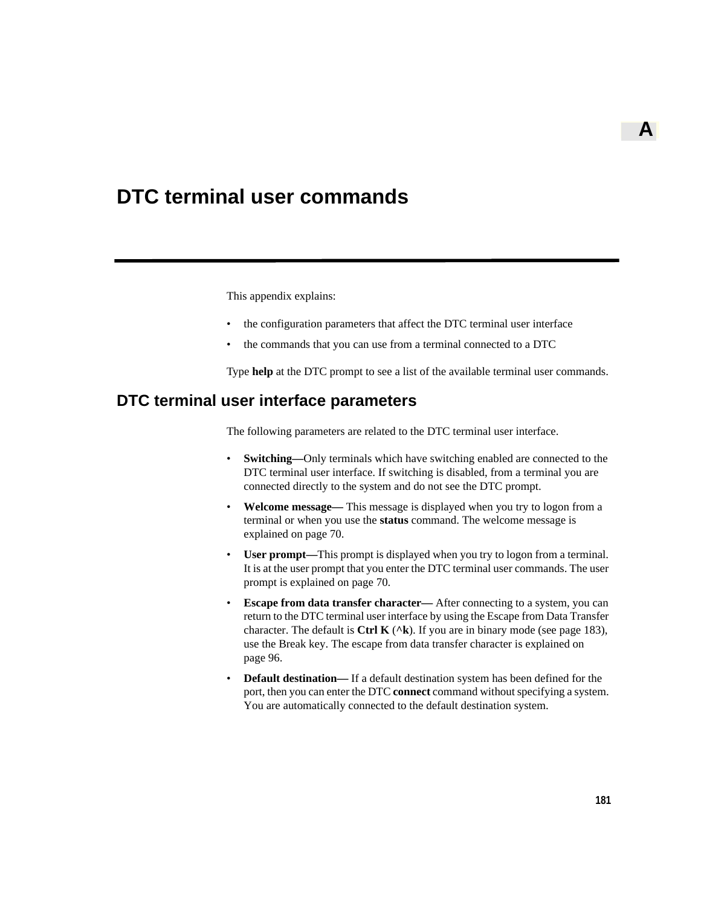A

# DTC terminal user commands

This appendix explains:

- the configuration parameters that affect the DTC terminal user interface
- the commands that you can use from a terminal connected to a DTC

Type **help** at the DTC prompt to see a list of the available terminal user commands.

## DTC terminal user interface parameters

The following parameters are related to the DTC terminal user interface.

- **Switching—**Only terminals which have switching enabled are connected to the DTC terminal user interface. If switching is disabled, from a terminal you are connected directly to the system and do not see the DTC prompt.
- **Welcome message—** This message is displayed when you try to logon from a terminal or when you use the **status** command. The welcome message is explained on page 70.
- **User prompt—**This prompt is displayed when you try to logon from a terminal. It is at the user prompt that you enter the DTC terminal user commands. The user prompt is explained on page 70.
- **Escape from data transfer character—** After connecting to a system, you can return to the DTC terminal user interface by using the Escape from Data Transfer character. The default is **Ctrl K** (**^k**). If you are in binary mode (see page 183), use the Break key. The escape from data transfer character is explained on page 96.
- **Default destination—** If a default destination system has been defined for the port, then you can enter the DTC **connect** command without specifying a system. You are automatically connected to the default destination system.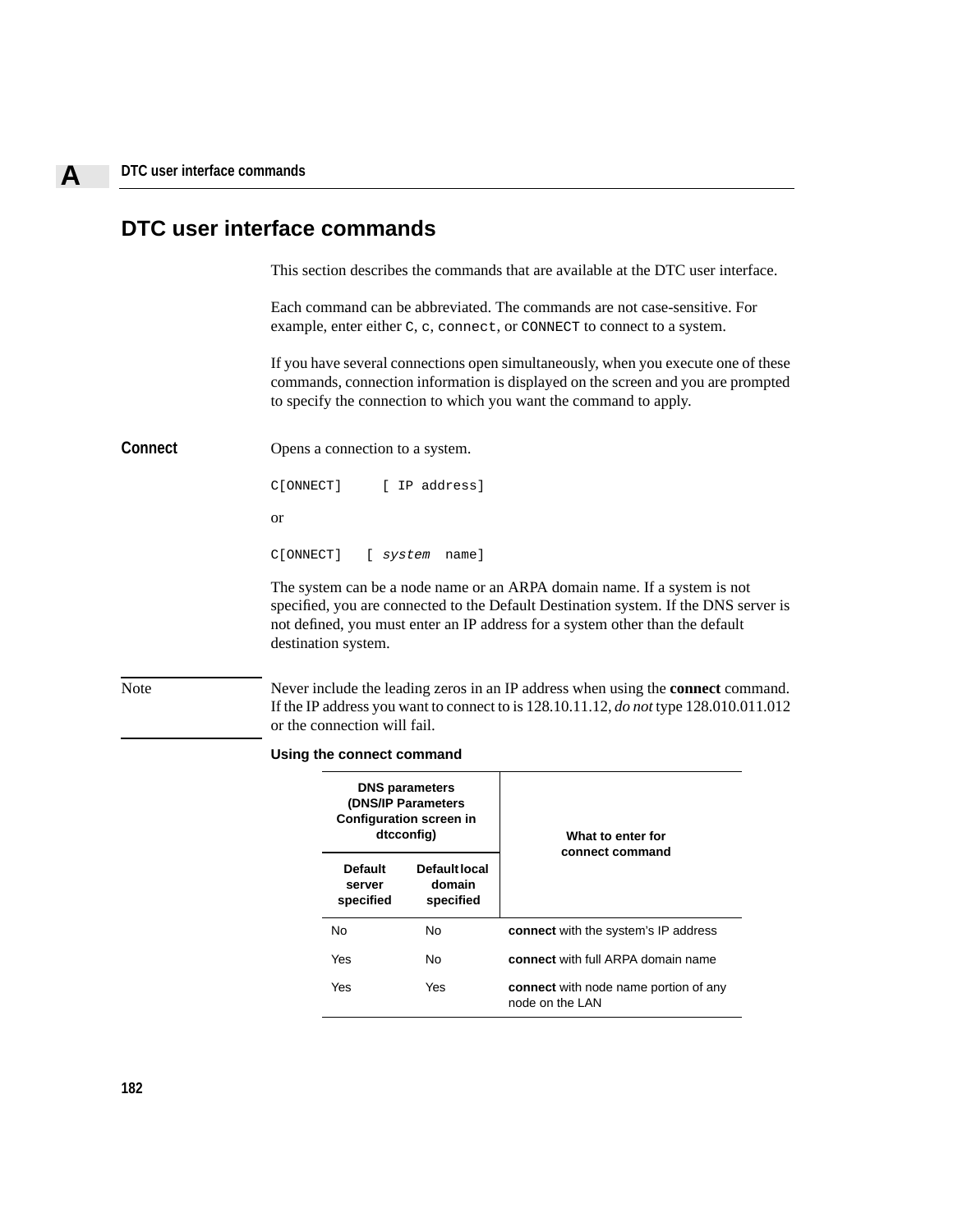# DTC user interface commands

This section describes the commands that are available at the DTC user interface.

Each command can be abbreviated. The commands are not case-sensitive. For example, enter either `C`, `c`, `connect`, or `CONNECT` to connect to a system.

If you have several connections open simultaneously, when you execute one of these commands, connection information is displayed on the screen and you are prompted to specify the connection to which you want the command to apply.

## Connect

Opens a connection to a system.

```
C[ONNECT]     [ IP address]
```

or

```
C[ONNECT]   [ system  name]
```

The system can be a node name or an ARPA domain name. If a system is not specified, you are connected to the Default Destination system. If the DNS server is not defined, you must enter an IP address for a system other than the default destination system.

**Note:** Never include the leading zeros in an IP address when using the **connect** command. If the IP address you want to connect to is 128.10.11.12, *do not* type 128.010.011.012 or the connection will fail.

**Using the connect command**

| DNS parameters (DNS/IP Parameters Configuration screen in dtcconfig) | | What to enter for connect command |
|---|---|---|
| Default server specified | Default local domain specified | |
| No | No | **connect** with the system's IP address |
| Yes | No | **connect** with full ARPA domain name |
| Yes | Yes | **connect** with node name portion of any node on the LAN |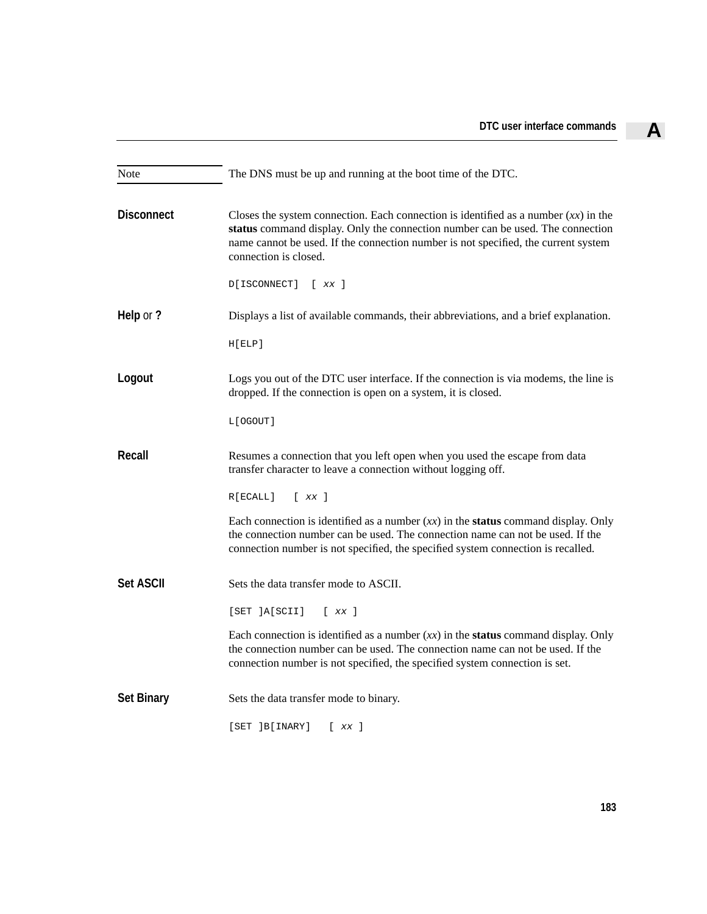Note: The DNS must be up and running at the boot time of the DTC.

**Disconnect**

Closes the system connection. Each connection is identified as a number (*xx*) in the **status** command display. Only the connection number can be used. The connection name cannot be used. If the connection number is not specified, the current system connection is closed.

```
D[ISCONNECT]  [ xx ]
```

**Help** or **?**

Displays a list of available commands, their abbreviations, and a brief explanation.

```
H[ELP]
```

**Logout**

Logs you out of the DTC user interface. If the connection is via modems, the line is dropped. If the connection is open on a system, it is closed.

```
L[OGOUT]
```

**Recall**

Resumes a connection that you left open when you used the escape from data transfer character to leave a connection without logging off.

```
R[ECALL]   [ xx ]
```

Each connection is identified as a number (*xx*) in the **status** command display. Only the connection number can be used. The connection name can not be used. If the connection number is not specified, the specified system connection is recalled.

**Set ASCII**

Sets the data transfer mode to ASCII.

```
[SET ]A[SCII]   [ xx ]
```

Each connection is identified as a number (*xx*) in the **status** command display. Only the connection number can be used. The connection name can not be used. If the connection number is not specified, the specified system connection is set.

**Set Binary**

Sets the data transfer mode to binary.

```
[SET ]B[INARY]   [ xx ]
```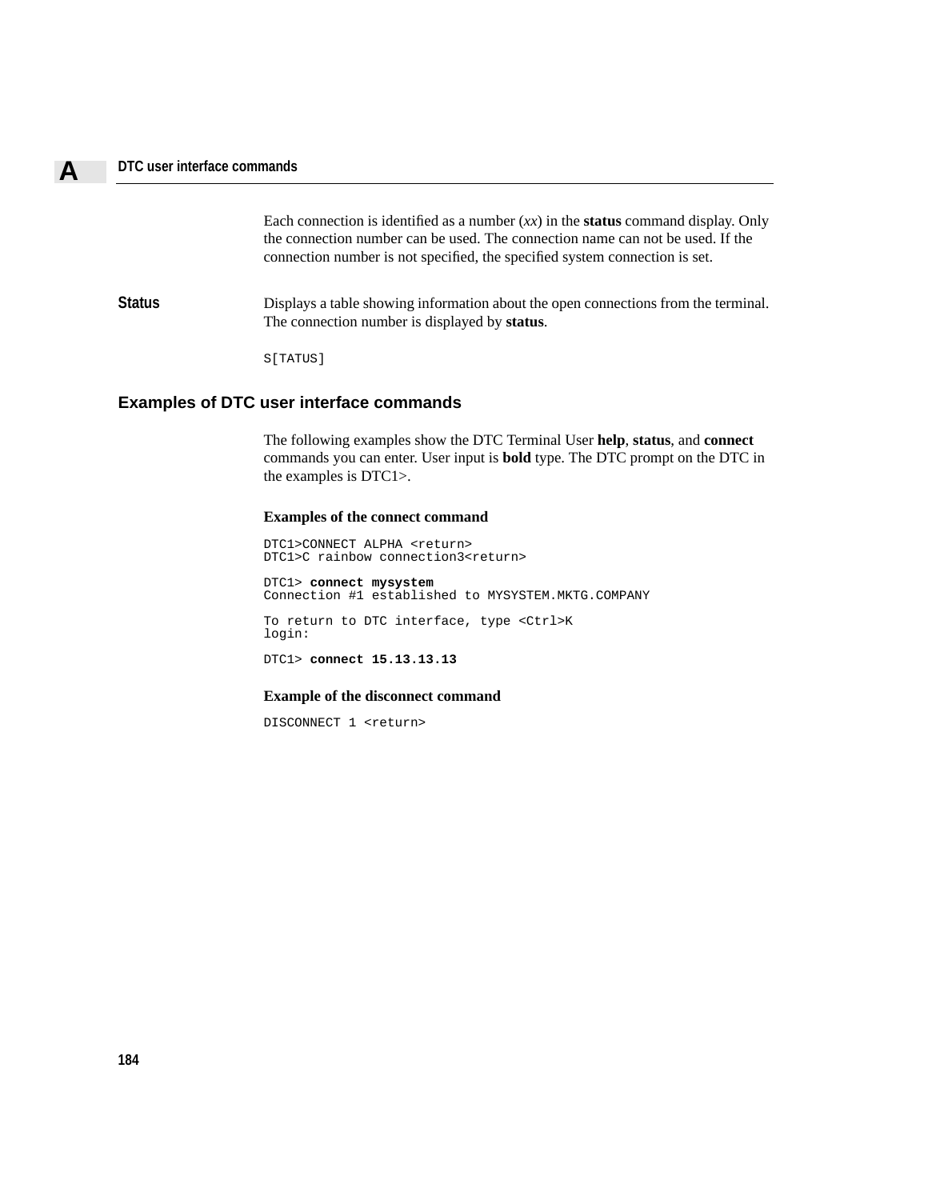Each connection is identified as a number (*xx*) in the **status** command display. Only the connection number can be used. The connection name can not be used. If the connection number is not specified, the specified system connection is set.

**Status**

Displays a table showing information about the open connections from the terminal. The connection number is displayed by **status**.

```
S[TATUS]
```

## Examples of DTC user interface commands

The following examples show the DTC Terminal User **help**, **status**, and **connect** commands you can enter. User input is **bold** type. The DTC prompt on the DTC in the examples is DTC1>.

### Examples of the connect command

```
DTC1>CONNECT ALPHA <return>
DTC1>C rainbow connection3<return>

DTC1> connect mysystem
Connection #1 established to MYSYSTEM.MKTG.COMPANY

To return to DTC interface, type <Ctrl>K
login:

DTC1> connect 15.13.13.13
```

### Example of the disconnect command

```
DISCONNECT 1 <return>
```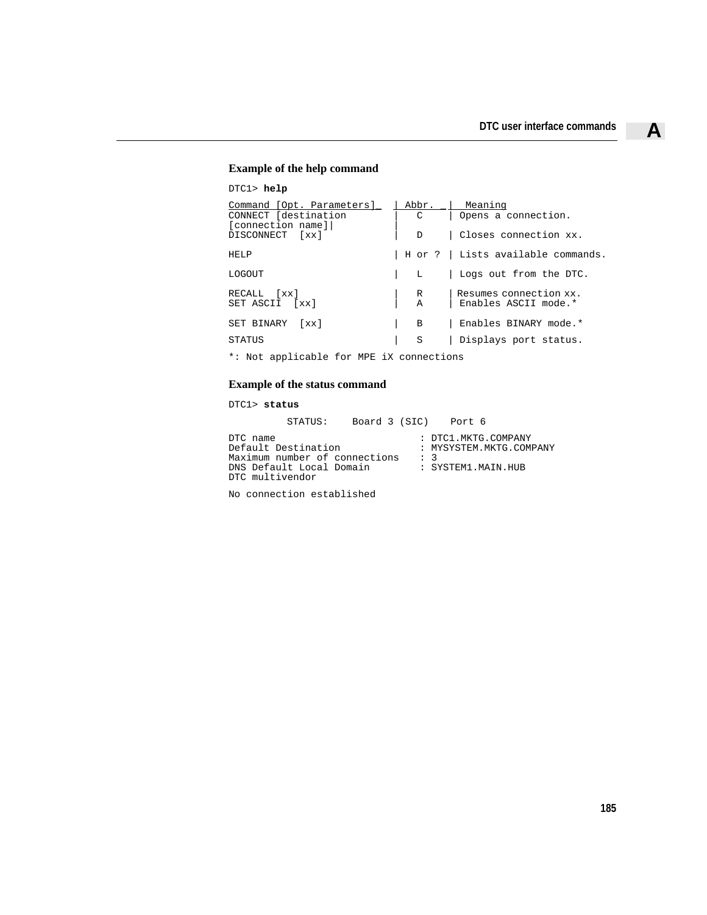### Example of the help command

```
DTC1> help

Command [Opt. Parameters]_  | Abbr. _|  Meaning
CONNECT [destination        |   C    | Opens a connection.
[connection name]|          |
DISCONNECT  [xx]            |   D    | Closes connection xx.

HELP                        | H or ? | Lists available commands.

LOGOUT                      |   L    | Logs out from the DTC.

RECALL  [xx]                |   R    | Resumes connection xx.
SET ASCII  [xx]             |   A    | Enables ASCII mode.*

SET BINARY  [xx]            |   B    | Enables BINARY mode.*

STATUS                      |   S    | Displays port status.

*: Not applicable for MPE iX connections
```

### Example of the status command

```
DTC1> status

          STATUS:    Board 3 (SIC)    Port 6

DTC name                        : DTC1.MKTG.COMPANY
Default Destination             : MYSYSTEM.MKTG.COMPANY
Maximum number of connections   : 3
DNS Default Local Domain        : SYSTEM1.MAIN.HUB
DTC multivendor

No connection established
```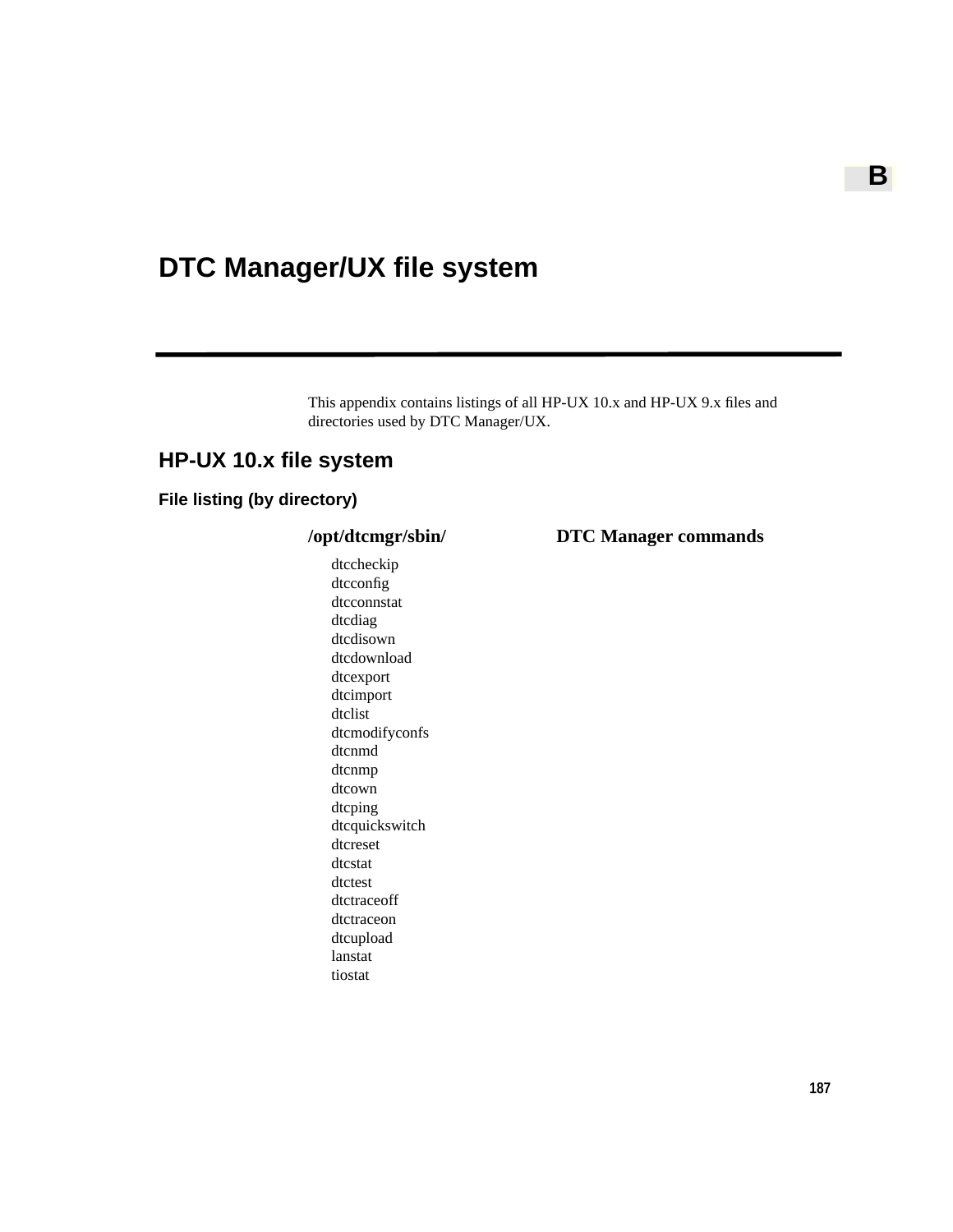B

# DTC Manager/UX file system

This appendix contains listings of all HP-UX 10.x and HP-UX 9.x files and directories used by DTC Manager/UX.

## HP-UX 10.x file system

### File listing (by directory)

**/opt/dtcmgr/sbin/** — **DTC Manager commands**

- dtccheckip
- dtcconfig
- dtcconnstat
- dtcdiag
- dtcdisown
- dtcdownload
- dtcexport
- dtcimport
- dtclist
- dtcmodifyconfs
- dtcnmd
- dtcnmp
- dtcown
- dtcping
- dtcquickswitch
- dtcreset
- dtcstat
- dtctest
- dtctraceoff
- dtctraceon
- dtcupload
- lanstat
- tiostat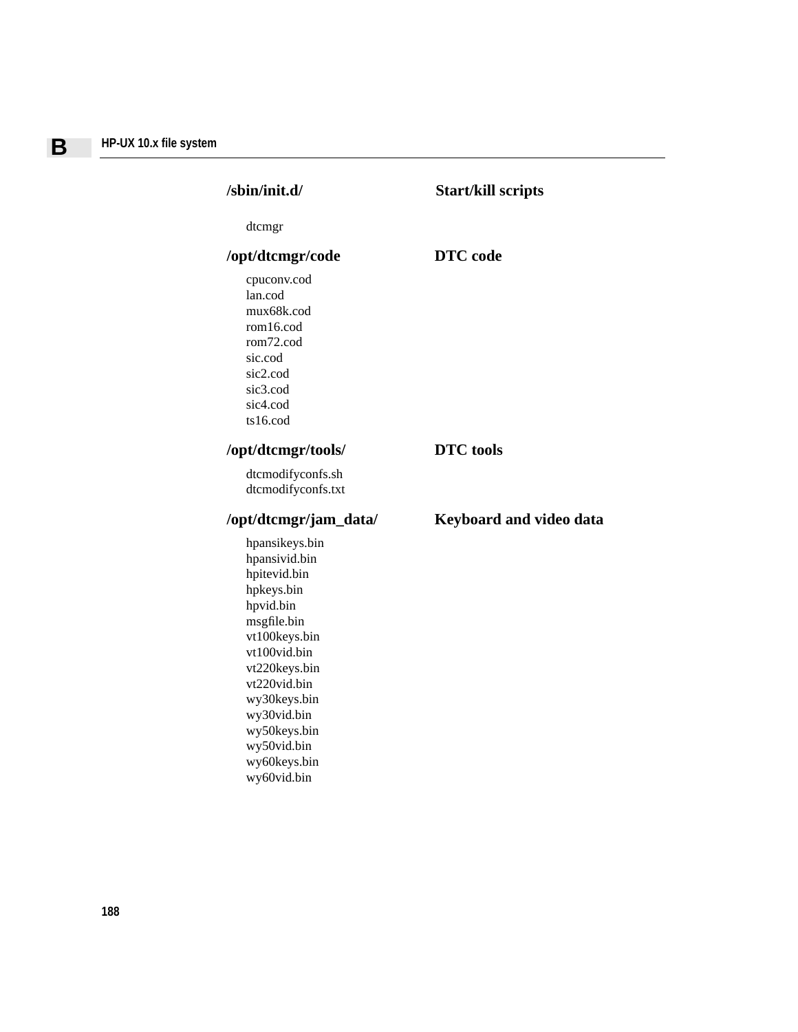**/sbin/init.d/** — **Start/kill scripts**

dtcmgr

**/opt/dtcmgr/code** — **DTC code**

cpuconv.cod
lan.cod
mux68k.cod
rom16.cod
rom72.cod
sic.cod
sic2.cod
sic3.cod
sic4.cod
ts16.cod

**/opt/dtcmgr/tools/** — **DTC tools**

dtcmodifyconfs.sh
dtcmodifyconfs.txt

**/opt/dtcmgr/jam_data/** — **Keyboard and video data**

hpansikeys.bin
hpansivid.bin
hpitevid.bin
hpkeys.bin
hpvid.bin
msgfile.bin
vt100keys.bin
vt100vid.bin
vt220keys.bin
vt220vid.bin
wy30keys.bin
wy30vid.bin
wy50keys.bin
wy50vid.bin
wy60keys.bin
wy60vid.bin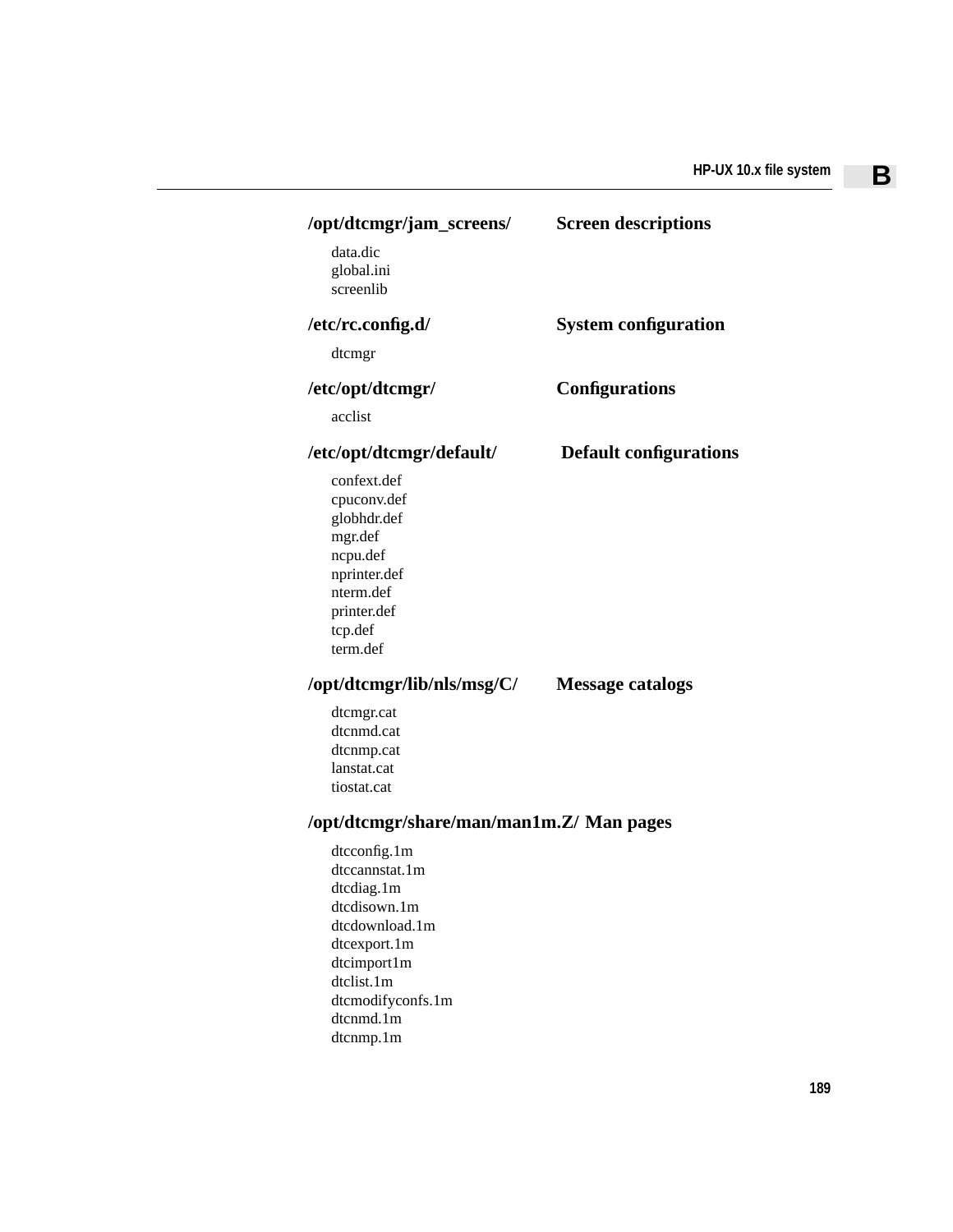**/opt/dtcmgr/jam_screens/ Screen descriptions**

data.dic
global.ini
screenlib

**/etc/rc.config.d/ System configuration**

dtcmgr

**/etc/opt/dtcmgr/ Configurations**

acclist

**/etc/opt/dtcmgr/default/ Default configurations**

confext.def
cpuconv.def
globhdr.def
mgr.def
ncpu.def
nprinter.def
nterm.def
printer.def
tcp.def
term.def

**/opt/dtcmgr/lib/nls/msg/C/ Message catalogs**

dtcmgr.cat
dtcnmd.cat
dtcnmp.cat
lanstat.cat
tiostat.cat

**/opt/dtcmgr/share/man/man1m.Z/ Man pages**

dtcconfig.1m
dtccannstat.1m
dtcdiag.1m
dtcdisown.1m
dtcdownload.1m
dtcexport.1m
dtcimport1m
dtclist.1m
dtcmodifyconfs.1m
dtcnmd.1m
dtcnmp.1m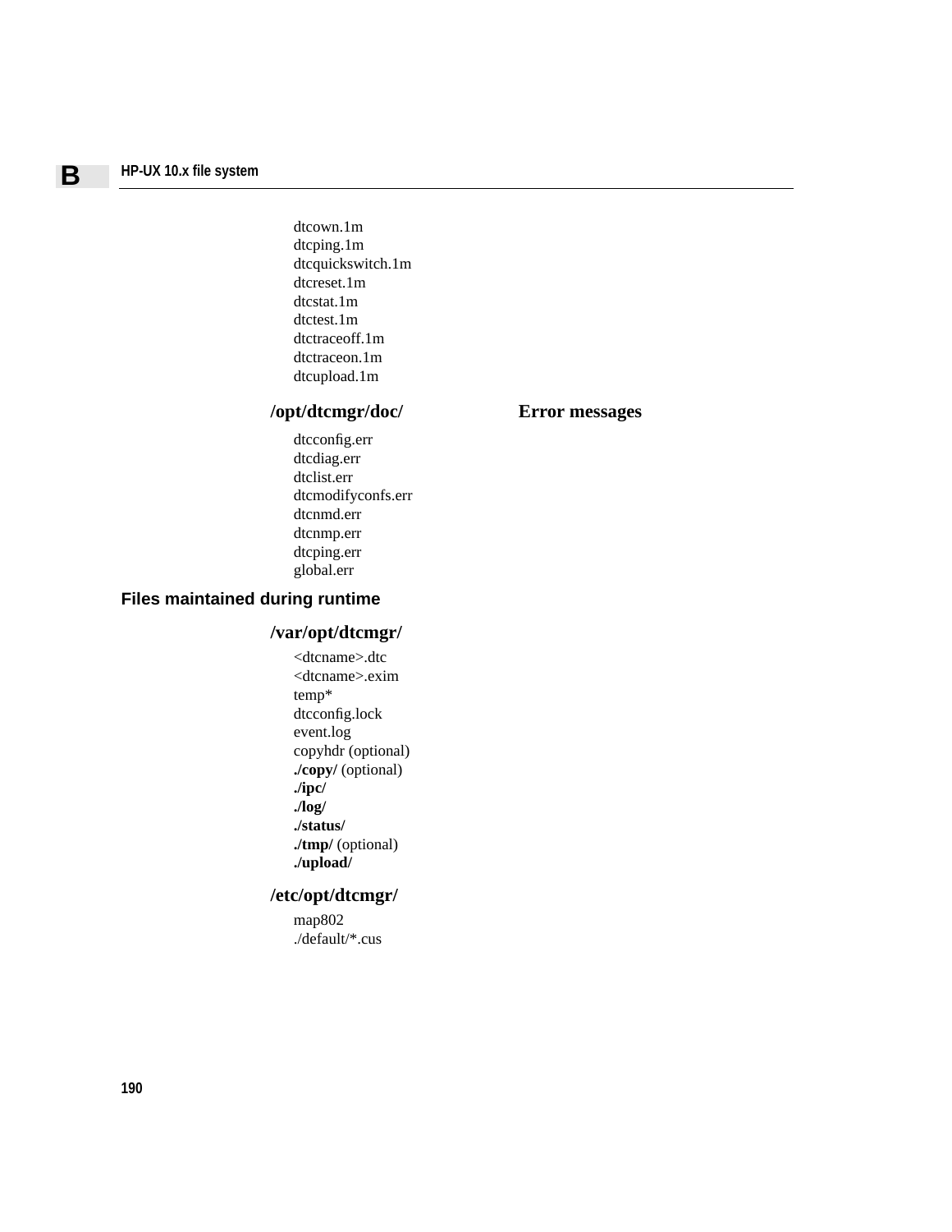dtcown.1m
dtcping.1m
dtcquickswitch.1m
dtcreset.1m
dtcstat.1m
dtctest.1m
dtctraceoff.1m
dtctraceon.1m
dtcupload.1m

### /opt/dtcmgr/doc/ Error messages

dtcconfig.err
dtcdiag.err
dtclist.err
dtcmodifyconfs.err
dtcnmd.err
dtcnmp.err
dtcping.err
global.err

## Files maintained during runtime

### /var/opt/dtcmgr/

<dtcname>.dtc
<dtcname>.exim
temp*
dtcconfig.lock
event.log
copyhdr (optional)
**./copy/** (optional)
**./ipc/**
**./log/**
**./status/**
**./tmp/** (optional)
**./upload/**

### /etc/opt/dtcmgr/

map802
./default/*.cus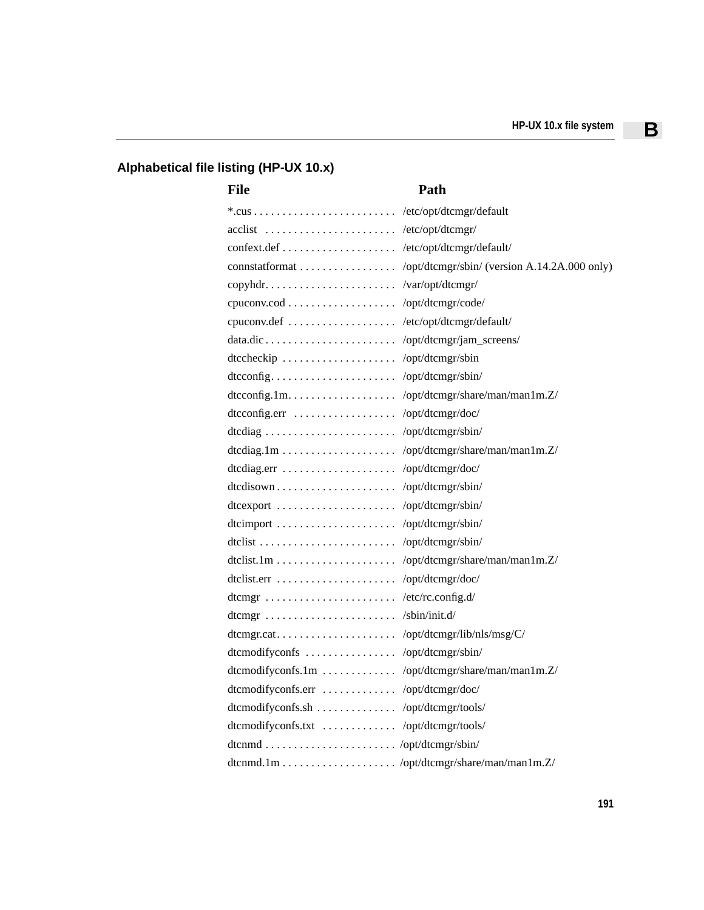## Alphabetical file listing (HP-UX 10.x)

| File | Path |
|---|---|
| *.cus | /etc/opt/dtcmgr/default |
| acclist | /etc/opt/dtcmgr/ |
| confext.def | /etc/opt/dtcmgr/default/ |
| connstatformat | /opt/dtcmgr/sbin/ (version A.14.2A.000 only) |
| copyhdr. | /var/opt/dtcmgr/ |
| cpuconv.cod | /opt/dtcmgr/code/ |
| cpuconv.def | /etc/opt/dtcmgr/default/ |
| data.dic | /opt/dtcmgr/jam_screens/ |
| dtccheckip | /opt/dtcmgr/sbin |
| dtcconfig. | /opt/dtcmgr/sbin/ |
| dtcconfig.1m. | /opt/dtcmgr/share/man/man1m.Z/ |
| dtcconfig.err | /opt/dtcmgr/doc/ |
| dtcdiag | /opt/dtcmgr/sbin/ |
| dtcdiag.1m | /opt/dtcmgr/share/man/man1m.Z/ |
| dtcdiag.err | /opt/dtcmgr/doc/ |
| dtcdisown | /opt/dtcmgr/sbin/ |
| dtcexport | /opt/dtcmgr/sbin/ |
| dtcimport | /opt/dtcmgr/sbin/ |
| dtclist | /opt/dtcmgr/sbin/ |
| dtclist.1m | /opt/dtcmgr/share/man/man1m.Z/ |
| dtclist.err | /opt/dtcmgr/doc/ |
| dtcmgr | /etc/rc.config.d/ |
| dtcmgr | /sbin/init.d/ |
| dtcmgr.cat | /opt/dtcmgr/lib/nls/msg/C/ |
| dtcmodifyconfs | /opt/dtcmgr/sbin/ |
| dtcmodifyconfs.1m | /opt/dtcmgr/share/man/man1m.Z/ |
| dtcmodifyconfs.err | /opt/dtcmgr/doc/ |
| dtcmodifyconfs.sh | /opt/dtcmgr/tools/ |
| dtcmodifyconfs.txt | /opt/dtcmgr/tools/ |
| dtcnmd | /opt/dtcmgr/sbin/ |
| dtcnmd.1m | /opt/dtcmgr/share/man/man1m.Z/ |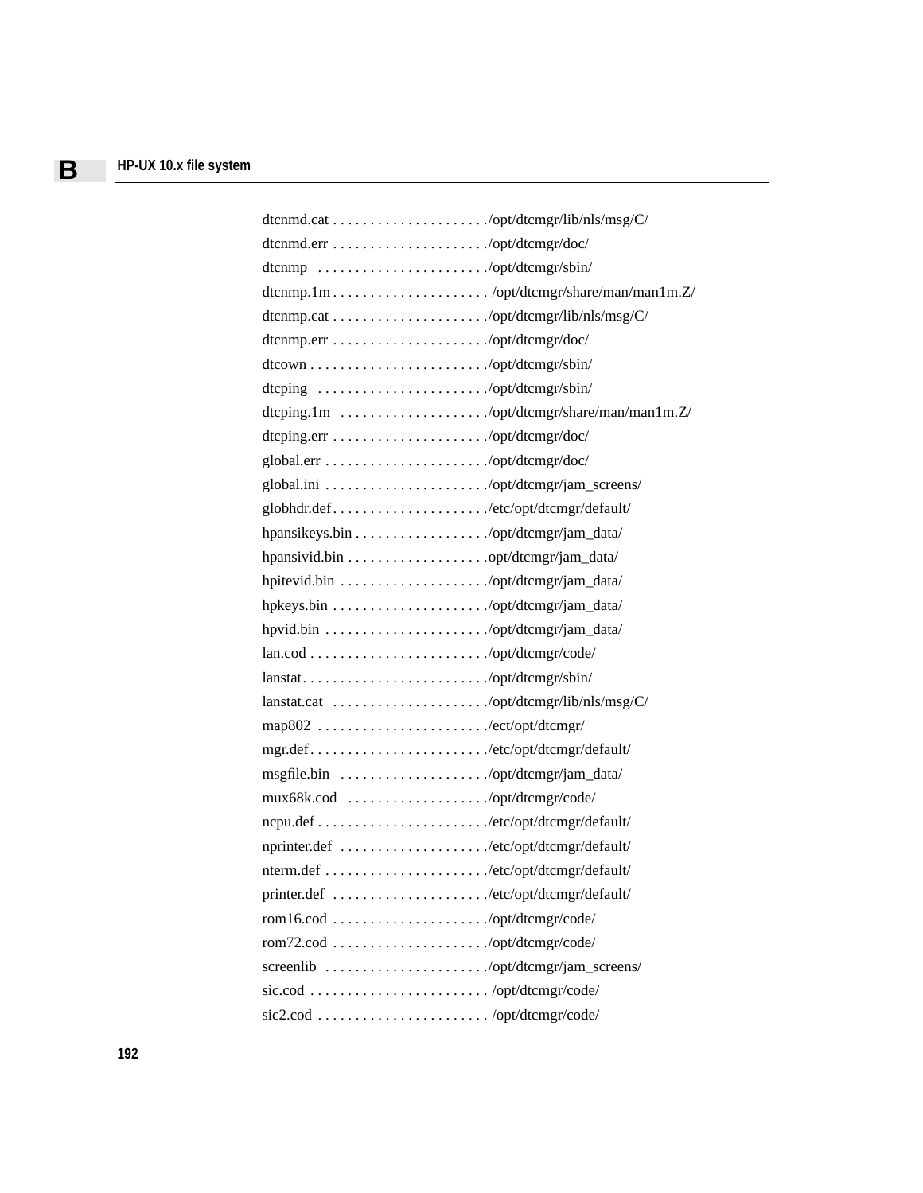dtcnmd.cat . . . . . . . . . . . . . . . . . . . . . ./opt/dtcmgr/lib/nls/msg/C/

dtcnmd.err . . . . . . . . . . . . . . . . . . . . . ./opt/dtcmgr/doc/

dtcnmp . . . . . . . . . . . . . . . . . . . . . . . ./opt/dtcmgr/sbin/

dtcnmp.1m . . . . . . . . . . . . . . . . . . . . . /opt/dtcmgr/share/man/man1m.Z/

dtcnmp.cat . . . . . . . . . . . . . . . . . . . . . ./opt/dtcmgr/lib/nls/msg/C/

dtcnmp.err . . . . . . . . . . . . . . . . . . . . . ./opt/dtcmgr/doc/

dtcown . . . . . . . . . . . . . . . . . . . . . . . . ./opt/dtcmgr/sbin/

dtcping . . . . . . . . . . . . . . . . . . . . . . . ./opt/dtcmgr/sbin/

dtcping.1m . . . . . . . . . . . . . . . . . . . . ./opt/dtcmgr/share/man/man1m.Z/

dtcping.err . . . . . . . . . . . . . . . . . . . . . ./opt/dtcmgr/doc/

global.err . . . . . . . . . . . . . . . . . . . . . . ./opt/dtcmgr/doc/

global.ini . . . . . . . . . . . . . . . . . . . . . . ./opt/dtcmgr/jam_screens/

globhdr.def . . . . . . . . . . . . . . . . . . . . . ./etc/opt/dtcmgr/default/

hpansikeys.bin . . . . . . . . . . . . . . . . . . ./opt/dtcmgr/jam_data/

hpansivid.bin . . . . . . . . . . . . . . . . . . . .opt/dtcmgr/jam_data/

hpitevid.bin . . . . . . . . . . . . . . . . . . . . ./opt/dtcmgr/jam_data/

hpkeys.bin . . . . . . . . . . . . . . . . . . . . . ./opt/dtcmgr/jam_data/

hpvid.bin . . . . . . . . . . . . . . . . . . . . . . ./opt/dtcmgr/jam_data/

lan.cod . . . . . . . . . . . . . . . . . . . . . . . . ./opt/dtcmgr/code/

lanstat. . . . . . . . . . . . . . . . . . . . . . . . . ./opt/dtcmgr/sbin/

lanstat.cat . . . . . . . . . . . . . . . . . . . . . ./opt/dtcmgr/lib/nls/msg/C/

map802 . . . . . . . . . . . . . . . . . . . . . . . ./ect/opt/dtcmgr/

mgr.def. . . . . . . . . . . . . . . . . . . . . . . . ./etc/opt/dtcmgr/default/

msgfile.bin . . . . . . . . . . . . . . . . . . . . ./opt/dtcmgr/jam_data/

mux68k.cod . . . . . . . . . . . . . . . . . . . ./opt/dtcmgr/code/

ncpu.def . . . . . . . . . . . . . . . . . . . . . . . ./etc/opt/dtcmgr/default/

nprinter.def . . . . . . . . . . . . . . . . . . . . ./etc/opt/dtcmgr/default/

nterm.def . . . . . . . . . . . . . . . . . . . . . . ./etc/opt/dtcmgr/default/

printer.def . . . . . . . . . . . . . . . . . . . . . ./etc/opt/dtcmgr/default/

rom16.cod . . . . . . . . . . . . . . . . . . . . . ./opt/dtcmgr/code/

rom72.cod . . . . . . . . . . . . . . . . . . . . . ./opt/dtcmgr/code/

screenlib . . . . . . . . . . . . . . . . . . . . . . ./opt/dtcmgr/jam_screens/

sic.cod . . . . . . . . . . . . . . . . . . . . . . . . /opt/dtcmgr/code/

sic2.cod . . . . . . . . . . . . . . . . . . . . . . . /opt/dtcmgr/code/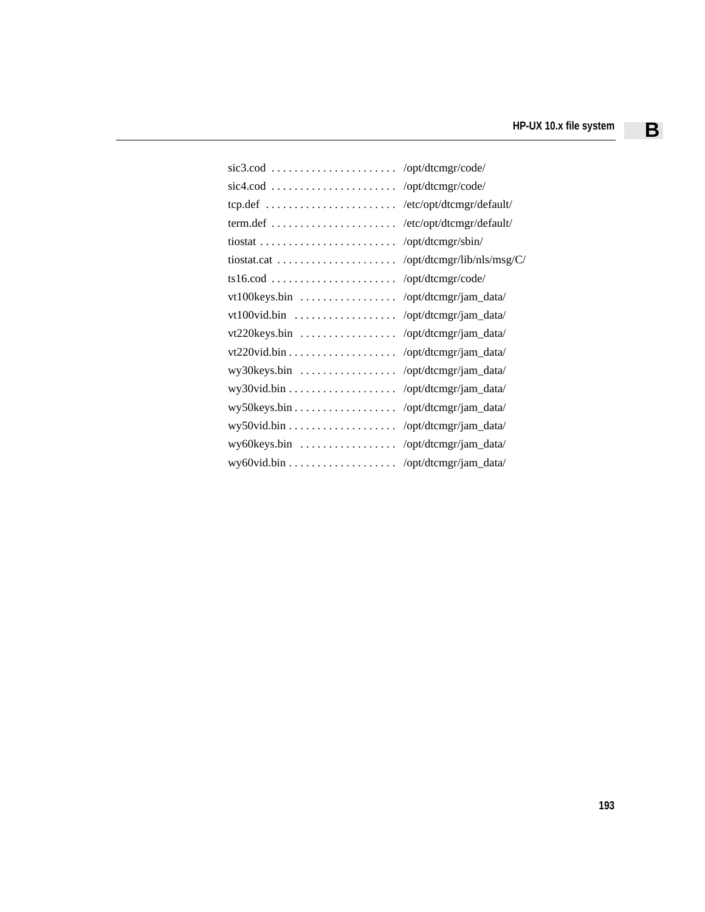sic3.cod . . . . . . . . . . . . . . . . . . . . . . /opt/dtcmgr/code/
sic4.cod . . . . . . . . . . . . . . . . . . . . . . /opt/dtcmgr/code/
tcp.def . . . . . . . . . . . . . . . . . . . . . . . /etc/opt/dtcmgr/default/
term.def . . . . . . . . . . . . . . . . . . . . . . /etc/opt/dtcmgr/default/
tiostat . . . . . . . . . . . . . . . . . . . . . . . . /opt/dtcmgr/sbin/
tiostat.cat . . . . . . . . . . . . . . . . . . . . . /opt/dtcmgr/lib/nls/msg/C/
ts16.cod . . . . . . . . . . . . . . . . . . . . . . /opt/dtcmgr/code/
vt100keys.bin . . . . . . . . . . . . . . . . . /opt/dtcmgr/jam_data/
vt100vid.bin . . . . . . . . . . . . . . . . . . /opt/dtcmgr/jam_data/
vt220keys.bin . . . . . . . . . . . . . . . . . /opt/dtcmgr/jam_data/
vt220vid.bin . . . . . . . . . . . . . . . . . . . /opt/dtcmgr/jam_data/
wy30keys.bin . . . . . . . . . . . . . . . . . /opt/dtcmgr/jam_data/
wy30vid.bin . . . . . . . . . . . . . . . . . . . /opt/dtcmgr/jam_data/
wy50keys.bin . . . . . . . . . . . . . . . . . . /opt/dtcmgr/jam_data/
wy50vid.bin . . . . . . . . . . . . . . . . . . . /opt/dtcmgr/jam_data/
wy60keys.bin . . . . . . . . . . . . . . . . . /opt/dtcmgr/jam_data/
wy60vid.bin . . . . . . . . . . . . . . . . . . . /opt/dtcmgr/jam_data/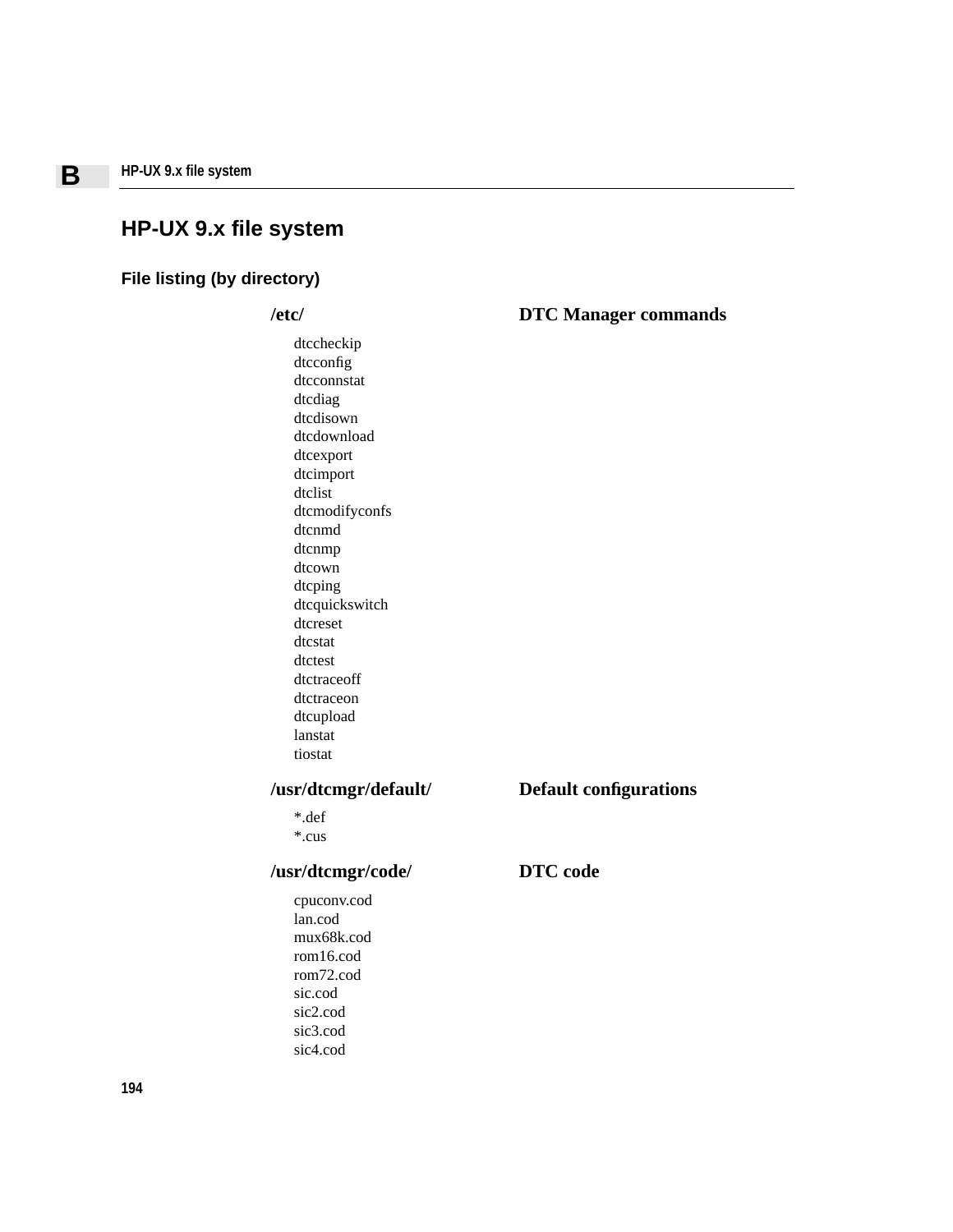# HP-UX 9.x file system

## File listing (by directory)

### /etc/ — DTC Manager commands

dtccheckip
dtcconfig
dtcconnstat
dtcdiag
dtcdisown
dtcdownload
dtcexport
dtcimport
dtclist
dtcmodifyconfs
dtcnmd
dtcnmp
dtcown
dtcping
dtcquickswitch
dtcreset
dtcstat
dtctest
dtctraceoff
dtctraceon
dtcupload
lanstat
tiostat

### /usr/dtcmgr/default/ — Default configurations

*.def
*.cus

### /usr/dtcmgr/code/ — DTC code

cpuconv.cod
lan.cod
mux68k.cod
rom16.cod
rom72.cod
sic.cod
sic2.cod
sic3.cod
sic4.cod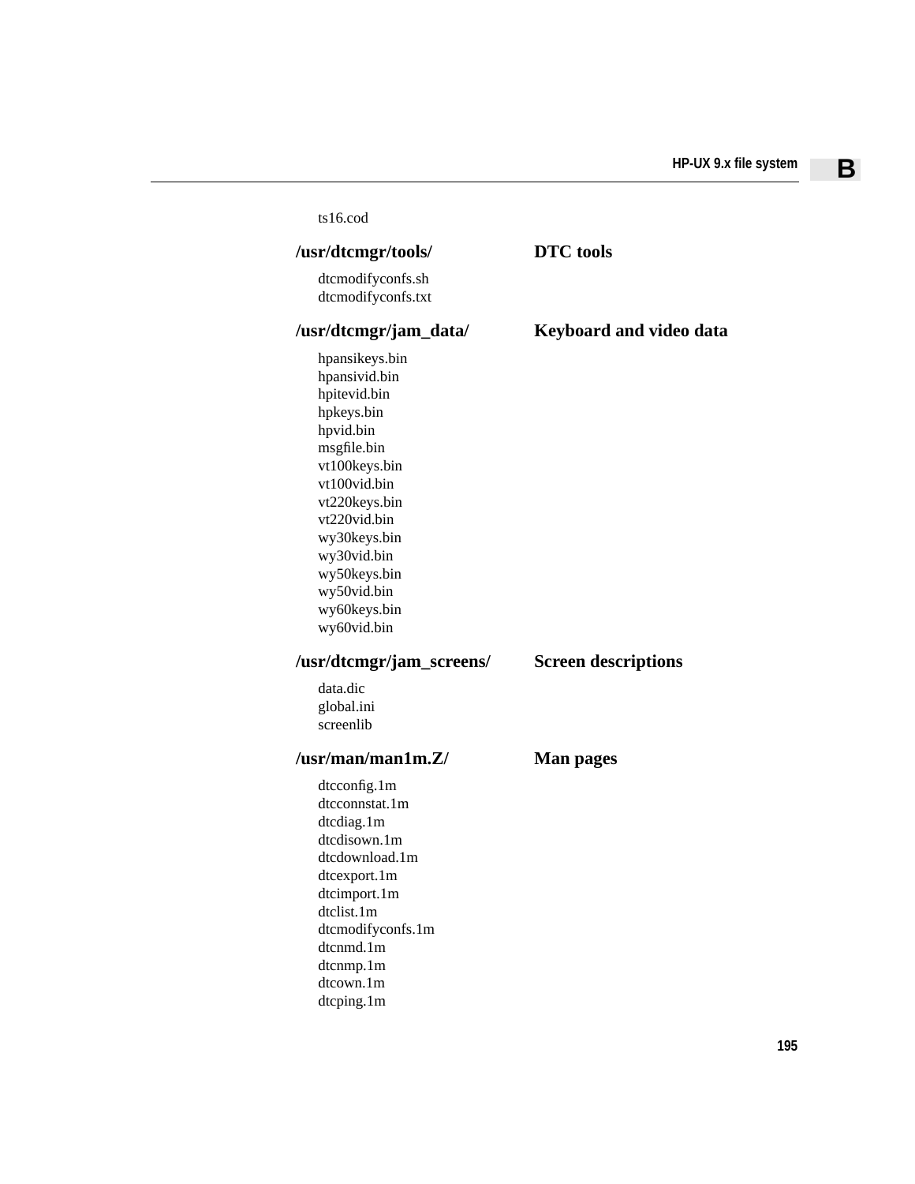ts16.cod

| Directory | Description |
| --- | --- |
| **/usr/dtcmgr/tools/** | **DTC tools** |

dtcmodifyconfs.sh
dtcmodifyconfs.txt

| Directory | Description |
| --- | --- |
| **/usr/dtcmgr/jam_data/** | **Keyboard and video data** |

hpansikeys.bin
hpansivid.bin
hpitevid.bin
hpkeys.bin
hpvid.bin
msgfile.bin
vt100keys.bin
vt100vid.bin
vt220keys.bin
vt220vid.bin
wy30keys.bin
wy30vid.bin
wy50keys.bin
wy50vid.bin
wy60keys.bin
wy60vid.bin

| Directory | Description |
| --- | --- |
| **/usr/dtcmgr/jam_screens/** | **Screen descriptions** |

data.dic
global.ini
screenlib

| Directory | Description |
| --- | --- |
| **/usr/man/man1m.Z/** | **Man pages** |

dtcconfig.1m
dtcconnstat.1m
dtcdiag.1m
dtcdisown.1m
dtcdownload.1m
dtcexport.1m
dtcimport.1m
dtclist.1m
dtcmodifyconfs.1m
dtcnmd.1m
dtcnmp.1m
dtcown.1m
dtcping.1m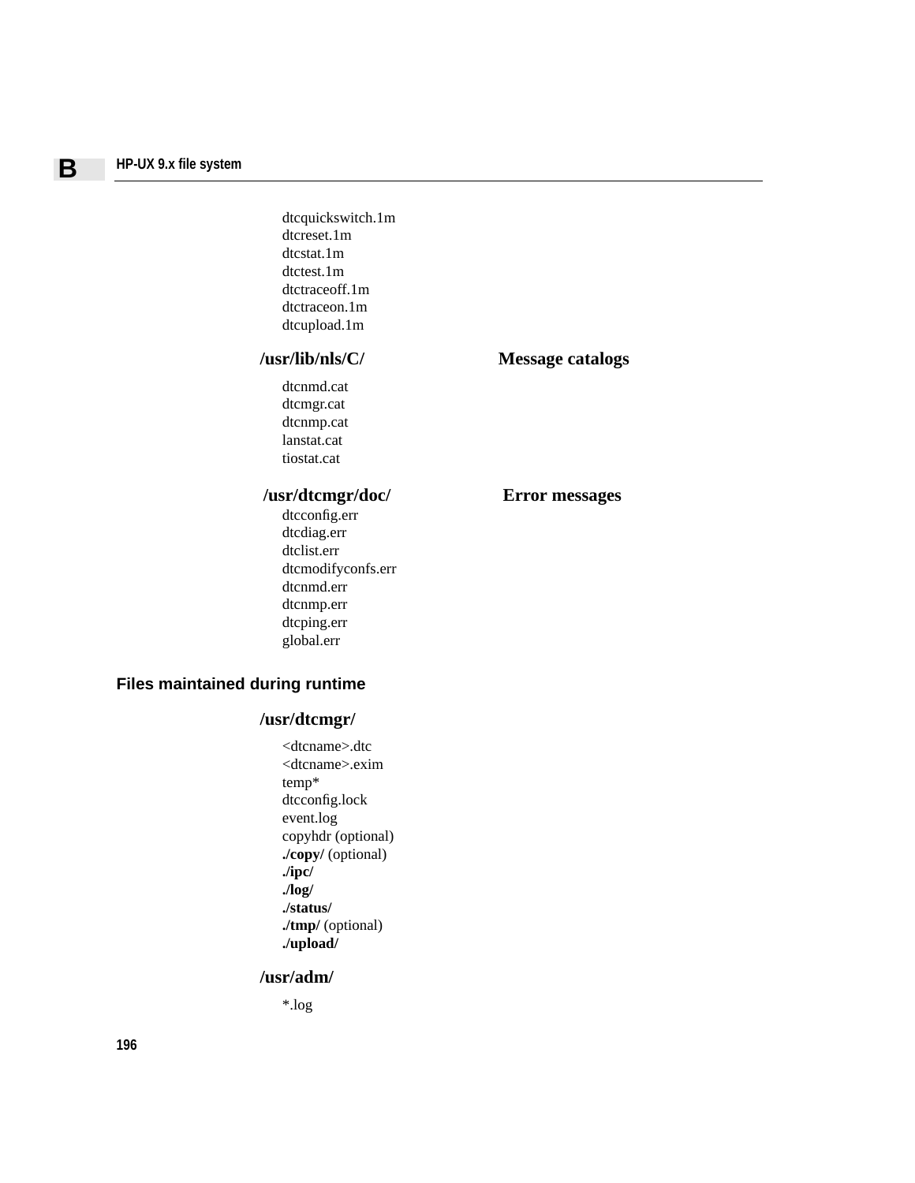dtcquickswitch.1m
dtcreset.1m
dtcstat.1m
dtctest.1m
dtctraceoff.1m
dtctraceon.1m
dtcupload.1m

| **/usr/lib/nls/C/** | **Message catalogs** |
|---|---|

dtcnmd.cat
dtcmgr.cat
dtcnmp.cat
lanstat.cat
tiostat.cat

| **/usr/dtcmgr/doc/** | **Error messages** |
|---|---|

dtcconfig.err
dtcdiag.err
dtclist.err
dtcmodifyconfs.err
dtcnmd.err
dtcnmp.err
dtcping.err
global.err

## Files maintained during runtime

### /usr/dtcmgr/

<dtcname>.dtc
<dtcname>.exim
temp*
dtcconfig.lock
event.log
copyhdr (optional)
**./copy/** (optional)
**./ipc/**
**./log/**
**./status/**
**./tmp/** (optional)
**./upload/**

### /usr/adm/

*.log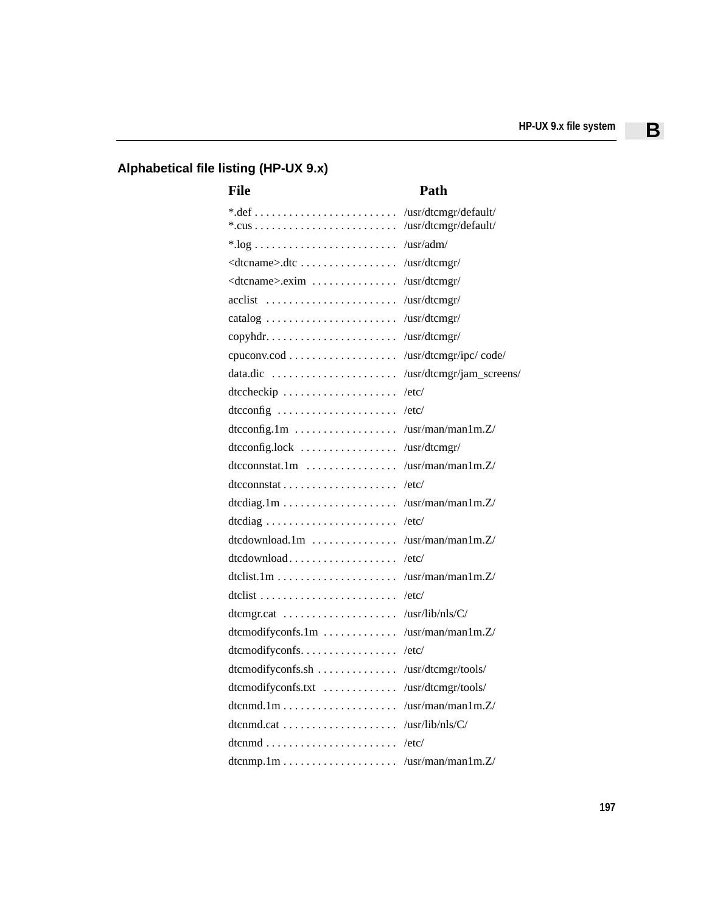## Alphabetical file listing (HP-UX 9.x)

| File | Path |
| --- | --- |
| *.def | /usr/dtcmgr/default/ |
| *.cus | /usr/dtcmgr/default/ |
| *.log | /usr/adm/ |
| <dtcname>.dtc | /usr/dtcmgr/ |
| <dtcname>.exim | /usr/dtcmgr/ |
| acclist | /usr/dtcmgr/ |
| catalog | /usr/dtcmgr/ |
| copyhdr. | /usr/dtcmgr/ |
| cpuconv.cod | /usr/dtcmgr/ipc/ code/ |
| data.dic | /usr/dtcmgr/jam_screens/ |
| dtccheckip | /etc/ |
| dtcconfig | /etc/ |
| dtcconfig.1m | /usr/man/man1m.Z/ |
| dtcconfig.lock | /usr/dtcmgr/ |
| dtcconnstat.1m | /usr/man/man1m.Z/ |
| dtcconnstat | /etc/ |
| dtcdiag.1m | /usr/man/man1m.Z/ |
| dtcdiag | /etc/ |
| dtcdownload.1m | /usr/man/man1m.Z/ |
| dtcdownload | /etc/ |
| dtclist.1m | /usr/man/man1m.Z/ |
| dtclist | /etc/ |
| dtcmgr.cat | /usr/lib/nls/C/ |
| dtcmodifyconfs.1m | /usr/man/man1m.Z/ |
| dtcmodifyconfs. | /etc/ |
| dtcmodifyconfs.sh | /usr/dtcmgr/tools/ |
| dtcmodifyconfs.txt | /usr/dtcmgr/tools/ |
| dtcnmd.1m | /usr/man/man1m.Z/ |
| dtcnmd.cat | /usr/lib/nls/C/ |
| dtcnmd | /etc/ |
| dtcnmp.1m | /usr/man/man1m.Z/ |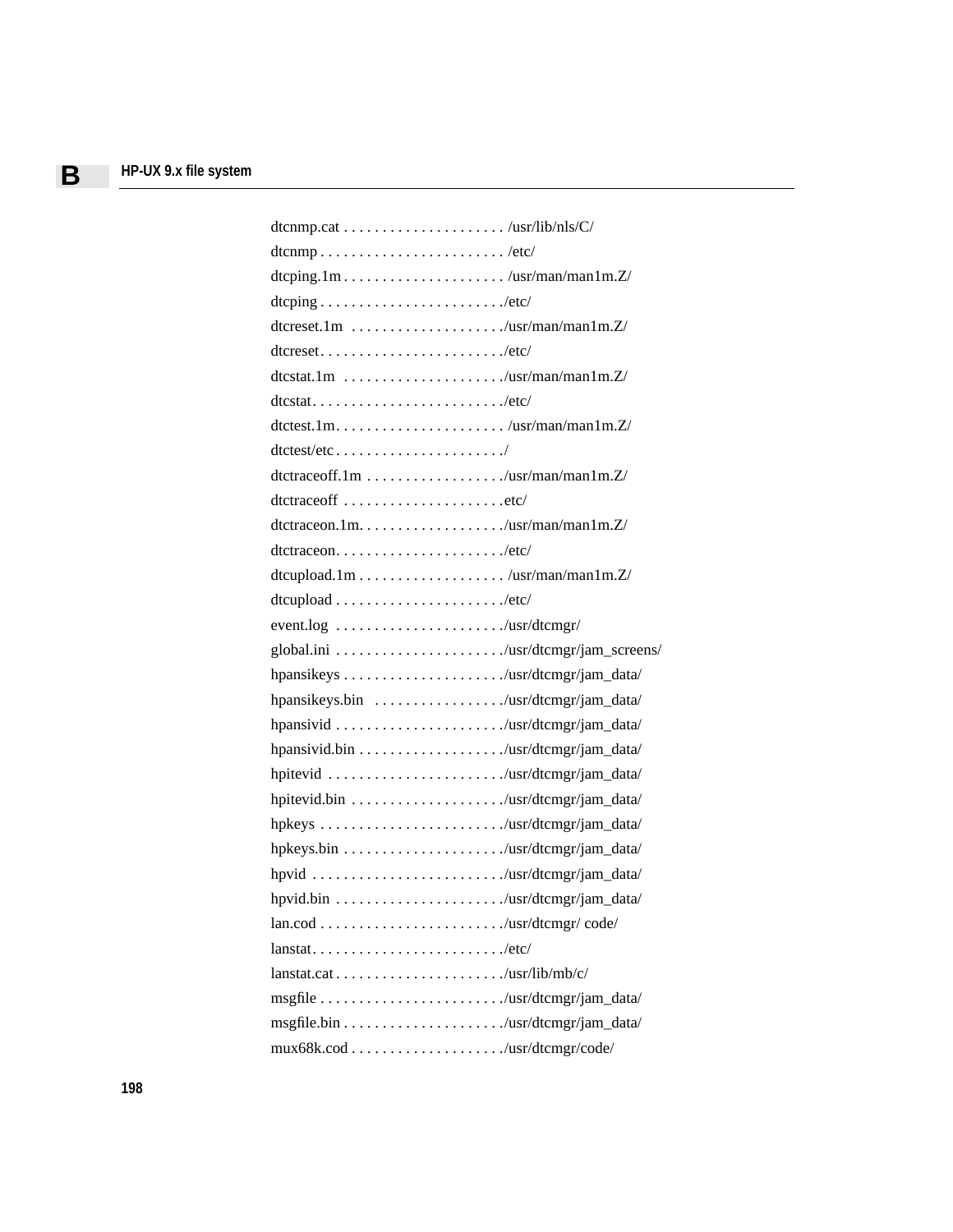dtcnmp.cat . . . . . . . . . . . . . . . . . . . . . /usr/lib/nls/C/
dtcnmp . . . . . . . . . . . . . . . . . . . . . . . . /etc/
dtcping.1m . . . . . . . . . . . . . . . . . . . . . /usr/man/man1m.Z/
dtcping . . . . . . . . . . . . . . . . . . . . . . . ./etc/
dtcreset.1m . . . . . . . . . . . . . . . . . . . ./usr/man/man1m.Z/
dtcreset. . . . . . . . . . . . . . . . . . . . . . . ./etc/
dtcstat.1m . . . . . . . . . . . . . . . . . . . . ./usr/man/man1m.Z/
dtcstat. . . . . . . . . . . . . . . . . . . . . . . . ./etc/
dtctest.1m. . . . . . . . . . . . . . . . . . . . . . /usr/man/man1m.Z/
dtctest/etc . . . . . . . . . . . . . . . . . . . . . ./
dtctraceoff.1m . . . . . . . . . . . . . . . . . . ./usr/man/man1m.Z/
dtctraceoff . . . . . . . . . . . . . . . . . . . . .etc/
dtctraceon.1m. . . . . . . . . . . . . . . . . . ./usr/man/man1m.Z/
dtctraceon. . . . . . . . . . . . . . . . . . . . . ./etc/
dtcupload.1m . . . . . . . . . . . . . . . . . . . /usr/man/man1m.Z/
dtcupload . . . . . . . . . . . . . . . . . . . . . ./etc/
event.log . . . . . . . . . . . . . . . . . . . . . ./usr/dtcmgr/
global.ini . . . . . . . . . . . . . . . . . . . . . ./usr/dtcmgr/jam_screens/
hpansikeys . . . . . . . . . . . . . . . . . . . . ./usr/dtcmgr/jam_data/
hpansikeys.bin . . . . . . . . . . . . . . . . ./usr/dtcmgr/jam_data/
hpansivid . . . . . . . . . . . . . . . . . . . . . ./usr/dtcmgr/jam_data/
hpansivid.bin . . . . . . . . . . . . . . . . . . ./usr/dtcmgr/jam_data/
hpitevid . . . . . . . . . . . . . . . . . . . . . . ./usr/dtcmgr/jam_data/
hpitevid.bin . . . . . . . . . . . . . . . . . . . ./usr/dtcmgr/jam_data/
hpkeys . . . . . . . . . . . . . . . . . . . . . . . ./usr/dtcmgr/jam_data/
hpkeys.bin . . . . . . . . . . . . . . . . . . . . ./usr/dtcmgr/jam_data/
hpvid . . . . . . . . . . . . . . . . . . . . . . . . ./usr/dtcmgr/jam_data/
hpvid.bin . . . . . . . . . . . . . . . . . . . . . ./usr/dtcmgr/jam_data/
lan.cod . . . . . . . . . . . . . . . . . . . . . . . ./usr/dtcmgr/ code/
lanstat. . . . . . . . . . . . . . . . . . . . . . . . ./etc/
lanstat.cat . . . . . . . . . . . . . . . . . . . . . ./usr/lib/mb/c/
msgfile . . . . . . . . . . . . . . . . . . . . . . . ./usr/dtcmgr/jam_data/
msgfile.bin . . . . . . . . . . . . . . . . . . . . ./usr/dtcmgr/jam_data/
mux68k.cod . . . . . . . . . . . . . . . . . . . ./usr/dtcmgr/code/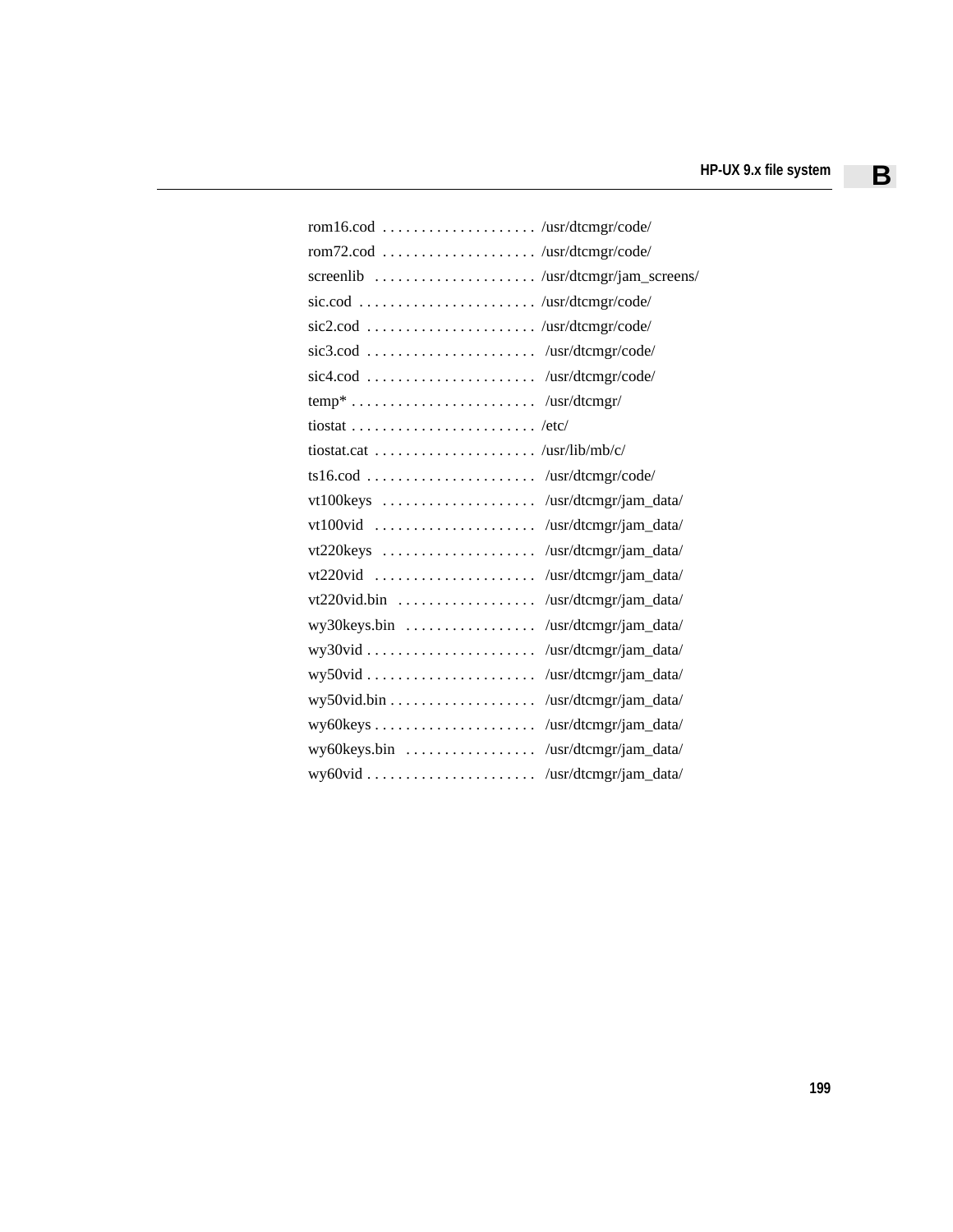rom16.cod . . . . . . . . . . . . . . . . . . . . /usr/dtcmgr/code/
rom72.cod . . . . . . . . . . . . . . . . . . . . /usr/dtcmgr/code/
screenlib . . . . . . . . . . . . . . . . . . . . . /usr/dtcmgr/jam_screens/
sic.cod . . . . . . . . . . . . . . . . . . . . . . . /usr/dtcmgr/code/
sic2.cod . . . . . . . . . . . . . . . . . . . . . . /usr/dtcmgr/code/
sic3.cod . . . . . . . . . . . . . . . . . . . . . . /usr/dtcmgr/code/
sic4.cod . . . . . . . . . . . . . . . . . . . . . . /usr/dtcmgr/code/
temp* . . . . . . . . . . . . . . . . . . . . . . . . /usr/dtcmgr/
tiostat . . . . . . . . . . . . . . . . . . . . . . . . /etc/
tiostat.cat . . . . . . . . . . . . . . . . . . . . . /usr/lib/mb/c/
ts16.cod . . . . . . . . . . . . . . . . . . . . . . /usr/dtcmgr/code/
vt100keys . . . . . . . . . . . . . . . . . . . . /usr/dtcmgr/jam_data/
vt100vid . . . . . . . . . . . . . . . . . . . . . /usr/dtcmgr/jam_data/
vt220keys . . . . . . . . . . . . . . . . . . . . /usr/dtcmgr/jam_data/
vt220vid . . . . . . . . . . . . . . . . . . . . . /usr/dtcmgr/jam_data/
vt220vid.bin . . . . . . . . . . . . . . . . . . /usr/dtcmgr/jam_data/
wy30keys.bin . . . . . . . . . . . . . . . . . /usr/dtcmgr/jam_data/
wy30vid . . . . . . . . . . . . . . . . . . . . . . /usr/dtcmgr/jam_data/
wy50vid . . . . . . . . . . . . . . . . . . . . . . /usr/dtcmgr/jam_data/
wy50vid.bin . . . . . . . . . . . . . . . . . . . /usr/dtcmgr/jam_data/
wy60keys . . . . . . . . . . . . . . . . . . . . . /usr/dtcmgr/jam_data/
wy60keys.bin . . . . . . . . . . . . . . . . . /usr/dtcmgr/jam_data/
wy60vid . . . . . . . . . . . . . . . . . . . . . . /usr/dtcmgr/jam_data/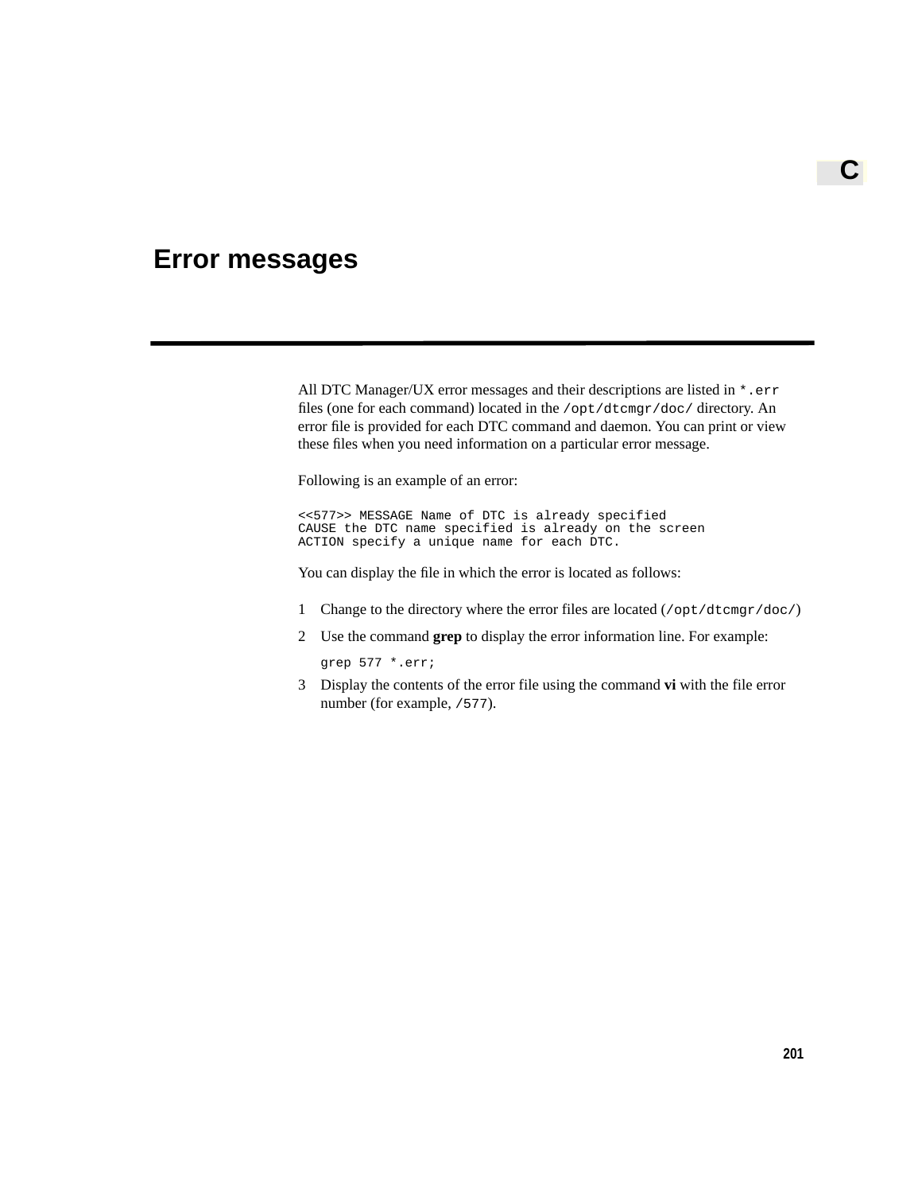C

# Error messages

All DTC Manager/UX error messages and their descriptions are listed in `*.err` files (one for each command) located in the `/opt/dtcmgr/doc/` directory. An error file is provided for each DTC command and daemon. You can print or view these files when you need information on a particular error message.

Following is an example of an error:

```
<<577>> MESSAGE Name of DTC is already specified
CAUSE the DTC name specified is already on the screen
ACTION specify a unique name for each DTC.
```

You can display the file in which the error is located as follows:

1. Change to the directory where the error files are located (`/opt/dtcmgr/doc/`)
2. Use the command **grep** to display the error information line. For example:

   ```
   grep 577 *.err;
   ```

3. Display the contents of the error file using the command **vi** with the file error number (for example, `/577`).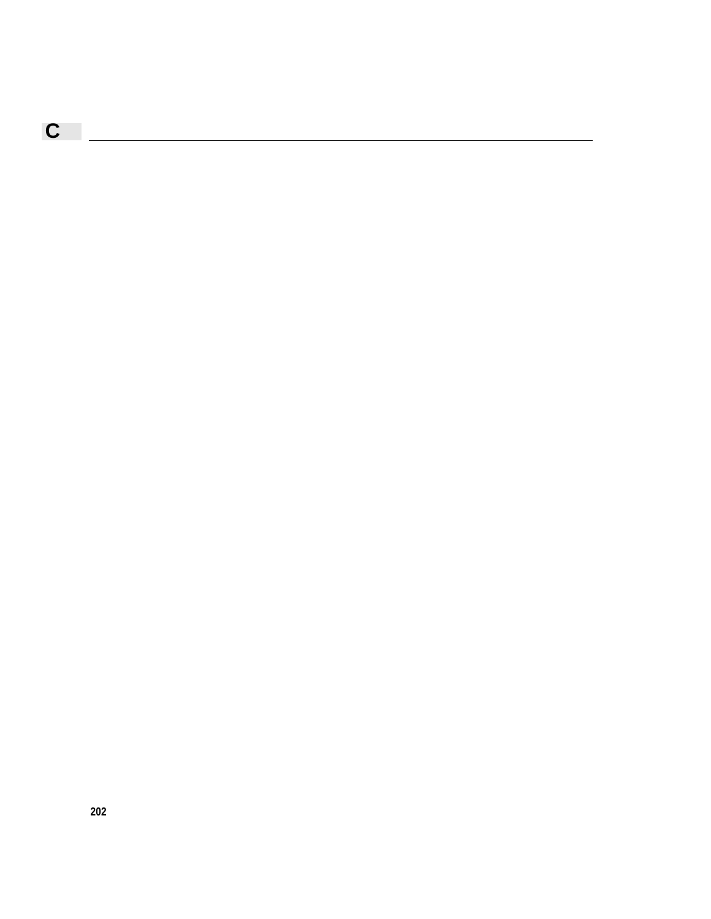# C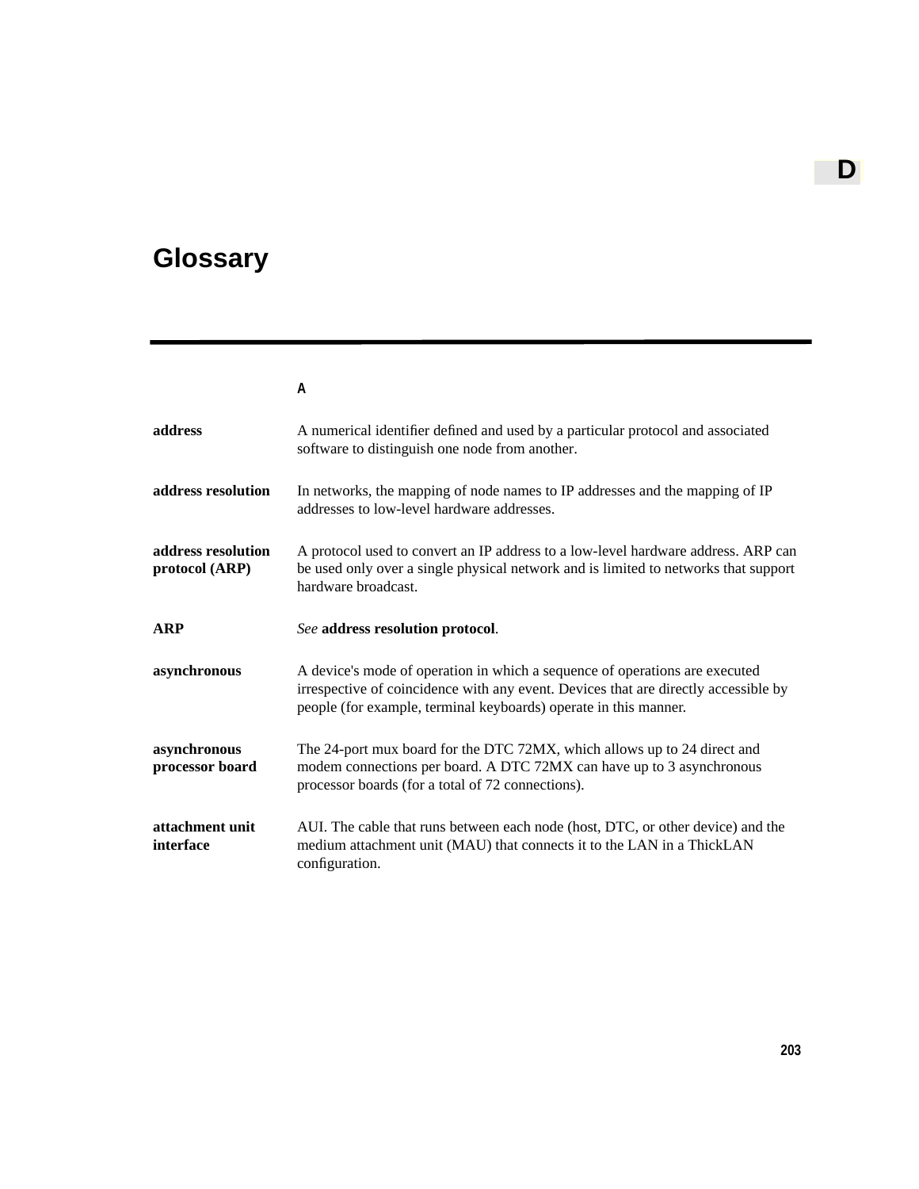# Glossary

### A

**address** — A numerical identifier defined and used by a particular protocol and associated software to distinguish one node from another.

**address resolution** — In networks, the mapping of node names to IP addresses and the mapping of IP addresses to low-level hardware addresses.

**address resolution protocol (ARP)** — A protocol used to convert an IP address to a low-level hardware address. ARP can be used only over a single physical network and is limited to networks that support hardware broadcast.

**ARP** — *See* **address resolution protocol**.

**asynchronous** — A device's mode of operation in which a sequence of operations are executed irrespective of coincidence with any event. Devices that are directly accessible by people (for example, terminal keyboards) operate in this manner.

**asynchronous processor board** — The 24-port mux board for the DTC 72MX, which allows up to 24 direct and modem connections per board. A DTC 72MX can have up to 3 asynchronous processor boards (for a total of 72 connections).

**attachment unit interface** — AUI. The cable that runs between each node (host, DTC, or other device) and the medium attachment unit (MAU) that connects it to the LAN in a ThickLAN configuration.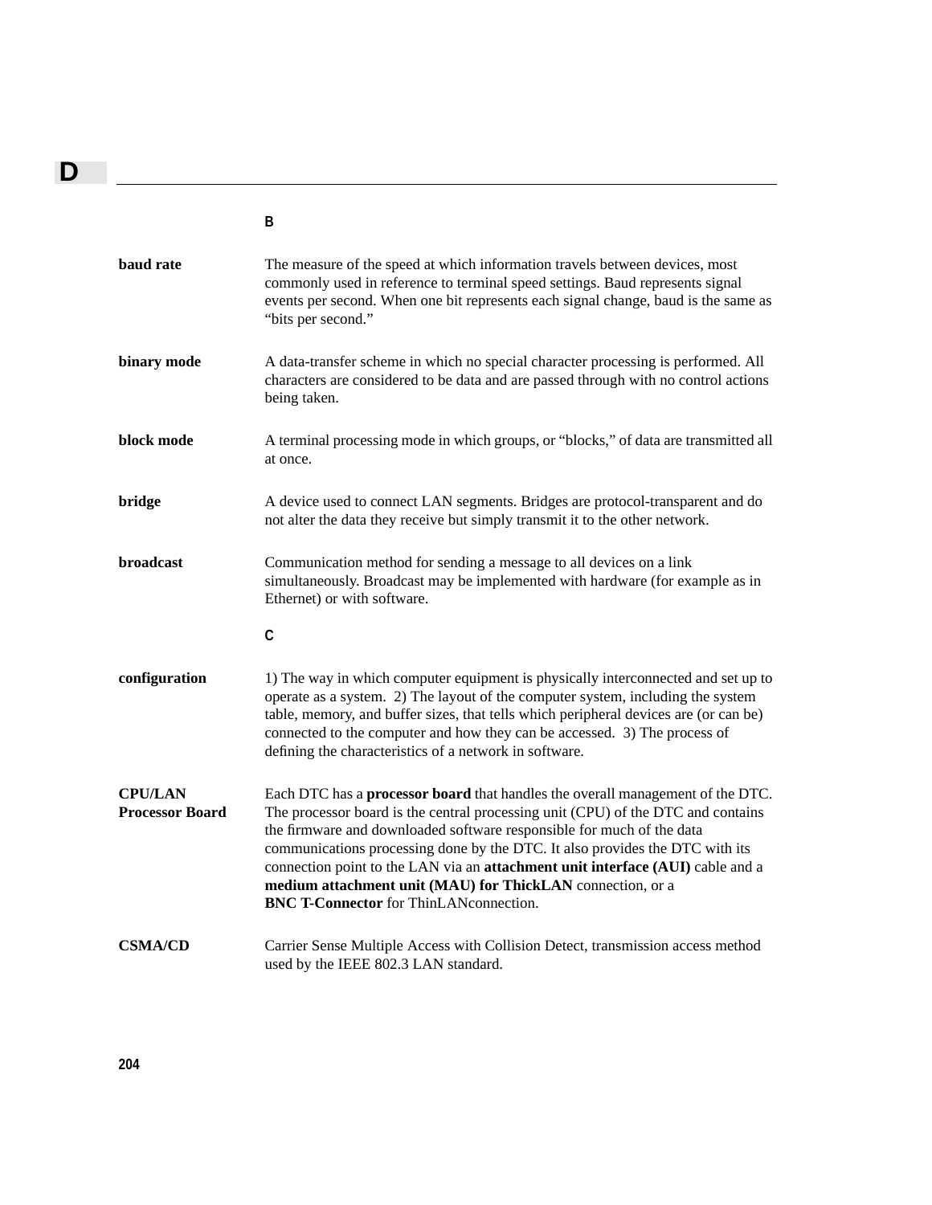## B

**baud rate**
The measure of the speed at which information travels between devices, most commonly used in reference to terminal speed settings. Baud represents signal events per second. When one bit represents each signal change, baud is the same as “bits per second.”

**binary mode**
A data-transfer scheme in which no special character processing is performed. All characters are considered to be data and are passed through with no control actions being taken.

**block mode**
A terminal processing mode in which groups, or “blocks,” of data are transmitted all at once.

**bridge**
A device used to connect LAN segments. Bridges are protocol-transparent and do not alter the data they receive but simply transmit it to the other network.

**broadcast**
Communication method for sending a message to all devices on a link simultaneously. Broadcast may be implemented with hardware (for example as in Ethernet) or with software.

## C

**configuration**
1) The way in which computer equipment is physically interconnected and set up to operate as a system. 2) The layout of the computer system, including the system table, memory, and buffer sizes, that tells which peripheral devices are (or can be) connected to the computer and how they can be accessed. 3) The process of defining the characteristics of a network in software.

**CPU/LAN Processor Board**
Each DTC has a **processor board** that handles the overall management of the DTC. The processor board is the central processing unit (CPU) of the DTC and contains the firmware and downloaded software responsible for much of the data communications processing done by the DTC. It also provides the DTC with its connection point to the LAN via an **attachment unit interface (AUI)** cable and a **medium attachment unit (MAU) for ThickLAN** connection, or a **BNC T-Connector** for ThinLANconnection.

**CSMA/CD**
Carrier Sense Multiple Access with Collision Detect, transmission access method used by the IEEE 802.3 LAN standard.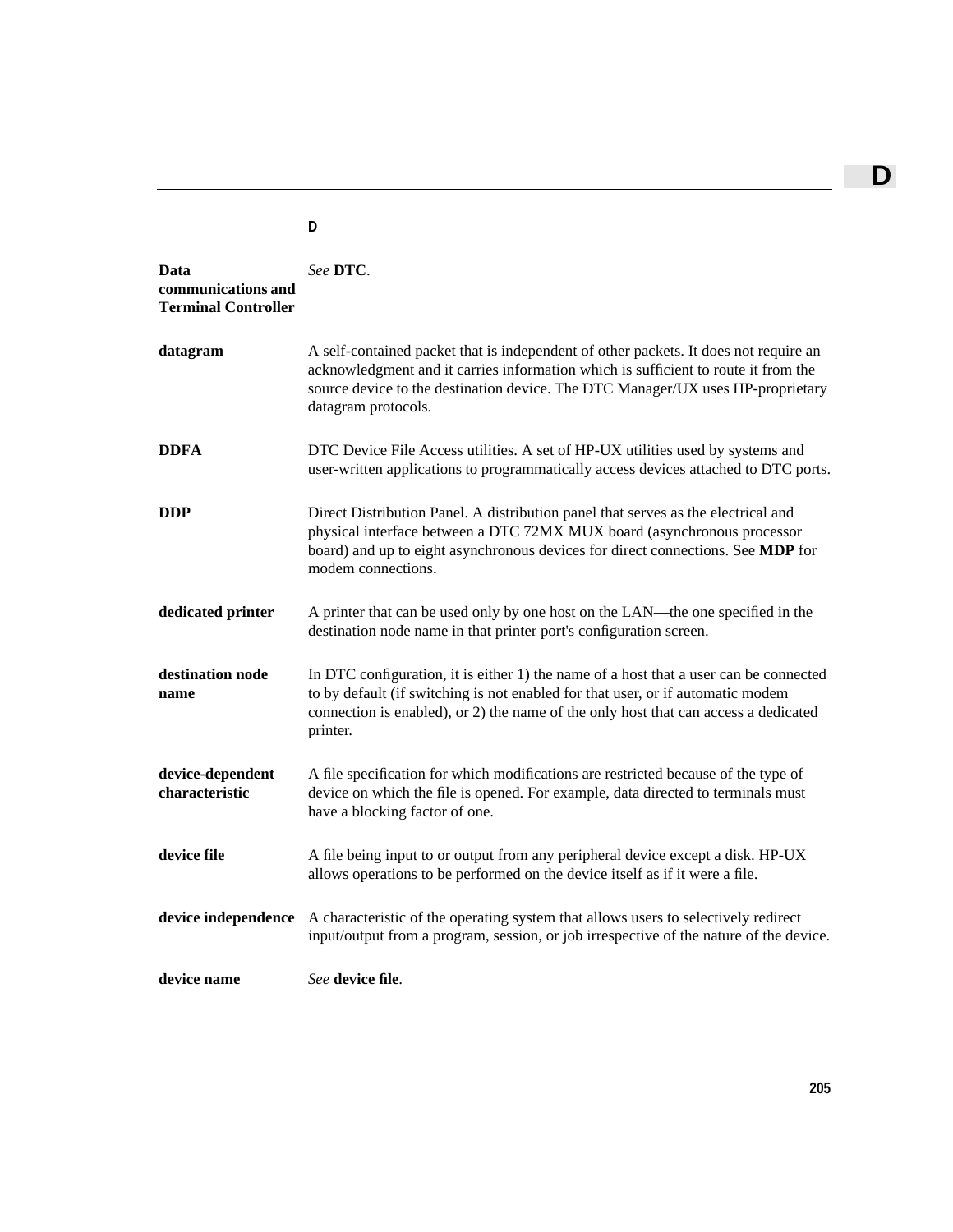## D

**Data communications and Terminal Controller**
*See* **DTC**.

**datagram**
A self-contained packet that is independent of other packets. It does not require an acknowledgment and it carries information which is sufficient to route it from the source device to the destination device. The DTC Manager/UX uses HP-proprietary datagram protocols.

**DDFA**
DTC Device File Access utilities. A set of HP-UX utilities used by systems and user-written applications to programmatically access devices attached to DTC ports.

**DDP**
Direct Distribution Panel. A distribution panel that serves as the electrical and physical interface between a DTC 72MX MUX board (asynchronous processor board) and up to eight asynchronous devices for direct connections. See **MDP** for modem connections.

**dedicated printer**
A printer that can be used only by one host on the LAN—the one specified in the destination node name in that printer port's configuration screen.

**destination node name**
In DTC configuration, it is either 1) the name of a host that a user can be connected to by default (if switching is not enabled for that user, or if automatic modem connection is enabled), or 2) the name of the only host that can access a dedicated printer.

**device-dependent characteristic**
A file specification for which modifications are restricted because of the type of device on which the file is opened. For example, data directed to terminals must have a blocking factor of one.

**device file**
A file being input to or output from any peripheral device except a disk. HP-UX allows operations to be performed on the device itself as if it were a file.

**device independence**
A characteristic of the operating system that allows users to selectively redirect input/output from a program, session, or job irrespective of the nature of the device.

**device name**
*See* **device file**.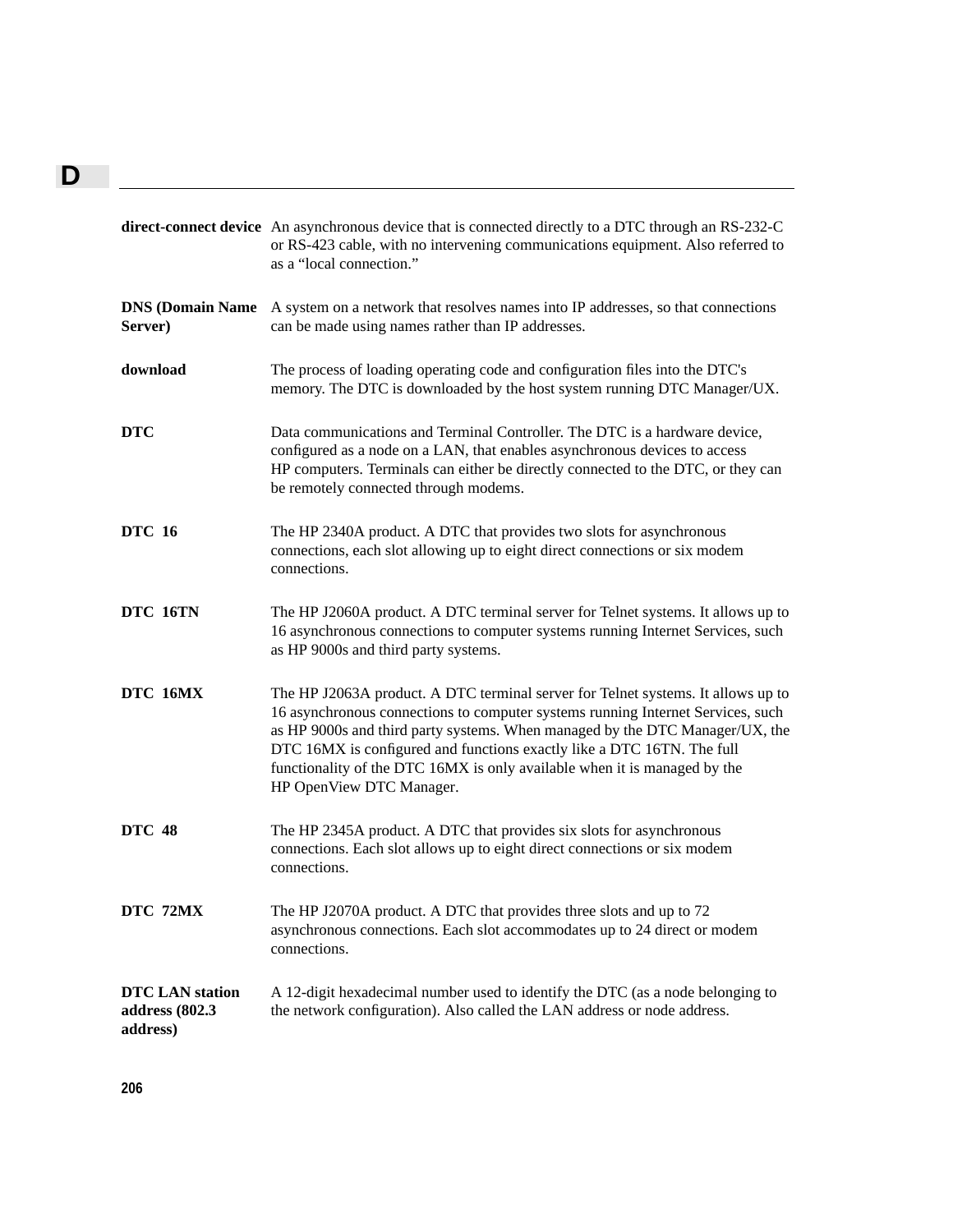# D

**direct-connect device** An asynchronous device that is connected directly to a DTC through an RS-232-C or RS-423 cable, with no intervening communications equipment. Also referred to as a “local connection.”

**DNS (Domain Name Server)** A system on a network that resolves names into IP addresses, so that connections can be made using names rather than IP addresses.

**download** The process of loading operating code and configuration files into the DTC's memory. The DTC is downloaded by the host system running DTC Manager/UX.

**DTC** Data communications and Terminal Controller. The DTC is a hardware device, configured as a node on a LAN, that enables asynchronous devices to access HP computers. Terminals can either be directly connected to the DTC, or they can be remotely connected through modems.

**DTC 16** The HP 2340A product. A DTC that provides two slots for asynchronous connections, each slot allowing up to eight direct connections or six modem connections.

**DTC 16TN** The HP J2060A product. A DTC terminal server for Telnet systems. It allows up to 16 asynchronous connections to computer systems running Internet Services, such as HP 9000s and third party systems.

**DTC 16MX** The HP J2063A product. A DTC terminal server for Telnet systems. It allows up to 16 asynchronous connections to computer systems running Internet Services, such as HP 9000s and third party systems. When managed by the DTC Manager/UX, the DTC 16MX is configured and functions exactly like a DTC 16TN. The full functionality of the DTC 16MX is only available when it is managed by the HP OpenView DTC Manager.

**DTC 48** The HP 2345A product. A DTC that provides six slots for asynchronous connections. Each slot allows up to eight direct connections or six modem connections.

**DTC 72MX** The HP J2070A product. A DTC that provides three slots and up to 72 asynchronous connections. Each slot accommodates up to 24 direct or modem connections.

**DTC LAN station address (802.3 address)** A 12-digit hexadecimal number used to identify the DTC (as a node belonging to the network configuration). Also called the LAN address or node address.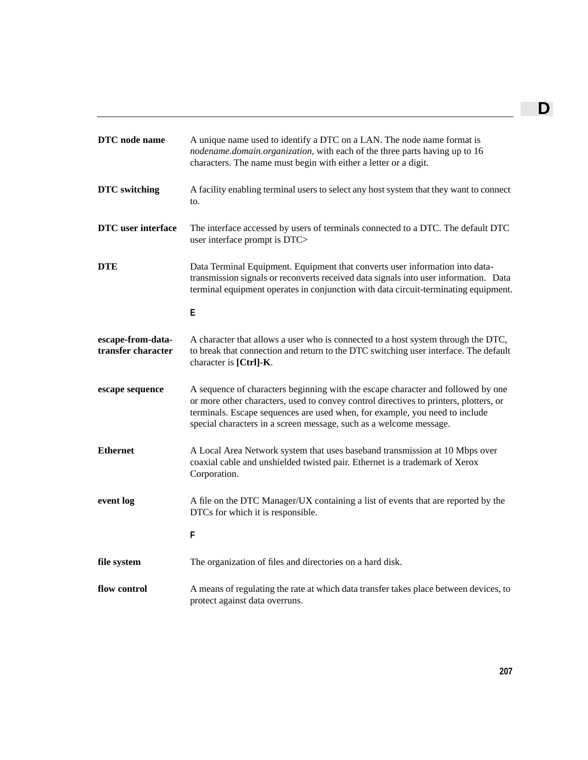**DTC node name**
A unique name used to identify a DTC on a LAN. The node name format is *nodename.domain.organization*, with each of the three parts having up to 16 characters. The name must begin with either a letter or a digit.

**DTC switching**
A facility enabling terminal users to select any host system that they want to connect to.

**DTC user interface**
The interface accessed by users of terminals connected to a DTC. The default DTC user interface prompt is DTC>

**DTE**
Data Terminal Equipment. Equipment that converts user information into data-transmission signals or reconverts received data signals into user information. Data terminal equipment operates in conjunction with data circuit-terminating equipment.

## E

**escape-from-data-transfer character**
A character that allows a user who is connected to a host system through the DTC, to break that connection and return to the DTC switching user interface. The default character is **[Ctrl]-K**.

**escape sequence**
A sequence of characters beginning with the escape character and followed by one or more other characters, used to convey control directives to printers, plotters, or terminals. Escape sequences are used when, for example, you need to include special characters in a screen message, such as a welcome message.

**Ethernet**
A Local Area Network system that uses baseband transmission at 10 Mbps over coaxial cable and unshielded twisted pair. Ethernet is a trademark of Xerox Corporation.

**event log**
A file on the DTC Manager/UX containing a list of events that are reported by the DTCs for which it is responsible.

## F

**file system**
The organization of files and directories on a hard disk.

**flow control**
A means of regulating the rate at which data transfer takes place between devices, to protect against data overruns.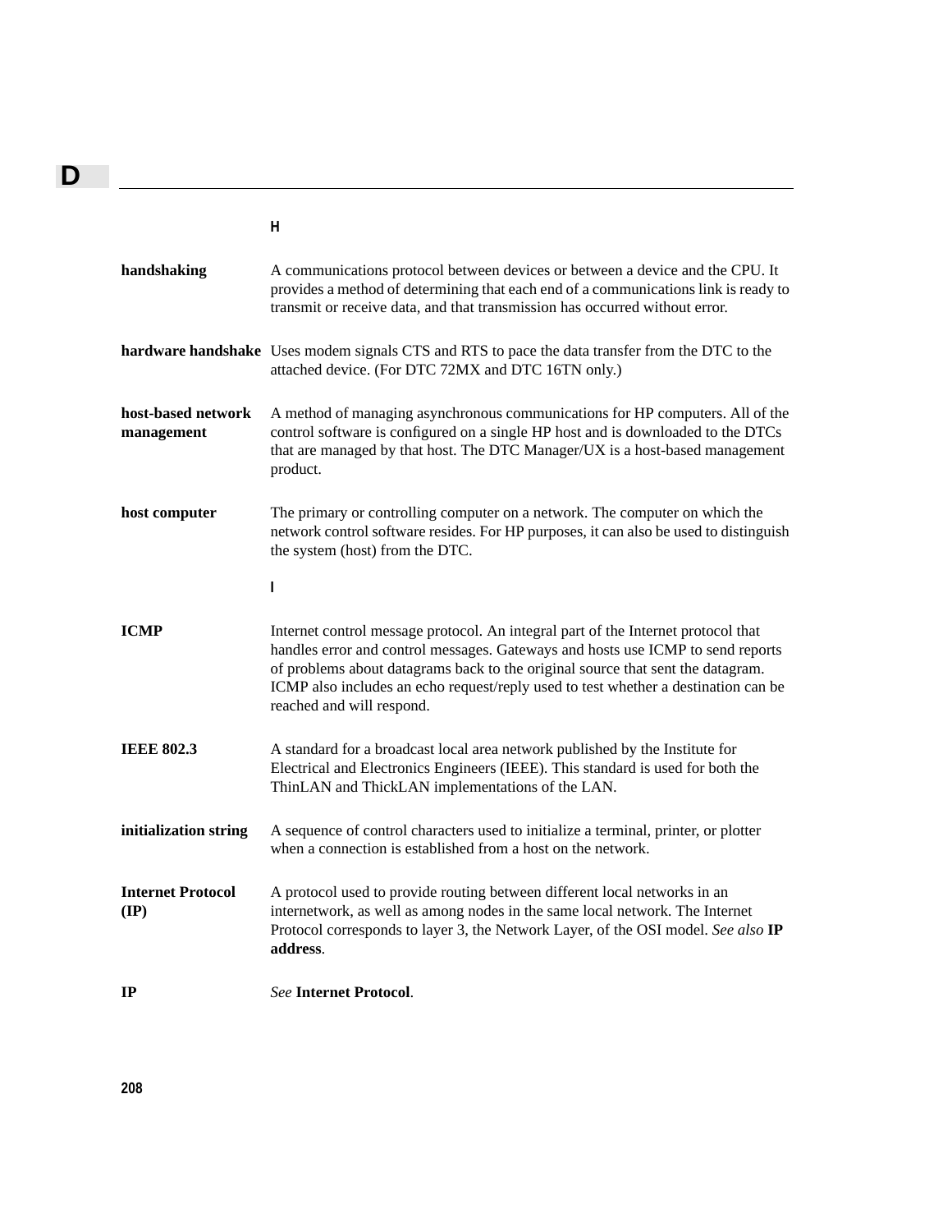## H

**handshaking** — A communications protocol between devices or between a device and the CPU. It provides a method of determining that each end of a communications link is ready to transmit or receive data, and that transmission has occurred without error.

**hardware handshake** — Uses modem signals CTS and RTS to pace the data transfer from the DTC to the attached device. (For DTC 72MX and DTC 16TN only.)

**host-based network management** — A method of managing asynchronous communications for HP computers. All of the control software is configured on a single HP host and is downloaded to the DTCs that are managed by that host. The DTC Manager/UX is a host-based management product.

**host computer** — The primary or controlling computer on a network. The computer on which the network control software resides. For HP purposes, it can also be used to distinguish the system (host) from the DTC.

## I

**ICMP** — Internet control message protocol. An integral part of the Internet protocol that handles error and control messages. Gateways and hosts use ICMP to send reports of problems about datagrams back to the original source that sent the datagram. ICMP also includes an echo request/reply used to test whether a destination can be reached and will respond.

**IEEE 802.3** — A standard for a broadcast local area network published by the Institute for Electrical and Electronics Engineers (IEEE). This standard is used for both the ThinLAN and ThickLAN implementations of the LAN.

**initialization string** — A sequence of control characters used to initialize a terminal, printer, or plotter when a connection is established from a host on the network.

**Internet Protocol (IP)** — A protocol used to provide routing between different local networks in an internetwork, as well as among nodes in the same local network. The Internet Protocol corresponds to layer 3, the Network Layer, of the OSI model. *See also* **IP address**.

**IP** — *See* **Internet Protocol**.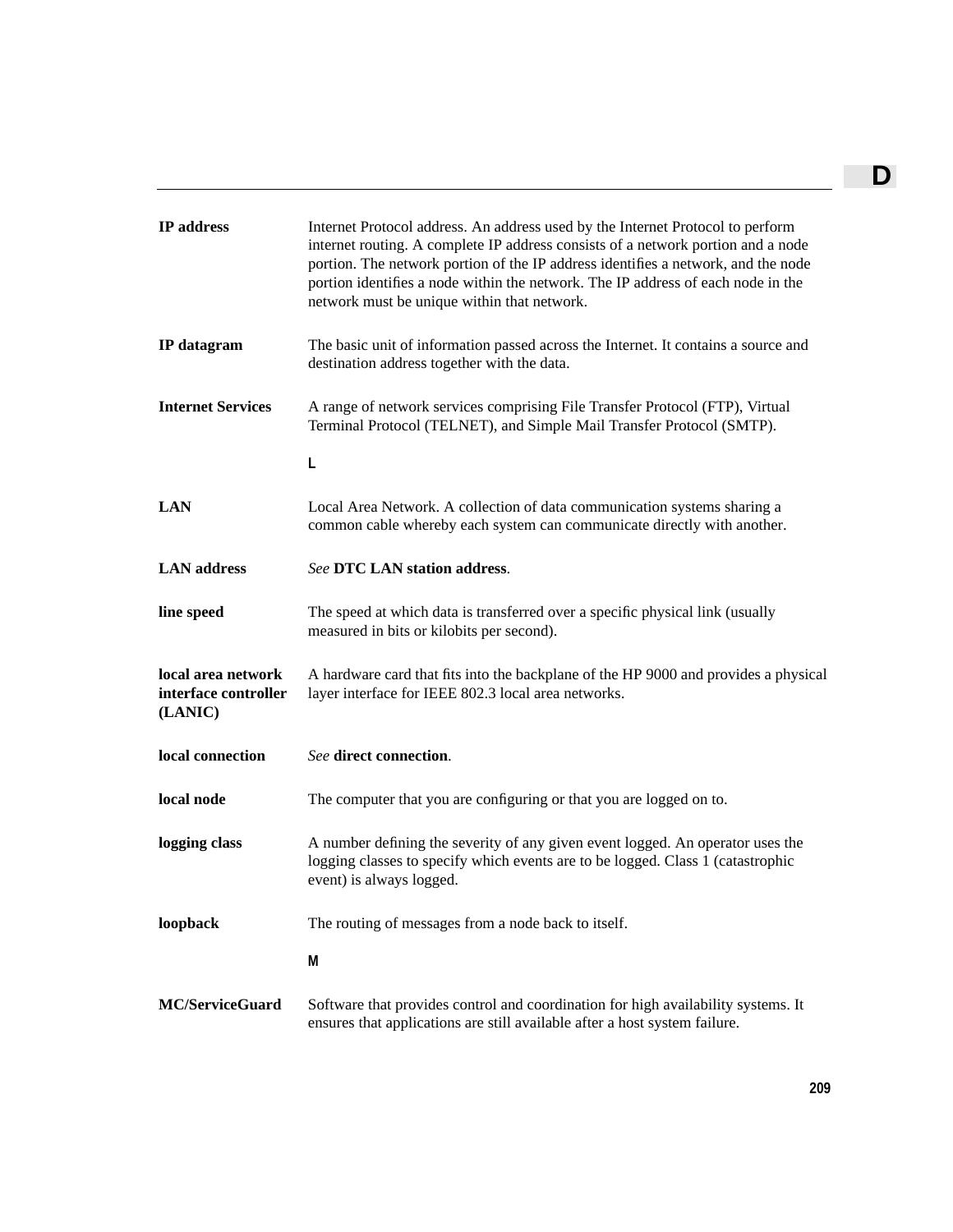**IP address** Internet Protocol address. An address used by the Internet Protocol to perform internet routing. A complete IP address consists of a network portion and a node portion. The network portion of the IP address identifies a network, and the node portion identifies a node within the network. The IP address of each node in the network must be unique within that network.

**IP datagram** The basic unit of information passed across the Internet. It contains a source and destination address together with the data.

**Internet Services** A range of network services comprising File Transfer Protocol (FTP), Virtual Terminal Protocol (TELNET), and Simple Mail Transfer Protocol (SMTP).

## L

**LAN** Local Area Network. A collection of data communication systems sharing a common cable whereby each system can communicate directly with another.

**LAN address** *See* **DTC LAN station address**.

**line speed** The speed at which data is transferred over a specific physical link (usually measured in bits or kilobits per second).

**local area network interface controller (LANIC)** A hardware card that fits into the backplane of the HP 9000 and provides a physical layer interface for IEEE 802.3 local area networks.

**local connection** *See* **direct connection**.

**local node** The computer that you are configuring or that you are logged on to.

**logging class** A number defining the severity of any given event logged. An operator uses the logging classes to specify which events are to be logged. Class 1 (catastrophic event) is always logged.

**loopback** The routing of messages from a node back to itself.

## M

**MC/ServiceGuard** Software that provides control and coordination for high availability systems. It ensures that applications are still available after a host system failure.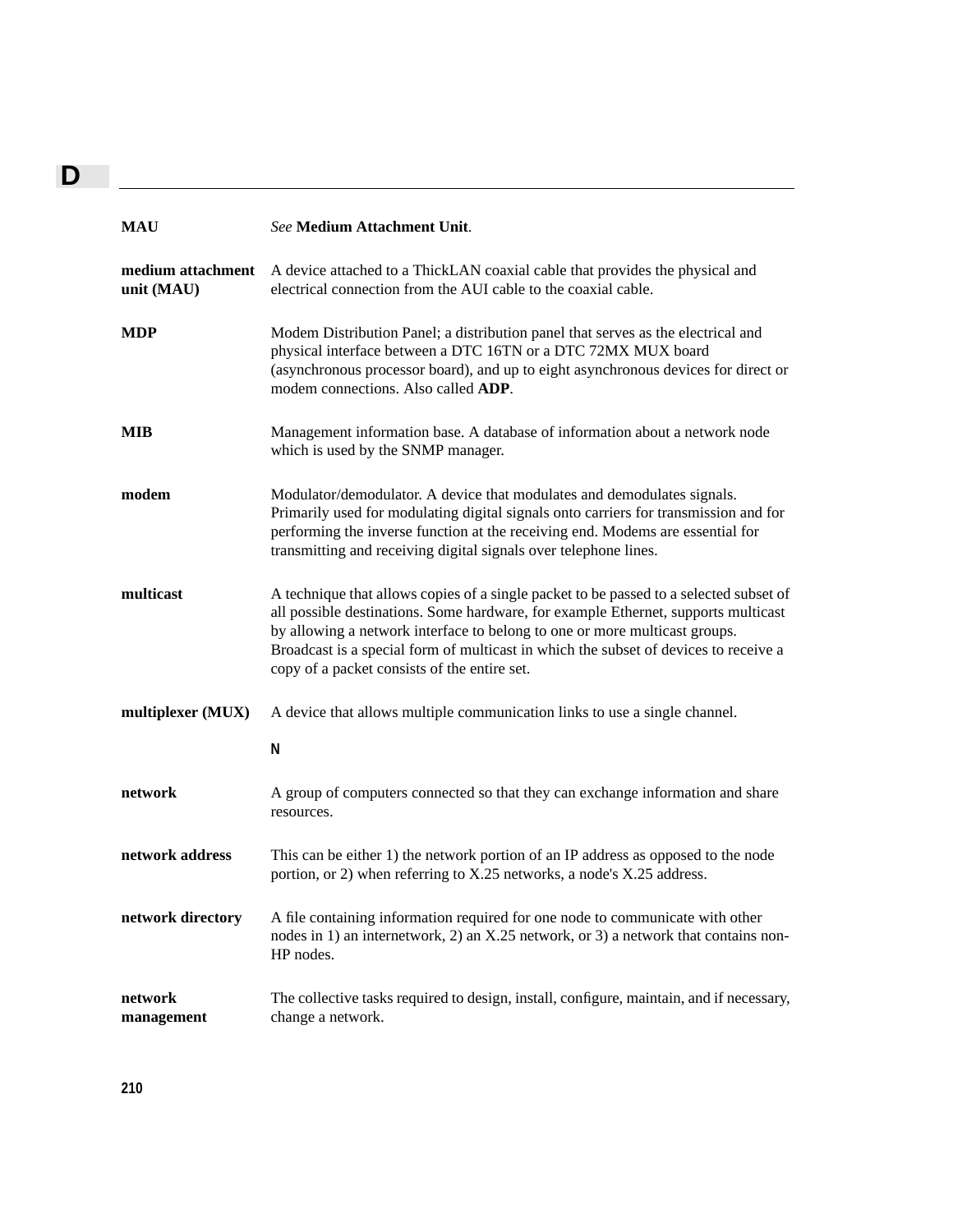**MAU** — *See* **Medium Attachment Unit**.

**medium attachment unit (MAU)** — A device attached to a ThickLAN coaxial cable that provides the physical and electrical connection from the AUI cable to the coaxial cable.

**MDP** — Modem Distribution Panel; a distribution panel that serves as the electrical and physical interface between a DTC 16TN or a DTC 72MX MUX board (asynchronous processor board), and up to eight asynchronous devices for direct or modem connections. Also called **ADP**.

**MIB** — Management information base. A database of information about a network node which is used by the SNMP manager.

**modem** — Modulator/demodulator. A device that modulates and demodulates signals. Primarily used for modulating digital signals onto carriers for transmission and for performing the inverse function at the receiving end. Modems are essential for transmitting and receiving digital signals over telephone lines.

**multicast** — A technique that allows copies of a single packet to be passed to a selected subset of all possible destinations. Some hardware, for example Ethernet, supports multicast by allowing a network interface to belong to one or more multicast groups. Broadcast is a special form of multicast in which the subset of devices to receive a copy of a packet consists of the entire set.

**multiplexer (MUX)** — A device that allows multiple communication links to use a single channel.

## N

**network** — A group of computers connected so that they can exchange information and share resources.

**network address** — This can be either 1) the network portion of an IP address as opposed to the node portion, or 2) when referring to X.25 networks, a node's X.25 address.

**network directory** — A file containing information required for one node to communicate with other nodes in 1) an internetwork, 2) an X.25 network, or 3) a network that contains non-HP nodes.

**network management** — The collective tasks required to design, install, configure, maintain, and if necessary, change a network.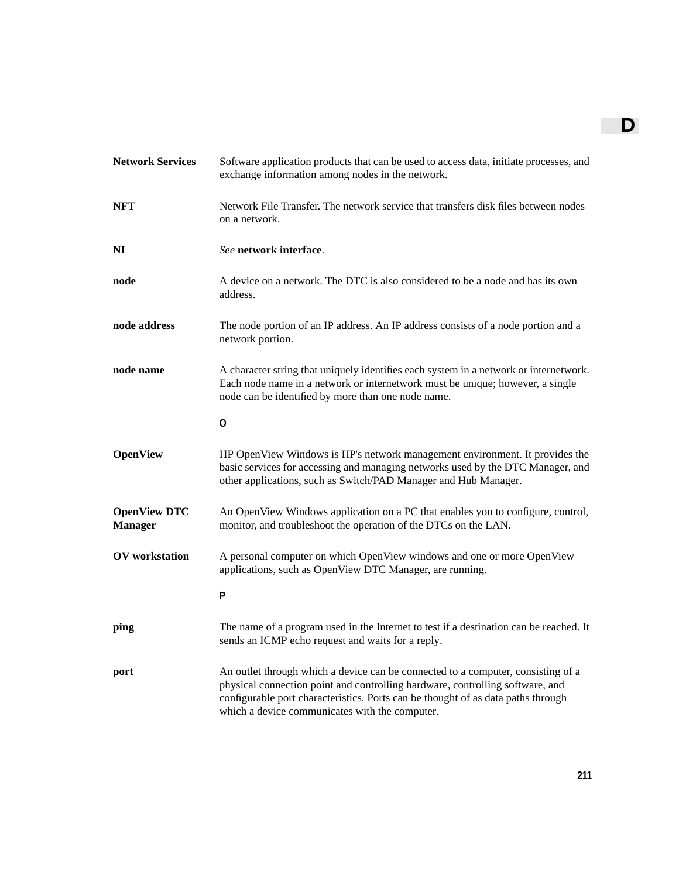**Network Services** Software application products that can be used to access data, initiate processes, and exchange information among nodes in the network.

**NFT** Network File Transfer. The network service that transfers disk files between nodes on a network.

**NI** *See* **network interface**.

**node** A device on a network. The DTC is also considered to be a node and has its own address.

**node address** The node portion of an IP address. An IP address consists of a node portion and a network portion.

**node name** A character string that uniquely identifies each system in a network or internetwork. Each node name in a network or internetwork must be unique; however, a single node can be identified by more than one node name.

## O

**OpenView** HP OpenView Windows is HP's network management environment. It provides the basic services for accessing and managing networks used by the DTC Manager, and other applications, such as Switch/PAD Manager and Hub Manager.

**OpenView DTC Manager** An OpenView Windows application on a PC that enables you to configure, control, monitor, and troubleshoot the operation of the DTCs on the LAN.

**OV workstation** A personal computer on which OpenView windows and one or more OpenView applications, such as OpenView DTC Manager, are running.

## P

**ping** The name of a program used in the Internet to test if a destination can be reached. It sends an ICMP echo request and waits for a reply.

**port** An outlet through which a device can be connected to a computer, consisting of a physical connection point and controlling hardware, controlling software, and configurable port characteristics. Ports can be thought of as data paths through which a device communicates with the computer.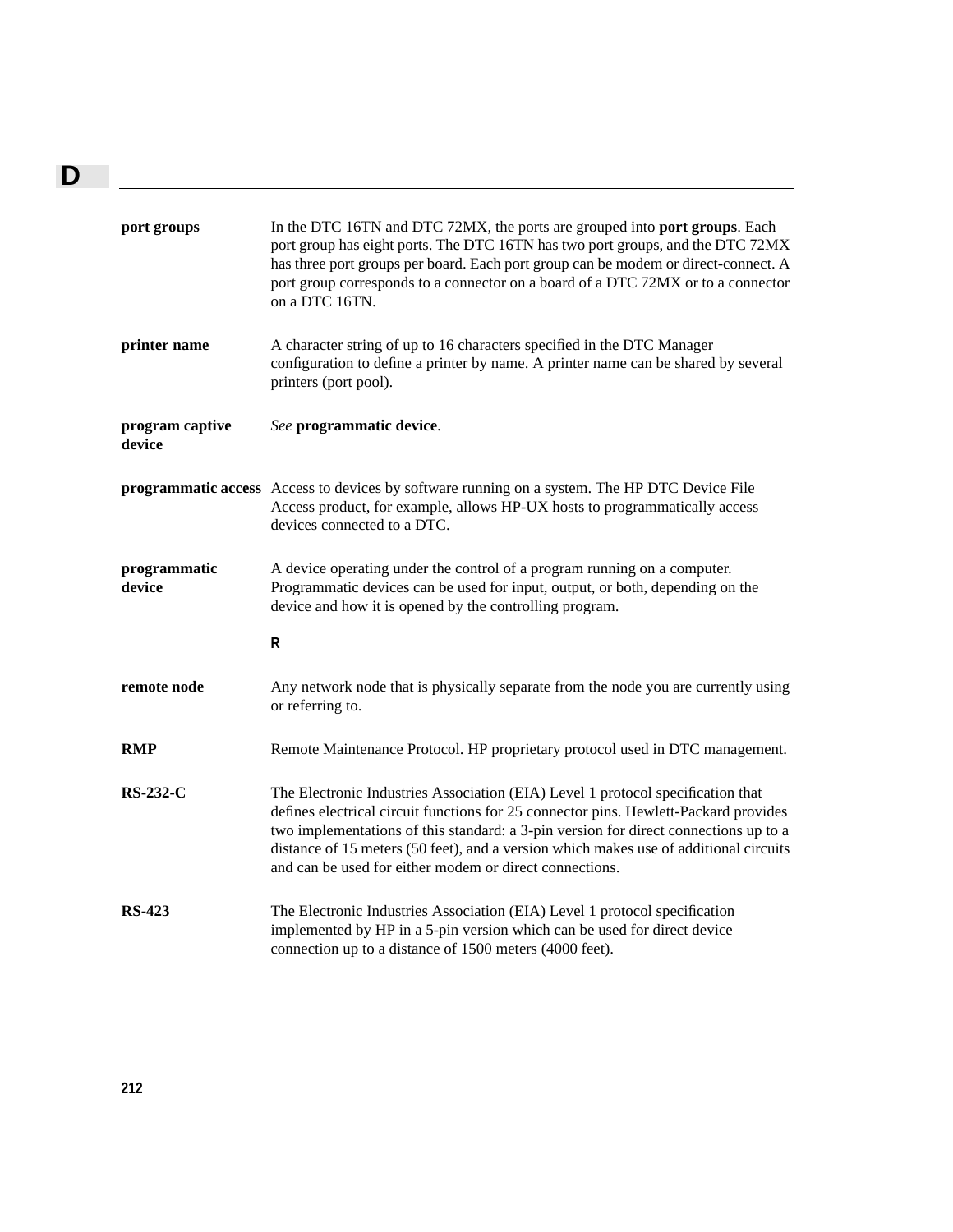**port groups** In the DTC 16TN and DTC 72MX, the ports are grouped into **port groups**. Each port group has eight ports. The DTC 16TN has two port groups, and the DTC 72MX has three port groups per board. Each port group can be modem or direct-connect. A port group corresponds to a connector on a board of a DTC 72MX or to a connector on a DTC 16TN.

**printer name** A character string of up to 16 characters specified in the DTC Manager configuration to define a printer by name. A printer name can be shared by several printers (port pool).

**program captive device** *See* **programmatic device**.

**programmatic access** Access to devices by software running on a system. The HP DTC Device File Access product, for example, allows HP-UX hosts to programmatically access devices connected to a DTC.

**programmatic device** A device operating under the control of a program running on a computer. Programmatic devices can be used for input, output, or both, depending on the device and how it is opened by the controlling program.

## R

**remote node** Any network node that is physically separate from the node you are currently using or referring to.

**RMP** Remote Maintenance Protocol. HP proprietary protocol used in DTC management.

**RS-232-C** The Electronic Industries Association (EIA) Level 1 protocol specification that defines electrical circuit functions for 25 connector pins. Hewlett-Packard provides two implementations of this standard: a 3-pin version for direct connections up to a distance of 15 meters (50 feet), and a version which makes use of additional circuits and can be used for either modem or direct connections.

**RS-423** The Electronic Industries Association (EIA) Level 1 protocol specification implemented by HP in a 5-pin version which can be used for direct device connection up to a distance of 1500 meters (4000 feet).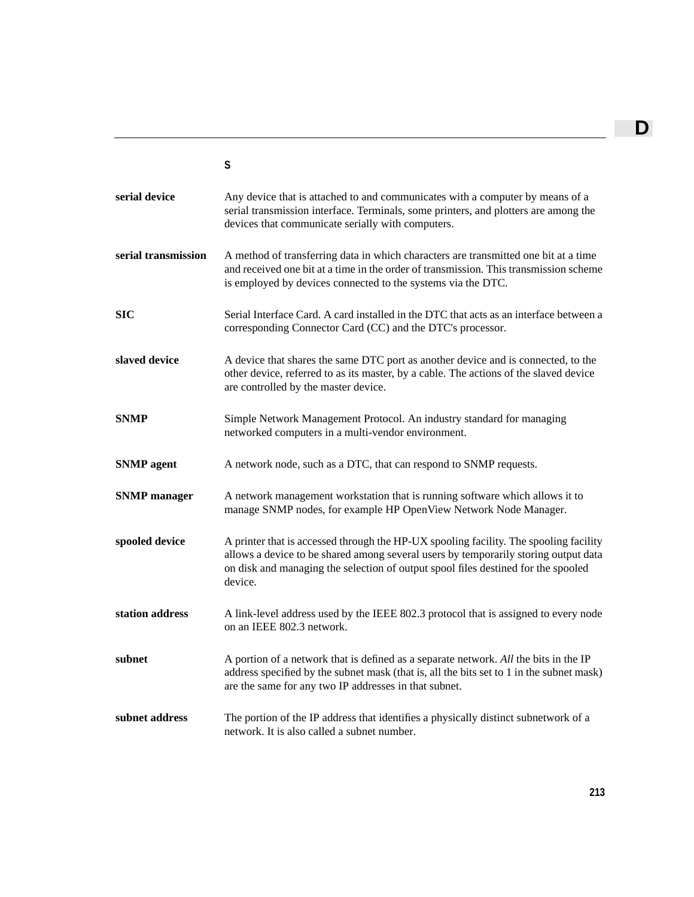## S

**serial device** Any device that is attached to and communicates with a computer by means of a serial transmission interface. Terminals, some printers, and plotters are among the devices that communicate serially with computers.

**serial transmission** A method of transferring data in which characters are transmitted one bit at a time and received one bit at a time in the order of transmission. This transmission scheme is employed by devices connected to the systems via the DTC.

**SIC** Serial Interface Card. A card installed in the DTC that acts as an interface between a corresponding Connector Card (CC) and the DTC's processor.

**slaved device** A device that shares the same DTC port as another device and is connected, to the other device, referred to as its master, by a cable. The actions of the slaved device are controlled by the master device.

**SNMP** Simple Network Management Protocol. An industry standard for managing networked computers in a multi-vendor environment.

**SNMP agent** A network node, such as a DTC, that can respond to SNMP requests.

**SNMP manager** A network management workstation that is running software which allows it to manage SNMP nodes, for example HP OpenView Network Node Manager.

**spooled device** A printer that is accessed through the HP-UX spooling facility. The spooling facility allows a device to be shared among several users by temporarily storing output data on disk and managing the selection of output spool files destined for the spooled device.

**station address** A link-level address used by the IEEE 802.3 protocol that is assigned to every node on an IEEE 802.3 network.

**subnet** A portion of a network that is defined as a separate network. *All* the bits in the IP address specified by the subnet mask (that is, all the bits set to 1 in the subnet mask) are the same for any two IP addresses in that subnet.

**subnet address** The portion of the IP address that identifies a physically distinct subnetwork of a network. It is also called a subnet number.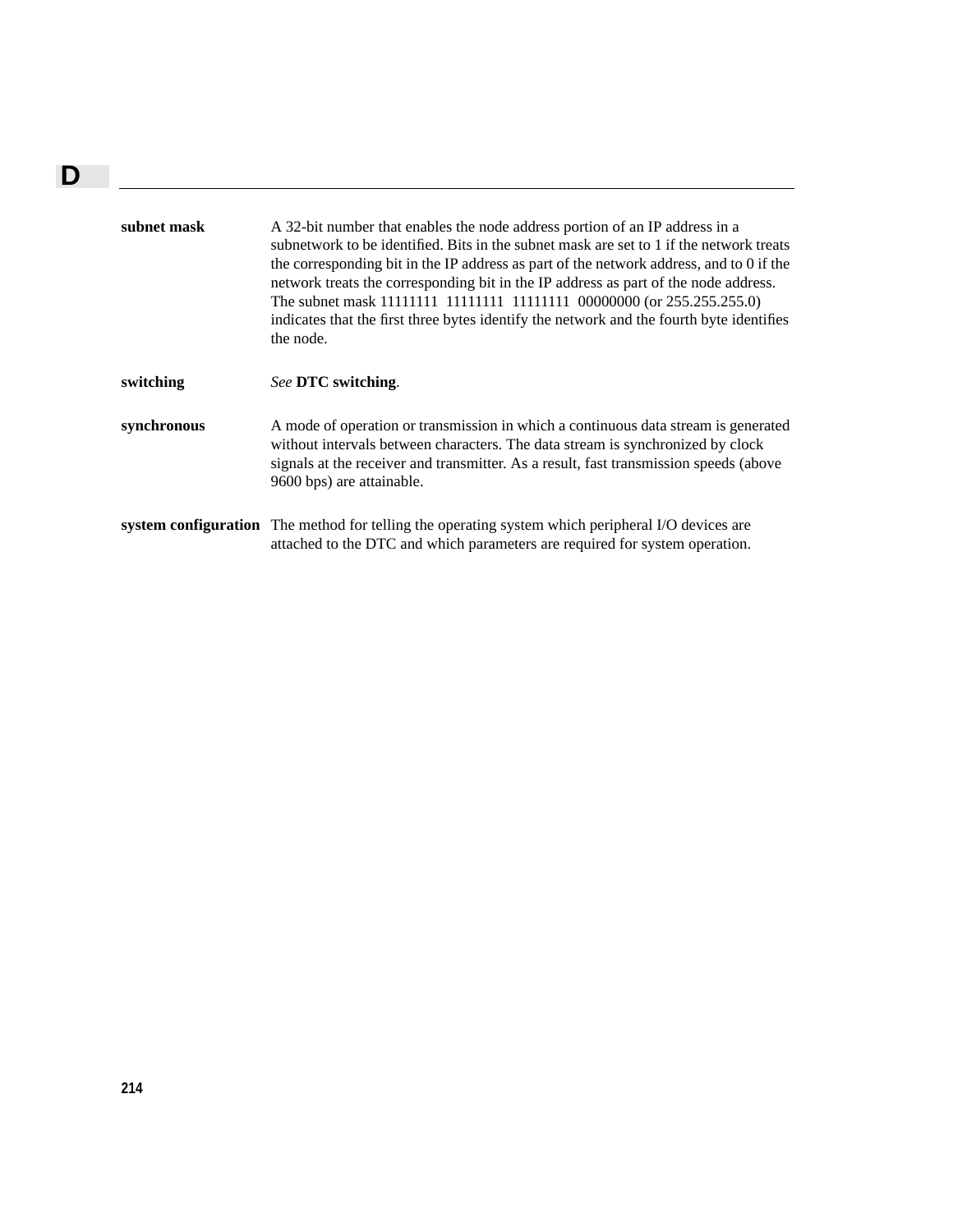# D

**subnet mask** A 32-bit number that enables the node address portion of an IP address in a subnetwork to be identified. Bits in the subnet mask are set to 1 if the network treats the corresponding bit in the IP address as part of the network address, and to 0 if the network treats the corresponding bit in the IP address as part of the node address. The subnet mask 11111111 11111111 11111111 00000000 (or 255.255.255.0) indicates that the first three bytes identify the network and the fourth byte identifies the node.

**switching** *See* **DTC switching**.

**synchronous** A mode of operation or transmission in which a continuous data stream is generated without intervals between characters. The data stream is synchronized by clock signals at the receiver and transmitter. As a result, fast transmission speeds (above 9600 bps) are attainable.

**system configuration** The method for telling the operating system which peripheral I/O devices are attached to the DTC and which parameters are required for system operation.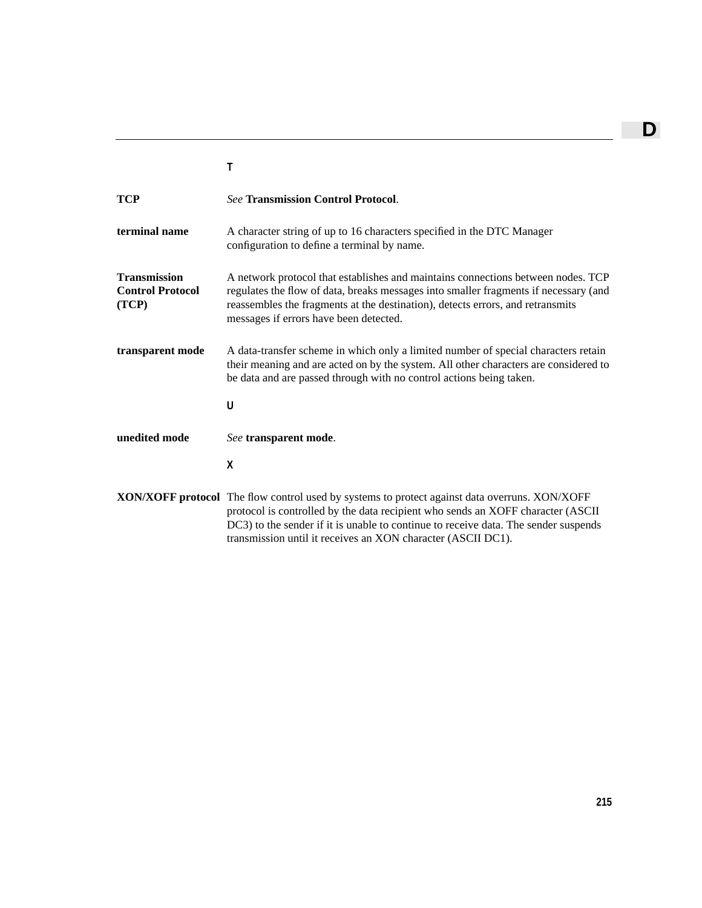### T

**TCP**
*See* **Transmission Control Protocol**.

**terminal name**
A character string of up to 16 characters specified in the DTC Manager configuration to define a terminal by name.

**Transmission Control Protocol (TCP)**
A network protocol that establishes and maintains connections between nodes. TCP regulates the flow of data, breaks messages into smaller fragments if necessary (and reassembles the fragments at the destination), detects errors, and retransmits messages if errors have been detected.

**transparent mode**
A data-transfer scheme in which only a limited number of special characters retain their meaning and are acted on by the system. All other characters are considered to be data and are passed through with no control actions being taken.

### U

**unedited mode**
*See* **transparent mode**.

### X

**XON/XOFF protocol**
The flow control used by systems to protect against data overruns. XON/XOFF protocol is controlled by the data recipient who sends an XOFF character (ASCII DC3) to the sender if it is unable to continue to receive data. The sender suspends transmission until it receives an XON character (ASCII DC1).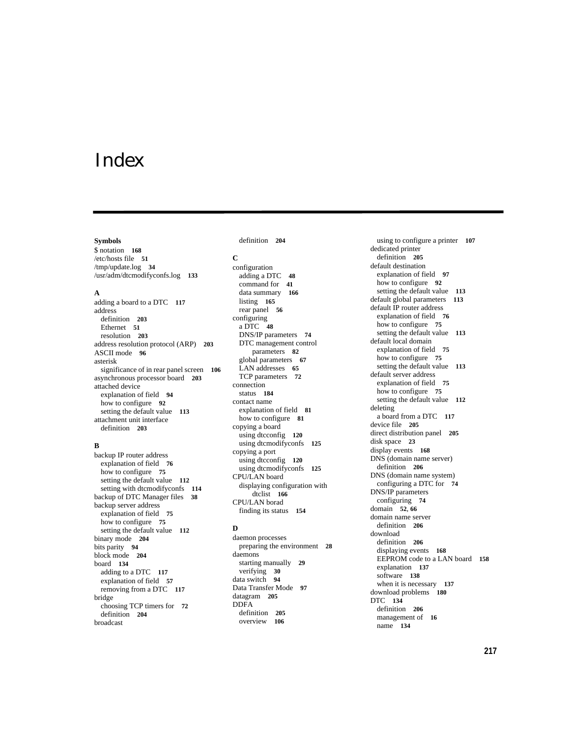# Index

**Symbols**

$ notation **168**
/etc/hosts file **51**
/tmp/update.log **34**
/usr/adm/dtcmodifyconfs.log **133**

**A**

adding a board to a DTC **117**
address
  definition **203**
  Ethernet **51**
  resolution **203**
address resolution protocol (ARP) **203**
ASCII mode **96**
asterisk
  significance of in rear panel screen **106**
asynchronous processor board **203**
attached device
  explanation of field **94**
  how to configure **92**
  setting the default value **113**
attachment unit interface
  definition **203**

**B**

backup IP router address
  explanation of field **76**
  how to configure **75**
  setting the default value **112**
  setting with dtcmodifyconfs **114**
backup of DTC Manager files **38**
backup server address
  explanation of field **75**
  how to configure **75**
  setting the default value **112**
binary mode **204**
bits parity **94**
block mode **204**
board **134**
  adding to a DTC **117**
  explanation of field **57**
  removing from a DTC **117**
bridge
  choosing TCP timers for **72**
  definition **204**
broadcast
  definition **204**

**C**

configuration
  adding a DTC **48**
  command for **41**
  data summary **166**
  listing **165**
  rear panel **56**
configuring
  a DTC **48**
  DNS/IP parameters **74**
  DTC management control parameters **82**
  global parameters **67**
  LAN addresses **65**
  TCP parameters **72**
connection
  status **184**
contact name
  explanation of field **81**
  how to configure **81**
copying a board
  using dtcconfig **120**
  using dtcmodifyconfs **125**
copying a port
  using dtcconfig **120**
  using dtcmodifyconfs **125**
CPU/LAN board
  displaying configuration with dtclist **166**
CPU/LAN borad
  finding its status **154**

**D**

daemon processes
  preparing the environment **28**
daemons
  starting manually **29**
  verifying **30**
data switch **94**
Data Transfer Mode **97**
datagram **205**
DDFA
  definition **205**
  overview **106**
  using to configure a printer **107**
dedicated printer
  definition **205**
default destination
  explanation of field **97**
  how to configure **92**
  setting the default value **113**
default global parameters **113**
default IP router address
  explanation of field **76**
  how to configure **75**
  setting the default value **113**
default local domain
  explanation of field **75**
  how to configure **75**
  setting the default value **113**
default server address
  explanation of field **75**
  how to configure **75**
  setting the default value **112**
deleting
  a board from a DTC **117**
device file **205**
direct distribution panel **205**
disk space **23**
display events **168**
DNS (domain name server)
  definition **206**
DNS (domain name system)
  configuring a DTC for **74**
DNS/IP parameters
  configuring **74**
domain **52, 66**
domain name server
  definition **206**
download
  definition **206**
  displaying events **168**
  EEPROM code to a LAN board **158**
  explanation **137**
  software **138**
  when it is necessary **137**
download problems **180**
DTC **134**
  definition **206**
  management of **16**
  name **134**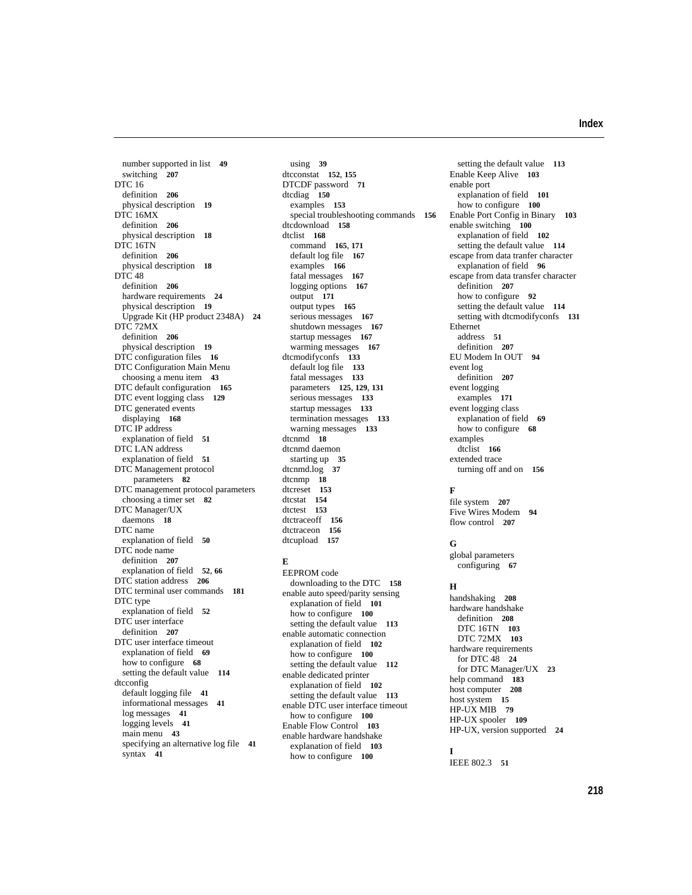number supported in list **49**
switching **207**
DTC 16
definition **206**
physical description **19**
DTC 16MX
definition **206**
physical description **18**
DTC 16TN
definition **206**
physical description **18**
DTC 48
definition **206**
hardware requirements **24**
physical description **19**
Upgrade Kit (HP product 2348A) **24**
DTC 72MX
definition **206**
physical description **19**
DTC configuration files **16**
DTC Configuration Main Menu
choosing a menu item **43**
DTC default configuration **165**
DTC event logging class **129**
DTC generated events
displaying **168**
DTC IP address
explanation of field **51**
DTC LAN address
explanation of field **51**
DTC Management protocol parameters **82**
DTC management protocol parameters
choosing a timer set **82**
DTC Manager/UX
daemons **18**
DTC name
explanation of field **50**
DTC node name
definition **207**
explanation of field **52**, **66**
DTC station address **206**
DTC terminal user commands **181**
DTC type
explanation of field **52**
DTC user interface
definition **207**
DTC user interface timeout
explanation of field **69**
how to configure **68**
setting the default value **114**
dtcconfig
default logging file **41**
informational messages **41**
log messages **41**
logging levels **41**
main menu **43**
specifying an alternative log file **41**
syntax **41**
using **39**
dtcconstat **152**, **155**
DTCDF password **71**
dtcdiag **150**
examples **153**
special troubleshooting commands **156**
dtcdownload **158**
dtclist **168**
command **165**, **171**
default log file **167**
examples **166**
fatal messages **167**
logging options **167**
output **171**
output types **165**
serious messages **167**
shutdown messages **167**
startup messages **167**
warming messages **167**
dtcmodifyconfs **133**
default log file **133**
fatal messages **133**
parameters **125**, **129**, **131**
serious messages **133**
startup messages **133**
termination messages **133**
warning messages **133**
dtcnmd **18**
dtcnmd daemon
starting up **35**
dtcnmd.log **37**
dtcnmp **18**
dtcreset **153**
dtcstat **154**
dtctest **153**
dtctraceoff **156**
dtctraceon **156**
dtcupload **157**

**E**

EEPROM code
downloading to the DTC **158**
enable auto speed/parity sensing
explanation of field **101**
how to configure **100**
setting the default value **113**
enable automatic connection
explanation of field **102**
how to configure **100**
setting the default value **112**
enable dedicated printer
explanation of field **102**
setting the default value **113**
enable DTC user interface timeout
how to configure **100**
Enable Flow Control **103**
enable hardware handshake
explanation of field **103**
how to configure **100**
setting the default value **113**
Enable Keep Alive **103**
enable port
explanation of field **101**
how to configure **100**
Enable Port Config in Binary **103**
enable switching **100**
explanation of field **102**
setting the default value **114**
escape from data tranfer character
explanation of field **96**
escape from data transfer character
definition **207**
how to configure **92**
setting the default value **114**
setting with dtcmodifyconfs **131**
Ethernet
address **51**
definition **207**
EU Modem In OUT **94**
event log
definition **207**
event logging
examples **171**
event logging class
explanation of field **69**
how to configure **68**
examples
dtclist **166**
extended trace
turning off and on **156**

**F**

file system **207**
Five Wires Modem **94**
flow control **207**

**G**

global parameters
configuring **67**

**H**

handshaking **208**
hardware handshake
definition **208**
DTC 16TN **103**
DTC 72MX **103**
hardware requirements
for DTC 48 **24**
for DTC Manager/UX **23**
help command **183**
host computer **208**
host system **15**
HP-UX MIB **79**
HP-UX spooler **109**
HP-UX, version supported **24**

**I**

IEEE 802.3 **51**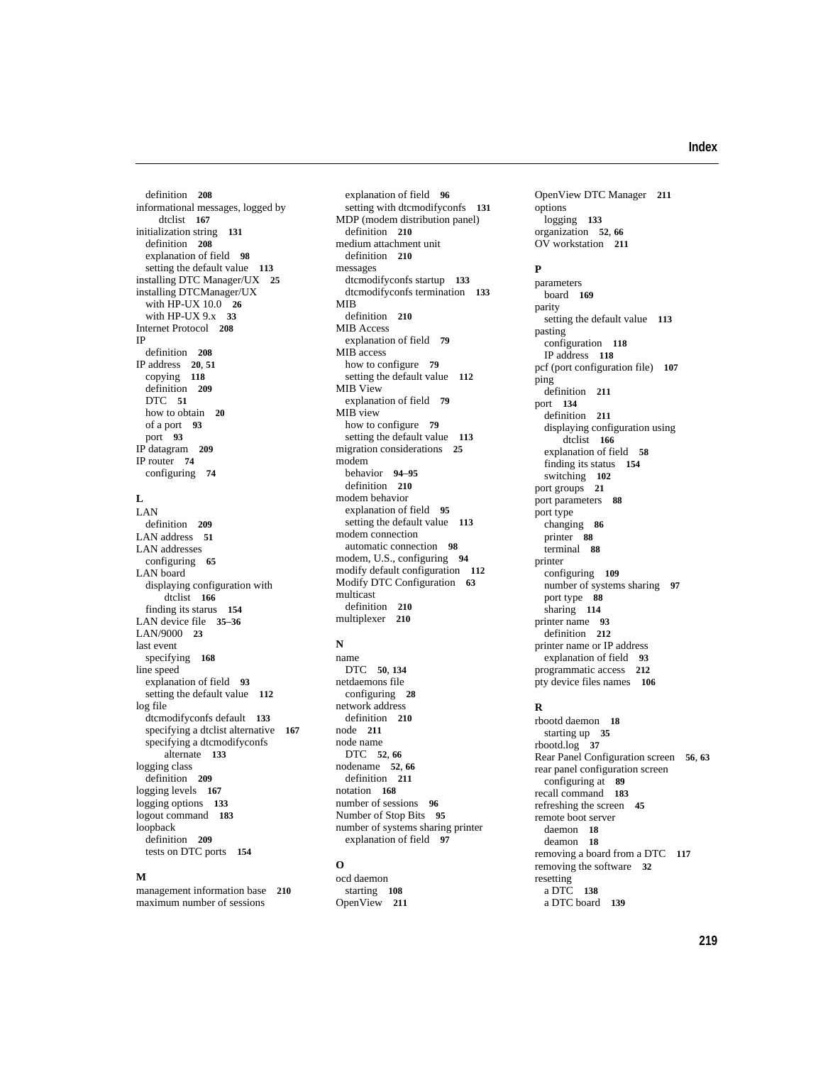definition 208
informational messages, logged by dtclist 167
initialization string 131
- definition 208
- explanation of field 98
- setting the default value 113

installing DTC Manager/UX 25
installing DTCManager/UX
- with HP-UX 10.0 26
- with HP-UX 9.x 33

Internet Protocol 208
IP
- definition 208

IP address 20, 51
- copying 118
- definition 209
- DTC 51
- how to obtain 20
- of a port 93
- port 93

IP datagram 209
IP router 74
- configuring 74

## L

LAN
- definition 209

LAN address 51
LAN addresses
- configuring 65

LAN board
- displaying configuration with dtclist 166
- finding its starus 154

LAN device file 35–36
LAN/9000 23
last event
- specifying 168

line speed
- explanation of field 93
- setting the default value 112

log file
- dtcmodifyconfs default 133
- specifying a dtclist alternative 167
- specifying a dtcmodifyconfs alternate 133

logging class
- definition 209

logging levels 167
logging options 133
logout command 183
loopback
- definition 209
- tests on DTC ports 154

## M

management information base 210
maximum number of sessions
- explanation of field 96
- setting with dtcmodifyconfs 131

MDP (modem distribution panel)
- definition 210

medium attachment unit
- definition 210

messages
- dtcmodifyconfs startup 133
- dtcmodifyconfs termination 133

MIB
- definition 210

MIB Access
- explanation of field 79

MIB access
- how to configure 79
- setting the default value 112

MIB View
- explanation of field 79

MIB view
- how to configure 79
- setting the default value 113

migration considerations 25
modem
- behavior 94–95
- definition 210

modem behavior
- explanation of field 95
- setting the default value 113

modem connection
- automatic connection 98

modem, U.S., configuring 94
modify default configuration 112
Modify DTC Configuration 63
multicast
- definition 210

multiplexer 210

## N

name
- DTC 50, 134

netdaemons file
- configuring 28

network address
- definition 210

node 211
node name
- DTC 52, 66

nodename 52, 66
- definition 211

notation 168
number of sessions 96
Number of Stop Bits 95
number of systems sharing printer
- explanation of field 97

## O

ocd daemon
- starting 108

OpenView 211
OpenView DTC Manager 211
options
- logging 133

organization 52, 66
OV workstation 211

## P

parameters
- board 169

parity
- setting the default value 113

pasting
- configuration 118
- IP address 118

pcf (port configuration file) 107
ping
- definition 211

port 134
- definition 211
- displaying configuration using dtclist 166
- explanation of field 58
- finding its status 154
- switching 102

port groups 21
port parameters 88
port type
- changing 86
- printer 88
- terminal 88

printer
- configuring 109
- number of systems sharing 97
- port type 88
- sharing 114

printer name 93
- definition 212

printer name or IP address
- explanation of field 93

programmatic access 212
pty device files names 106

## R

rbootd daemon 18
- starting up 35

rbootd.log 37
Rear Panel Configuration screen 56, 63
rear panel configuration screen
- configuring at 89

recall command 183
refreshing the screen 45
remote boot server
- daemon 18
- deamon 18

removing a board from a DTC 117
removing the software 32
resetting
- a DTC 138
- a DTC board 139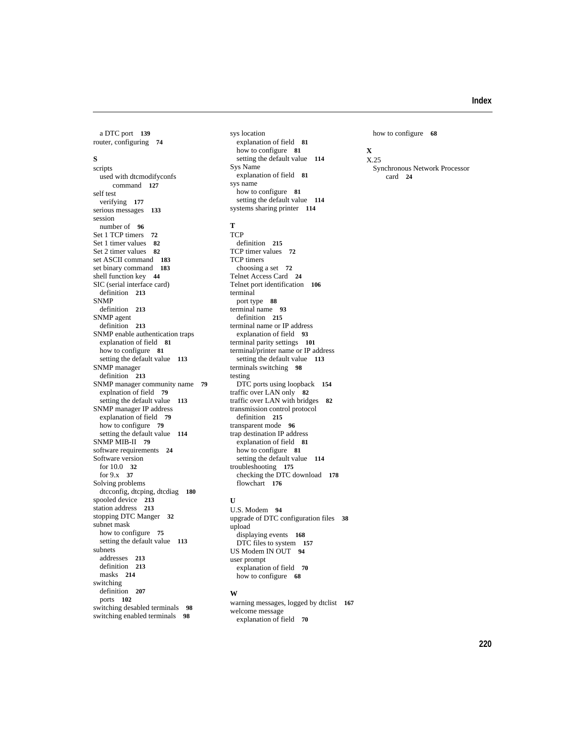a DTC port **139**
router, configuring **74**

**S**

scripts
  used with dtcmodifyconfs command **127**
self test
  verifying **177**
serious messages **133**
session
  number of **96**
Set 1 TCP timers **72**
Set 1 timer values **82**
Set 2 timer values **82**
set ASCII command **183**
set binary command **183**
shell function key **44**
SIC (serial interface card)
  definition **213**
SNMP
  definition **213**
SNMP agent
  definition **213**
SNMP enable authentication traps
  explanation of field **81**
  how to configure **81**
  setting the default value **113**
SNMP manager
  definition **213**
SNMP manager community name **79**
  explnation of field **79**
  setting the default value **113**
SNMP manager IP address
  explanation of field **79**
  how to configure **79**
  setting the default value **114**
SNMP MIB-II **79**
software requirements **24**
Software version
  for 10.0 **32**
  for 9.x **37**
Solving problems
  dtcconfig, dtcping, dtcdiag **180**
spooled device **213**
station address **213**
stopping DTC Manger **32**
subnet mask
  how to configure **75**
  setting the default value **113**
subnets
  addresses **213**
  definition **213**
  masks **214**
switching
  definition **207**
  ports **102**
switching desabled terminals **98**
switching enabled terminals **98**

sys location
  explanation of field **81**
  how to configure **81**
  setting the default value **114**
Sys Name
  explanation of field **81**
sys name
  how to configure **81**
  setting the default value **114**
systems sharing printer **114**

**T**

TCP
  definition **215**
TCP timer values **72**
TCP timers
  choosing a set **72**
Telnet Access Card **24**
Telnet port identification **106**
terminal
  port type **88**
terminal name **93**
  definition **215**
terminal name or IP address
  explanation of field **93**
terminal parity settings **101**
terminal/printer name or IP address
  setting the default value **113**
terminals switching **98**
testing
  DTC ports using loopback **154**
traffic over LAN only **82**
traffic over LAN with bridges **82**
transmission control protocol
  definition **215**
transparent mode **96**
trap destination IP address
  explanation of field **81**
  how to configure **81**
  setting the default value **114**
troubleshooting **175**
  checking the DTC download **178**
  flowchart **176**

**U**

U.S. Modem **94**
upgrade of DTC configuration files **38**
upload
  displaying events **168**
  DTC files to system **157**
US Modem IN OUT **94**
user prompt
  explanation of field **70**
  how to configure **68**

**W**

warning messages, logged by dtclist **167**
welcome message
  explanation of field **70**
  how to configure **68**

**X**

X.25
  Synchronous Network Processor card **24**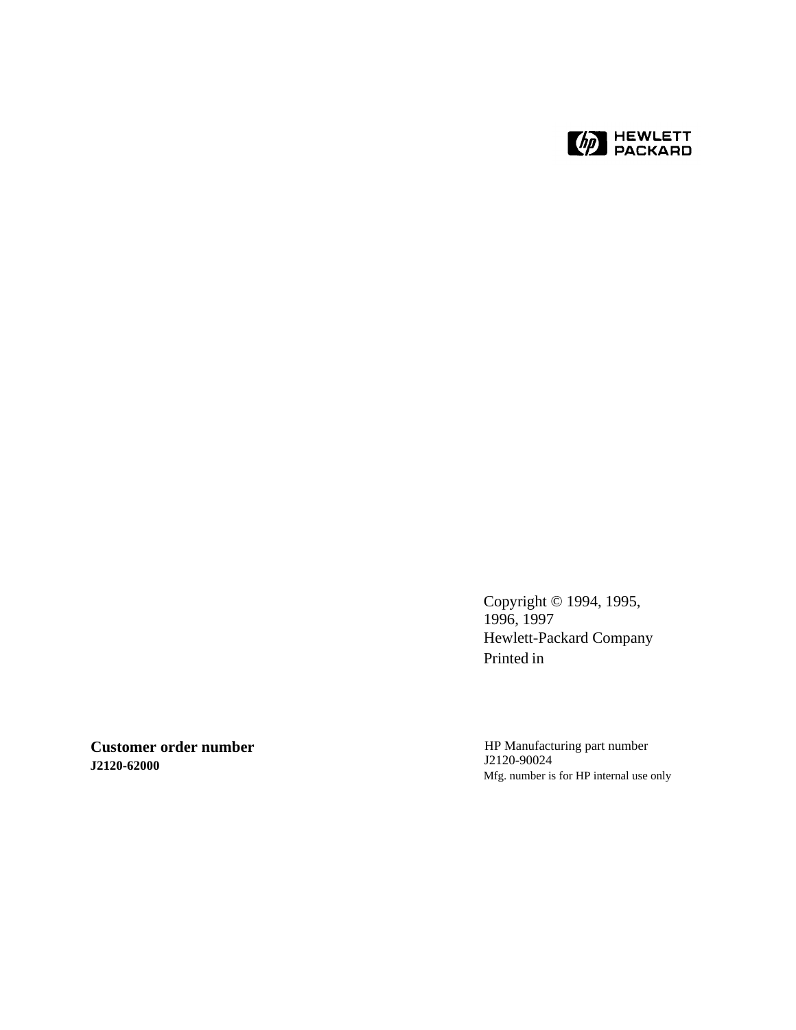HEWLETT PACKARD

Copyright © 1994, 1995, 1996, 1997
Hewlett-Packard Company
Printed in

**Customer order number**
**J2120-62000**

HP Manufacturing part number
J2120-90024
Mfg. number is for HP internal use only